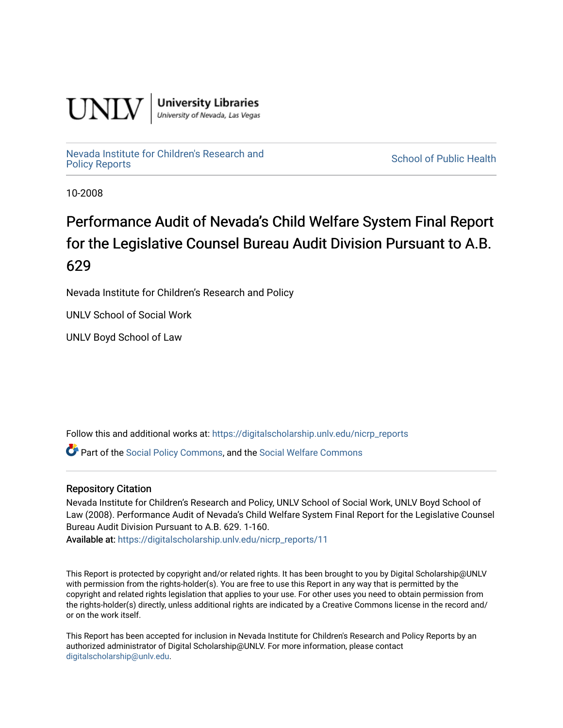UNLV | University Libraries
University of Nevada, Las Vegas

Nevada Institute for Children's Research and Policy Reports

School of Public Health

10-2008

# Performance Audit of Nevada's Child Welfare System Final Report for the Legislative Counsel Bureau Audit Division Pursuant to A.B. 629

Nevada Institute for Children's Research and Policy

UNLV School of Social Work

UNLV Boyd School of Law

Follow this and additional works at: https://digitalscholarship.unlv.edu/nicrp_reports

Part of the Social Policy Commons, and the Social Welfare Commons

## Repository Citation

Nevada Institute for Children's Research and Policy, UNLV School of Social Work, UNLV Boyd School of Law (2008). Performance Audit of Nevada's Child Welfare System Final Report for the Legislative Counsel Bureau Audit Division Pursuant to A.B. 629. 1-160.

Available at: https://digitalscholarship.unlv.edu/nicrp_reports/11

This Report is protected by copyright and/or related rights. It has been brought to you by Digital Scholarship@UNLV with permission from the rights-holder(s). You are free to use this Report in any way that is permitted by the copyright and related rights legislation that applies to your use. For other uses you need to obtain permission from the rights-holder(s) directly, unless additional rights are indicated by a Creative Commons license in the record and/or on the work itself.

This Report has been accepted for inclusion in Nevada Institute for Children's Research and Policy Reports by an authorized administrator of Digital Scholarship@UNLV. For more information, please contact digitalscholarship@unlv.edu.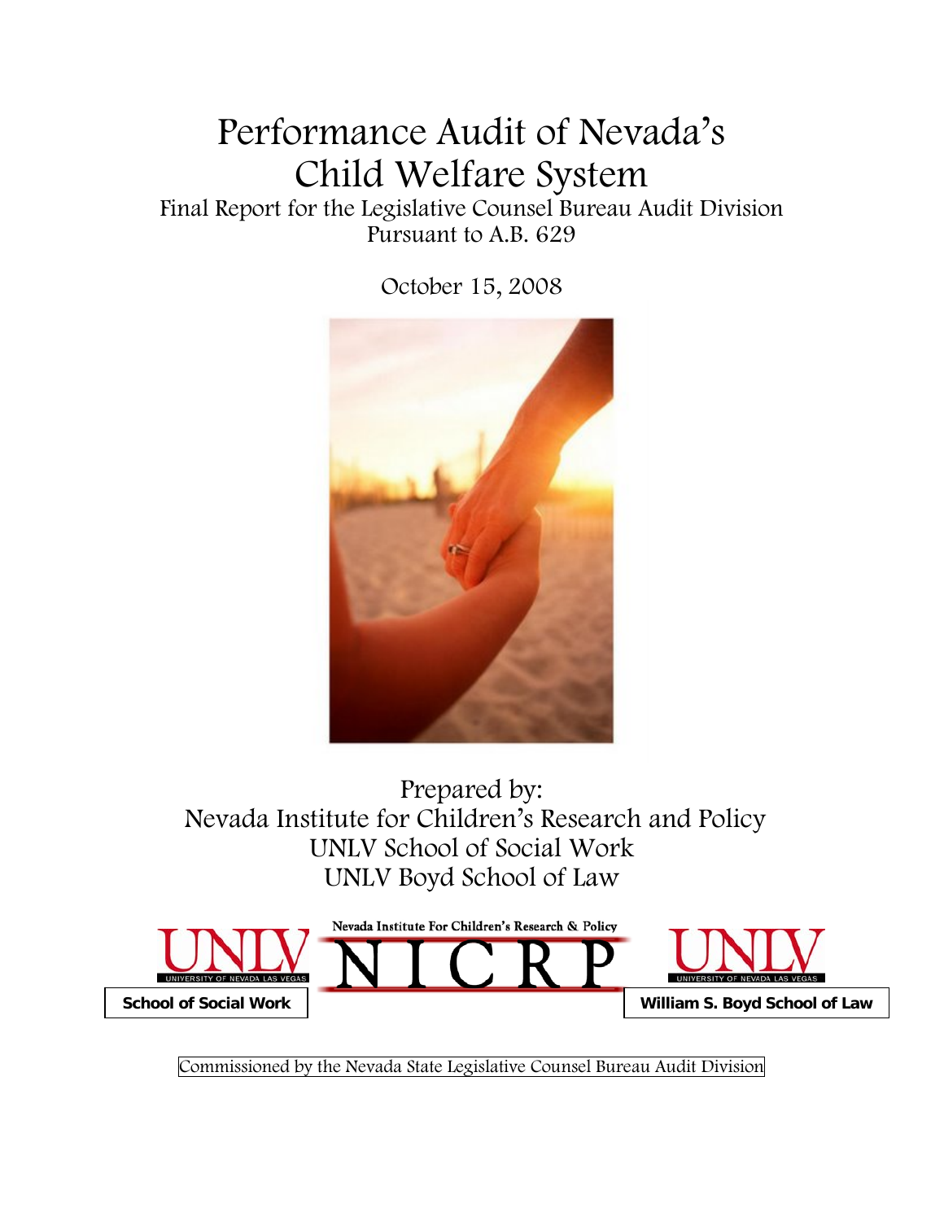# Performance Audit of Nevada's Child Welfare System

Final Report for the Legislative Counsel Bureau Audit Division
Pursuant to A.B. 629

October 15, 2008

Prepared by:
Nevada Institute for Children's Research and Policy
UNLV School of Social Work
UNLV Boyd School of Law

UNLV
UNIVERSITY OF NEVADA LAS VEGAS
School of Social Work

Nevada Institute For Children's Research & Policy
NICRP

UNLV
UNIVERSITY OF NEVADA LAS VEGAS
William S. Boyd School of Law

Commissioned by the Nevada State Legislative Counsel Bureau Audit Division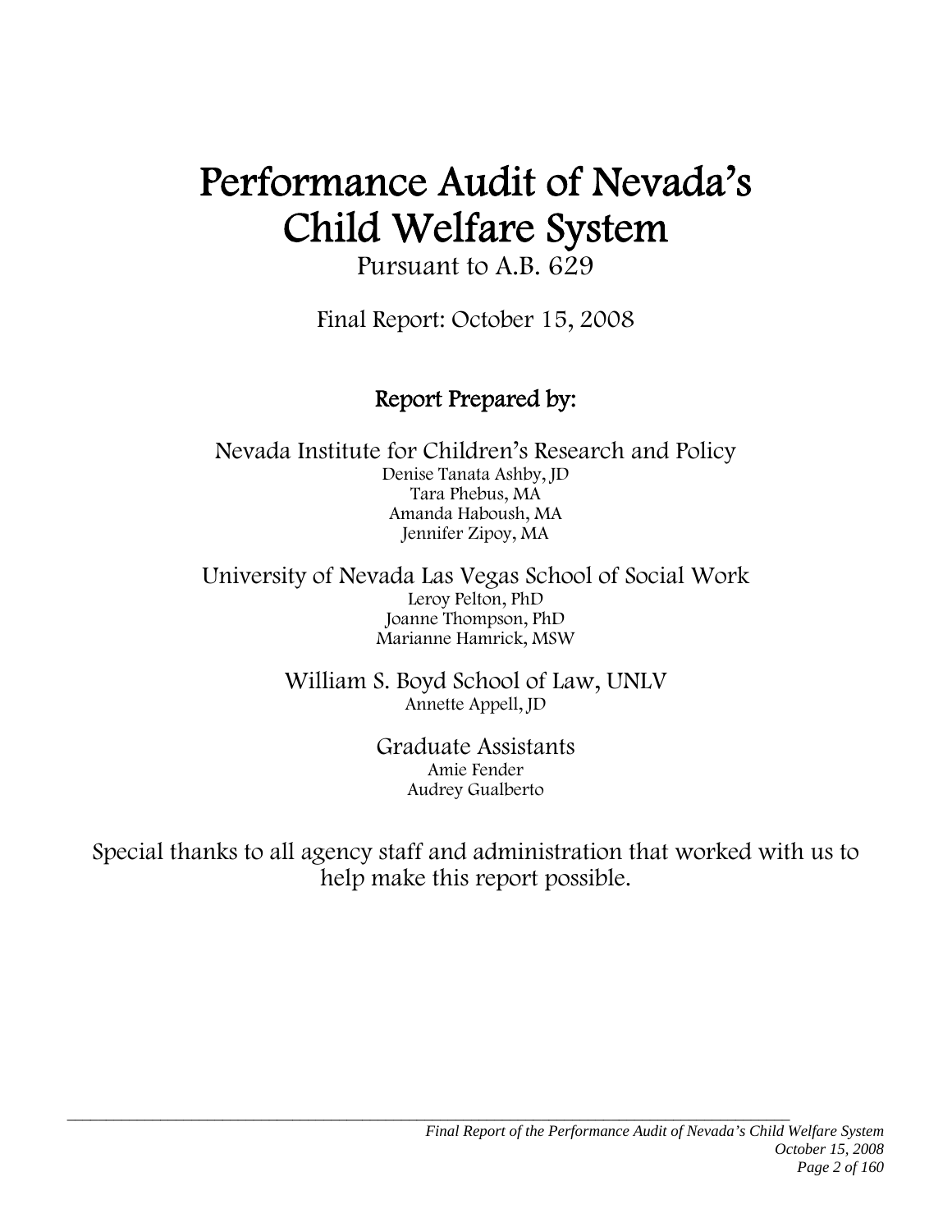# Performance Audit of Nevada's Child Welfare System

Pursuant to A.B. 629

Final Report: October 15, 2008

## Report Prepared by:

Nevada Institute for Children's Research and Policy

Denise Tanata Ashby, JD
Tara Phebus, MA
Amanda Haboush, MA
Jennifer Zipoy, MA

University of Nevada Las Vegas School of Social Work

Leroy Pelton, PhD
Joanne Thompson, PhD
Marianne Hamrick, MSW

William S. Boyd School of Law, UNLV

Annette Appell, JD

Graduate Assistants

Amie Fender
Audrey Gualberto

Special thanks to all agency staff and administration that worked with us to help make this report possible.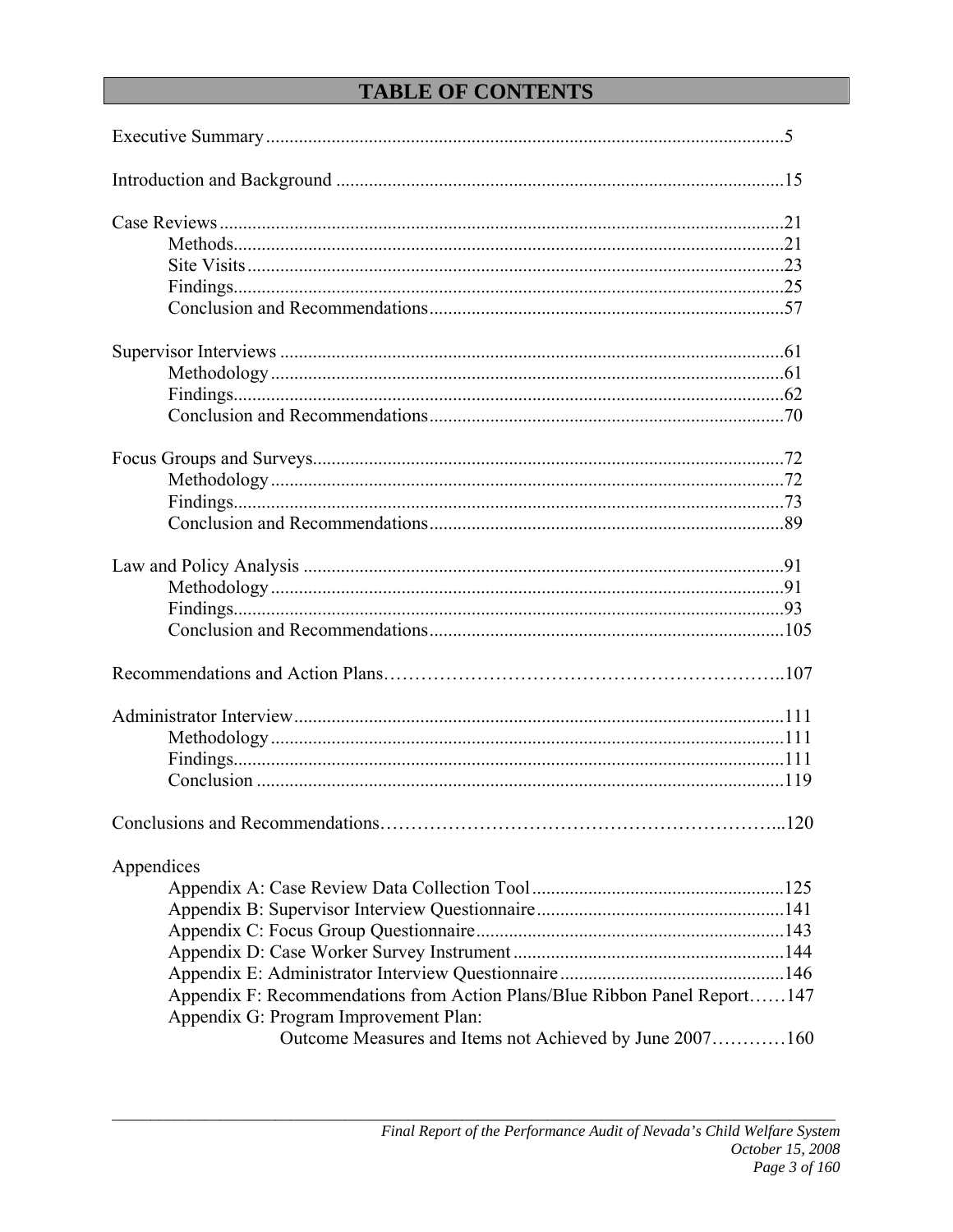# TABLE OF CONTENTS

Executive Summary .......... 5

Introduction and Background .......... 15

Case Reviews .......... 21
- Methods .......... 21
- Site Visits .......... 23
- Findings .......... 25
- Conclusion and Recommendations .......... 57

Supervisor Interviews .......... 61
- Methodology .......... 61
- Findings .......... 62
- Conclusion and Recommendations .......... 70

Focus Groups and Surveys .......... 72
- Methodology .......... 72
- Findings .......... 73
- Conclusion and Recommendations .......... 89

Law and Policy Analysis .......... 91
- Methodology .......... 91
- Findings .......... 93
- Conclusion and Recommendations .......... 105

Recommendations and Action Plans .......... 107

Administrator Interview .......... 111
- Methodology .......... 111
- Findings .......... 111
- Conclusion .......... 119

Conclusions and Recommendations .......... 120

Appendices
- Appendix A: Case Review Data Collection Tool .......... 125
- Appendix B: Supervisor Interview Questionnaire .......... 141
- Appendix C: Focus Group Questionnaire .......... 143
- Appendix D: Case Worker Survey Instrument .......... 144
- Appendix E: Administrator Interview Questionnaire .......... 146
- Appendix F: Recommendations from Action Plans/Blue Ribbon Panel Report .......... 147
- Appendix G: Program Improvement Plan: Outcome Measures and Items not Achieved by June 2007 .......... 160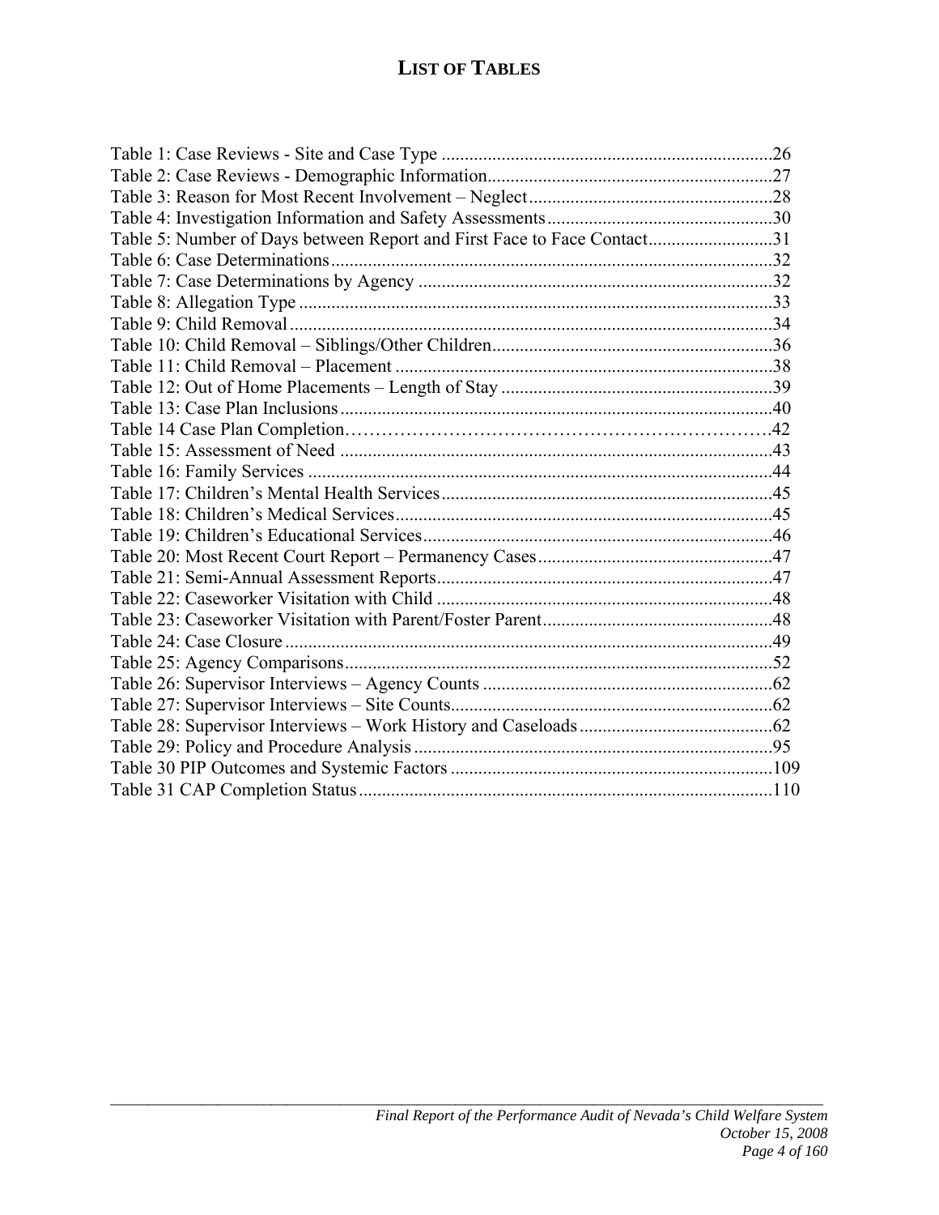# LIST OF TABLES

Table 1: Case Reviews - Site and Case Type ........................................................................26
Table 2: Case Reviews - Demographic Information..............................................................27
Table 3: Reason for Most Recent Involvement – Neglect......................................................28
Table 4: Investigation Information and Safety Assessments.................................................30
Table 5: Number of Days between Report and First Face to Face Contact...........................31
Table 6: Case Determinations................................................................................................32
Table 7: Case Determinations by Agency .............................................................................32
Table 8: Allegation Type .......................................................................................................33
Table 9: Child Removal .........................................................................................................34
Table 10: Child Removal – Siblings/Other Children.............................................................36
Table 11: Child Removal – Placement ..................................................................................38
Table 12: Out of Home Placements – Length of Stay ...........................................................39
Table 13: Case Plan Inclusions..............................................................................................40
Table 14 Case Plan Completion…………………………………………………………….42
Table 15: Assessment of Need ..............................................................................................43
Table 16: Family Services .....................................................................................................44
Table 17: Children's Mental Health Services........................................................................45
Table 18: Children's Medical Services..................................................................................45
Table 19: Children's Educational Services............................................................................46
Table 20: Most Recent Court Report – Permanency Cases...................................................47
Table 21: Semi-Annual Assessment Reports.........................................................................47
Table 22: Caseworker Visitation with Child .........................................................................48
Table 23: Caseworker Visitation with Parent/Foster Parent..................................................48
Table 24: Case Closure ..........................................................................................................49
Table 25: Agency Comparisons.............................................................................................52
Table 26: Supervisor Interviews – Agency Counts ...............................................................62
Table 27: Supervisor Interviews – Site Counts......................................................................62
Table 28: Supervisor Interviews – Work History and Caseloads...........................................62
Table 29: Policy and Procedure Analysis ..............................................................................95
Table 30 PIP Outcomes and Systemic Factors ......................................................................109
Table 31 CAP Completion Status..........................................................................................110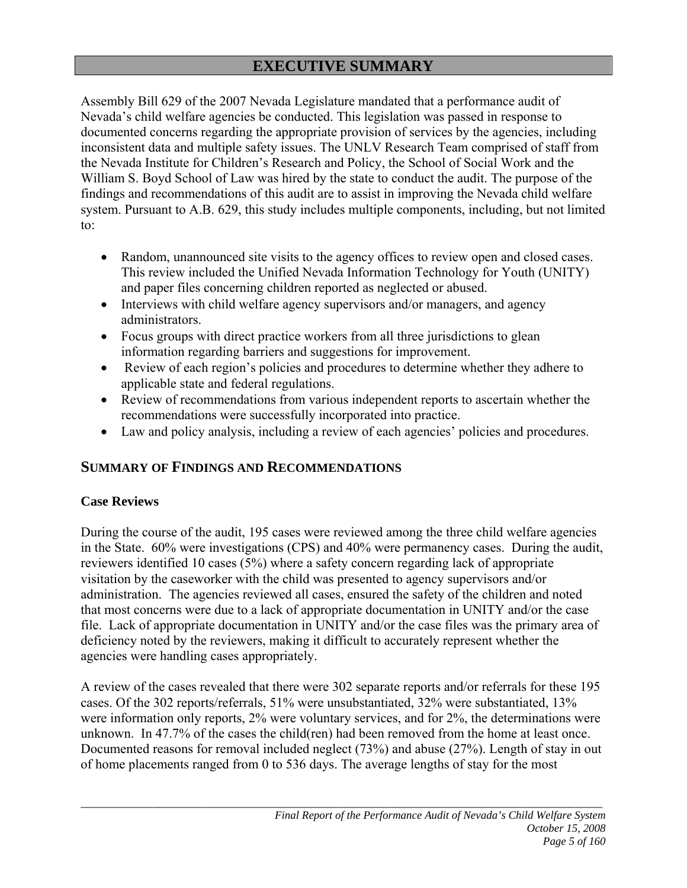# EXECUTIVE SUMMARY

Assembly Bill 629 of the 2007 Nevada Legislature mandated that a performance audit of Nevada's child welfare agencies be conducted. This legislation was passed in response to documented concerns regarding the appropriate provision of services by the agencies, including inconsistent data and multiple safety issues. The UNLV Research Team comprised of staff from the Nevada Institute for Children's Research and Policy, the School of Social Work and the William S. Boyd School of Law was hired by the state to conduct the audit. The purpose of the findings and recommendations of this audit are to assist in improving the Nevada child welfare system. Pursuant to A.B. 629, this study includes multiple components, including, but not limited to:

- Random, unannounced site visits to the agency offices to review open and closed cases. This review included the Unified Nevada Information Technology for Youth (UNITY) and paper files concerning children reported as neglected or abused.
- Interviews with child welfare agency supervisors and/or managers, and agency administrators.
- Focus groups with direct practice workers from all three jurisdictions to glean information regarding barriers and suggestions for improvement.
- Review of each region's policies and procedures to determine whether they adhere to applicable state and federal regulations.
- Review of recommendations from various independent reports to ascertain whether the recommendations were successfully incorporated into practice.
- Law and policy analysis, including a review of each agencies' policies and procedures.

## SUMMARY OF FINDINGS AND RECOMMENDATIONS

### Case Reviews

During the course of the audit, 195 cases were reviewed among the three child welfare agencies in the State. 60% were investigations (CPS) and 40% were permanency cases. During the audit, reviewers identified 10 cases (5%) where a safety concern regarding lack of appropriate visitation by the caseworker with the child was presented to agency supervisors and/or administration. The agencies reviewed all cases, ensured the safety of the children and noted that most concerns were due to a lack of appropriate documentation in UNITY and/or the case file. Lack of appropriate documentation in UNITY and/or the case files was the primary area of deficiency noted by the reviewers, making it difficult to accurately represent whether the agencies were handling cases appropriately.

A review of the cases revealed that there were 302 separate reports and/or referrals for these 195 cases. Of the 302 reports/referrals, 51% were unsubstantiated, 32% were substantiated, 13% were information only reports, 2% were voluntary services, and for 2%, the determinations were unknown. In 47.7% of the cases the child(ren) had been removed from the home at least once. Documented reasons for removal included neglect (73%) and abuse (27%). Length of stay in out of home placements ranged from 0 to 536 days. The average lengths of stay for the most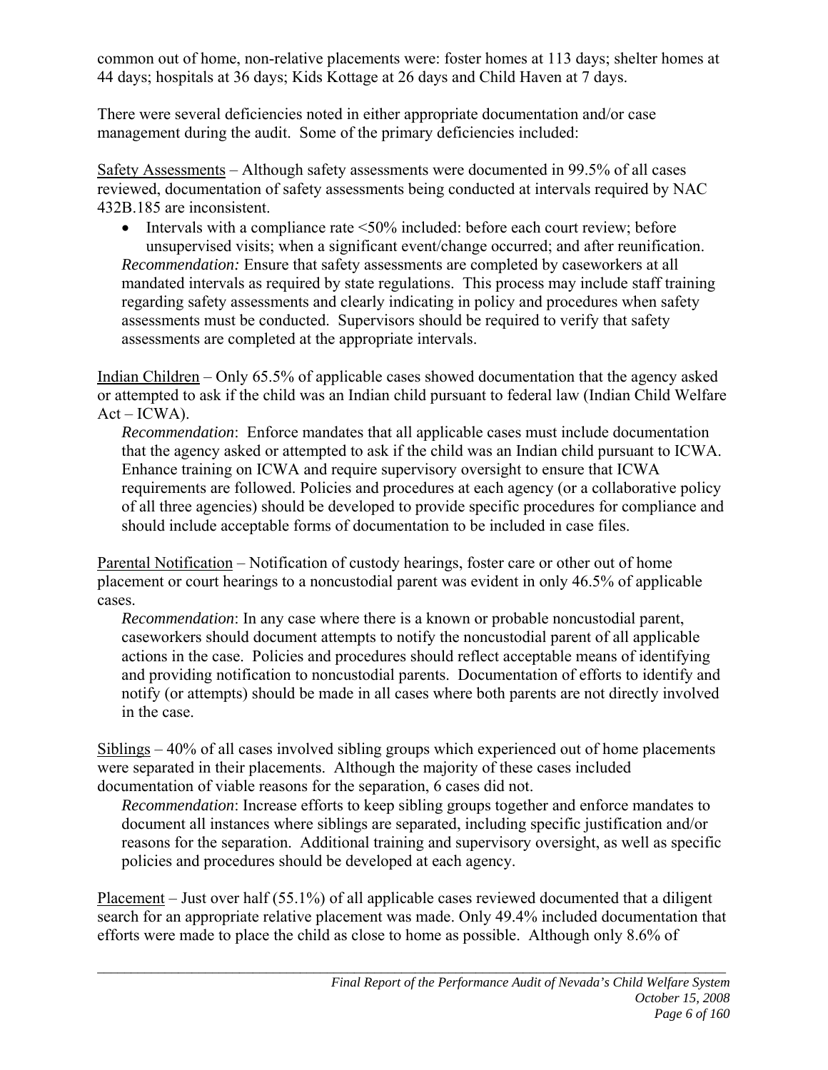common out of home, non-relative placements were: foster homes at 113 days; shelter homes at 44 days; hospitals at 36 days; Kids Kottage at 26 days and Child Haven at 7 days.

There were several deficiencies noted in either appropriate documentation and/or case management during the audit. Some of the primary deficiencies included:

Safety Assessments – Although safety assessments were documented in 99.5% of all cases reviewed, documentation of safety assessments being conducted at intervals required by NAC 432B.185 are inconsistent.

- Intervals with a compliance rate <50% included: before each court review; before unsupervised visits; when a significant event/change occurred; and after reunification.

*Recommendation:* Ensure that safety assessments are completed by caseworkers at all mandated intervals as required by state regulations. This process may include staff training regarding safety assessments and clearly indicating in policy and procedures when safety assessments must be conducted. Supervisors should be required to verify that safety assessments are completed at the appropriate intervals.

Indian Children – Only 65.5% of applicable cases showed documentation that the agency asked or attempted to ask if the child was an Indian child pursuant to federal law (Indian Child Welfare Act – ICWA).

*Recommendation*: Enforce mandates that all applicable cases must include documentation that the agency asked or attempted to ask if the child was an Indian child pursuant to ICWA. Enhance training on ICWA and require supervisory oversight to ensure that ICWA requirements are followed. Policies and procedures at each agency (or a collaborative policy of all three agencies) should be developed to provide specific procedures for compliance and should include acceptable forms of documentation to be included in case files.

Parental Notification – Notification of custody hearings, foster care or other out of home placement or court hearings to a noncustodial parent was evident in only 46.5% of applicable cases.

*Recommendation*: In any case where there is a known or probable noncustodial parent, caseworkers should document attempts to notify the noncustodial parent of all applicable actions in the case. Policies and procedures should reflect acceptable means of identifying and providing notification to noncustodial parents. Documentation of efforts to identify and notify (or attempts) should be made in all cases where both parents are not directly involved in the case.

Siblings – 40% of all cases involved sibling groups which experienced out of home placements were separated in their placements. Although the majority of these cases included documentation of viable reasons for the separation, 6 cases did not.

*Recommendation*: Increase efforts to keep sibling groups together and enforce mandates to document all instances where siblings are separated, including specific justification and/or reasons for the separation. Additional training and supervisory oversight, as well as specific policies and procedures should be developed at each agency.

Placement – Just over half (55.1%) of all applicable cases reviewed documented that a diligent search for an appropriate relative placement was made. Only 49.4% included documentation that efforts were made to place the child as close to home as possible. Although only 8.6% of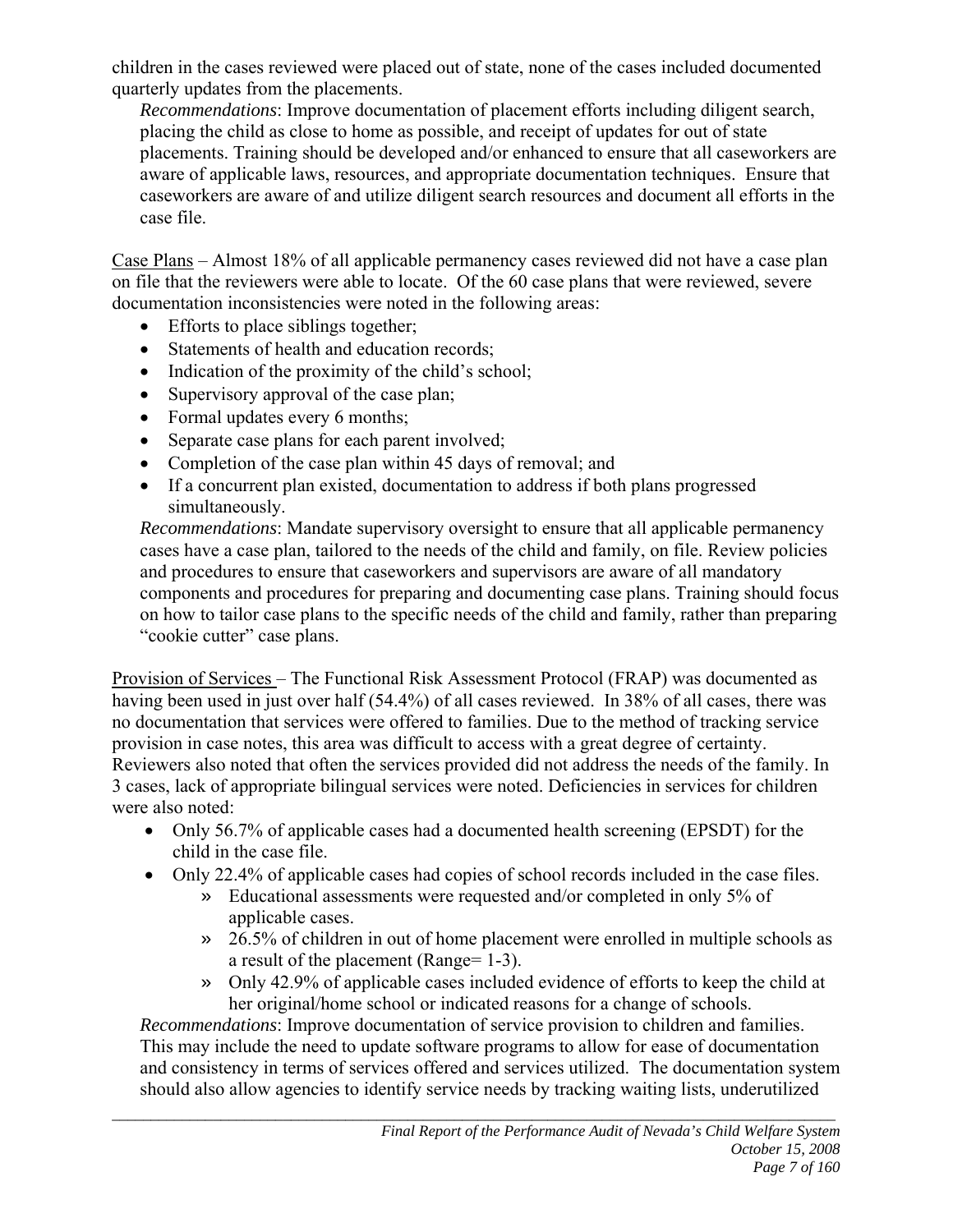children in the cases reviewed were placed out of state, none of the cases included documented quarterly updates from the placements.

*Recommendations*: Improve documentation of placement efforts including diligent search, placing the child as close to home as possible, and receipt of updates for out of state placements. Training should be developed and/or enhanced to ensure that all caseworkers are aware of applicable laws, resources, and appropriate documentation techniques. Ensure that caseworkers are aware of and utilize diligent search resources and document all efforts in the case file.

<u>Case Plans</u> – Almost 18% of all applicable permanency cases reviewed did not have a case plan on file that the reviewers were able to locate. Of the 60 case plans that were reviewed, severe documentation inconsistencies were noted in the following areas:

- Efforts to place siblings together;
- Statements of health and education records;
- Indication of the proximity of the child's school;
- Supervisory approval of the case plan;
- Formal updates every 6 months;
- Separate case plans for each parent involved;
- Completion of the case plan within 45 days of removal; and
- If a concurrent plan existed, documentation to address if both plans progressed simultaneously.

*Recommendations*: Mandate supervisory oversight to ensure that all applicable permanency cases have a case plan, tailored to the needs of the child and family, on file. Review policies and procedures to ensure that caseworkers and supervisors are aware of all mandatory components and procedures for preparing and documenting case plans. Training should focus on how to tailor case plans to the specific needs of the child and family, rather than preparing "cookie cutter" case plans.

<u>Provision of Services</u> – The Functional Risk Assessment Protocol (FRAP) was documented as having been used in just over half (54.4%) of all cases reviewed. In 38% of all cases, there was no documentation that services were offered to families. Due to the method of tracking service provision in case notes, this area was difficult to access with a great degree of certainty. Reviewers also noted that often the services provided did not address the needs of the family. In 3 cases, lack of appropriate bilingual services were noted. Deficiencies in services for children were also noted:

- Only 56.7% of applicable cases had a documented health screening (EPSDT) for the child in the case file.
- Only 22.4% of applicable cases had copies of school records included in the case files.
  - Educational assessments were requested and/or completed in only 5% of applicable cases.
  - 26.5% of children in out of home placement were enrolled in multiple schools as a result of the placement (Range= 1-3).
  - Only 42.9% of applicable cases included evidence of efforts to keep the child at her original/home school or indicated reasons for a change of schools.

*Recommendations*: Improve documentation of service provision to children and families. This may include the need to update software programs to allow for ease of documentation and consistency in terms of services offered and services utilized. The documentation system should also allow agencies to identify service needs by tracking waiting lists, underutilized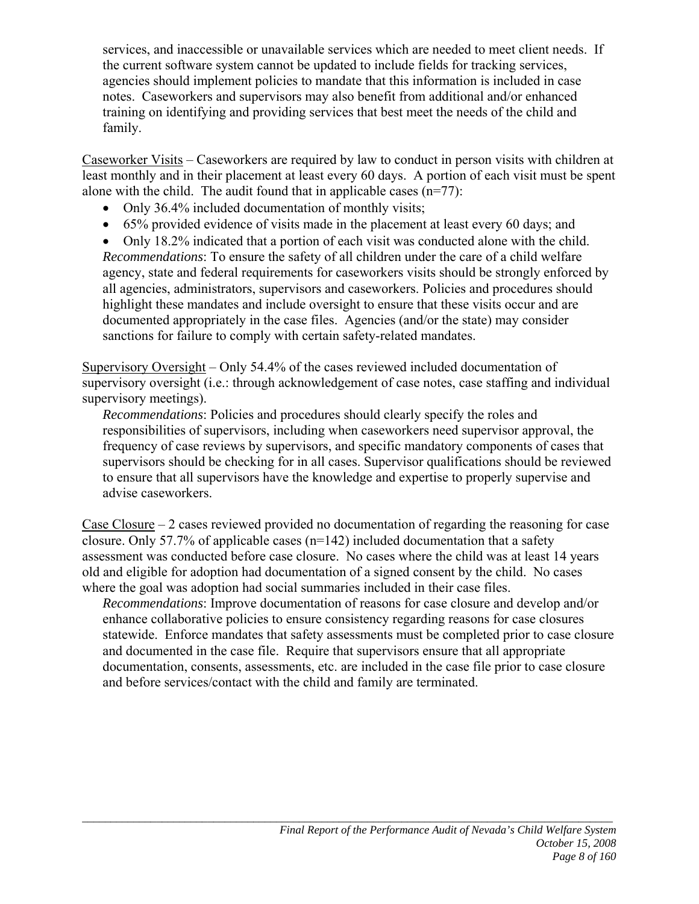services, and inaccessible or unavailable services which are needed to meet client needs. If the current software system cannot be updated to include fields for tracking services, agencies should implement policies to mandate that this information is included in case notes. Caseworkers and supervisors may also benefit from additional and/or enhanced training on identifying and providing services that best meet the needs of the child and family.

Caseworker Visits – Caseworkers are required by law to conduct in person visits with children at least monthly and in their placement at least every 60 days. A portion of each visit must be spent alone with the child. The audit found that in applicable cases (n=77):

- Only 36.4% included documentation of monthly visits;
- 65% provided evidence of visits made in the placement at least every 60 days; and
- Only 18.2% indicated that a portion of each visit was conducted alone with the child.

*Recommendations*: To ensure the safety of all children under the care of a child welfare agency, state and federal requirements for caseworkers visits should be strongly enforced by all agencies, administrators, supervisors and caseworkers. Policies and procedures should highlight these mandates and include oversight to ensure that these visits occur and are documented appropriately in the case files. Agencies (and/or the state) may consider sanctions for failure to comply with certain safety-related mandates.

Supervisory Oversight – Only 54.4% of the cases reviewed included documentation of supervisory oversight (i.e.: through acknowledgement of case notes, case staffing and individual supervisory meetings).

*Recommendations*: Policies and procedures should clearly specify the roles and responsibilities of supervisors, including when caseworkers need supervisor approval, the frequency of case reviews by supervisors, and specific mandatory components of cases that supervisors should be checking for in all cases. Supervisor qualifications should be reviewed to ensure that all supervisors have the knowledge and expertise to properly supervise and advise caseworkers.

Case Closure – 2 cases reviewed provided no documentation of regarding the reasoning for case closure. Only 57.7% of applicable cases (n=142) included documentation that a safety assessment was conducted before case closure. No cases where the child was at least 14 years old and eligible for adoption had documentation of a signed consent by the child. No cases where the goal was adoption had social summaries included in their case files.

*Recommendations*: Improve documentation of reasons for case closure and develop and/or enhance collaborative policies to ensure consistency regarding reasons for case closures statewide. Enforce mandates that safety assessments must be completed prior to case closure and documented in the case file. Require that supervisors ensure that all appropriate documentation, consents, assessments, etc. are included in the case file prior to case closure and before services/contact with the child and family are terminated.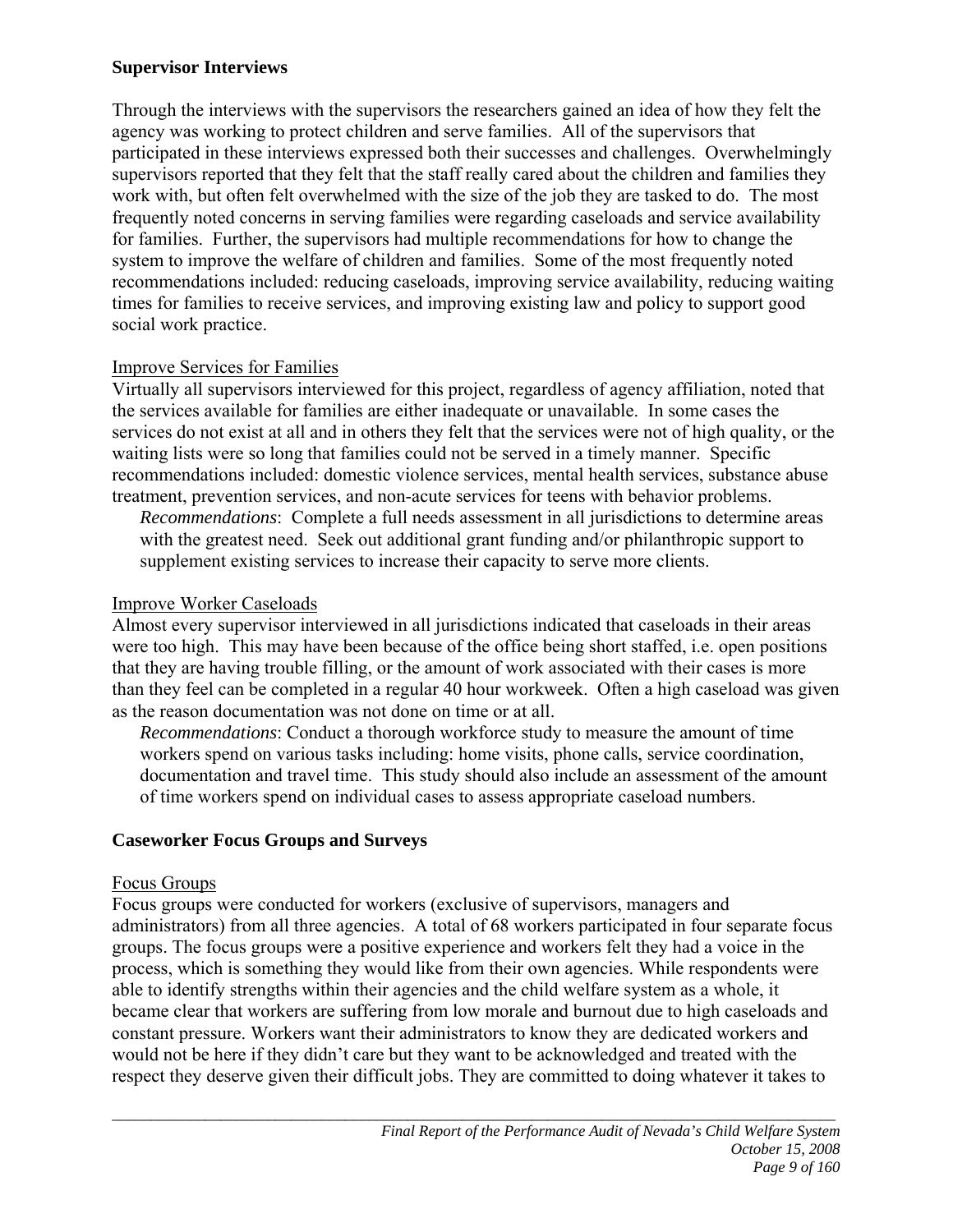**Supervisor Interviews**

Through the interviews with the supervisors the researchers gained an idea of how they felt the agency was working to protect children and serve families. All of the supervisors that participated in these interviews expressed both their successes and challenges. Overwhelmingly supervisors reported that they felt that the staff really cared about the children and families they work with, but often felt overwhelmed with the size of the job they are tasked to do. The most frequently noted concerns in serving families were regarding caseloads and service availability for families. Further, the supervisors had multiple recommendations for how to change the system to improve the welfare of children and families. Some of the most frequently noted recommendations included: reducing caseloads, improving service availability, reducing waiting times for families to receive services, and improving existing law and policy to support good social work practice.

Improve Services for Families

Virtually all supervisors interviewed for this project, regardless of agency affiliation, noted that the services available for families are either inadequate or unavailable. In some cases the services do not exist at all and in others they felt that the services were not of high quality, or the waiting lists were so long that families could not be served in a timely manner. Specific recommendations included: domestic violence services, mental health services, substance abuse treatment, prevention services, and non-acute services for teens with behavior problems.

*Recommendations*: Complete a full needs assessment in all jurisdictions to determine areas with the greatest need. Seek out additional grant funding and/or philanthropic support to supplement existing services to increase their capacity to serve more clients.

Improve Worker Caseloads

Almost every supervisor interviewed in all jurisdictions indicated that caseloads in their areas were too high. This may have been because of the office being short staffed, i.e. open positions that they are having trouble filling, or the amount of work associated with their cases is more than they feel can be completed in a regular 40 hour workweek. Often a high caseload was given as the reason documentation was not done on time or at all.

*Recommendations*: Conduct a thorough workforce study to measure the amount of time workers spend on various tasks including: home visits, phone calls, service coordination, documentation and travel time. This study should also include an assessment of the amount of time workers spend on individual cases to assess appropriate caseload numbers.

**Caseworker Focus Groups and Surveys**

Focus Groups

Focus groups were conducted for workers (exclusive of supervisors, managers and administrators) from all three agencies. A total of 68 workers participated in four separate focus groups. The focus groups were a positive experience and workers felt they had a voice in the process, which is something they would like from their own agencies. While respondents were able to identify strengths within their agencies and the child welfare system as a whole, it became clear that workers are suffering from low morale and burnout due to high caseloads and constant pressure. Workers want their administrators to know they are dedicated workers and would not be here if they didn't care but they want to be acknowledged and treated with the respect they deserve given their difficult jobs. They are committed to doing whatever it takes to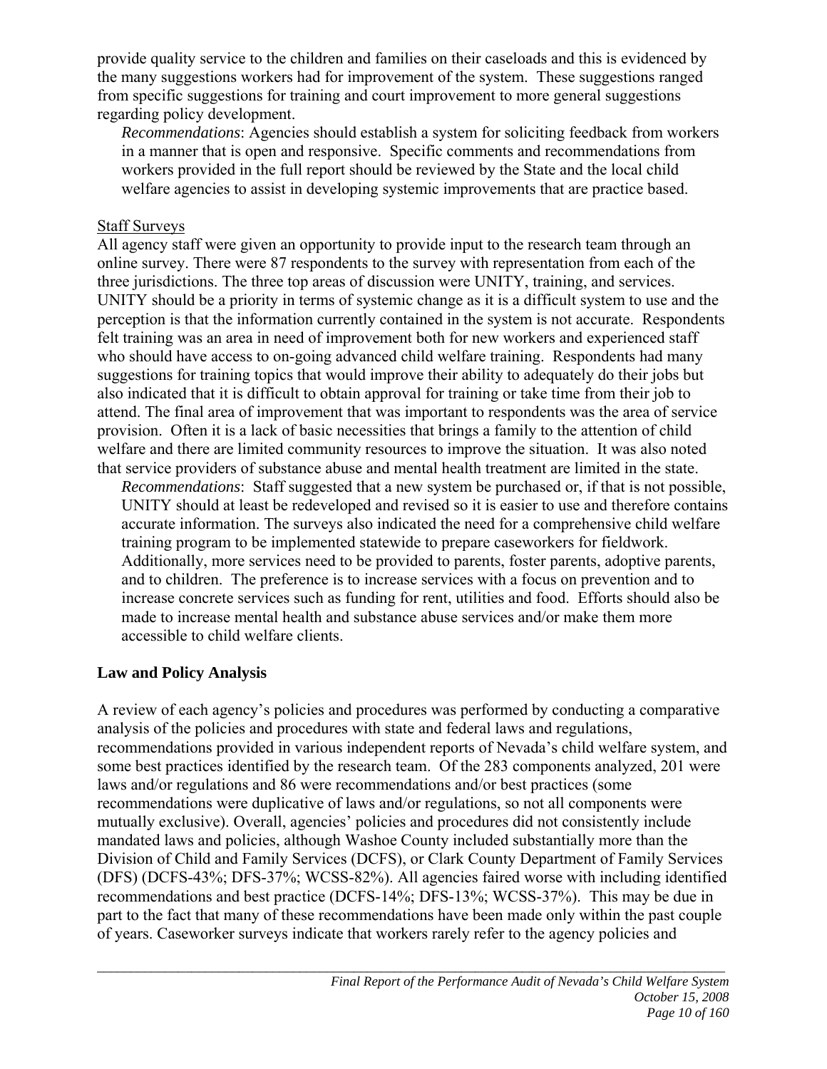provide quality service to the children and families on their caseloads and this is evidenced by the many suggestions workers had for improvement of the system. These suggestions ranged from specific suggestions for training and court improvement to more general suggestions regarding policy development.

> *Recommendations*: Agencies should establish a system for soliciting feedback from workers in a manner that is open and responsive. Specific comments and recommendations from workers provided in the full report should be reviewed by the State and the local child welfare agencies to assist in developing systemic improvements that are practice based.

<u>Staff Surveys</u>

All agency staff were given an opportunity to provide input to the research team through an online survey. There were 87 respondents to the survey with representation from each of the three jurisdictions. The three top areas of discussion were UNITY, training, and services. UNITY should be a priority in terms of systemic change as it is a difficult system to use and the perception is that the information currently contained in the system is not accurate. Respondents felt training was an area in need of improvement both for new workers and experienced staff who should have access to on-going advanced child welfare training. Respondents had many suggestions for training topics that would improve their ability to adequately do their jobs but also indicated that it is difficult to obtain approval for training or take time from their job to attend. The final area of improvement that was important to respondents was the area of service provision. Often it is a lack of basic necessities that brings a family to the attention of child welfare and there are limited community resources to improve the situation. It was also noted that service providers of substance abuse and mental health treatment are limited in the state.

> *Recommendations*: Staff suggested that a new system be purchased or, if that is not possible, UNITY should at least be redeveloped and revised so it is easier to use and therefore contains accurate information. The surveys also indicated the need for a comprehensive child welfare training program to be implemented statewide to prepare caseworkers for fieldwork. Additionally, more services need to be provided to parents, foster parents, adoptive parents, and to children. The preference is to increase services with a focus on prevention and to increase concrete services such as funding for rent, utilities and food. Efforts should also be made to increase mental health and substance abuse services and/or make them more accessible to child welfare clients.

**Law and Policy Analysis**

A review of each agency's policies and procedures was performed by conducting a comparative analysis of the policies and procedures with state and federal laws and regulations, recommendations provided in various independent reports of Nevada's child welfare system, and some best practices identified by the research team. Of the 283 components analyzed, 201 were laws and/or regulations and 86 were recommendations and/or best practices (some recommendations were duplicative of laws and/or regulations, so not all components were mutually exclusive). Overall, agencies' policies and procedures did not consistently include mandated laws and policies, although Washoe County included substantially more than the Division of Child and Family Services (DCFS), or Clark County Department of Family Services (DFS) (DCFS-43%; DFS-37%; WCSS-82%). All agencies faired worse with including identified recommendations and best practice (DCFS-14%; DFS-13%; WCSS-37%). This may be due in part to the fact that many of these recommendations have been made only within the past couple of years. Caseworker surveys indicate that workers rarely refer to the agency policies and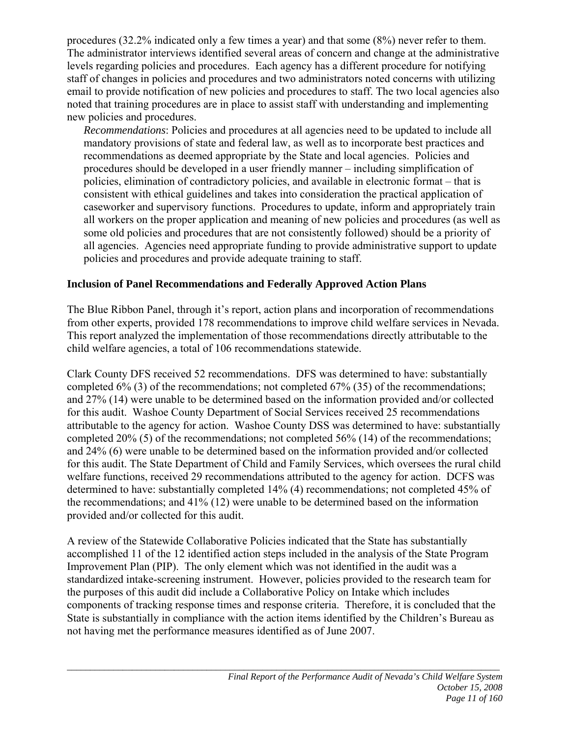procedures (32.2% indicated only a few times a year) and that some (8%) never refer to them. The administrator interviews identified several areas of concern and change at the administrative levels regarding policies and procedures. Each agency has a different procedure for notifying staff of changes in policies and procedures and two administrators noted concerns with utilizing email to provide notification of new policies and procedures to staff. The two local agencies also noted that training procedures are in place to assist staff with understanding and implementing new policies and procedures.

*Recommendations*: Policies and procedures at all agencies need to be updated to include all mandatory provisions of state and federal law, as well as to incorporate best practices and recommendations as deemed appropriate by the State and local agencies. Policies and procedures should be developed in a user friendly manner – including simplification of policies, elimination of contradictory policies, and available in electronic format – that is consistent with ethical guidelines and takes into consideration the practical application of caseworker and supervisory functions. Procedures to update, inform and appropriately train all workers on the proper application and meaning of new policies and procedures (as well as some old policies and procedures that are not consistently followed) should be a priority of all agencies. Agencies need appropriate funding to provide administrative support to update policies and procedures and provide adequate training to staff.

**Inclusion of Panel Recommendations and Federally Approved Action Plans**

The Blue Ribbon Panel, through it's report, action plans and incorporation of recommendations from other experts, provided 178 recommendations to improve child welfare services in Nevada. This report analyzed the implementation of those recommendations directly attributable to the child welfare agencies, a total of 106 recommendations statewide.

Clark County DFS received 52 recommendations. DFS was determined to have: substantially completed 6% (3) of the recommendations; not completed 67% (35) of the recommendations; and 27% (14) were unable to be determined based on the information provided and/or collected for this audit. Washoe County Department of Social Services received 25 recommendations attributable to the agency for action. Washoe County DSS was determined to have: substantially completed 20% (5) of the recommendations; not completed 56% (14) of the recommendations; and 24% (6) were unable to be determined based on the information provided and/or collected for this audit. The State Department of Child and Family Services, which oversees the rural child welfare functions, received 29 recommendations attributed to the agency for action. DCFS was determined to have: substantially completed 14% (4) recommendations; not completed 45% of the recommendations; and 41% (12) were unable to be determined based on the information provided and/or collected for this audit.

A review of the Statewide Collaborative Policies indicated that the State has substantially accomplished 11 of the 12 identified action steps included in the analysis of the State Program Improvement Plan (PIP). The only element which was not identified in the audit was a standardized intake-screening instrument. However, policies provided to the research team for the purposes of this audit did include a Collaborative Policy on Intake which includes components of tracking response times and response criteria. Therefore, it is concluded that the State is substantially in compliance with the action items identified by the Children's Bureau as not having met the performance measures identified as of June 2007.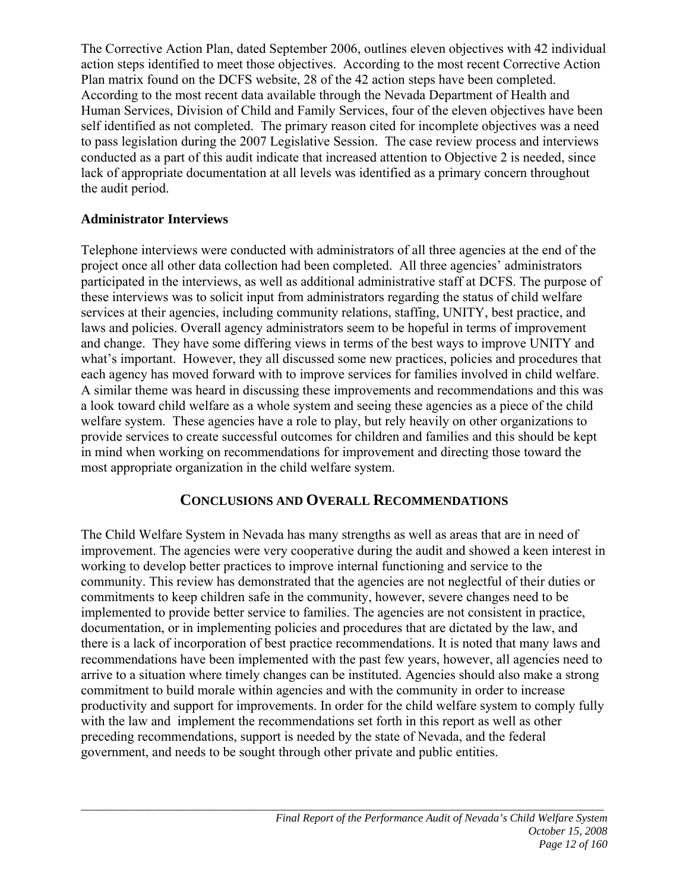The Corrective Action Plan, dated September 2006, outlines eleven objectives with 42 individual action steps identified to meet those objectives. According to the most recent Corrective Action Plan matrix found on the DCFS website, 28 of the 42 action steps have been completed. According to the most recent data available through the Nevada Department of Health and Human Services, Division of Child and Family Services, four of the eleven objectives have been self identified as not completed. The primary reason cited for incomplete objectives was a need to pass legislation during the 2007 Legislative Session. The case review process and interviews conducted as a part of this audit indicate that increased attention to Objective 2 is needed, since lack of appropriate documentation at all levels was identified as a primary concern throughout the audit period.

**Administrator Interviews**

Telephone interviews were conducted with administrators of all three agencies at the end of the project once all other data collection had been completed. All three agencies' administrators participated in the interviews, as well as additional administrative staff at DCFS. The purpose of these interviews was to solicit input from administrators regarding the status of child welfare services at their agencies, including community relations, staffing, UNITY, best practice, and laws and policies. Overall agency administrators seem to be hopeful in terms of improvement and change. They have some differing views in terms of the best ways to improve UNITY and what's important. However, they all discussed some new practices, policies and procedures that each agency has moved forward with to improve services for families involved in child welfare. A similar theme was heard in discussing these improvements and recommendations and this was a look toward child welfare as a whole system and seeing these agencies as a piece of the child welfare system. These agencies have a role to play, but rely heavily on other organizations to provide services to create successful outcomes for children and families and this should be kept in mind when working on recommendations for improvement and directing those toward the most appropriate organization in the child welfare system.

## CONCLUSIONS AND OVERALL RECOMMENDATIONS

The Child Welfare System in Nevada has many strengths as well as areas that are in need of improvement. The agencies were very cooperative during the audit and showed a keen interest in working to develop better practices to improve internal functioning and service to the community. This review has demonstrated that the agencies are not neglectful of their duties or commitments to keep children safe in the community, however, severe changes need to be implemented to provide better service to families. The agencies are not consistent in practice, documentation, or in implementing policies and procedures that are dictated by the law, and there is a lack of incorporation of best practice recommendations. It is noted that many laws and recommendations have been implemented with the past few years, however, all agencies need to arrive to a situation where timely changes can be instituted. Agencies should also make a strong commitment to build morale within agencies and with the community in order to increase productivity and support for improvements. In order for the child welfare system to comply fully with the law and implement the recommendations set forth in this report as well as other preceding recommendations, support is needed by the state of Nevada, and the federal government, and needs to be sought through other private and public entities.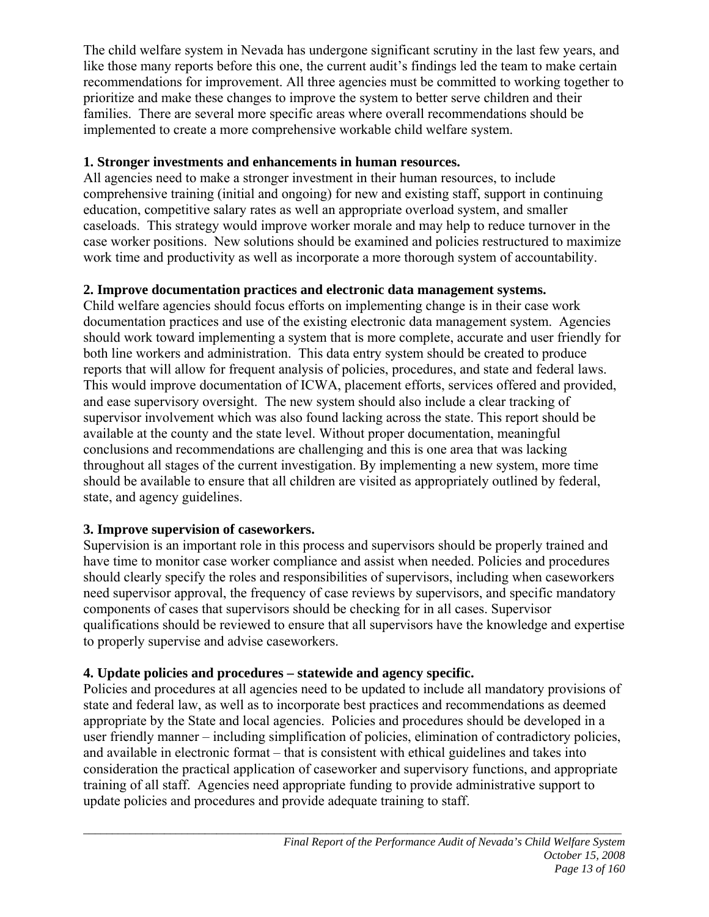The child welfare system in Nevada has undergone significant scrutiny in the last few years, and like those many reports before this one, the current audit's findings led the team to make certain recommendations for improvement. All three agencies must be committed to working together to prioritize and make these changes to improve the system to better serve children and their families. There are several more specific areas where overall recommendations should be implemented to create a more comprehensive workable child welfare system.

**1. Stronger investments and enhancements in human resources.**

All agencies need to make a stronger investment in their human resources, to include comprehensive training (initial and ongoing) for new and existing staff, support in continuing education, competitive salary rates as well an appropriate overload system, and smaller caseloads. This strategy would improve worker morale and may help to reduce turnover in the case worker positions. New solutions should be examined and policies restructured to maximize work time and productivity as well as incorporate a more thorough system of accountability.

**2. Improve documentation practices and electronic data management systems.**

Child welfare agencies should focus efforts on implementing change is in their case work documentation practices and use of the existing electronic data management system. Agencies should work toward implementing a system that is more complete, accurate and user friendly for both line workers and administration. This data entry system should be created to produce reports that will allow for frequent analysis of policies, procedures, and state and federal laws. This would improve documentation of ICWA, placement efforts, services offered and provided, and ease supervisory oversight. The new system should also include a clear tracking of supervisor involvement which was also found lacking across the state. This report should be available at the county and the state level. Without proper documentation, meaningful conclusions and recommendations are challenging and this is one area that was lacking throughout all stages of the current investigation. By implementing a new system, more time should be available to ensure that all children are visited as appropriately outlined by federal, state, and agency guidelines.

**3. Improve supervision of caseworkers.**

Supervision is an important role in this process and supervisors should be properly trained and have time to monitor case worker compliance and assist when needed. Policies and procedures should clearly specify the roles and responsibilities of supervisors, including when caseworkers need supervisor approval, the frequency of case reviews by supervisors, and specific mandatory components of cases that supervisors should be checking for in all cases. Supervisor qualifications should be reviewed to ensure that all supervisors have the knowledge and expertise to properly supervise and advise caseworkers.

**4. Update policies and procedures – statewide and agency specific.**

Policies and procedures at all agencies need to be updated to include all mandatory provisions of state and federal law, as well as to incorporate best practices and recommendations as deemed appropriate by the State and local agencies. Policies and procedures should be developed in a user friendly manner – including simplification of policies, elimination of contradictory policies, and available in electronic format – that is consistent with ethical guidelines and takes into consideration the practical application of caseworker and supervisory functions, and appropriate training of all staff. Agencies need appropriate funding to provide administrative support to update policies and procedures and provide adequate training to staff.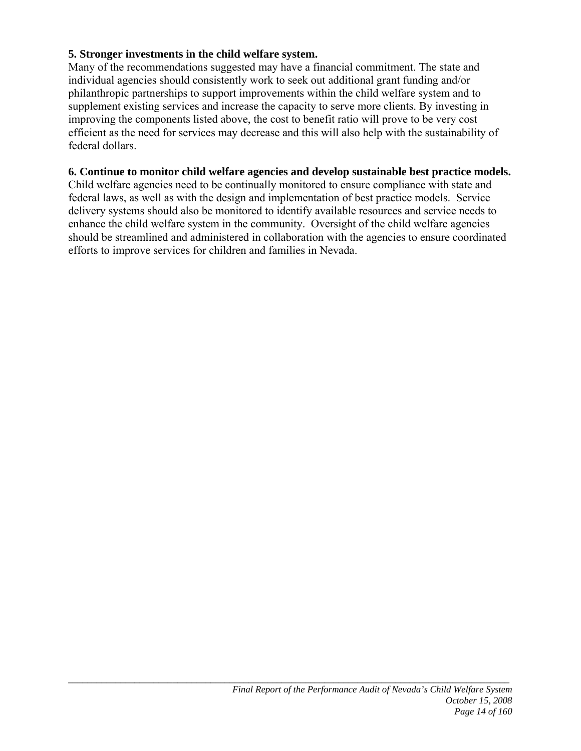**5. Stronger investments in the child welfare system.**
Many of the recommendations suggested may have a financial commitment. The state and individual agencies should consistently work to seek out additional grant funding and/or philanthropic partnerships to support improvements within the child welfare system and to supplement existing services and increase the capacity to serve more clients. By investing in improving the components listed above, the cost to benefit ratio will prove to be very cost efficient as the need for services may decrease and this will also help with the sustainability of federal dollars.

**6. Continue to monitor child welfare agencies and develop sustainable best practice models.**
Child welfare agencies need to be continually monitored to ensure compliance with state and federal laws, as well as with the design and implementation of best practice models. Service delivery systems should also be monitored to identify available resources and service needs to enhance the child welfare system in the community. Oversight of the child welfare agencies should be streamlined and administered in collaboration with the agencies to ensure coordinated efforts to improve services for children and families in Nevada.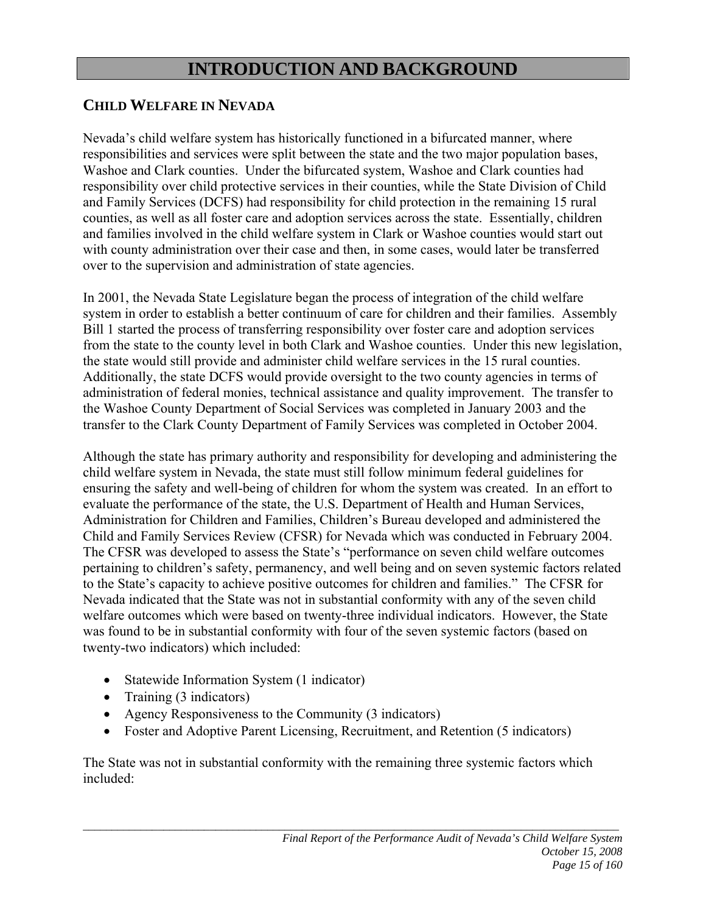# INTRODUCTION AND BACKGROUND

## CHILD WELFARE IN NEVADA

Nevada's child welfare system has historically functioned in a bifurcated manner, where responsibilities and services were split between the state and the two major population bases, Washoe and Clark counties. Under the bifurcated system, Washoe and Clark counties had responsibility over child protective services in their counties, while the State Division of Child and Family Services (DCFS) had responsibility for child protection in the remaining 15 rural counties, as well as all foster care and adoption services across the state. Essentially, children and families involved in the child welfare system in Clark or Washoe counties would start out with county administration over their case and then, in some cases, would later be transferred over to the supervision and administration of state agencies.

In 2001, the Nevada State Legislature began the process of integration of the child welfare system in order to establish a better continuum of care for children and their families. Assembly Bill 1 started the process of transferring responsibility over foster care and adoption services from the state to the county level in both Clark and Washoe counties. Under this new legislation, the state would still provide and administer child welfare services in the 15 rural counties. Additionally, the state DCFS would provide oversight to the two county agencies in terms of administration of federal monies, technical assistance and quality improvement. The transfer to the Washoe County Department of Social Services was completed in January 2003 and the transfer to the Clark County Department of Family Services was completed in October 2004.

Although the state has primary authority and responsibility for developing and administering the child welfare system in Nevada, the state must still follow minimum federal guidelines for ensuring the safety and well-being of children for whom the system was created. In an effort to evaluate the performance of the state, the U.S. Department of Health and Human Services, Administration for Children and Families, Children's Bureau developed and administered the Child and Family Services Review (CFSR) for Nevada which was conducted in February 2004. The CFSR was developed to assess the State's "performance on seven child welfare outcomes pertaining to children's safety, permanency, and well being and on seven systemic factors related to the State's capacity to achieve positive outcomes for children and families." The CFSR for Nevada indicated that the State was not in substantial conformity with any of the seven child welfare outcomes which were based on twenty-three individual indicators. However, the State was found to be in substantial conformity with four of the seven systemic factors (based on twenty-two indicators) which included:

- Statewide Information System (1 indicator)
- Training (3 indicators)
- Agency Responsiveness to the Community (3 indicators)
- Foster and Adoptive Parent Licensing, Recruitment, and Retention (5 indicators)

The State was not in substantial conformity with the remaining three systemic factors which included: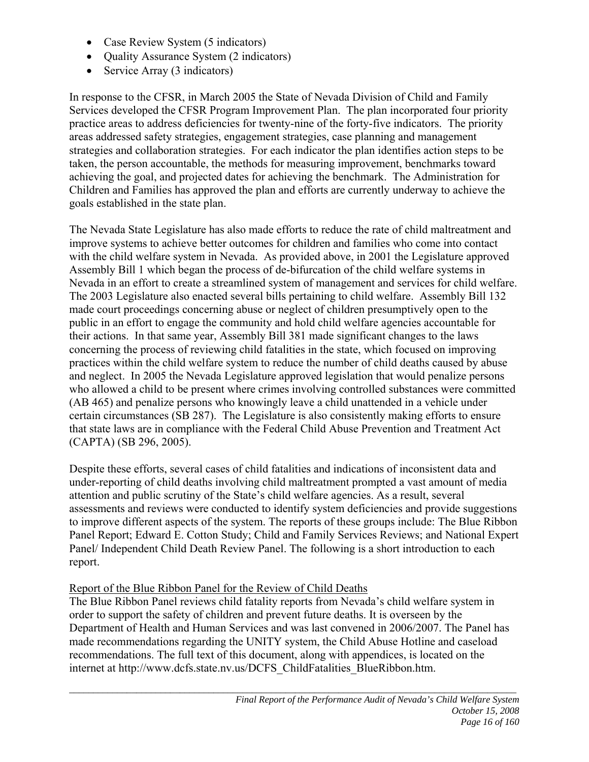- Case Review System (5 indicators)
- Quality Assurance System (2 indicators)
- Service Array (3 indicators)

In response to the CFSR, in March 2005 the State of Nevada Division of Child and Family Services developed the CFSR Program Improvement Plan. The plan incorporated four priority practice areas to address deficiencies for twenty-nine of the forty-five indicators. The priority areas addressed safety strategies, engagement strategies, case planning and management strategies and collaboration strategies. For each indicator the plan identifies action steps to be taken, the person accountable, the methods for measuring improvement, benchmarks toward achieving the goal, and projected dates for achieving the benchmark. The Administration for Children and Families has approved the plan and efforts are currently underway to achieve the goals established in the state plan.

The Nevada State Legislature has also made efforts to reduce the rate of child maltreatment and improve systems to achieve better outcomes for children and families who come into contact with the child welfare system in Nevada. As provided above, in 2001 the Legislature approved Assembly Bill 1 which began the process of de-bifurcation of the child welfare systems in Nevada in an effort to create a streamlined system of management and services for child welfare. The 2003 Legislature also enacted several bills pertaining to child welfare. Assembly Bill 132 made court proceedings concerning abuse or neglect of children presumptively open to the public in an effort to engage the community and hold child welfare agencies accountable for their actions. In that same year, Assembly Bill 381 made significant changes to the laws concerning the process of reviewing child fatalities in the state, which focused on improving practices within the child welfare system to reduce the number of child deaths caused by abuse and neglect. In 2005 the Nevada Legislature approved legislation that would penalize persons who allowed a child to be present where crimes involving controlled substances were committed (AB 465) and penalize persons who knowingly leave a child unattended in a vehicle under certain circumstances (SB 287). The Legislature is also consistently making efforts to ensure that state laws are in compliance with the Federal Child Abuse Prevention and Treatment Act (CAPTA) (SB 296, 2005).

Despite these efforts, several cases of child fatalities and indications of inconsistent data and under-reporting of child deaths involving child maltreatment prompted a vast amount of media attention and public scrutiny of the State's child welfare agencies. As a result, several assessments and reviews were conducted to identify system deficiencies and provide suggestions to improve different aspects of the system. The reports of these groups include: The Blue Ribbon Panel Report; Edward E. Cotton Study; Child and Family Services Reviews; and National Expert Panel/ Independent Child Death Review Panel. The following is a short introduction to each report.

Report of the Blue Ribbon Panel for the Review of Child Deaths

The Blue Ribbon Panel reviews child fatality reports from Nevada's child welfare system in order to support the safety of children and prevent future deaths. It is overseen by the Department of Health and Human Services and was last convened in 2006/2007. The Panel has made recommendations regarding the UNITY system, the Child Abuse Hotline and caseload recommendations. The full text of this document, along with appendices, is located on the internet at http://www.dcfs.state.nv.us/DCFS_ChildFatalities_BlueRibbon.htm.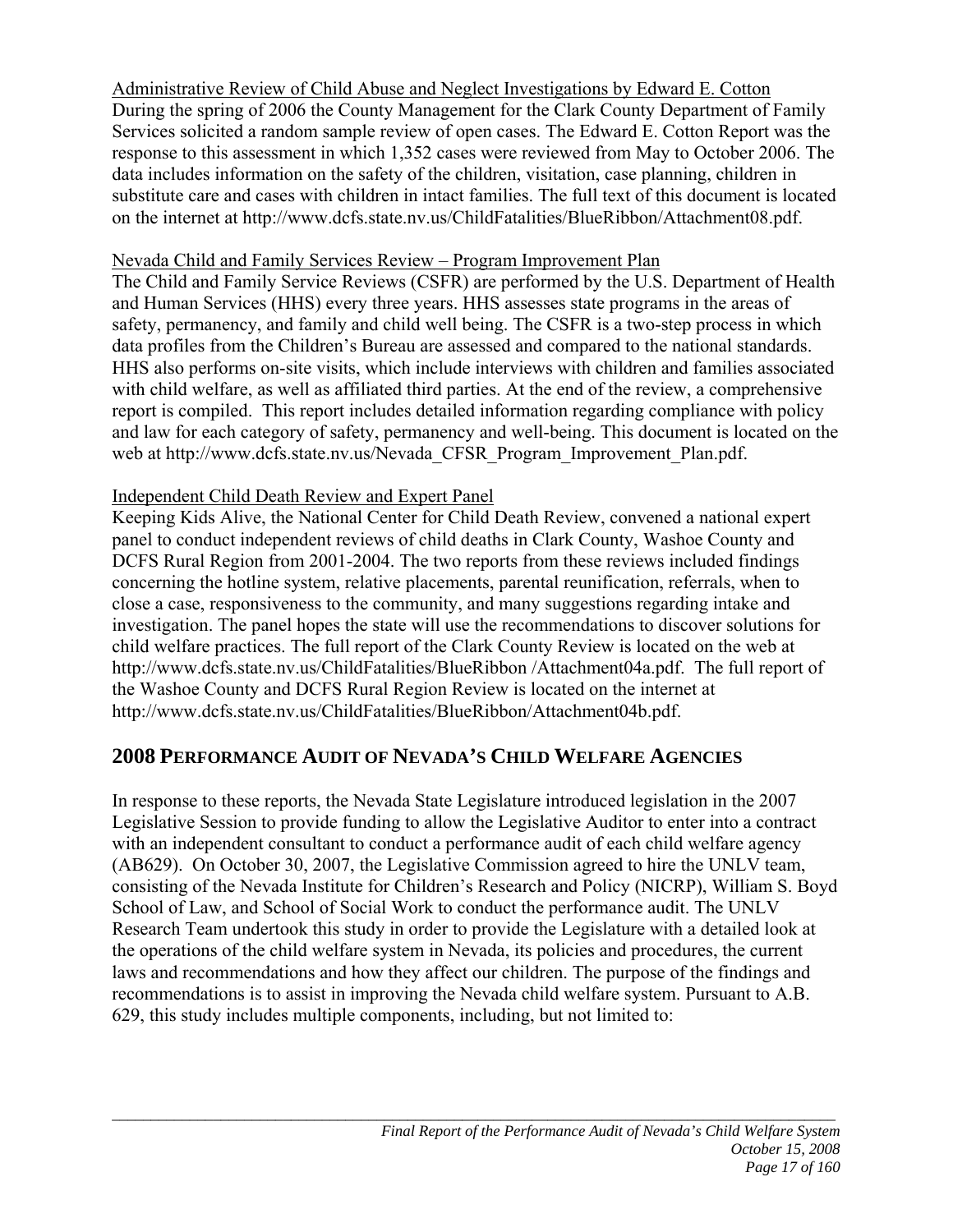Administrative Review of Child Abuse and Neglect Investigations by Edward E. Cotton

During the spring of 2006 the County Management for the Clark County Department of Family Services solicited a random sample review of open cases. The Edward E. Cotton Report was the response to this assessment in which 1,352 cases were reviewed from May to October 2006. The data includes information on the safety of the children, visitation, case planning, children in substitute care and cases with children in intact families. The full text of this document is located on the internet at http://www.dcfs.state.nv.us/ChildFatalities/BlueRibbon/Attachment08.pdf.

Nevada Child and Family Services Review – Program Improvement Plan

The Child and Family Service Reviews (CSFR) are performed by the U.S. Department of Health and Human Services (HHS) every three years. HHS assesses state programs in the areas of safety, permanency, and family and child well being. The CSFR is a two-step process in which data profiles from the Children's Bureau are assessed and compared to the national standards. HHS also performs on-site visits, which include interviews with children and families associated with child welfare, as well as affiliated third parties. At the end of the review, a comprehensive report is compiled. This report includes detailed information regarding compliance with policy and law for each category of safety, permanency and well-being. This document is located on the web at http://www.dcfs.state.nv.us/Nevada_CFSR_Program_Improvement_Plan.pdf.

Independent Child Death Review and Expert Panel

Keeping Kids Alive, the National Center for Child Death Review, convened a national expert panel to conduct independent reviews of child deaths in Clark County, Washoe County and DCFS Rural Region from 2001-2004. The two reports from these reviews included findings concerning the hotline system, relative placements, parental reunification, referrals, when to close a case, responsiveness to the community, and many suggestions regarding intake and investigation. The panel hopes the state will use the recommendations to discover solutions for child welfare practices. The full report of the Clark County Review is located on the web at http://www.dcfs.state.nv.us/ChildFatalities/BlueRibbon /Attachment04a.pdf. The full report of the Washoe County and DCFS Rural Region Review is located on the internet at http://www.dcfs.state.nv.us/ChildFatalities/BlueRibbon/Attachment04b.pdf.

## 2008 Performance Audit of Nevada's Child Welfare Agencies

In response to these reports, the Nevada State Legislature introduced legislation in the 2007 Legislative Session to provide funding to allow the Legislative Auditor to enter into a contract with an independent consultant to conduct a performance audit of each child welfare agency (AB629). On October 30, 2007, the Legislative Commission agreed to hire the UNLV team, consisting of the Nevada Institute for Children's Research and Policy (NICRP), William S. Boyd School of Law, and School of Social Work to conduct the performance audit. The UNLV Research Team undertook this study in order to provide the Legislature with a detailed look at the operations of the child welfare system in Nevada, its policies and procedures, the current laws and recommendations and how they affect our children. The purpose of the findings and recommendations is to assist in improving the Nevada child welfare system. Pursuant to A.B. 629, this study includes multiple components, including, but not limited to: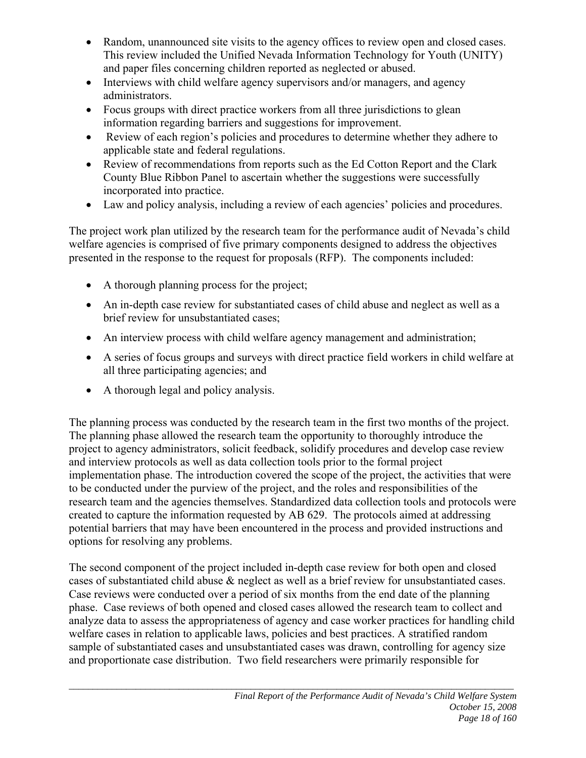- Random, unannounced site visits to the agency offices to review open and closed cases. This review included the Unified Nevada Information Technology for Youth (UNITY) and paper files concerning children reported as neglected or abused.
- Interviews with child welfare agency supervisors and/or managers, and agency administrators.
- Focus groups with direct practice workers from all three jurisdictions to glean information regarding barriers and suggestions for improvement.
- Review of each region's policies and procedures to determine whether they adhere to applicable state and federal regulations.
- Review of recommendations from reports such as the Ed Cotton Report and the Clark County Blue Ribbon Panel to ascertain whether the suggestions were successfully incorporated into practice.
- Law and policy analysis, including a review of each agencies' policies and procedures.

The project work plan utilized by the research team for the performance audit of Nevada's child welfare agencies is comprised of five primary components designed to address the objectives presented in the response to the request for proposals (RFP). The components included:

- A thorough planning process for the project;
- An in-depth case review for substantiated cases of child abuse and neglect as well as a brief review for unsubstantiated cases;
- An interview process with child welfare agency management and administration;
- A series of focus groups and surveys with direct practice field workers in child welfare at all three participating agencies; and
- A thorough legal and policy analysis.

The planning process was conducted by the research team in the first two months of the project. The planning phase allowed the research team the opportunity to thoroughly introduce the project to agency administrators, solicit feedback, solidify procedures and develop case review and interview protocols as well as data collection tools prior to the formal project implementation phase. The introduction covered the scope of the project, the activities that were to be conducted under the purview of the project, and the roles and responsibilities of the research team and the agencies themselves. Standardized data collection tools and protocols were created to capture the information requested by AB 629. The protocols aimed at addressing potential barriers that may have been encountered in the process and provided instructions and options for resolving any problems.

The second component of the project included in-depth case review for both open and closed cases of substantiated child abuse & neglect as well as a brief review for unsubstantiated cases. Case reviews were conducted over a period of six months from the end date of the planning phase. Case reviews of both opened and closed cases allowed the research team to collect and analyze data to assess the appropriateness of agency and case worker practices for handling child welfare cases in relation to applicable laws, policies and best practices. A stratified random sample of substantiated cases and unsubstantiated cases was drawn, controlling for agency size and proportionate case distribution. Two field researchers were primarily responsible for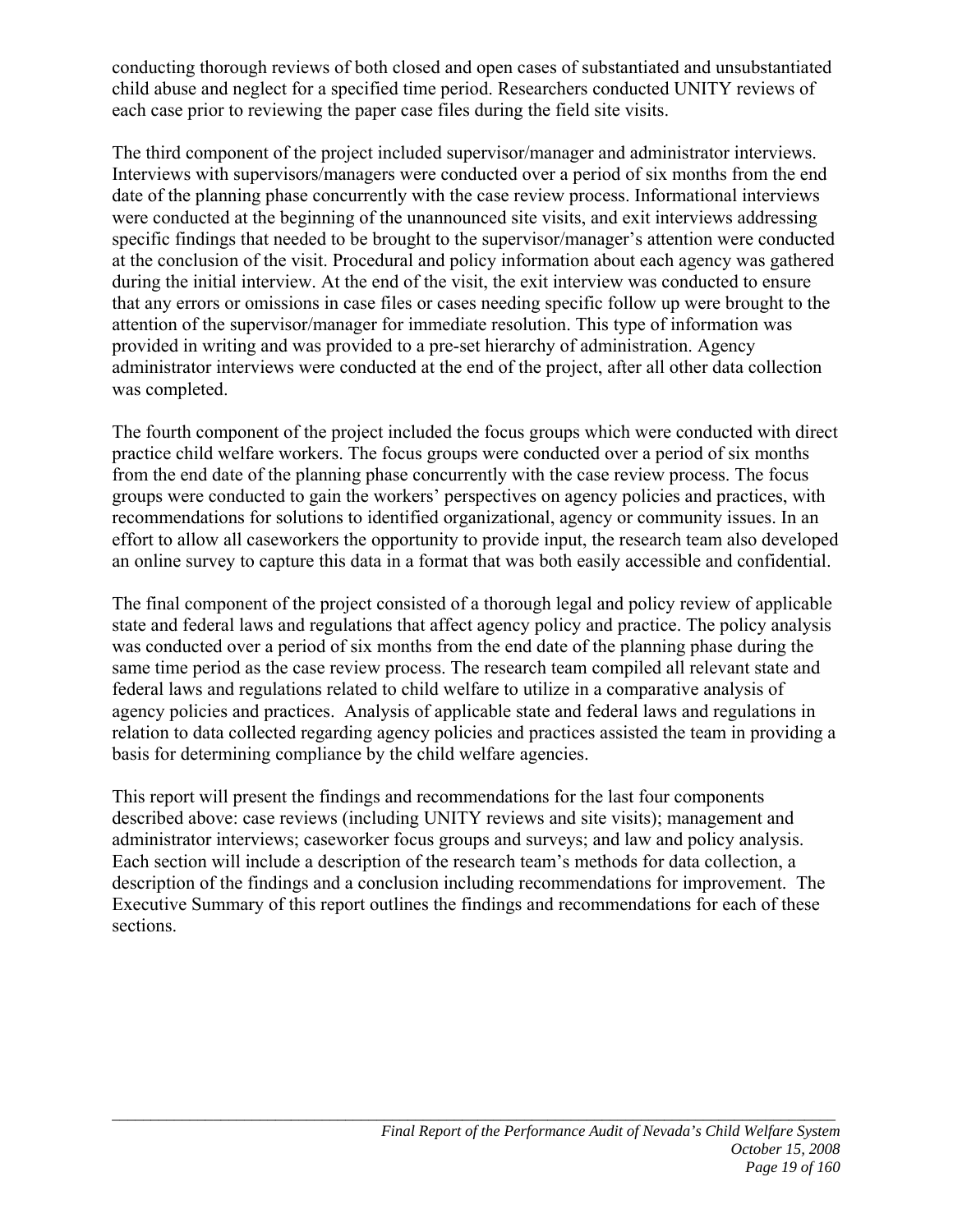conducting thorough reviews of both closed and open cases of substantiated and unsubstantiated child abuse and neglect for a specified time period. Researchers conducted UNITY reviews of each case prior to reviewing the paper case files during the field site visits.

The third component of the project included supervisor/manager and administrator interviews. Interviews with supervisors/managers were conducted over a period of six months from the end date of the planning phase concurrently with the case review process. Informational interviews were conducted at the beginning of the unannounced site visits, and exit interviews addressing specific findings that needed to be brought to the supervisor/manager's attention were conducted at the conclusion of the visit. Procedural and policy information about each agency was gathered during the initial interview. At the end of the visit, the exit interview was conducted to ensure that any errors or omissions in case files or cases needing specific follow up were brought to the attention of the supervisor/manager for immediate resolution. This type of information was provided in writing and was provided to a pre-set hierarchy of administration. Agency administrator interviews were conducted at the end of the project, after all other data collection was completed.

The fourth component of the project included the focus groups which were conducted with direct practice child welfare workers. The focus groups were conducted over a period of six months from the end date of the planning phase concurrently with the case review process. The focus groups were conducted to gain the workers' perspectives on agency policies and practices, with recommendations for solutions to identified organizational, agency or community issues. In an effort to allow all caseworkers the opportunity to provide input, the research team also developed an online survey to capture this data in a format that was both easily accessible and confidential.

The final component of the project consisted of a thorough legal and policy review of applicable state and federal laws and regulations that affect agency policy and practice. The policy analysis was conducted over a period of six months from the end date of the planning phase during the same time period as the case review process. The research team compiled all relevant state and federal laws and regulations related to child welfare to utilize in a comparative analysis of agency policies and practices. Analysis of applicable state and federal laws and regulations in relation to data collected regarding agency policies and practices assisted the team in providing a basis for determining compliance by the child welfare agencies.

This report will present the findings and recommendations for the last four components described above: case reviews (including UNITY reviews and site visits); management and administrator interviews; caseworker focus groups and surveys; and law and policy analysis. Each section will include a description of the research team's methods for data collection, a description of the findings and a conclusion including recommendations for improvement. The Executive Summary of this report outlines the findings and recommendations for each of these sections.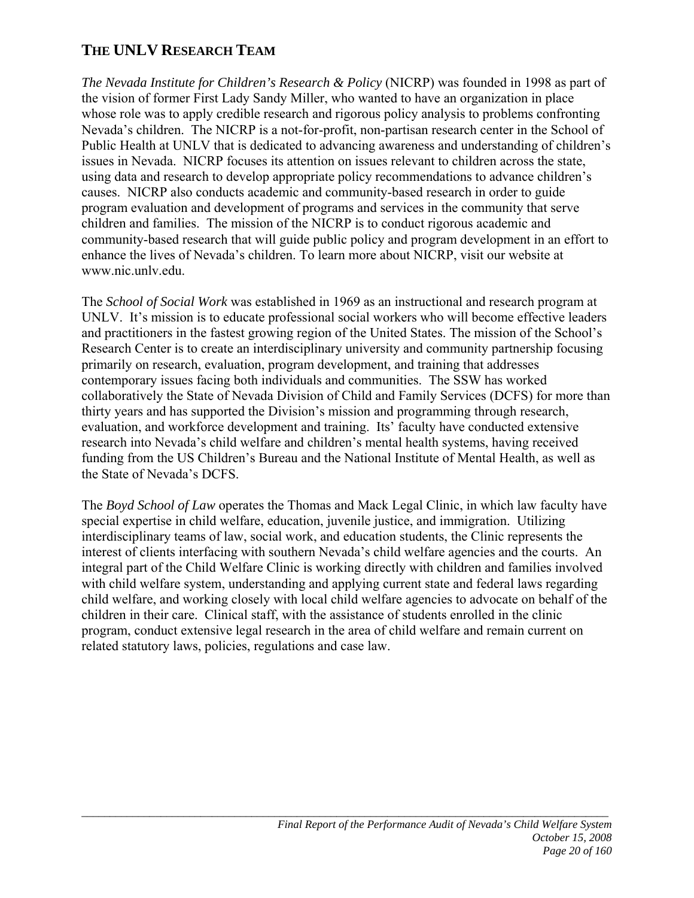## THE UNLV RESEARCH TEAM

*The Nevada Institute for Children's Research & Policy* (NICRP) was founded in 1998 as part of the vision of former First Lady Sandy Miller, who wanted to have an organization in place whose role was to apply credible research and rigorous policy analysis to problems confronting Nevada's children. The NICRP is a not-for-profit, non-partisan research center in the School of Public Health at UNLV that is dedicated to advancing awareness and understanding of children's issues in Nevada. NICRP focuses its attention on issues relevant to children across the state, using data and research to develop appropriate policy recommendations to advance children's causes. NICRP also conducts academic and community-based research in order to guide program evaluation and development of programs and services in the community that serve children and families. The mission of the NICRP is to conduct rigorous academic and community-based research that will guide public policy and program development in an effort to enhance the lives of Nevada's children. To learn more about NICRP, visit our website at www.nic.unlv.edu.

The *School of Social Work* was established in 1969 as an instructional and research program at UNLV. It's mission is to educate professional social workers who will become effective leaders and practitioners in the fastest growing region of the United States. The mission of the School's Research Center is to create an interdisciplinary university and community partnership focusing primarily on research, evaluation, program development, and training that addresses contemporary issues facing both individuals and communities. The SSW has worked collaboratively the State of Nevada Division of Child and Family Services (DCFS) for more than thirty years and has supported the Division's mission and programming through research, evaluation, and workforce development and training. Its' faculty have conducted extensive research into Nevada's child welfare and children's mental health systems, having received funding from the US Children's Bureau and the National Institute of Mental Health, as well as the State of Nevada's DCFS.

The *Boyd School of Law* operates the Thomas and Mack Legal Clinic, in which law faculty have special expertise in child welfare, education, juvenile justice, and immigration. Utilizing interdisciplinary teams of law, social work, and education students, the Clinic represents the interest of clients interfacing with southern Nevada's child welfare agencies and the courts. An integral part of the Child Welfare Clinic is working directly with children and families involved with child welfare system, understanding and applying current state and federal laws regarding child welfare, and working closely with local child welfare agencies to advocate on behalf of the children in their care. Clinical staff, with the assistance of students enrolled in the clinic program, conduct extensive legal research in the area of child welfare and remain current on related statutory laws, policies, regulations and case law.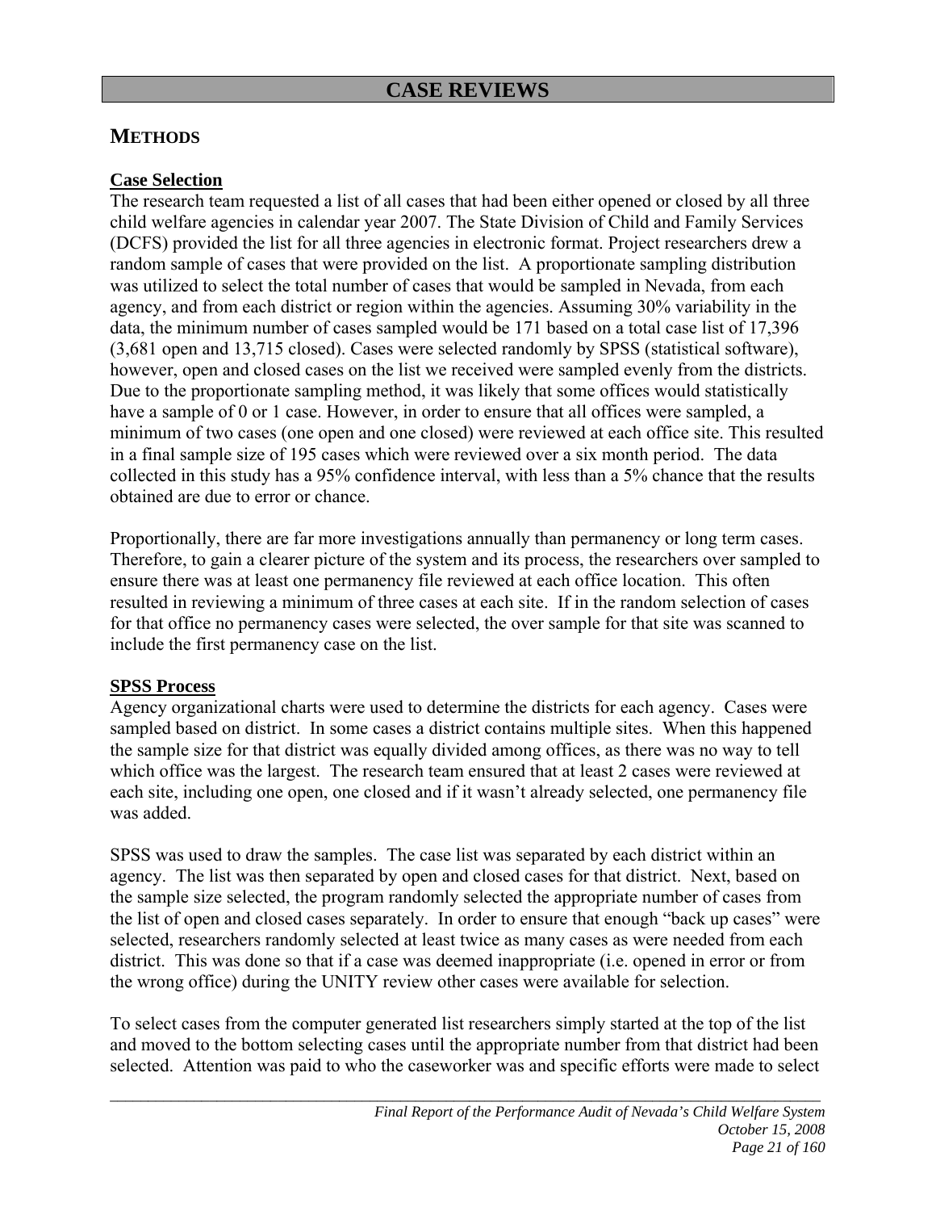# CASE REVIEWS

## METHODS

### Case Selection

The research team requested a list of all cases that had been either opened or closed by all three child welfare agencies in calendar year 2007. The State Division of Child and Family Services (DCFS) provided the list for all three agencies in electronic format. Project researchers drew a random sample of cases that were provided on the list. A proportionate sampling distribution was utilized to select the total number of cases that would be sampled in Nevada, from each agency, and from each district or region within the agencies. Assuming 30% variability in the data, the minimum number of cases sampled would be 171 based on a total case list of 17,396 (3,681 open and 13,715 closed). Cases were selected randomly by SPSS (statistical software), however, open and closed cases on the list we received were sampled evenly from the districts. Due to the proportionate sampling method, it was likely that some offices would statistically have a sample of 0 or 1 case. However, in order to ensure that all offices were sampled, a minimum of two cases (one open and one closed) were reviewed at each office site. This resulted in a final sample size of 195 cases which were reviewed over a six month period. The data collected in this study has a 95% confidence interval, with less than a 5% chance that the results obtained are due to error or chance.

Proportionally, there are far more investigations annually than permanency or long term cases. Therefore, to gain a clearer picture of the system and its process, the researchers over sampled to ensure there was at least one permanency file reviewed at each office location. This often resulted in reviewing a minimum of three cases at each site. If in the random selection of cases for that office no permanency cases were selected, the over sample for that site was scanned to include the first permanency case on the list.

### SPSS Process

Agency organizational charts were used to determine the districts for each agency. Cases were sampled based on district. In some cases a district contains multiple sites. When this happened the sample size for that district was equally divided among offices, as there was no way to tell which office was the largest. The research team ensured that at least 2 cases were reviewed at each site, including one open, one closed and if it wasn't already selected, one permanency file was added.

SPSS was used to draw the samples. The case list was separated by each district within an agency. The list was then separated by open and closed cases for that district. Next, based on the sample size selected, the program randomly selected the appropriate number of cases from the list of open and closed cases separately. In order to ensure that enough "back up cases" were selected, researchers randomly selected at least twice as many cases as were needed from each district. This was done so that if a case was deemed inappropriate (i.e. opened in error or from the wrong office) during the UNITY review other cases were available for selection.

To select cases from the computer generated list researchers simply started at the top of the list and moved to the bottom selecting cases until the appropriate number from that district had been selected. Attention was paid to who the caseworker was and specific efforts were made to select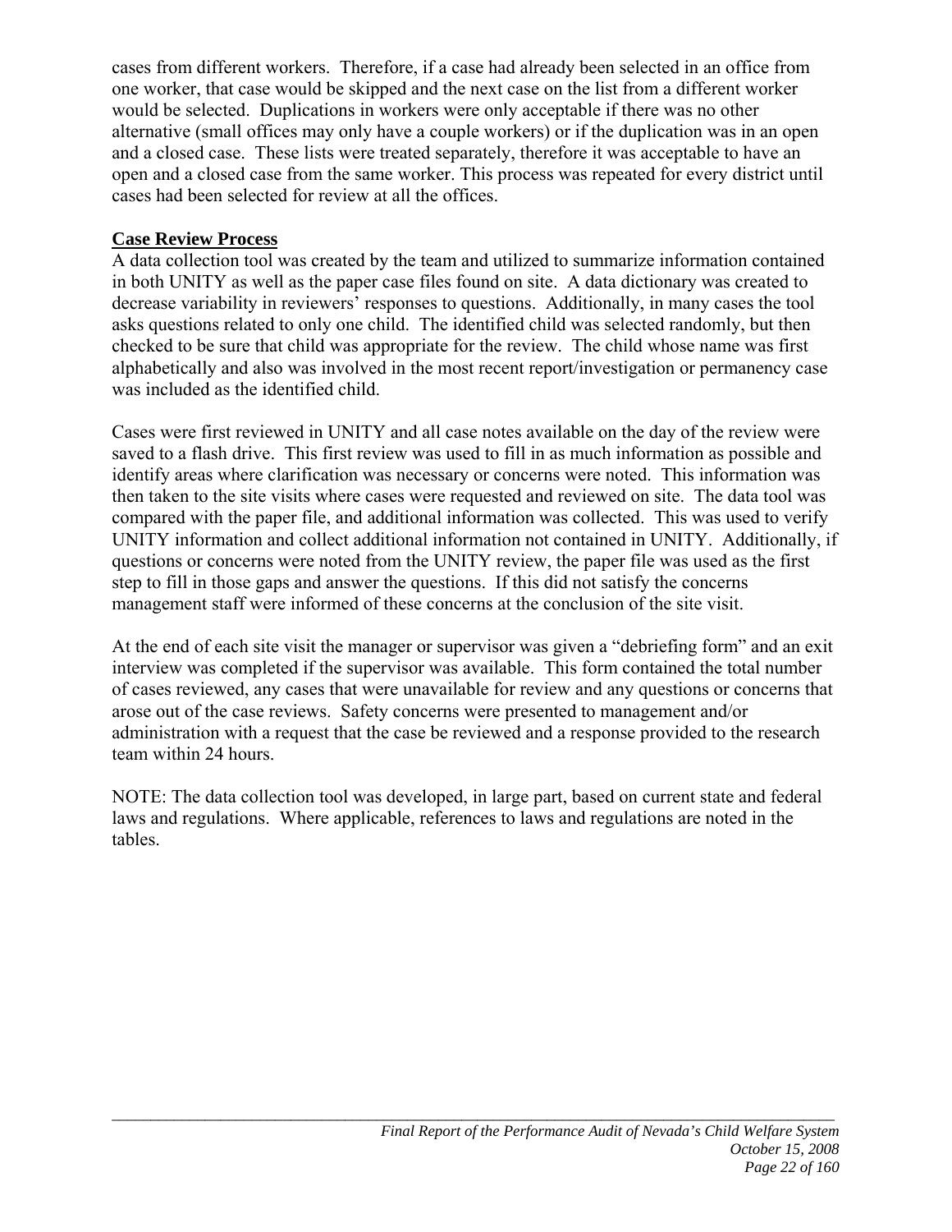cases from different workers. Therefore, if a case had already been selected in an office from one worker, that case would be skipped and the next case on the list from a different worker would be selected. Duplications in workers were only acceptable if there was no other alternative (small offices may only have a couple workers) or if the duplication was in an open and a closed case. These lists were treated separately, therefore it was acceptable to have an open and a closed case from the same worker. This process was repeated for every district until cases had been selected for review at all the offices.

**Case Review Process**

A data collection tool was created by the team and utilized to summarize information contained in both UNITY as well as the paper case files found on site. A data dictionary was created to decrease variability in reviewers' responses to questions. Additionally, in many cases the tool asks questions related to only one child. The identified child was selected randomly, but then checked to be sure that child was appropriate for the review. The child whose name was first alphabetically and also was involved in the most recent report/investigation or permanency case was included as the identified child.

Cases were first reviewed in UNITY and all case notes available on the day of the review were saved to a flash drive. This first review was used to fill in as much information as possible and identify areas where clarification was necessary or concerns were noted. This information was then taken to the site visits where cases were requested and reviewed on site. The data tool was compared with the paper file, and additional information was collected. This was used to verify UNITY information and collect additional information not contained in UNITY. Additionally, if questions or concerns were noted from the UNITY review, the paper file was used as the first step to fill in those gaps and answer the questions. If this did not satisfy the concerns management staff were informed of these concerns at the conclusion of the site visit.

At the end of each site visit the manager or supervisor was given a "debriefing form" and an exit interview was completed if the supervisor was available. This form contained the total number of cases reviewed, any cases that were unavailable for review and any questions or concerns that arose out of the case reviews. Safety concerns were presented to management and/or administration with a request that the case be reviewed and a response provided to the research team within 24 hours.

NOTE: The data collection tool was developed, in large part, based on current state and federal laws and regulations. Where applicable, references to laws and regulations are noted in the tables.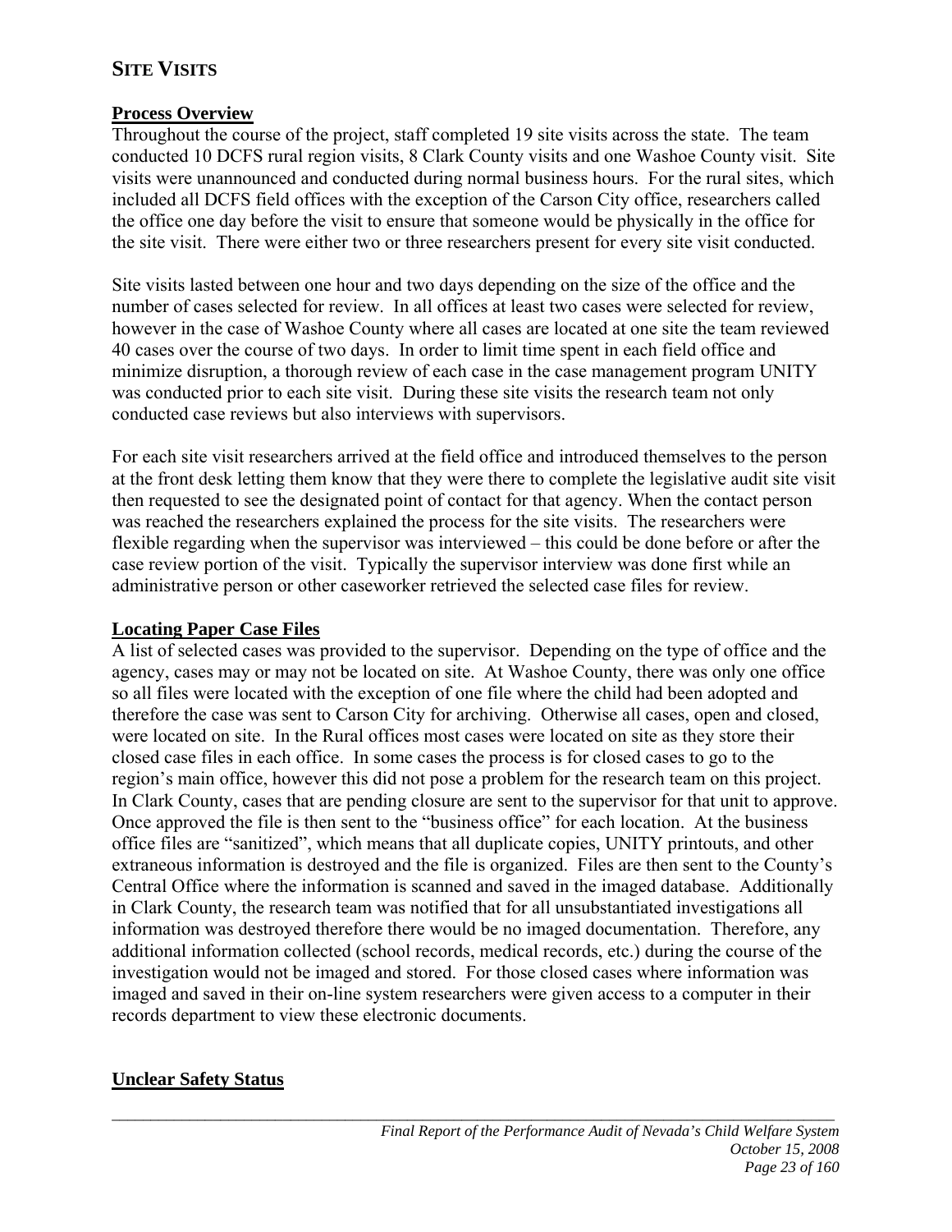## SITE VISITS

### Process Overview

Throughout the course of the project, staff completed 19 site visits across the state. The team conducted 10 DCFS rural region visits, 8 Clark County visits and one Washoe County visit. Site visits were unannounced and conducted during normal business hours. For the rural sites, which included all DCFS field offices with the exception of the Carson City office, researchers called the office one day before the visit to ensure that someone would be physically in the office for the site visit. There were either two or three researchers present for every site visit conducted.

Site visits lasted between one hour and two days depending on the size of the office and the number of cases selected for review. In all offices at least two cases were selected for review, however in the case of Washoe County where all cases are located at one site the team reviewed 40 cases over the course of two days. In order to limit time spent in each field office and minimize disruption, a thorough review of each case in the case management program UNITY was conducted prior to each site visit. During these site visits the research team not only conducted case reviews but also interviews with supervisors.

For each site visit researchers arrived at the field office and introduced themselves to the person at the front desk letting them know that they were there to complete the legislative audit site visit then requested to see the designated point of contact for that agency. When the contact person was reached the researchers explained the process for the site visits. The researchers were flexible regarding when the supervisor was interviewed – this could be done before or after the case review portion of the visit. Typically the supervisor interview was done first while an administrative person or other caseworker retrieved the selected case files for review.

### Locating Paper Case Files

A list of selected cases was provided to the supervisor. Depending on the type of office and the agency, cases may or may not be located on site. At Washoe County, there was only one office so all files were located with the exception of one file where the child had been adopted and therefore the case was sent to Carson City for archiving. Otherwise all cases, open and closed, were located on site. In the Rural offices most cases were located on site as they store their closed case files in each office. In some cases the process is for closed cases to go to the region's main office, however this did not pose a problem for the research team on this project. In Clark County, cases that are pending closure are sent to the supervisor for that unit to approve. Once approved the file is then sent to the "business office" for each location. At the business office files are "sanitized", which means that all duplicate copies, UNITY printouts, and other extraneous information is destroyed and the file is organized. Files are then sent to the County's Central Office where the information is scanned and saved in the imaged database. Additionally in Clark County, the research team was notified that for all unsubstantiated investigations all information was destroyed therefore there would be no imaged documentation. Therefore, any additional information collected (school records, medical records, etc.) during the course of the investigation would not be imaged and stored. For those closed cases where information was imaged and saved in their on-line system researchers were given access to a computer in their records department to view these electronic documents.

### Unclear Safety Status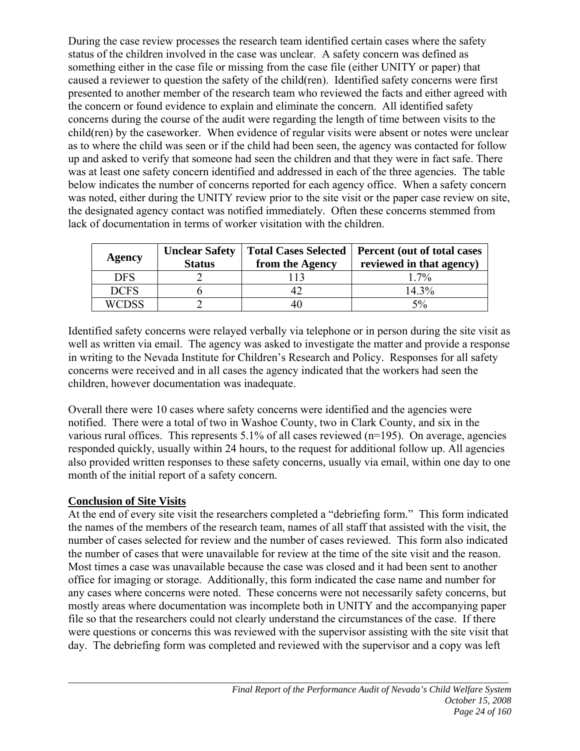During the case review processes the research team identified certain cases where the safety status of the children involved in the case was unclear. A safety concern was defined as something either in the case file or missing from the case file (either UNITY or paper) that caused a reviewer to question the safety of the child(ren). Identified safety concerns were first presented to another member of the research team who reviewed the facts and either agreed with the concern or found evidence to explain and eliminate the concern. All identified safety concerns during the course of the audit were regarding the length of time between visits to the child(ren) by the caseworker. When evidence of regular visits were absent or notes were unclear as to where the child was seen or if the child had been seen, the agency was contacted for follow up and asked to verify that someone had seen the children and that they were in fact safe. There was at least one safety concern identified and addressed in each of the three agencies. The table below indicates the number of concerns reported for each agency office. When a safety concern was noted, either during the UNITY review prior to the site visit or the paper case review on site, the designated agency contact was notified immediately. Often these concerns stemmed from lack of documentation in terms of worker visitation with the children.

| Agency | Unclear Safety Status | Total Cases Selected from the Agency | Percent (out of total cases reviewed in that agency) |
|---|---|---|---|
| DFS | 2 | 113 | 1.7% |
| DCFS | 6 | 42 | 14.3% |
| WCDSS | 2 | 40 | 5% |

Identified safety concerns were relayed verbally via telephone or in person during the site visit as well as written via email. The agency was asked to investigate the matter and provide a response in writing to the Nevada Institute for Children's Research and Policy. Responses for all safety concerns were received and in all cases the agency indicated that the workers had seen the children, however documentation was inadequate.

Overall there were 10 cases where safety concerns were identified and the agencies were notified. There were a total of two in Washoe County, two in Clark County, and six in the various rural offices. This represents 5.1% of all cases reviewed (n=195). On average, agencies responded quickly, usually within 24 hours, to the request for additional follow up. All agencies also provided written responses to these safety concerns, usually via email, within one day to one month of the initial report of a safety concern.

**Conclusion of Site Visits**

At the end of every site visit the researchers completed a "debriefing form." This form indicated the names of the members of the research team, names of all staff that assisted with the visit, the number of cases selected for review and the number of cases reviewed. This form also indicated the number of cases that were unavailable for review at the time of the site visit and the reason. Most times a case was unavailable because the case was closed and it had been sent to another office for imaging or storage. Additionally, this form indicated the case name and number for any cases where concerns were noted. These concerns were not necessarily safety concerns, but mostly areas where documentation was incomplete both in UNITY and the accompanying paper file so that the researchers could not clearly understand the circumstances of the case. If there were questions or concerns this was reviewed with the supervisor assisting with the site visit that day. The debriefing form was completed and reviewed with the supervisor and a copy was left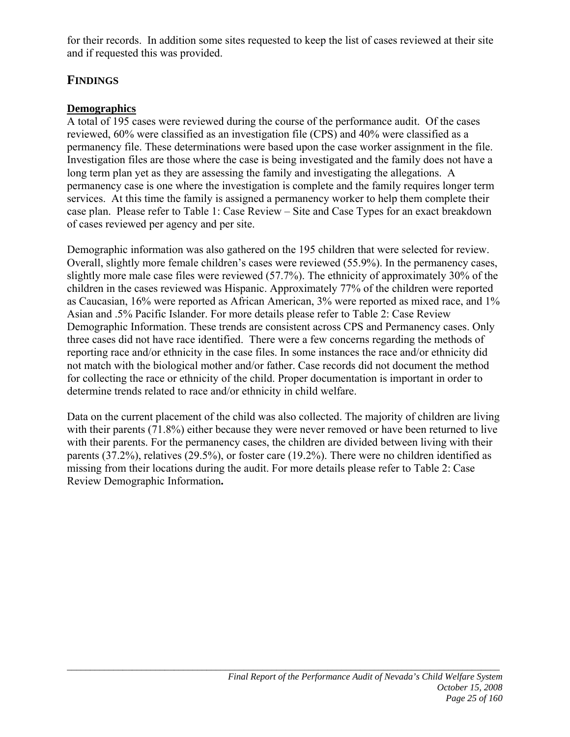for their records. In addition some sites requested to keep the list of cases reviewed at their site and if requested this was provided.

## FINDINGS

### Demographics

A total of 195 cases were reviewed during the course of the performance audit. Of the cases reviewed, 60% were classified as an investigation file (CPS) and 40% were classified as a permanency file. These determinations were based upon the case worker assignment in the file. Investigation files are those where the case is being investigated and the family does not have a long term plan yet as they are assessing the family and investigating the allegations. A permanency case is one where the investigation is complete and the family requires longer term services. At this time the family is assigned a permanency worker to help them complete their case plan. Please refer to Table 1: Case Review – Site and Case Types for an exact breakdown of cases reviewed per agency and per site.

Demographic information was also gathered on the 195 children that were selected for review. Overall, slightly more female children's cases were reviewed (55.9%). In the permanency cases, slightly more male case files were reviewed (57.7%). The ethnicity of approximately 30% of the children in the cases reviewed was Hispanic. Approximately 77% of the children were reported as Caucasian, 16% were reported as African American, 3% were reported as mixed race, and 1% Asian and .5% Pacific Islander. For more details please refer to Table 2: Case Review Demographic Information. These trends are consistent across CPS and Permanency cases. Only three cases did not have race identified. There were a few concerns regarding the methods of reporting race and/or ethnicity in the case files. In some instances the race and/or ethnicity did not match with the biological mother and/or father. Case records did not document the method for collecting the race or ethnicity of the child. Proper documentation is important in order to determine trends related to race and/or ethnicity in child welfare.

Data on the current placement of the child was also collected. The majority of children are living with their parents (71.8%) either because they were never removed or have been returned to live with their parents. For the permanency cases, the children are divided between living with their parents (37.2%), relatives (29.5%), or foster care (19.2%). There were no children identified as missing from their locations during the audit. For more details please refer to Table 2: Case Review Demographic Information**.**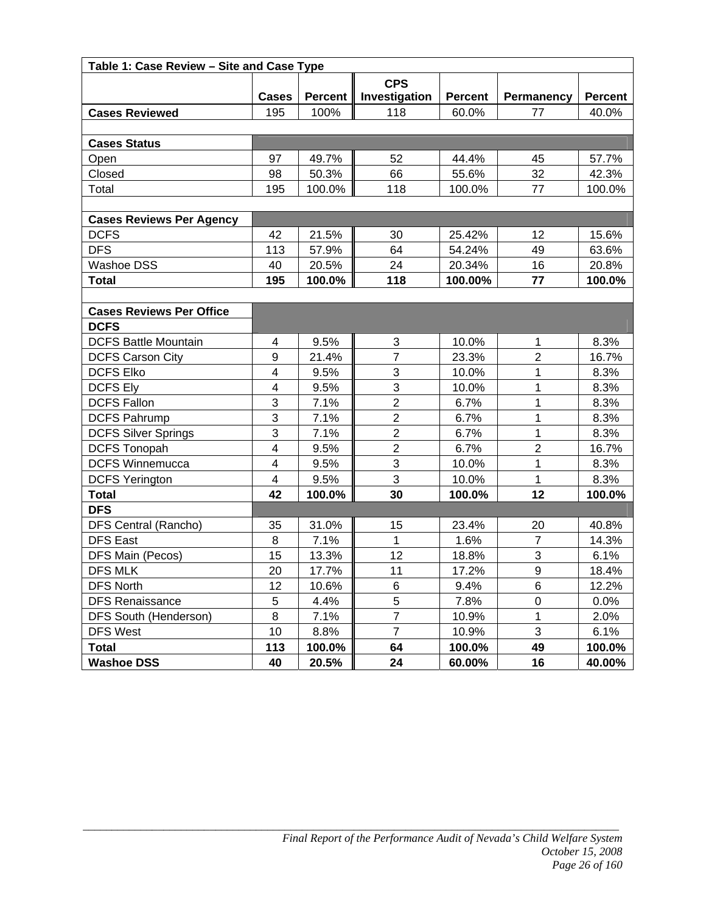| Table 1: Case Review – Site and Case Type | | | | | | |
|---|---|---|---|---|---|---|
| | **Cases** | **Percent** | **CPS Investigation** | **Percent** | **Permanency** | **Percent** |
| **Cases Reviewed** | 195 | 100% | 118 | 60.0% | 77 | 40.0% |
| | | | | | | |
| **Cases Status** | | | | | | |
| Open | 97 | 49.7% | 52 | 44.4% | 45 | 57.7% |
| Closed | 98 | 50.3% | 66 | 55.6% | 32 | 42.3% |
| Total | 195 | 100.0% | 118 | 100.0% | 77 | 100.0% |
| | | | | | | |
| **Cases Reviews Per Agency** | | | | | | |
| DCFS | 42 | 21.5% | 30 | 25.42% | 12 | 15.6% |
| DFS | 113 | 57.9% | 64 | 54.24% | 49 | 63.6% |
| Washoe DSS | 40 | 20.5% | 24 | 20.34% | 16 | 20.8% |
| **Total** | **195** | **100.0%** | **118** | **100.00%** | **77** | **100.0%** |
| | | | | | | |
| **Cases Reviews Per Office** | | | | | | |
| **DCFS** | | | | | | |
| DCFS Battle Mountain | 4 | 9.5% | 3 | 10.0% | 1 | 8.3% |
| DCFS Carson City | 9 | 21.4% | 7 | 23.3% | 2 | 16.7% |
| DCFS Elko | 4 | 9.5% | 3 | 10.0% | 1 | 8.3% |
| DCFS Ely | 4 | 9.5% | 3 | 10.0% | 1 | 8.3% |
| DCFS Fallon | 3 | 7.1% | 2 | 6.7% | 1 | 8.3% |
| DCFS Pahrump | 3 | 7.1% | 2 | 6.7% | 1 | 8.3% |
| DCFS Silver Springs | 3 | 7.1% | 2 | 6.7% | 1 | 8.3% |
| DCFS Tonopah | 4 | 9.5% | 2 | 6.7% | 2 | 16.7% |
| DCFS Winnemucca | 4 | 9.5% | 3 | 10.0% | 1 | 8.3% |
| DCFS Yerington | 4 | 9.5% | 3 | 10.0% | 1 | 8.3% |
| **Total** | **42** | **100.0%** | **30** | **100.0%** | **12** | **100.0%** |
| **DFS** | | | | | | |
| DFS Central (Rancho) | 35 | 31.0% | 15 | 23.4% | 20 | 40.8% |
| DFS East | 8 | 7.1% | 1 | 1.6% | 7 | 14.3% |
| DFS Main (Pecos) | 15 | 13.3% | 12 | 18.8% | 3 | 6.1% |
| DFS MLK | 20 | 17.7% | 11 | 17.2% | 9 | 18.4% |
| DFS North | 12 | 10.6% | 6 | 9.4% | 6 | 12.2% |
| DFS Renaissance | 5 | 4.4% | 5 | 7.8% | 0 | 0.0% |
| DFS South (Henderson) | 8 | 7.1% | 7 | 10.9% | 1 | 2.0% |
| DFS West | 10 | 8.8% | 7 | 10.9% | 3 | 6.1% |
| **Total** | **113** | **100.0%** | **64** | **100.0%** | **49** | **100.0%** |
| **Washoe DSS** | **40** | **20.5%** | **24** | **60.00%** | **16** | **40.00%** |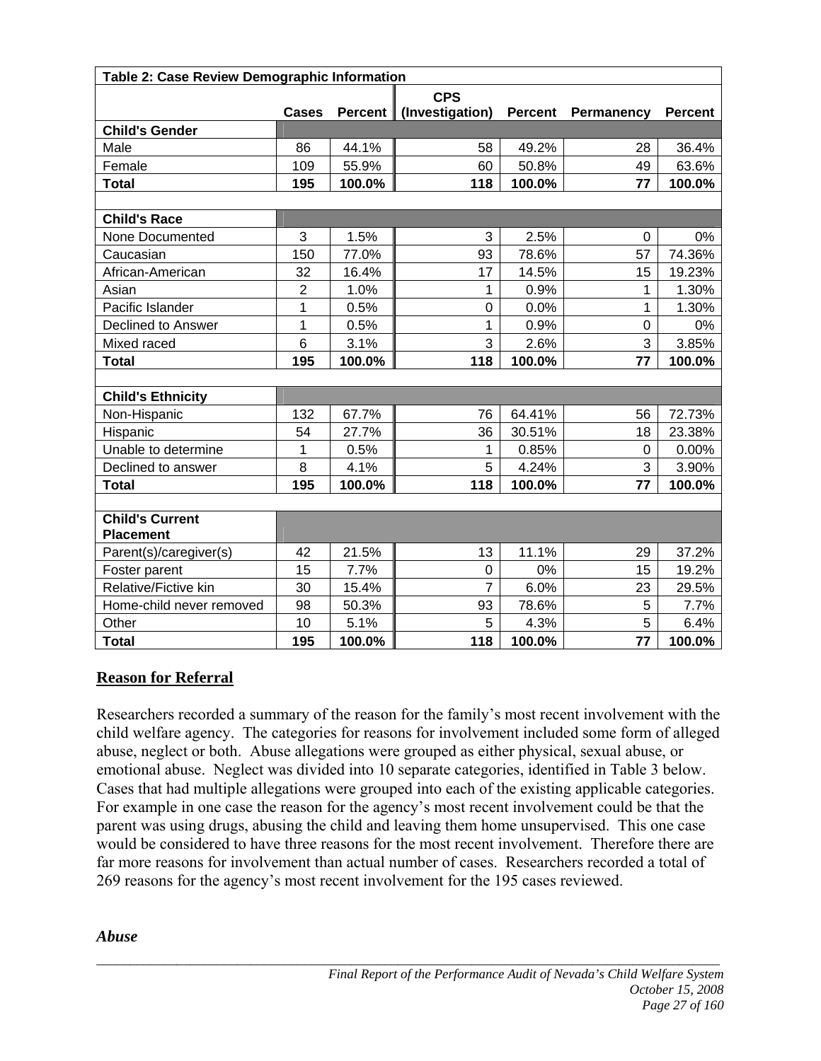| Table 2: Case Review Demographic Information | | | | | | |
|---|---|---|---|---|---|---|
| | Cases | Percent | CPS (Investigation) | Percent | Permanency | Percent |
| **Child's Gender** | | | | | | |
| Male | 86 | 44.1% | 58 | 49.2% | 28 | 36.4% |
| Female | 109 | 55.9% | 60 | 50.8% | 49 | 63.6% |
| **Total** | **195** | **100.0%** | **118** | **100.0%** | **77** | **100.0%** |
| | | | | | | |
| **Child's Race** | | | | | | |
| None Documented | 3 | 1.5% | 3 | 2.5% | 0 | 0% |
| Caucasian | 150 | 77.0% | 93 | 78.6% | 57 | 74.36% |
| African-American | 32 | 16.4% | 17 | 14.5% | 15 | 19.23% |
| Asian | 2 | 1.0% | 1 | 0.9% | 1 | 1.30% |
| Pacific Islander | 1 | 0.5% | 0 | 0.0% | 1 | 1.30% |
| Declined to Answer | 1 | 0.5% | 1 | 0.9% | 0 | 0% |
| Mixed raced | 6 | 3.1% | 3 | 2.6% | 3 | 3.85% |
| **Total** | **195** | **100.0%** | **118** | **100.0%** | **77** | **100.0%** |
| | | | | | | |
| **Child's Ethnicity** | | | | | | |
| Non-Hispanic | 132 | 67.7% | 76 | 64.41% | 56 | 72.73% |
| Hispanic | 54 | 27.7% | 36 | 30.51% | 18 | 23.38% |
| Unable to determine | 1 | 0.5% | 1 | 0.85% | 0 | 0.00% |
| Declined to answer | 8 | 4.1% | 5 | 4.24% | 3 | 3.90% |
| **Total** | **195** | **100.0%** | **118** | **100.0%** | **77** | **100.0%** |
| | | | | | | |
| **Child's Current Placement** | | | | | | |
| Parent(s)/caregiver(s) | 42 | 21.5% | 13 | 11.1% | 29 | 37.2% |
| Foster parent | 15 | 7.7% | 0 | 0% | 15 | 19.2% |
| Relative/Fictive kin | 30 | 15.4% | 7 | 6.0% | 23 | 29.5% |
| Home-child never removed | 98 | 50.3% | 93 | 78.6% | 5 | 7.7% |
| Other | 10 | 5.1% | 5 | 4.3% | 5 | 6.4% |
| **Total** | **195** | **100.0%** | **118** | **100.0%** | **77** | **100.0%** |

## Reason for Referral

Researchers recorded a summary of the reason for the family's most recent involvement with the child welfare agency. The categories for reasons for involvement included some form of alleged abuse, neglect or both. Abuse allegations were grouped as either physical, sexual abuse, or emotional abuse. Neglect was divided into 10 separate categories, identified in Table 3 below. Cases that had multiple allegations were grouped into each of the existing applicable categories. For example in one case the reason for the agency's most recent involvement could be that the parent was using drugs, abusing the child and leaving them home unsupervised. This one case would be considered to have three reasons for the most recent involvement. Therefore there are far more reasons for involvement than actual number of cases. Researchers recorded a total of 269 reasons for the agency's most recent involvement for the 195 cases reviewed.

### *Abuse*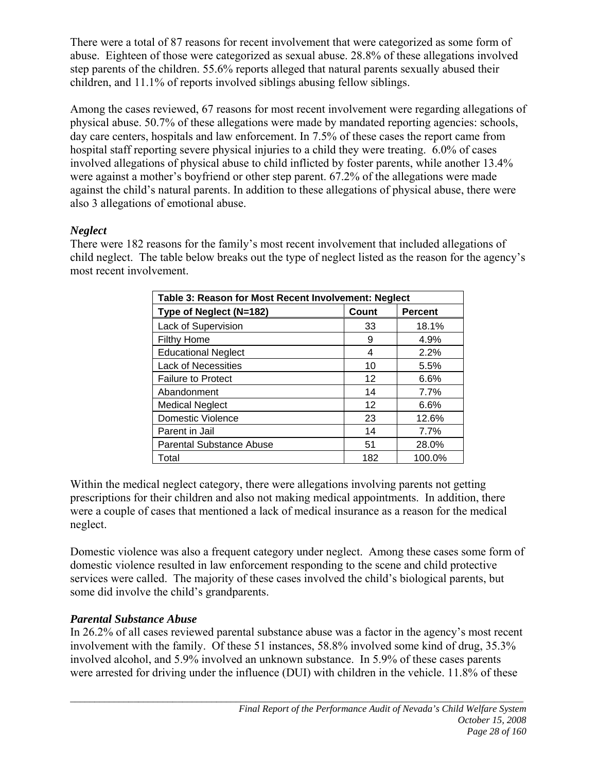There were a total of 87 reasons for recent involvement that were categorized as some form of abuse. Eighteen of those were categorized as sexual abuse. 28.8% of these allegations involved step parents of the children. 55.6% reports alleged that natural parents sexually abused their children, and 11.1% of reports involved siblings abusing fellow siblings.

Among the cases reviewed, 67 reasons for most recent involvement were regarding allegations of physical abuse. 50.7% of these allegations were made by mandated reporting agencies: schools, day care centers, hospitals and law enforcement. In 7.5% of these cases the report came from hospital staff reporting severe physical injuries to a child they were treating. 6.0% of cases involved allegations of physical abuse to child inflicted by foster parents, while another 13.4% were against a mother's boyfriend or other step parent. 67.2% of the allegations were made against the child's natural parents. In addition to these allegations of physical abuse, there were also 3 allegations of emotional abuse.

### *Neglect*

There were 182 reasons for the family's most recent involvement that included allegations of child neglect. The table below breaks out the type of neglect listed as the reason for the agency's most recent involvement.

**Table 3: Reason for Most Recent Involvement: Neglect**

| Type of Neglect (N=182) | Count | Percent |
|---|---|---|
| Lack of Supervision | 33 | 18.1% |
| Filthy Home | 9 | 4.9% |
| Educational Neglect | 4 | 2.2% |
| Lack of Necessities | 10 | 5.5% |
| Failure to Protect | 12 | 6.6% |
| Abandonment | 14 | 7.7% |
| Medical Neglect | 12 | 6.6% |
| Domestic Violence | 23 | 12.6% |
| Parent in Jail | 14 | 7.7% |
| Parental Substance Abuse | 51 | 28.0% |
| Total | 182 | 100.0% |

Within the medical neglect category, there were allegations involving parents not getting prescriptions for their children and also not making medical appointments. In addition, there were a couple of cases that mentioned a lack of medical insurance as a reason for the medical neglect.

Domestic violence was also a frequent category under neglect. Among these cases some form of domestic violence resulted in law enforcement responding to the scene and child protective services were called. The majority of these cases involved the child's biological parents, but some did involve the child's grandparents.

### *Parental Substance Abuse*

In 26.2% of all cases reviewed parental substance abuse was a factor in the agency's most recent involvement with the family. Of these 51 instances, 58.8% involved some kind of drug, 35.3% involved alcohol, and 5.9% involved an unknown substance. In 5.9% of these cases parents were arrested for driving under the influence (DUI) with children in the vehicle. 11.8% of these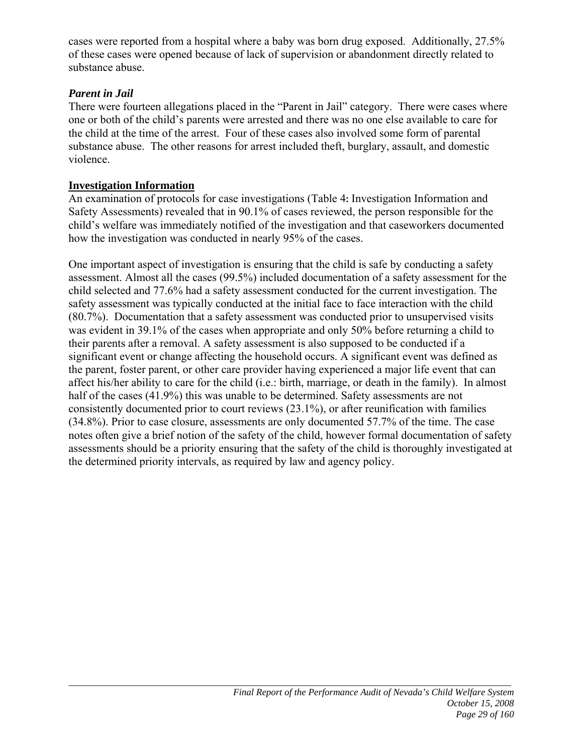cases were reported from a hospital where a baby was born drug exposed. Additionally, 27.5% of these cases were opened because of lack of supervision or abandonment directly related to substance abuse.

### *Parent in Jail*

There were fourteen allegations placed in the "Parent in Jail" category. There were cases where one or both of the child's parents were arrested and there was no one else available to care for the child at the time of the arrest. Four of these cases also involved some form of parental substance abuse. The other reasons for arrest included theft, burglary, assault, and domestic violence.

## Investigation Information

An examination of protocols for case investigations (Table 4**:** Investigation Information and Safety Assessments) revealed that in 90.1% of cases reviewed, the person responsible for the child's welfare was immediately notified of the investigation and that caseworkers documented how the investigation was conducted in nearly 95% of the cases.

One important aspect of investigation is ensuring that the child is safe by conducting a safety assessment. Almost all the cases (99.5%) included documentation of a safety assessment for the child selected and 77.6% had a safety assessment conducted for the current investigation. The safety assessment was typically conducted at the initial face to face interaction with the child (80.7%). Documentation that a safety assessment was conducted prior to unsupervised visits was evident in 39.1% of the cases when appropriate and only 50% before returning a child to their parents after a removal. A safety assessment is also supposed to be conducted if a significant event or change affecting the household occurs. A significant event was defined as the parent, foster parent, or other care provider having experienced a major life event that can affect his/her ability to care for the child (i.e.: birth, marriage, or death in the family). In almost half of the cases (41.9%) this was unable to be determined. Safety assessments are not consistently documented prior to court reviews (23.1%), or after reunification with families (34.8%). Prior to case closure, assessments are only documented 57.7% of the time. The case notes often give a brief notion of the safety of the child, however formal documentation of safety assessments should be a priority ensuring that the safety of the child is thoroughly investigated at the determined priority intervals, as required by law and agency policy.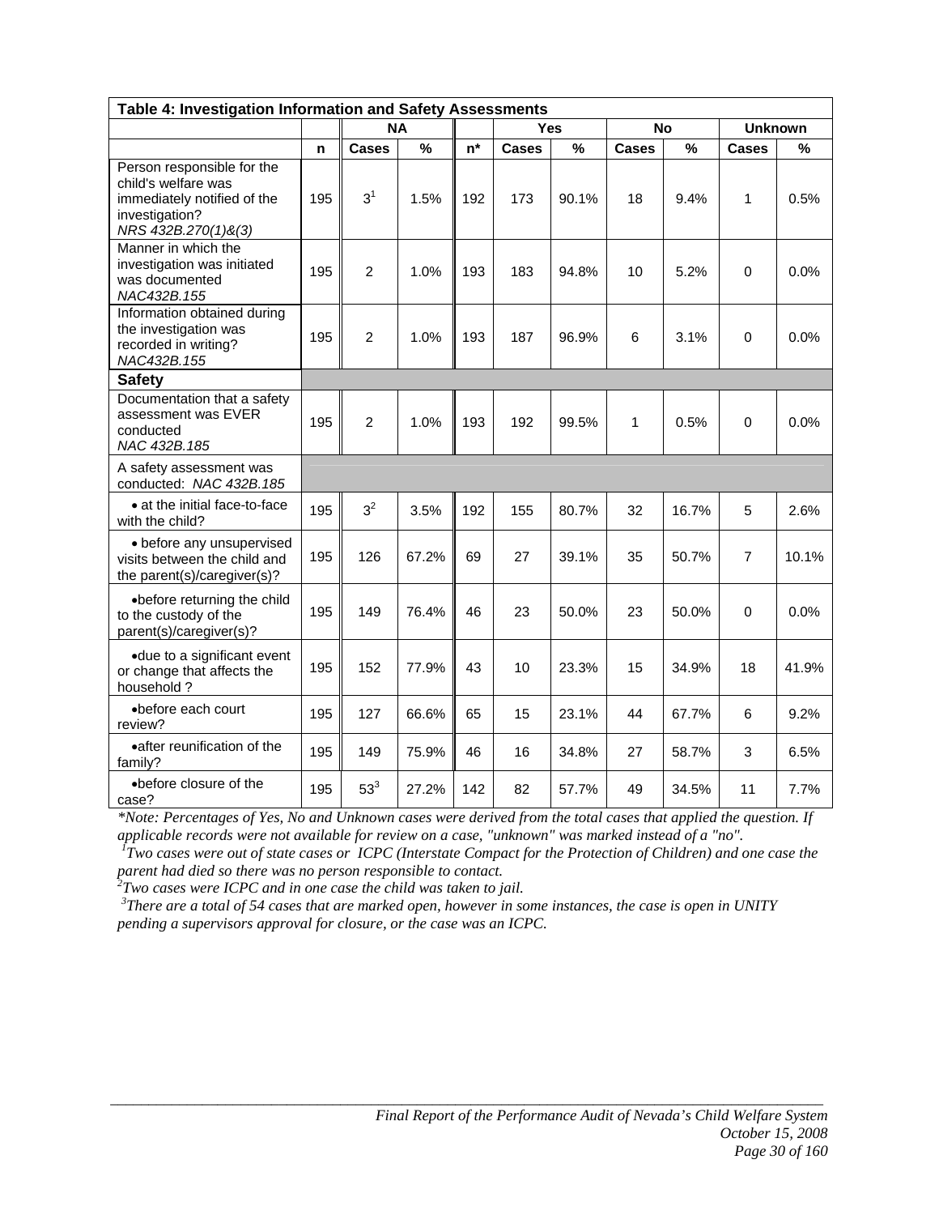| Table 4: Investigation Information and Safety Assessments | | | | | | | | | | |
|---|---|---|---|---|---|---|---|---|---|---|
| | | NA | | | Yes | | No | | Unknown | |
| | n | Cases | % | n* | Cases | % | Cases | % | Cases | % |
| Person responsible for the child's welfare was immediately notified of the investigation? *NRS 432B.270(1)&(3)* | 195 | 3[1] | 1.5% | 192 | 173 | 90.1% | 18 | 9.4% | 1 | 0.5% |
| Manner in which the investigation was initiated was documented *NAC432B.155* | 195 | 2 | 1.0% | 193 | 183 | 94.8% | 10 | 5.2% | 0 | 0.0% |
| Information obtained during the investigation was recorded in writing? *NAC432B.155* | 195 | 2 | 1.0% | 193 | 187 | 96.9% | 6 | 3.1% | 0 | 0.0% |
| **Safety** | | | | | | | | | | |
| Documentation that a safety assessment was EVER conducted *NAC 432B.185* | 195 | 2 | 1.0% | 193 | 192 | 99.5% | 1 | 0.5% | 0 | 0.0% |
| A safety assessment was conducted: *NAC 432B.185* | | | | | | | | | | |
| • at the initial face-to-face with the child? | 195 | 3[2] | 3.5% | 192 | 155 | 80.7% | 32 | 16.7% | 5 | 2.6% |
| • before any unsupervised visits between the child and the parent(s)/caregiver(s)? | 195 | 126 | 67.2% | 69 | 27 | 39.1% | 35 | 50.7% | 7 | 10.1% |
| • before returning the child to the custody of the parent(s)/caregiver(s)? | 195 | 149 | 76.4% | 46 | 23 | 50.0% | 23 | 50.0% | 0 | 0.0% |
| • due to a significant event or change that affects the household ? | 195 | 152 | 77.9% | 43 | 10 | 23.3% | 15 | 34.9% | 18 | 41.9% |
| • before each court review? | 195 | 127 | 66.6% | 65 | 15 | 23.1% | 44 | 67.7% | 6 | 9.2% |
| • after reunification of the family? | 195 | 149 | 75.9% | 46 | 16 | 34.8% | 27 | 58.7% | 3 | 6.5% |
| • before closure of the case? | 195 | 53[3] | 27.2% | 142 | 82 | 57.7% | 49 | 34.5% | 11 | 7.7% |

*\*Note: Percentages of Yes, No and Unknown cases were derived from the total cases that applied the question. If applicable records were not available for review on a case, "unknown" was marked instead of a "no".*

*[1] Two cases were out of state cases or ICPC (Interstate Compact for the Protection of Children) and one case the parent had died so there was no person responsible to contact.*

*[2] Two cases were ICPC and in one case the child was taken to jail.*

*[3] There are a total of 54 cases that are marked open, however in some instances, the case is open in UNITY pending a supervisors approval for closure, or the case was an ICPC.*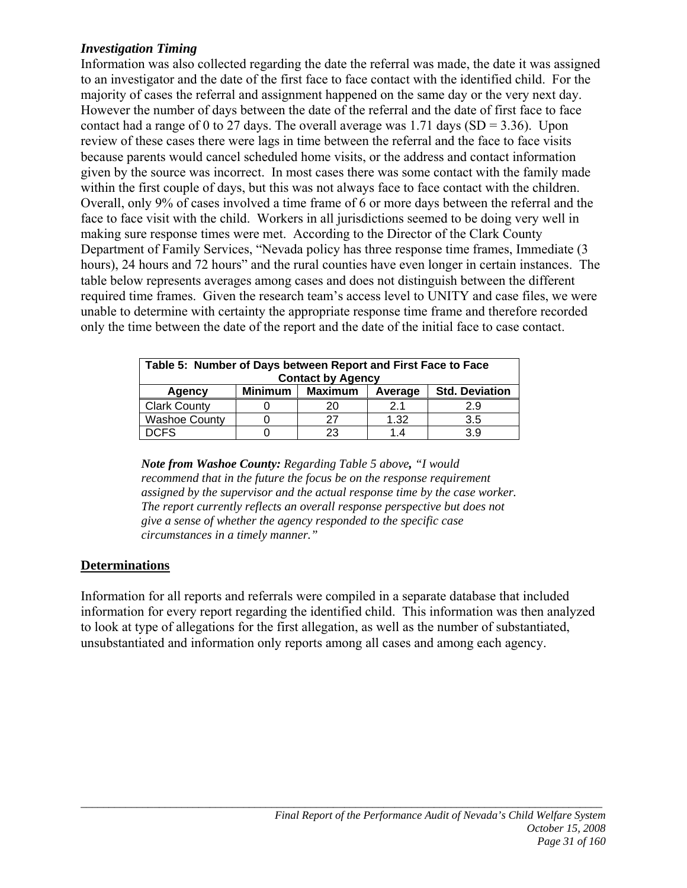### *Investigation Timing*

Information was also collected regarding the date the referral was made, the date it was assigned to an investigator and the date of the first face to face contact with the identified child. For the majority of cases the referral and assignment happened on the same day or the very next day. However the number of days between the date of the referral and the date of first face to face contact had a range of 0 to 27 days. The overall average was 1.71 days (SD = 3.36). Upon review of these cases there were lags in time between the referral and the face to face visits because parents would cancel scheduled home visits, or the address and contact information given by the source was incorrect. In most cases there was some contact with the family made within the first couple of days, but this was not always face to face contact with the children. Overall, only 9% of cases involved a time frame of 6 or more days between the referral and the face to face visit with the child. Workers in all jurisdictions seemed to be doing very well in making sure response times were met. According to the Director of the Clark County Department of Family Services, "Nevada policy has three response time frames, Immediate (3 hours), 24 hours and 72 hours" and the rural counties have even longer in certain instances. The table below represents averages among cases and does not distinguish between the different required time frames. Given the research team's access level to UNITY and case files, we were unable to determine with certainty the appropriate response time frame and therefore recorded only the time between the date of the report and the date of the initial face to case contact.

**Table 5: Number of Days between Report and First Face to Face Contact by Agency**

| Agency | Minimum | Maximum | Average | Std. Deviation |
|---|---|---|---|---|
| Clark County | 0 | 20 | 2.1 | 2.9 |
| Washoe County | 0 | 27 | 1.32 | 3.5 |
| DCFS | 0 | 23 | 1.4 | 3.9 |

***Note from Washoe County:*** *Regarding Table 5 above**,** "I would recommend that in the future the focus be on the response requirement assigned by the supervisor and the actual response time by the case worker. The report currently reflects an overall response perspective but does not give a sense of whether the agency responded to the specific case circumstances in a timely manner."*

## Determinations

Information for all reports and referrals were compiled in a separate database that included information for every report regarding the identified child. This information was then analyzed to look at type of allegations for the first allegation, as well as the number of substantiated, unsubstantiated and information only reports among all cases and among each agency.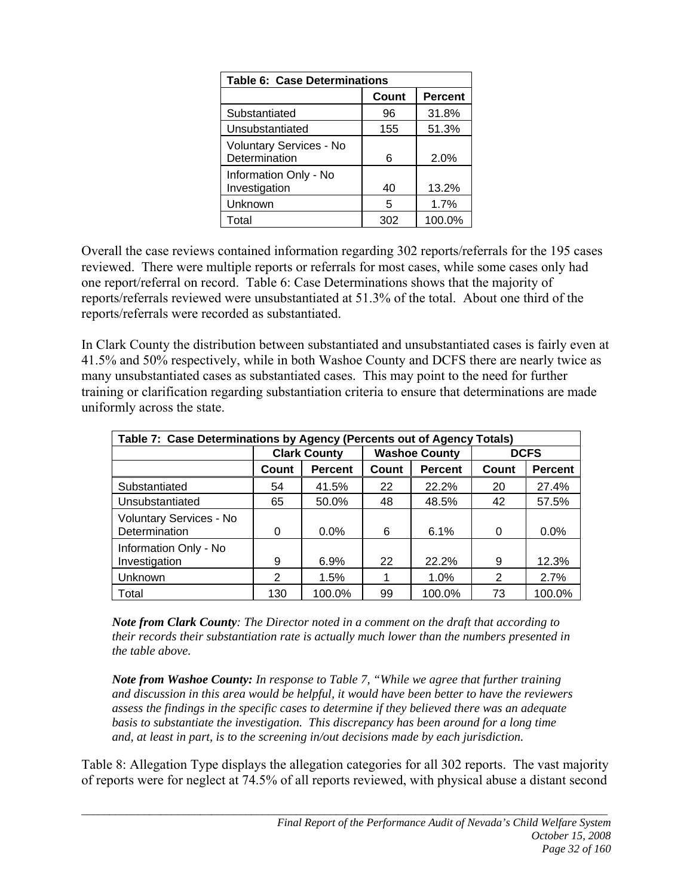| Table 6: Case Determinations | | |
|---|---|---|
| | Count | Percent |
| Substantiated | 96 | 31.8% |
| Unsubstantiated | 155 | 51.3% |
| Voluntary Services - No Determination | 6 | 2.0% |
| Information Only - No Investigation | 40 | 13.2% |
| Unknown | 5 | 1.7% |
| Total | 302 | 100.0% |

Overall the case reviews contained information regarding 302 reports/referrals for the 195 cases reviewed. There were multiple reports or referrals for most cases, while some cases only had one report/referral on record. Table 6: Case Determinations shows that the majority of reports/referrals reviewed were unsubstantiated at 51.3% of the total. About one third of the reports/referrals were recorded as substantiated.

In Clark County the distribution between substantiated and unsubstantiated cases is fairly even at 41.5% and 50% respectively, while in both Washoe County and DCFS there are nearly twice as many unsubstantiated cases as substantiated cases. This may point to the need for further training or clarification regarding substantiation criteria to ensure that determinations are made uniformly across the state.

| Table 7: Case Determinations by Agency (Percents out of Agency Totals) | | | | | | |
|---|---|---|---|---|---|---|
| | Clark County | | Washoe County | | DCFS | |
| | Count | Percent | Count | Percent | Count | Percent |
| Substantiated | 54 | 41.5% | 22 | 22.2% | 20 | 27.4% |
| Unsubstantiated | 65 | 50.0% | 48 | 48.5% | 42 | 57.5% |
| Voluntary Services - No Determination | 0 | 0.0% | 6 | 6.1% | 0 | 0.0% |
| Information Only - No Investigation | 9 | 6.9% | 22 | 22.2% | 9 | 12.3% |
| Unknown | 2 | 1.5% | 1 | 1.0% | 2 | 2.7% |
| Total | 130 | 100.0% | 99 | 100.0% | 73 | 100.0% |

***Note from Clark County****: The Director noted in a comment on the draft that according to their records their substantiation rate is actually much lower than the numbers presented in the table above.*

***Note from Washoe County:*** *In response to Table 7, "While we agree that further training and discussion in this area would be helpful, it would have been better to have the reviewers assess the findings in the specific cases to determine if they believed there was an adequate basis to substantiate the investigation. This discrepancy has been around for a long time and, at least in part, is to the screening in/out decisions made by each jurisdiction.*

Table 8: Allegation Type displays the allegation categories for all 302 reports. The vast majority of reports were for neglect at 74.5% of all reports reviewed, with physical abuse a distant second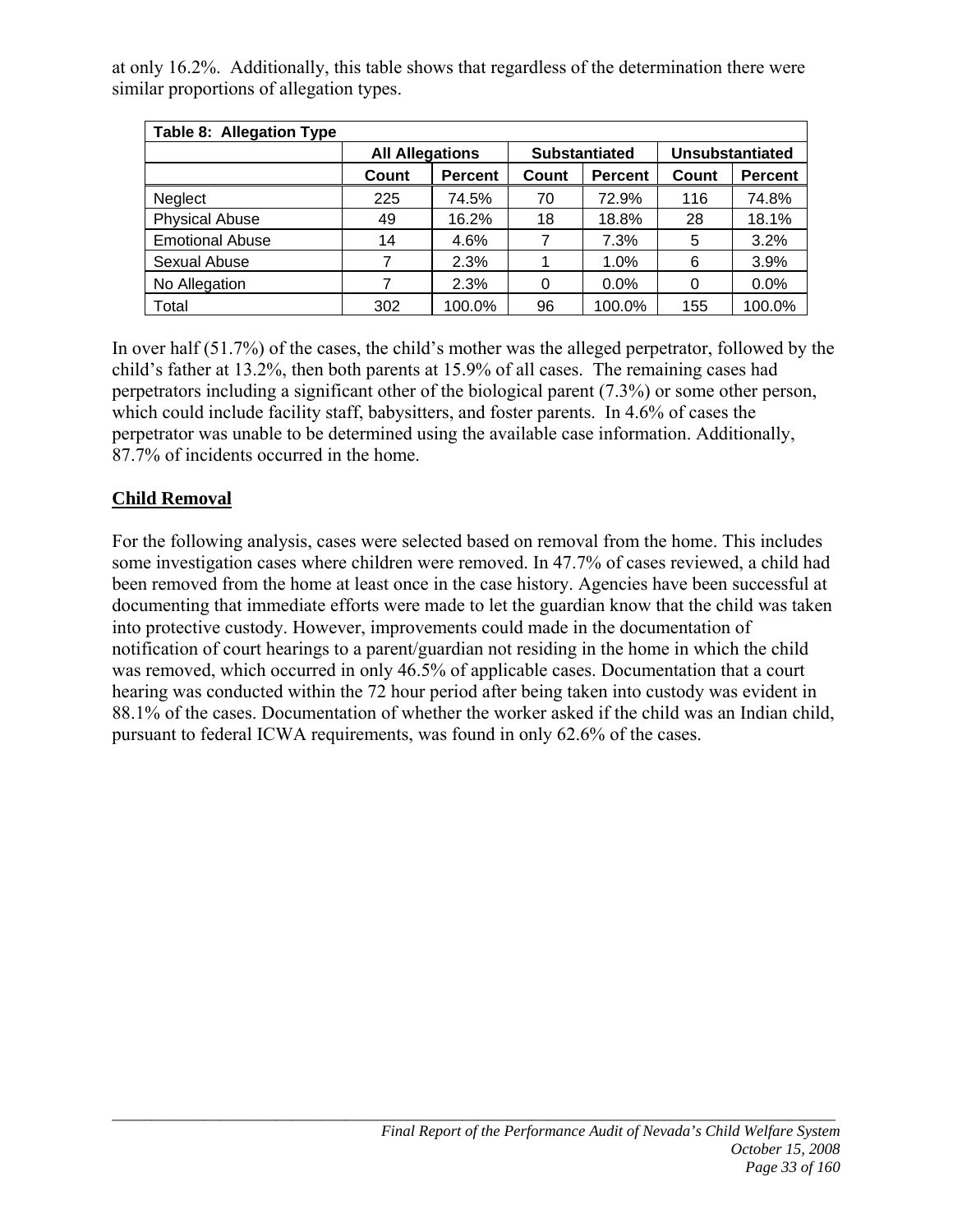at only 16.2%. Additionally, this table shows that regardless of the determination there were similar proportions of allegation types.

| Table 8: Allegation Type | | | | | | |
|---|---|---|---|---|---|---|
| | All Allegations | | Substantiated | | Unsubstantiated | |
| | Count | Percent | Count | Percent | Count | Percent |
| Neglect | 225 | 74.5% | 70 | 72.9% | 116 | 74.8% |
| Physical Abuse | 49 | 16.2% | 18 | 18.8% | 28 | 18.1% |
| Emotional Abuse | 14 | 4.6% | 7 | 7.3% | 5 | 3.2% |
| Sexual Abuse | 7 | 2.3% | 1 | 1.0% | 6 | 3.9% |
| No Allegation | 7 | 2.3% | 0 | 0.0% | 0 | 0.0% |
| Total | 302 | 100.0% | 96 | 100.0% | 155 | 100.0% |

In over half (51.7%) of the cases, the child's mother was the alleged perpetrator, followed by the child's father at 13.2%, then both parents at 15.9% of all cases. The remaining cases had perpetrators including a significant other of the biological parent (7.3%) or some other person, which could include facility staff, babysitters, and foster parents. In 4.6% of cases the perpetrator was unable to be determined using the available case information. Additionally, 87.7% of incidents occurred in the home.

## Child Removal

For the following analysis, cases were selected based on removal from the home. This includes some investigation cases where children were removed. In 47.7% of cases reviewed, a child had been removed from the home at least once in the case history. Agencies have been successful at documenting that immediate efforts were made to let the guardian know that the child was taken into protective custody. However, improvements could made in the documentation of notification of court hearings to a parent/guardian not residing in the home in which the child was removed, which occurred in only 46.5% of applicable cases. Documentation that a court hearing was conducted within the 72 hour period after being taken into custody was evident in 88.1% of the cases. Documentation of whether the worker asked if the child was an Indian child, pursuant to federal ICWA requirements, was found in only 62.6% of the cases.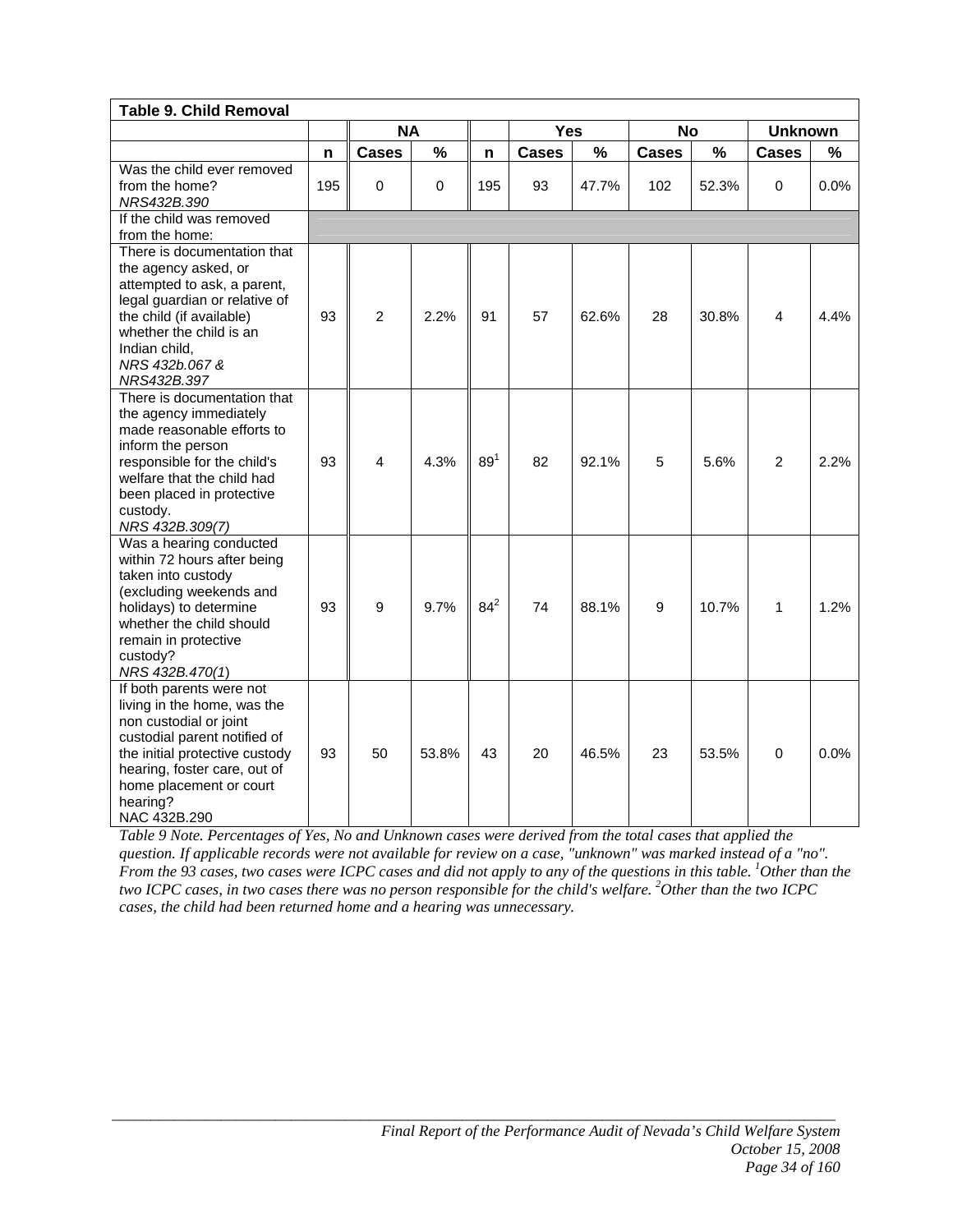| Table 9. Child Removal | | | | | | | | | | |
|---|---|---|---|---|---|---|---|---|---|---|
| | | NA | | | Yes | | No | | Unknown | |
| | n | Cases | % | n | Cases | % | Cases | % | Cases | % |
| Was the child ever removed from the home? *NRS432B.390* | 195 | 0 | 0 | 195 | 93 | 47.7% | 102 | 52.3% | 0 | 0.0% |
| If the child was removed from the home: | | | | | | | | | | |
| There is documentation that the agency asked, or attempted to ask, a parent, legal guardian or relative of the child (if available) whether the child is an Indian child, *NRS 432b.067 & NRS432B.397* | 93 | 2 | 2.2% | 91 | 57 | 62.6% | 28 | 30.8% | 4 | 4.4% |
| There is documentation that the agency immediately made reasonable efforts to inform the person responsible for the child's welfare that the child had been placed in protective custody. *NRS 432B.309(7)* | 93 | 4 | 4.3% | 89[1] | 82 | 92.1% | 5 | 5.6% | 2 | 2.2% |
| Was a hearing conducted within 72 hours after being taken into custody (excluding weekends and holidays) to determine whether the child should remain in protective custody? *NRS 432B.470(1)* | 93 | 9 | 9.7% | 84[2] | 74 | 88.1% | 9 | 10.7% | 1 | 1.2% |
| If both parents were not living in the home, was the non custodial or joint custodial parent notified of the initial protective custody hearing, foster care, out of home placement or court hearing? NAC 432B.290 | 93 | 50 | 53.8% | 43 | 20 | 46.5% | 23 | 53.5% | 0 | 0.0% |

*Table 9 Note. Percentages of Yes, No and Unknown cases were derived from the total cases that applied the question. If applicable records were not available for review on a case, "unknown" was marked instead of a "no". From the 93 cases, two cases were ICPC cases and did not apply to any of the questions in this table. [1]Other than the two ICPC cases, in two cases there was no person responsible for the child's welfare. [2]Other than the two ICPC cases, the child had been returned home and a hearing was unnecessary.*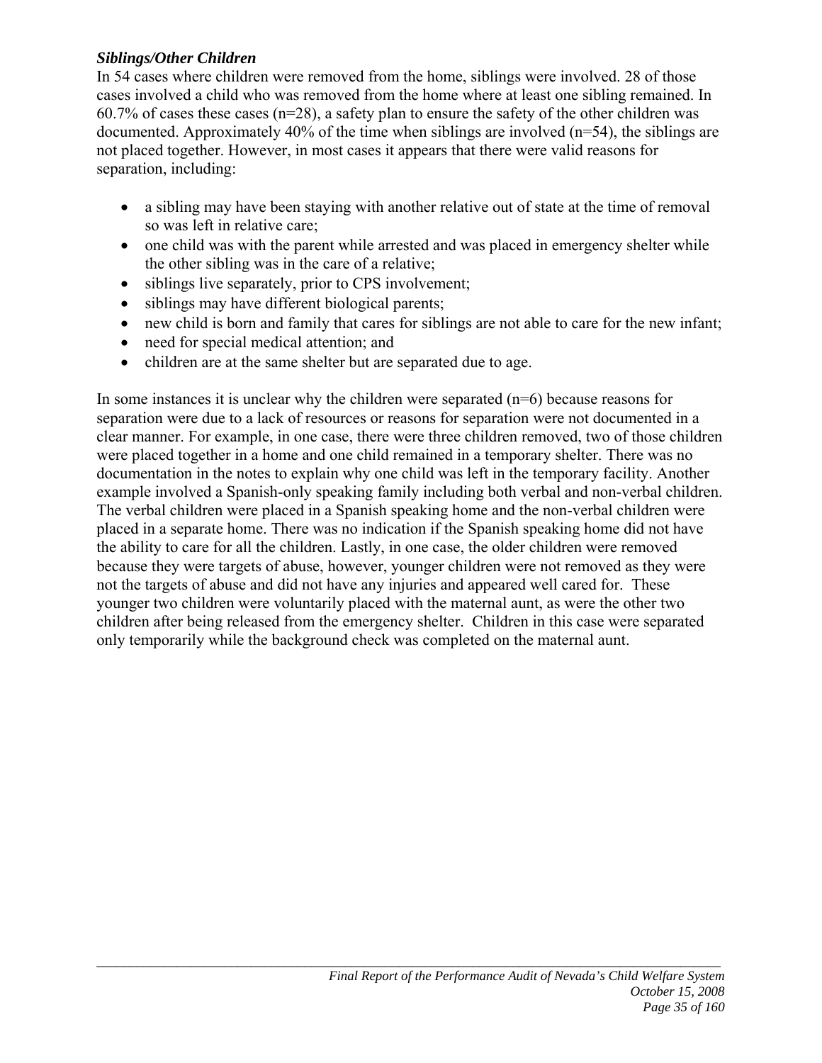***Siblings/Other Children***

In 54 cases where children were removed from the home, siblings were involved. 28 of those cases involved a child who was removed from the home where at least one sibling remained. In 60.7% of cases these cases (n=28), a safety plan to ensure the safety of the other children was documented. Approximately 40% of the time when siblings are involved (n=54), the siblings are not placed together. However, in most cases it appears that there were valid reasons for separation, including:

- a sibling may have been staying with another relative out of state at the time of removal so was left in relative care;
- one child was with the parent while arrested and was placed in emergency shelter while the other sibling was in the care of a relative;
- siblings live separately, prior to CPS involvement;
- siblings may have different biological parents;
- new child is born and family that cares for siblings are not able to care for the new infant;
- need for special medical attention; and
- children are at the same shelter but are separated due to age.

In some instances it is unclear why the children were separated (n=6) because reasons for separation were due to a lack of resources or reasons for separation were not documented in a clear manner. For example, in one case, there were three children removed, two of those children were placed together in a home and one child remained in a temporary shelter. There was no documentation in the notes to explain why one child was left in the temporary facility. Another example involved a Spanish-only speaking family including both verbal and non-verbal children. The verbal children were placed in a Spanish speaking home and the non-verbal children were placed in a separate home. There was no indication if the Spanish speaking home did not have the ability to care for all the children. Lastly, in one case, the older children were removed because they were targets of abuse, however, younger children were not removed as they were not the targets of abuse and did not have any injuries and appeared well cared for. These younger two children were voluntarily placed with the maternal aunt, as were the other two children after being released from the emergency shelter. Children in this case were separated only temporarily while the background check was completed on the maternal aunt.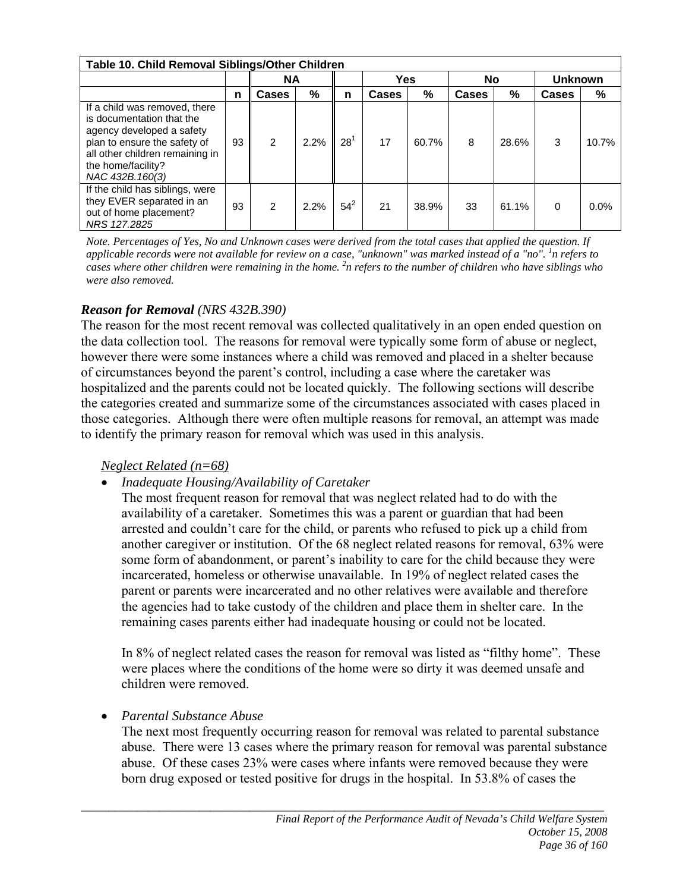| Table 10. Child Removal Siblings/Other Children | | | | | | | | | | |
|---|---|---|---|---|---|---|---|---|---|---|
| | | NA | | | Yes | | No | | Unknown | |
| | n | Cases | % | n | Cases | % | Cases | % | Cases | % |
| If a child was removed, there is documentation that the agency developed a safety plan to ensure the safety of all other children remaining in the home/facility? *NAC 432B.160(3)* | 93 | 2 | 2.2% | 28[1] | 17 | 60.7% | 8 | 28.6% | 3 | 10.7% |
| If the child has siblings, were they EVER separated in an out of home placement? *NRS 127.2825* | 93 | 2 | 2.2% | 54[2] | 21 | 38.9% | 33 | 61.1% | 0 | 0.0% |

*Note.* Percentages of Yes, No and Unknown cases were derived from the total cases that applied the question. If applicable records were not available for review on a case, "unknown" was marked instead of a "no". [1]n refers to cases where other children were remaining in the home. [2]n refers to the number of children who have siblings who were also removed.

### ***Reason for Removal*** *(NRS 432B.390)*

The reason for the most recent removal was collected qualitatively in an open ended question on the data collection tool. The reasons for removal were typically some form of abuse or neglect, however there were some instances where a child was removed and placed in a shelter because of circumstances beyond the parent's control, including a case where the caretaker was hospitalized and the parents could not be located quickly. The following sections will describe the categories created and summarize some of the circumstances associated with cases placed in those categories. Although there were often multiple reasons for removal, an attempt was made to identify the primary reason for removal which was used in this analysis.

*Neglect Related (n=68)*

- *Inadequate Housing/Availability of Caretaker*

  The most frequent reason for removal that was neglect related had to do with the availability of a caretaker. Sometimes this was a parent or guardian that had been arrested and couldn't care for the child, or parents who refused to pick up a child from another caregiver or institution. Of the 68 neglect related reasons for removal, 63% were some form of abandonment, or parent's inability to care for the child because they were incarcerated, homeless or otherwise unavailable. In 19% of neglect related cases the parent or parents were incarcerated and no other relatives were available and therefore the agencies had to take custody of the children and place them in shelter care. In the remaining cases parents either had inadequate housing or could not be located.

  In 8% of neglect related cases the reason for removal was listed as "filthy home". These were places where the conditions of the home were so dirty it was deemed unsafe and children were removed.

- *Parental Substance Abuse*

  The next most frequently occurring reason for removal was related to parental substance abuse. There were 13 cases where the primary reason for removal was parental substance abuse. Of these cases 23% were cases where infants were removed because they were born drug exposed or tested positive for drugs in the hospital. In 53.8% of cases the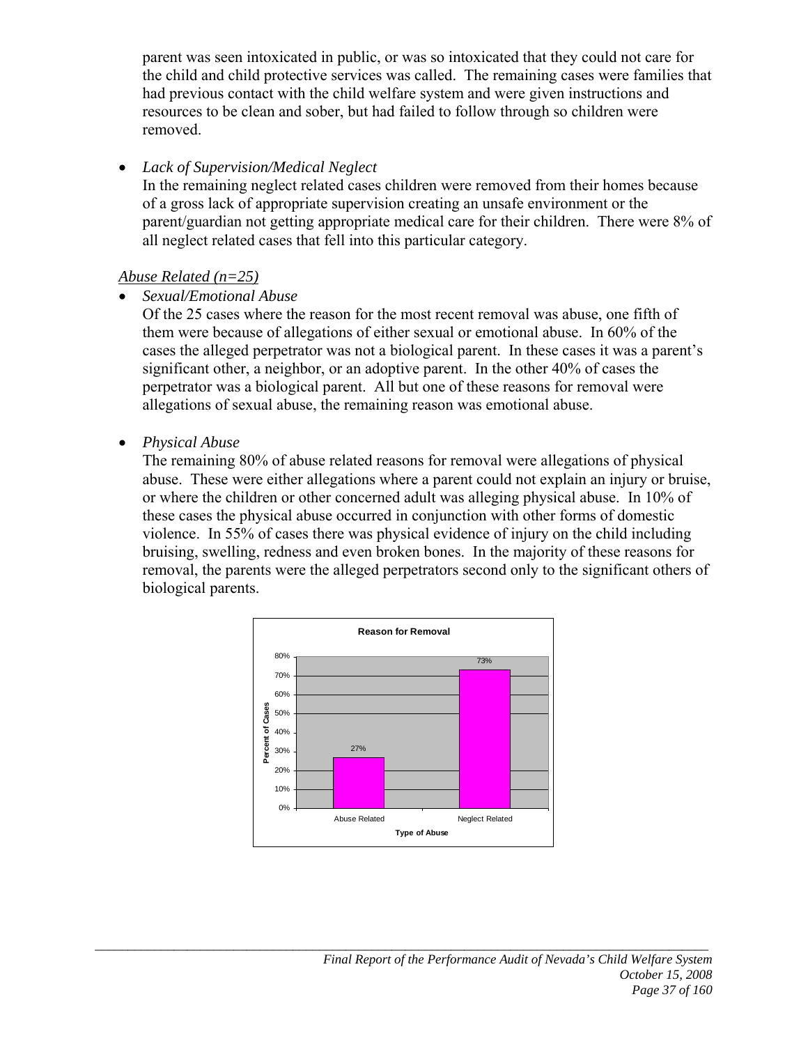parent was seen intoxicated in public, or was so intoxicated that they could not care for the child and child protective services was called. The remaining cases were families that had previous contact with the child welfare system and were given instructions and resources to be clean and sober, but had failed to follow through so children were removed.

- *Lack of Supervision/Medical Neglect*
  In the remaining neglect related cases children were removed from their homes because of a gross lack of appropriate supervision creating an unsafe environment or the parent/guardian not getting appropriate medical care for their children. There were 8% of all neglect related cases that fell into this particular category.

*Abuse Related (n=25)*

- *Sexual/Emotional Abuse*
  Of the 25 cases where the reason for the most recent removal was abuse, one fifth of them were because of allegations of either sexual or emotional abuse. In 60% of the cases the alleged perpetrator was not a biological parent. In these cases it was a parent's significant other, a neighbor, or an adoptive parent. In the other 40% of cases the perpetrator was a biological parent. All but one of these reasons for removal were allegations of sexual abuse, the remaining reason was emotional abuse.

- *Physical Abuse*
  The remaining 80% of abuse related reasons for removal were allegations of physical abuse. These were either allegations where a parent could not explain an injury or bruise, or where the children or other concerned adult was alleging physical abuse. In 10% of these cases the physical abuse occurred in conjunction with other forms of domestic violence. In 55% of cases there was physical evidence of injury on the child including bruising, swelling, redness and even broken bones. In the majority of these reasons for removal, the parents were the alleged perpetrators second only to the significant others of biological parents.

**Reason for Removal**

| Type of Abuse | Percent of Cases |
|---|---|
| Abuse Related | 27% |
| Neglect Related | 73% |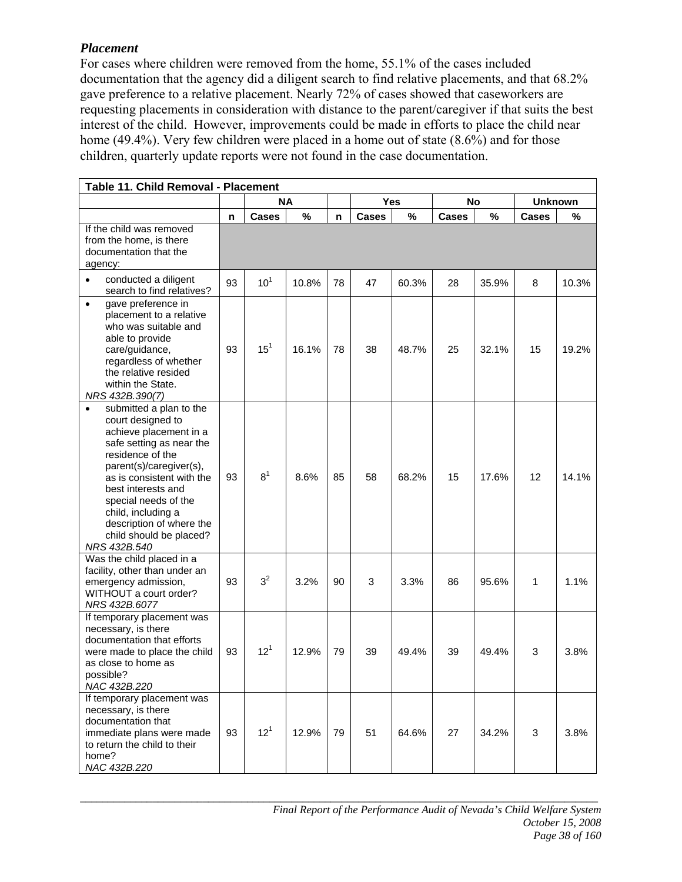### *Placement*

For cases where children were removed from the home, 55.1% of the cases included documentation that the agency did a diligent search to find relative placements, and that 68.2% gave preference to a relative placement. Nearly 72% of cases showed that caseworkers are requesting placements in consideration with distance to the parent/caregiver if that suits the best interest of the child. However, improvements could be made in efforts to place the child near home (49.4%). Very few children were placed in a home out of state (8.6%) and for those children, quarterly update reports were not found in the case documentation.

| Table 11. Child Removal - Placement | | | | | | | | | | |
|---|---|---|---|---|---|---|---|---|---|---|
| | | NA | | | Yes | | No | | Unknown | |
| | n | Cases | % | n | Cases | % | Cases | % | Cases | % |
| If the child was removed from the home, is there documentation that the agency: | | | | | | | | | | |
| • conducted a diligent search to find relatives? | 93 | 10[1] | 10.8% | 78 | 47 | 60.3% | 28 | 35.9% | 8 | 10.3% |
| • gave preference in placement to a relative who was suitable and able to provide care/guidance, regardless of whether the relative resided within the State. *NRS 432B.390(7)* | 93 | 15[1] | 16.1% | 78 | 38 | 48.7% | 25 | 32.1% | 15 | 19.2% |
| • submitted a plan to the court designed to achieve placement in a safe setting as near the residence of the parent(s)/caregiver(s), as is consistent with the best interests and special needs of the child, including a description of where the child should be placed? *NRS 432B.540* | 93 | 8[1] | 8.6% | 85 | 58 | 68.2% | 15 | 17.6% | 12 | 14.1% |
| Was the child placed in a facility, other than under an emergency admission, WITHOUT a court order? *NRS 432B.6077* | 93 | 3[2] | 3.2% | 90 | 3 | 3.3% | 86 | 95.6% | 1 | 1.1% |
| If temporary placement was necessary, is there documentation that efforts were made to place the child as close to home as possible? *NAC 432B.220* | 93 | 12[1] | 12.9% | 79 | 39 | 49.4% | 39 | 49.4% | 3 | 3.8% |
| If temporary placement was necessary, is there documentation that immediate plans were made to return the child to their home? *NAC 432B.220* | 93 | 12[1] | 12.9% | 79 | 51 | 64.6% | 27 | 34.2% | 3 | 3.8% |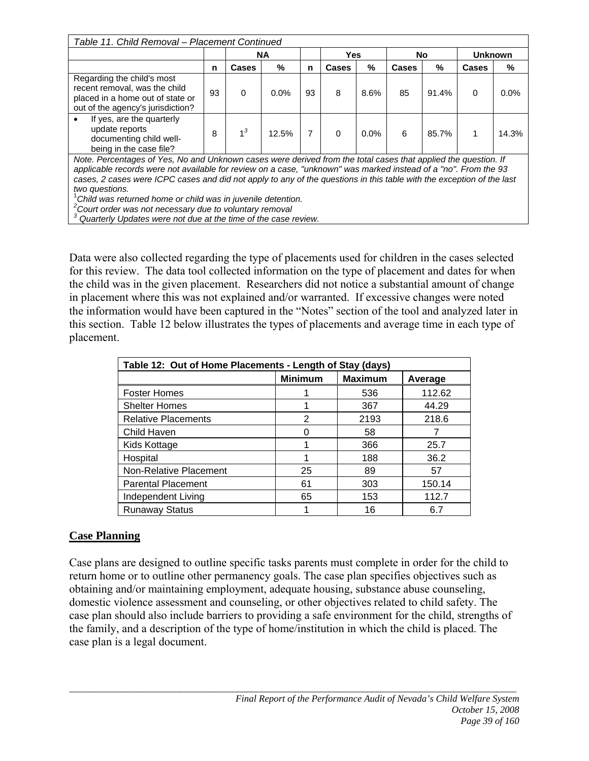| *Table 11. Child Removal – Placement Continued* | | | | | | | | | | |
|---|---|---|---|---|---|---|---|---|---|---|
| | | NA | | | Yes | | No | | Unknown | |
| | n | Cases | % | n | Cases | % | Cases | % | Cases | % |
| Regarding the child's most recent removal, was the child placed in a home out of state or out of the agency's jurisdiction? | 93 | 0 | 0.0% | 93 | 8 | 8.6% | 85 | 91.4% | 0 | 0.0% |
| • If yes, are the quarterly update reports documenting child well-being in the case file? | 8 | 1[3] | 12.5% | 7 | 0 | 0.0% | 6 | 85.7% | 1 | 14.3% |

*Note. Percentages of Yes, No and Unknown cases were derived from the total cases that applied the question. If applicable records were not available for review on a case, "unknown" was marked instead of a "no". From the 93 cases, 2 cases were ICPC cases and did not apply to any of the questions in this table with the exception of the last two questions.*
*[1]Child was returned home or child was in juvenile detention.*
*[2]Court order was not necessary due to voluntary removal*
*[3] Quarterly Updates were not due at the time of the case review.*

Data were also collected regarding the type of placements used for children in the cases selected for this review. The data tool collected information on the type of placement and dates for when the child was in the given placement. Researchers did not notice a substantial amount of change in placement where this was not explained and/or warranted. If excessive changes were noted the information would have been captured in the "Notes" section of the tool and analyzed later in this section. Table 12 below illustrates the types of placements and average time in each type of placement.

| **Table 12: Out of Home Placements - Length of Stay (days)** | | | |
|---|---|---|---|
| | Minimum | Maximum | Average |
| Foster Homes | 1 | 536 | 112.62 |
| Shelter Homes | 1 | 367 | 44.29 |
| Relative Placements | 2 | 2193 | 218.6 |
| Child Haven | 0 | 58 | 7 |
| Kids Kottage | 1 | 366 | 25.7 |
| Hospital | 1 | 188 | 36.2 |
| Non-Relative Placement | 25 | 89 | 57 |
| Parental Placement | 61 | 303 | 150.14 |
| Independent Living | 65 | 153 | 112.7 |
| Runaway Status | 1 | 16 | 6.7 |

## Case Planning

Case plans are designed to outline specific tasks parents must complete in order for the child to return home or to outline other permanency goals. The case plan specifies objectives such as obtaining and/or maintaining employment, adequate housing, substance abuse counseling, domestic violence assessment and counseling, or other objectives related to child safety. The case plan should also include barriers to providing a safe environment for the child, strengths of the family, and a description of the type of home/institution in which the child is placed. The case plan is a legal document.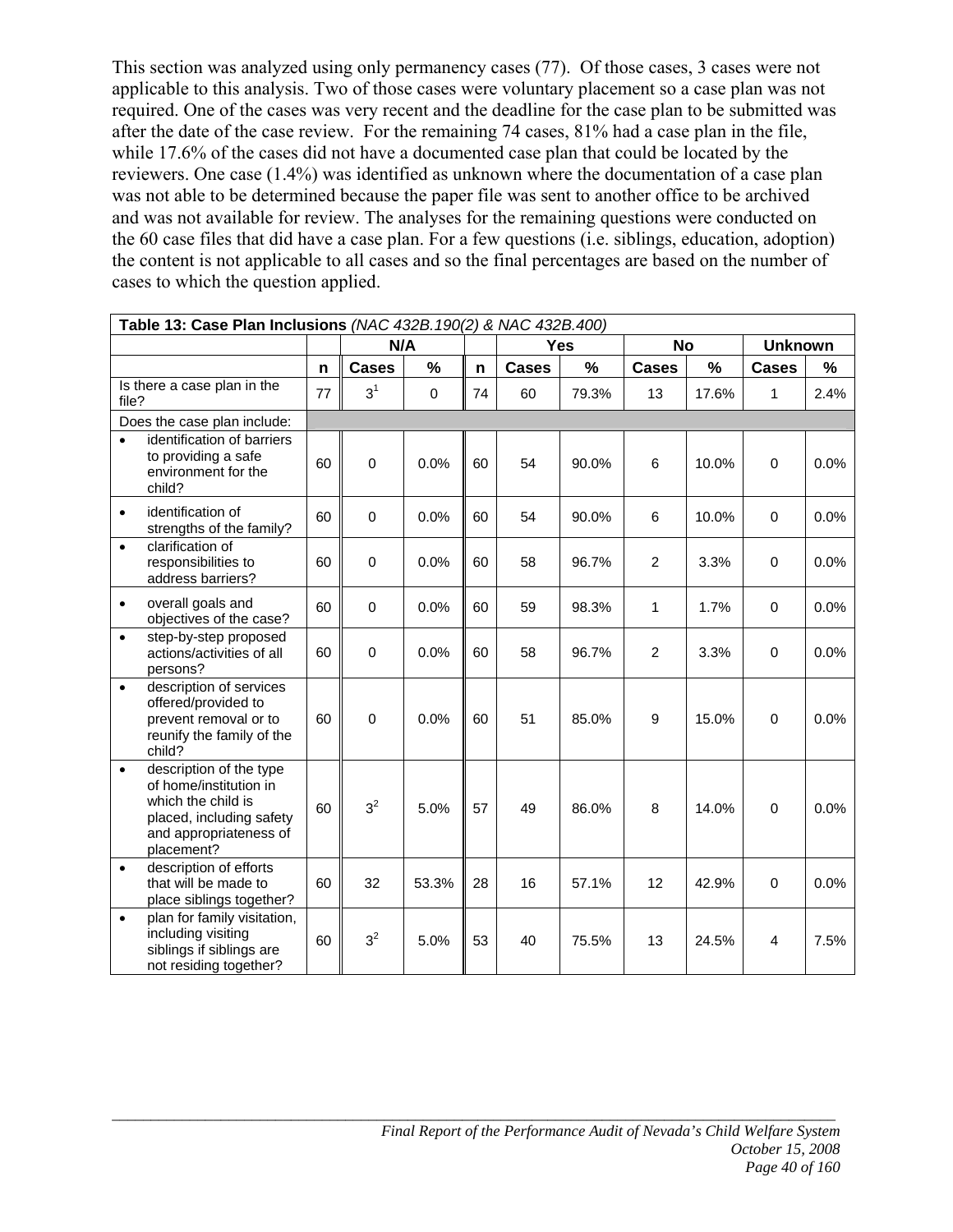This section was analyzed using only permanency cases (77). Of those cases, 3 cases were not applicable to this analysis. Two of those cases were voluntary placement so a case plan was not required. One of the cases was very recent and the deadline for the case plan to be submitted was after the date of the case review. For the remaining 74 cases, 81% had a case plan in the file, while 17.6% of the cases did not have a documented case plan that could be located by the reviewers. One case (1.4%) was identified as unknown where the documentation of a case plan was not able to be determined because the paper file was sent to another office to be archived and was not available for review. The analyses for the remaining questions were conducted on the 60 case files that did have a case plan. For a few questions (i.e. siblings, education, adoption) the content is not applicable to all cases and so the final percentages are based on the number of cases to which the question applied.

| **Table 13: Case Plan Inclusions** *(NAC 432B.190(2) & NAC 432B.400)* | | | | | | | | | | |
|---|---|---|---|---|---|---|---|---|---|---|
| | | **N/A** | | | **Yes** | | **No** | | **Unknown** | |
| | **n** | **Cases** | **%** | **n** | **Cases** | **%** | **Cases** | **%** | **Cases** | **%** |
| Is there a case plan in the file? | 77 | 3[1] | 0 | 74 | 60 | 79.3% | 13 | 17.6% | 1 | 2.4% |
| Does the case plan include: | | | | | | | | | | |
| • identification of barriers to providing a safe environment for the child? | 60 | 0 | 0.0% | 60 | 54 | 90.0% | 6 | 10.0% | 0 | 0.0% |
| • identification of strengths of the family? | 60 | 0 | 0.0% | 60 | 54 | 90.0% | 6 | 10.0% | 0 | 0.0% |
| • clarification of responsibilities to address barriers? | 60 | 0 | 0.0% | 60 | 58 | 96.7% | 2 | 3.3% | 0 | 0.0% |
| • overall goals and objectives of the case? | 60 | 0 | 0.0% | 60 | 59 | 98.3% | 1 | 1.7% | 0 | 0.0% |
| • step-by-step proposed actions/activities of all persons? | 60 | 0 | 0.0% | 60 | 58 | 96.7% | 2 | 3.3% | 0 | 0.0% |
| • description of services offered/provided to prevent removal or to reunify the family of the child? | 60 | 0 | 0.0% | 60 | 51 | 85.0% | 9 | 15.0% | 0 | 0.0% |
| • description of the type of home/institution in which the child is placed, including safety and appropriateness of placement? | 60 | 3[2] | 5.0% | 57 | 49 | 86.0% | 8 | 14.0% | 0 | 0.0% |
| • description of efforts that will be made to place siblings together? | 60 | 32 | 53.3% | 28 | 16 | 57.1% | 12 | 42.9% | 0 | 0.0% |
| • plan for family visitation, including visiting siblings if siblings are not residing together? | 60 | 3[2] | 5.0% | 53 | 40 | 75.5% | 13 | 24.5% | 4 | 7.5% |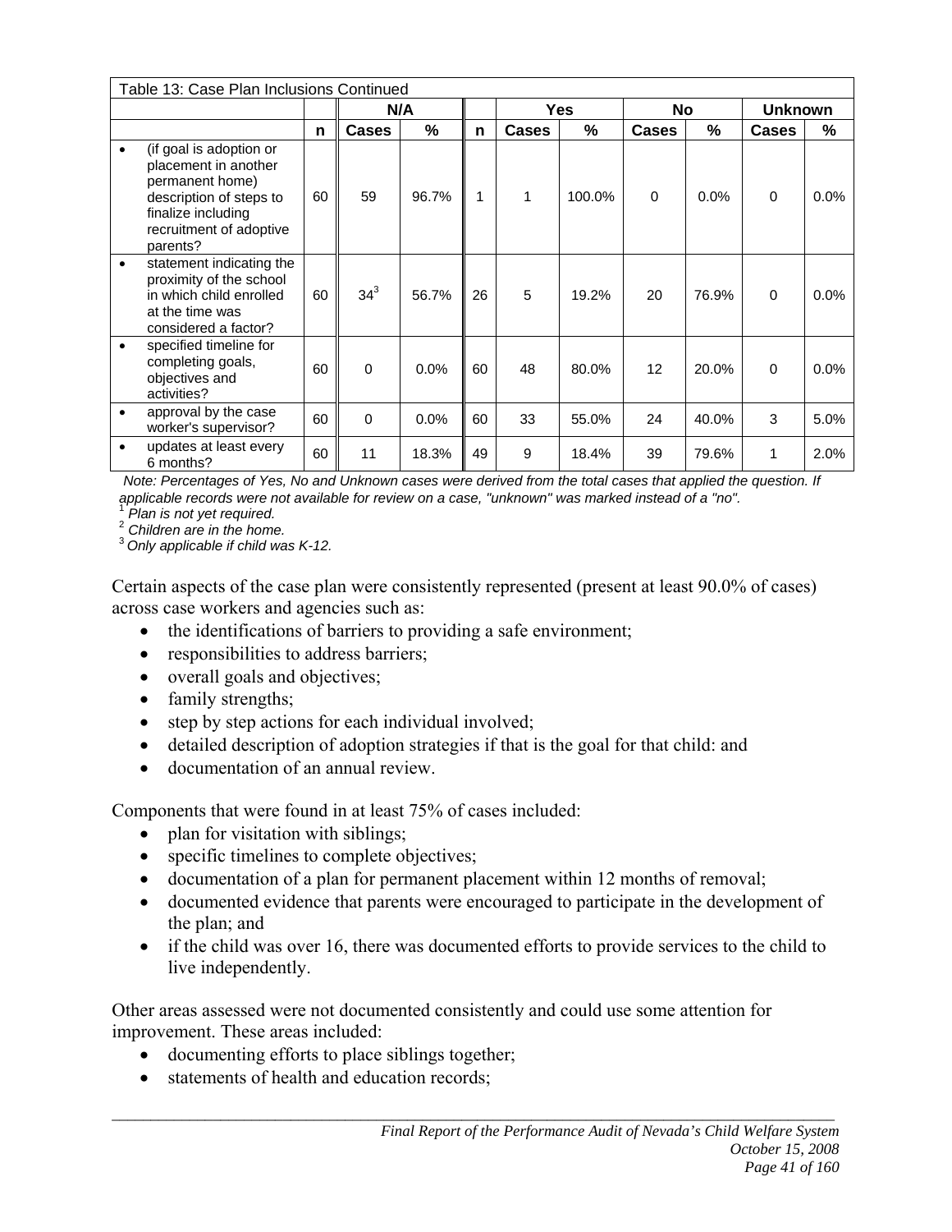| Table 13: Case Plan Inclusions Continued | | | | | | | | | | |
|---|---|---|---|---|---|---|---|---|---|---|
| | | N/A | | | Yes | | No | | Unknown | |
| | n | Cases | % | n | Cases | % | Cases | % | Cases | % |
| • (if goal is adoption or placement in another permanent home) description of steps to finalize including recruitment of adoptive parents? | 60 | 59 | 96.7% | 1 | 1 | 100.0% | 0 | 0.0% | 0 | 0.0% |
| • statement indicating the proximity of the school in which child enrolled at the time was considered a factor? | 60 | 34[3] | 56.7% | 26 | 5 | 19.2% | 20 | 76.9% | 0 | 0.0% |
| • specified timeline for completing goals, objectives and activities? | 60 | 0 | 0.0% | 60 | 48 | 80.0% | 12 | 20.0% | 0 | 0.0% |
| • approval by the case worker's supervisor? | 60 | 0 | 0.0% | 60 | 33 | 55.0% | 24 | 40.0% | 3 | 5.0% |
| • updates at least every 6 months? | 60 | 11 | 18.3% | 49 | 9 | 18.4% | 39 | 79.6% | 1 | 2.0% |

*Note: Percentages of Yes, No and Unknown cases were derived from the total cases that applied the question. If applicable records were not available for review on a case, "unknown" was marked instead of a "no".*
[1] *Plan is not yet required.*
[2] *Children are in the home.*
[3] *Only applicable if child was K-12.*

Certain aspects of the case plan were consistently represented (present at least 90.0% of cases) across case workers and agencies such as:

- the identifications of barriers to providing a safe environment;
- responsibilities to address barriers;
- overall goals and objectives;
- family strengths;
- step by step actions for each individual involved;
- detailed description of adoption strategies if that is the goal for that child: and
- documentation of an annual review.

Components that were found in at least 75% of cases included:

- plan for visitation with siblings;
- specific timelines to complete objectives;
- documentation of a plan for permanent placement within 12 months of removal;
- documented evidence that parents were encouraged to participate in the development of the plan; and
- if the child was over 16, there was documented efforts to provide services to the child to live independently.

Other areas assessed were not documented consistently and could use some attention for improvement. These areas included:

- documenting efforts to place siblings together;
- statements of health and education records;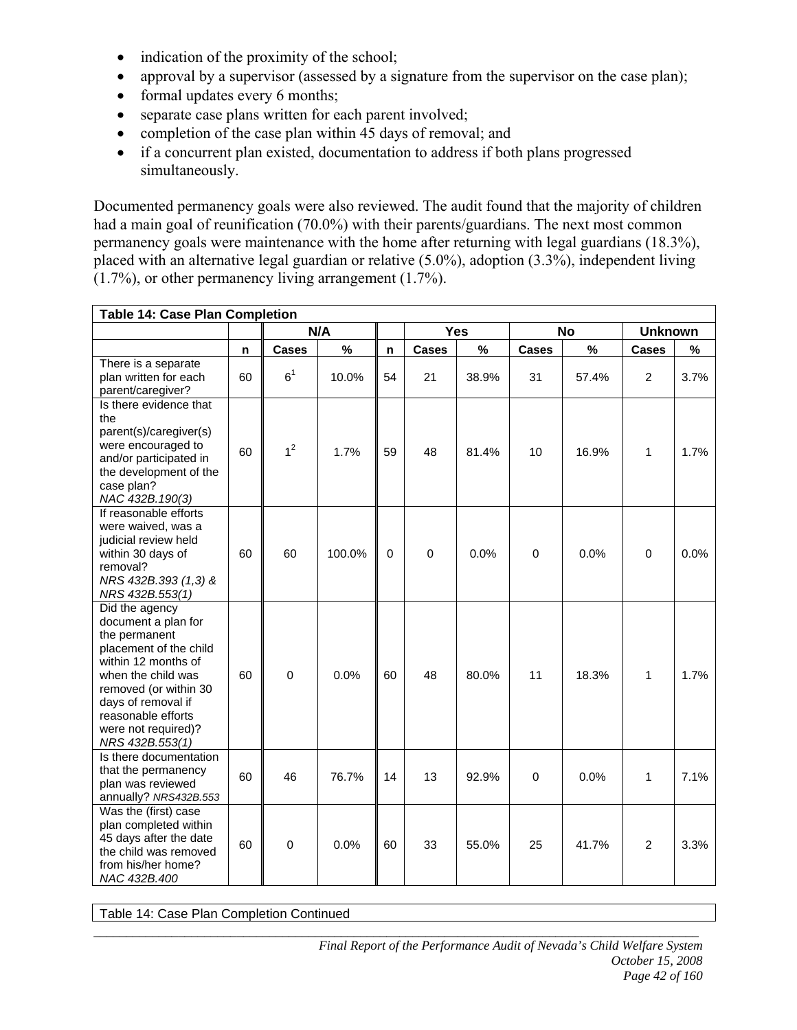- indication of the proximity of the school;
- approval by a supervisor (assessed by a signature from the supervisor on the case plan);
- formal updates every 6 months;
- separate case plans written for each parent involved;
- completion of the case plan within 45 days of removal; and
- if a concurrent plan existed, documentation to address if both plans progressed simultaneously.

Documented permanency goals were also reviewed. The audit found that the majority of children had a main goal of reunification (70.0%) with their parents/guardians. The next most common permanency goals were maintenance with the home after returning with legal guardians (18.3%), placed with an alternative legal guardian or relative (5.0%), adoption (3.3%), independent living (1.7%), or other permanency living arrangement (1.7%).

**Table 14: Case Plan Completion**

| | | N/A | | | Yes | | No | | Unknown | |
|---|---|---|---|---|---|---|---|---|---|---|
| | n | Cases | % | n | Cases | % | Cases | % | Cases | % |
| There is a separate plan written for each parent/caregiver? | 60 | 6[1] | 10.0% | 54 | 21 | 38.9% | 31 | 57.4% | 2 | 3.7% |
| Is there evidence that the parent(s)/caregiver(s) were encouraged to and/or participated in the development of the case plan? *NAC 432B.190(3)* | 60 | 1[2] | 1.7% | 59 | 48 | 81.4% | 10 | 16.9% | 1 | 1.7% |
| If reasonable efforts were waived, was a judicial review held within 30 days of removal? *NRS 432B.393 (1,3) & NRS 432B.553(1)* | 60 | 60 | 100.0% | 0 | 0 | 0.0% | 0 | 0.0% | 0 | 0.0% |
| Did the agency document a plan for the permanent placement of the child within 12 months of when the child was removed (or within 30 days of removal if reasonable efforts were not required)? *NRS 432B.553(1)* | 60 | 0 | 0.0% | 60 | 48 | 80.0% | 11 | 18.3% | 1 | 1.7% |
| Is there documentation that the permanency plan was reviewed annually? *NRS432B.553* | 60 | 46 | 76.7% | 14 | 13 | 92.9% | 0 | 0.0% | 1 | 7.1% |
| Was the (first) case plan completed within 45 days after the date the child was removed from his/her home? *NAC 432B.400* | 60 | 0 | 0.0% | 60 | 33 | 55.0% | 25 | 41.7% | 2 | 3.3% |

Table 14: Case Plan Completion Continued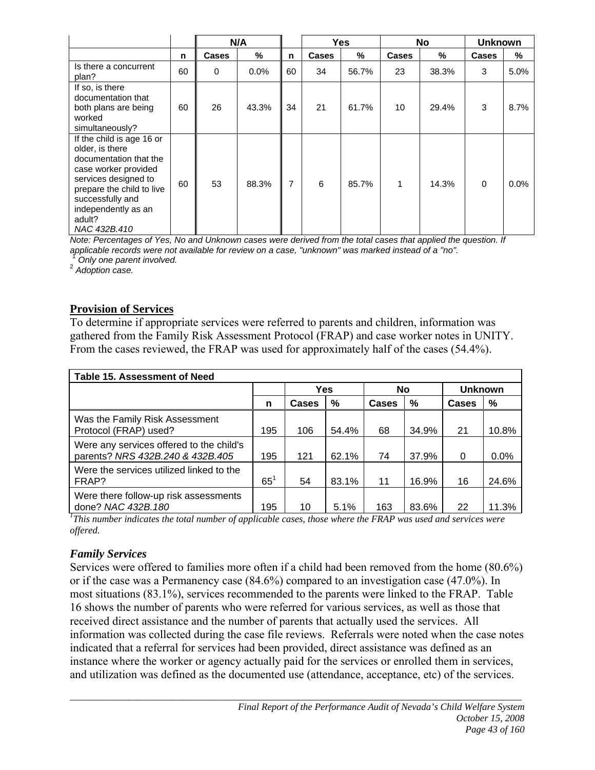| | | N/A | | | Yes | | No | | Unknown | |
|---|---|---|---|---|---|---|---|---|---|---|
| | n | Cases | % | n | Cases | % | Cases | % | Cases | % |
| Is there a concurrent plan? | 60 | 0 | 0.0% | 60 | 34 | 56.7% | 23 | 38.3% | 3 | 5.0% |
| If so, is there documentation that both plans are being worked simultaneously? | 60 | 26 | 43.3% | 34 | 21 | 61.7% | 10 | 29.4% | 3 | 8.7% |
| If the child is age 16 or older, is there documentation that the case worker provided services designed to prepare the child to live successfully and independently as an adult? *NAC 432B.410* | 60 | 53 | 88.3% | 7 | 6 | 85.7% | 1 | 14.3% | 0 | 0.0% |

*Note: Percentages of Yes, No and Unknown cases were derived from the total cases that applied the question. If applicable records were not available for review on a case, "unknown" was marked instead of a "no".*
[1] *Only one parent involved.*
[2] *Adoption case.*

## Provision of Services

To determine if appropriate services were referred to parents and children, information was gathered from the Family Risk Assessment Protocol (FRAP) and case worker notes in UNITY. From the cases reviewed, the FRAP was used for approximately half of the cases (54.4%).

| Table 15. Assessment of Need | | | | | | | |
|---|---|---|---|---|---|---|---|
| | | Yes | | No | | Unknown | |
| | n | Cases | % | Cases | % | Cases | % |
| Was the Family Risk Assessment Protocol (FRAP) used? | 195 | 106 | 54.4% | 68 | 34.9% | 21 | 10.8% |
| Were any services offered to the child's parents? *NRS 432B.240 & 432B.405* | 195 | 121 | 62.1% | 74 | 37.9% | 0 | 0.0% |
| Were the services utilized linked to the FRAP? | 65[1] | 54 | 83.1% | 11 | 16.9% | 16 | 24.6% |
| Were there follow-up risk assessments done? *NAC 432B.180* | 195 | 10 | 5.1% | 163 | 83.6% | 22 | 11.3% |

[1]*This number indicates the total number of applicable cases, those where the FRAP was used and services were offered.*

### *Family Services*

Services were offered to families more often if a child had been removed from the home (80.6%) or if the case was a Permanency case (84.6%) compared to an investigation case (47.0%). In most situations (83.1%), services recommended to the parents were linked to the FRAP. Table 16 shows the number of parents who were referred for various services, as well as those that received direct assistance and the number of parents that actually used the services. All information was collected during the case file reviews. Referrals were noted when the case notes indicated that a referral for services had been provided, direct assistance was defined as an instance where the worker or agency actually paid for the services or enrolled them in services, and utilization was defined as the documented use (attendance, acceptance, etc) of the services.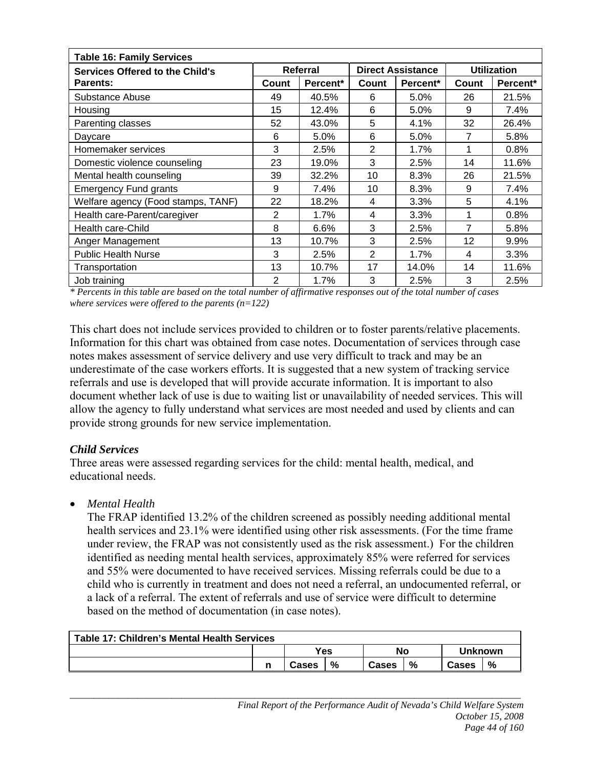| Table 16: Family Services | | | | | | |
|---|---|---|---|---|---|---|
| Services Offered to the Child's Parents: | Referral | | Direct Assistance | | Utilization | |
| | Count | Percent* | Count | Percent* | Count | Percent* |
| Substance Abuse | 49 | 40.5% | 6 | 5.0% | 26 | 21.5% |
| Housing | 15 | 12.4% | 6 | 5.0% | 9 | 7.4% |
| Parenting classes | 52 | 43.0% | 5 | 4.1% | 32 | 26.4% |
| Daycare | 6 | 5.0% | 6 | 5.0% | 7 | 5.8% |
| Homemaker services | 3 | 2.5% | 2 | 1.7% | 1 | 0.8% |
| Domestic violence counseling | 23 | 19.0% | 3 | 2.5% | 14 | 11.6% |
| Mental health counseling | 39 | 32.2% | 10 | 8.3% | 26 | 21.5% |
| Emergency Fund grants | 9 | 7.4% | 10 | 8.3% | 9 | 7.4% |
| Welfare agency (Food stamps, TANF) | 22 | 18.2% | 4 | 3.3% | 5 | 4.1% |
| Health care-Parent/caregiver | 2 | 1.7% | 4 | 3.3% | 1 | 0.8% |
| Health care-Child | 8 | 6.6% | 3 | 2.5% | 7 | 5.8% |
| Anger Management | 13 | 10.7% | 3 | 2.5% | 12 | 9.9% |
| Public Health Nurse | 3 | 2.5% | 2 | 1.7% | 4 | 3.3% |
| Transportation | 13 | 10.7% | 17 | 14.0% | 14 | 11.6% |
| Job training | 2 | 1.7% | 3 | 2.5% | 3 | 2.5% |

*\* Percents in this table are based on the total number of affirmative responses out of the total number of cases where services were offered to the parents (n=122)*

This chart does not include services provided to children or to foster parents/relative placements. Information for this chart was obtained from case notes. Documentation of services through case notes makes assessment of service delivery and use very difficult to track and may be an underestimate of the case workers efforts. It is suggested that a new system of tracking service referrals and use is developed that will provide accurate information. It is important to also document whether lack of use is due to waiting list or unavailability of needed services. This will allow the agency to fully understand what services are most needed and used by clients and can provide strong grounds for new service implementation.

### *Child Services*

Three areas were assessed regarding services for the child: mental health, medical, and educational needs.

- *Mental Health*

  The FRAP identified 13.2% of the children screened as possibly needing additional mental health services and 23.1% were identified using other risk assessments. (For the time frame under review, the FRAP was not consistently used as the risk assessment.) For the children identified as needing mental health services, approximately 85% were referred for services and 55% were documented to have received services. Missing referrals could be due to a child who is currently in treatment and does not need a referral, an undocumented referral, or a lack of a referral. The extent of referrals and use of service were difficult to determine based on the method of documentation (in case notes).

| Table 17: Children's Mental Health Services | | | | | | | |
|---|---|---|---|---|---|---|---|
| | | Yes | | No | | Unknown | |
| | n | Cases | % | Cases | % | Cases | % |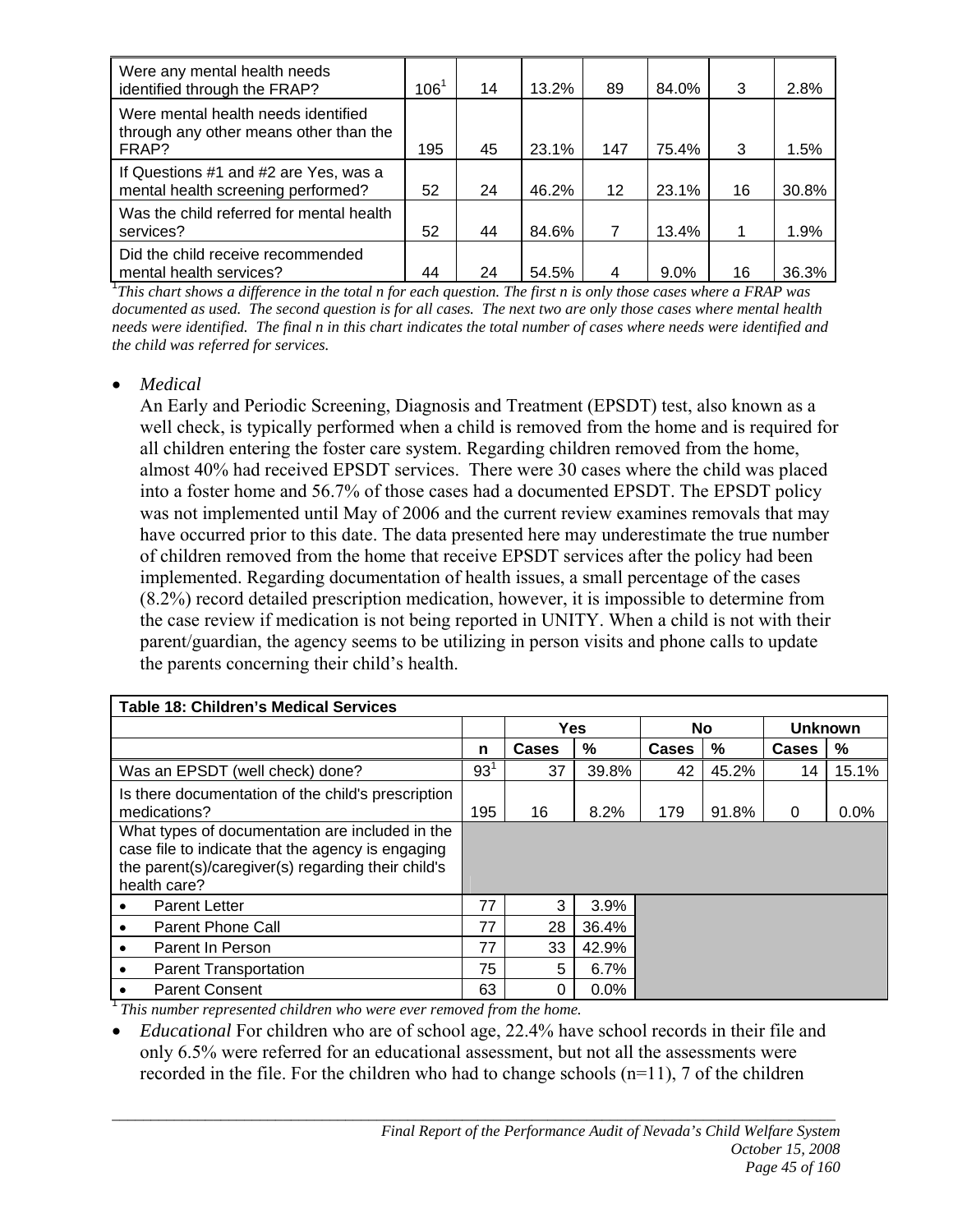| Were any mental health needs identified through the FRAP? | 106[1] | 14 | 13.2% | 89 | 84.0% | 3 | 2.8% |
|---|---|---|---|---|---|---|---|
| Were mental health needs identified through any other means other than the FRAP? | 195 | 45 | 23.1% | 147 | 75.4% | 3 | 1.5% |
| If Questions #1 and #2 are Yes, was a mental health screening performed? | 52 | 24 | 46.2% | 12 | 23.1% | 16 | 30.8% |
| Was the child referred for mental health services? | 52 | 44 | 84.6% | 7 | 13.4% | 1 | 1.9% |
| Did the child receive recommended mental health services? | 44 | 24 | 54.5% | 4 | 9.0% | 16 | 36.3% |

[1]*This chart shows a difference in the total n for each question. The first n is only those cases where a FRAP was documented as used. The second question is for all cases. The next two are only those cases where mental health needs were identified. The final n in this chart indicates the total number of cases where needs were identified and the child was referred for services.*

- *Medical*

  An Early and Periodic Screening, Diagnosis and Treatment (EPSDT) test, also known as a well check, is typically performed when a child is removed from the home and is required for all children entering the foster care system. Regarding children removed from the home, almost 40% had received EPSDT services. There were 30 cases where the child was placed into a foster home and 56.7% of those cases had a documented EPSDT. The EPSDT policy was not implemented until May of 2006 and the current review examines removals that may have occurred prior to this date. The data presented here may underestimate the true number of children removed from the home that receive EPSDT services after the policy had been implemented. Regarding documentation of health issues, a small percentage of the cases (8.2%) record detailed prescription medication, however, it is impossible to determine from the case review if medication is not being reported in UNITY. When a child is not with their parent/guardian, the agency seems to be utilizing in person visits and phone calls to update the parents concerning their child's health.

| **Table 18: Children's Medical Services** | | | | | | | |
|---|---|---|---|---|---|---|---|
| | | **Yes** | | **No** | | **Unknown** | |
| | **n** | **Cases** | **%** | **Cases** | **%** | **Cases** | **%** |
| Was an EPSDT (well check) done? | 93[1] | 37 | 39.8% | 42 | 45.2% | 14 | 15.1% |
| Is there documentation of the child's prescription medications? | 195 | 16 | 8.2% | 179 | 91.8% | 0 | 0.0% |
| What types of documentation are included in the case file to indicate that the agency is engaging the parent(s)/caregiver(s) regarding their child's health care? | | | | | | | |
| • Parent Letter | 77 | 3 | 3.9% | | | | |
| • Parent Phone Call | 77 | 28 | 36.4% | | | | |
| • Parent In Person | 77 | 33 | 42.9% | | | | |
| • Parent Transportation | 75 | 5 | 6.7% | | | | |
| • Parent Consent | 63 | 0 | 0.0% | | | | |

[1] *This number represented children who were ever removed from the home.*

- *Educational* For children who are of school age, 22.4% have school records in their file and only 6.5% were referred for an educational assessment, but not all the assessments were recorded in the file. For the children who had to change schools (n=11), 7 of the children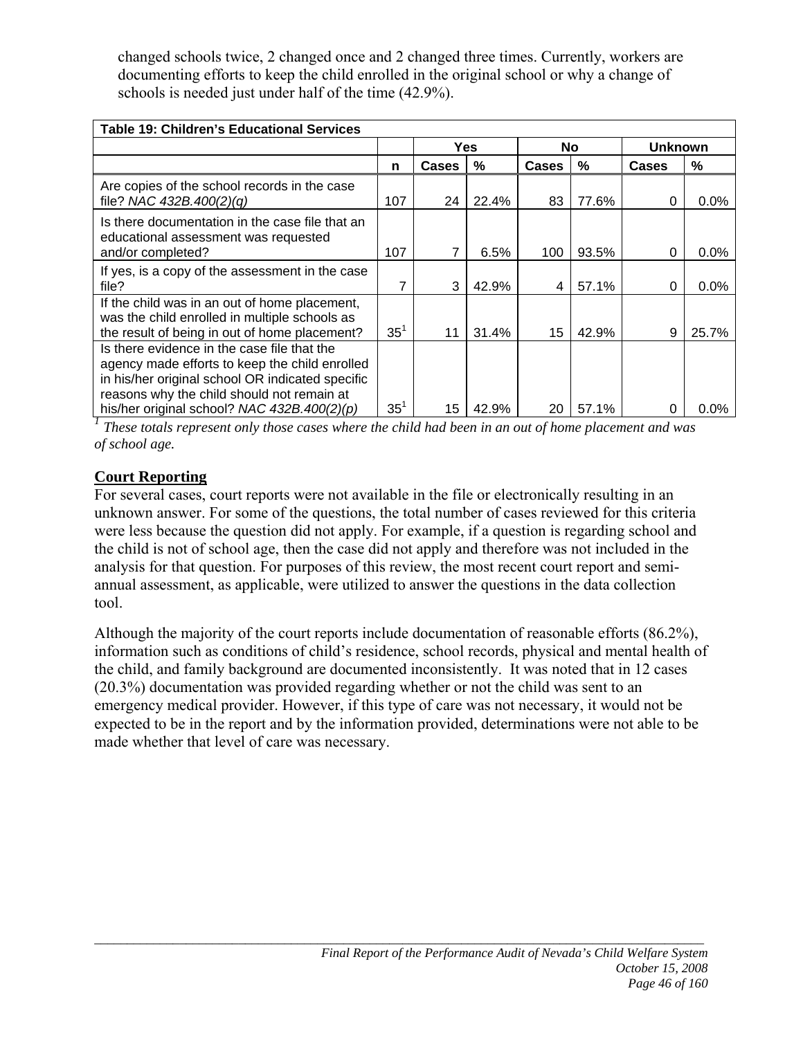changed schools twice, 2 changed once and 2 changed three times. Currently, workers are documenting efforts to keep the child enrolled in the original school or why a change of schools is needed just under half of the time (42.9%).

| Table 19: Children's Educational Services | | | | | | | |
|---|---|---|---|---|---|---|---|
| | | Yes | | No | | Unknown | |
| | n | Cases | % | Cases | % | Cases | % |
| Are copies of the school records in the case file? *NAC 432B.400(2)(q)* | 107 | 24 | 22.4% | 83 | 77.6% | 0 | 0.0% |
| Is there documentation in the case file that an educational assessment was requested and/or completed? | 107 | 7 | 6.5% | 100 | 93.5% | 0 | 0.0% |
| If yes, is a copy of the assessment in the case file? | 7 | 3 | 42.9% | 4 | 57.1% | 0 | 0.0% |
| If the child was in an out of home placement, was the child enrolled in multiple schools as the result of being in out of home placement? | 35[1] | 11 | 31.4% | 15 | 42.9% | 9 | 25.7% |
| Is there evidence in the case file that the agency made efforts to keep the child enrolled in his/her original school OR indicated specific reasons why the child should not remain at his/her original school? *NAC 432B.400(2)(p)* | 35[1] | 15 | 42.9% | 20 | 57.1% | 0 | 0.0% |

[1] *These totals represent only those cases where the child had been in an out of home placement and was of school age.*

## Court Reporting

For several cases, court reports were not available in the file or electronically resulting in an unknown answer. For some of the questions, the total number of cases reviewed for this criteria were less because the question did not apply. For example, if a question is regarding school and the child is not of school age, then the case did not apply and therefore was not included in the analysis for that question. For purposes of this review, the most recent court report and semi-annual assessment, as applicable, were utilized to answer the questions in the data collection tool.

Although the majority of the court reports include documentation of reasonable efforts (86.2%), information such as conditions of child's residence, school records, physical and mental health of the child, and family background are documented inconsistently. It was noted that in 12 cases (20.3%) documentation was provided regarding whether or not the child was sent to an emergency medical provider. However, if this type of care was not necessary, it would not be expected to be in the report and by the information provided, determinations were not able to be made whether that level of care was necessary.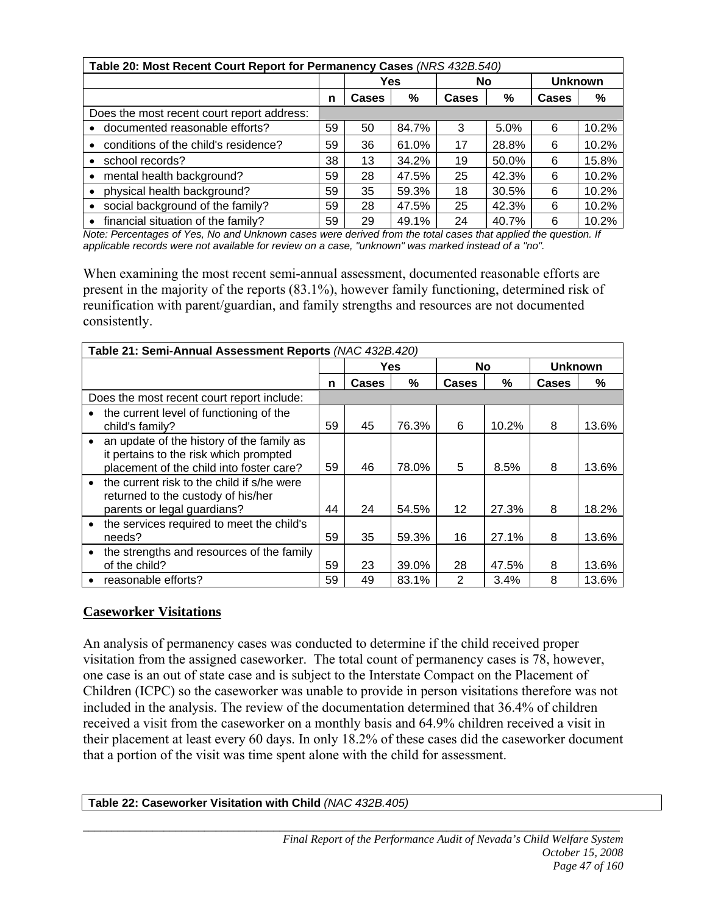| Table 20: Most Recent Court Report for Permanency Cases *(NRS 432B.540)* | | | | | | | |
|---|---|---|---|---|---|---|---|
| | | Yes | | No | | Unknown | |
| | n | Cases | % | Cases | % | Cases | % |
| Does the most recent court report address: | | | | | | | |
| • documented reasonable efforts? | 59 | 50 | 84.7% | 3 | 5.0% | 6 | 10.2% |
| • conditions of the child's residence? | 59 | 36 | 61.0% | 17 | 28.8% | 6 | 10.2% |
| • school records? | 38 | 13 | 34.2% | 19 | 50.0% | 6 | 15.8% |
| • mental health background? | 59 | 28 | 47.5% | 25 | 42.3% | 6 | 10.2% |
| • physical health background? | 59 | 35 | 59.3% | 18 | 30.5% | 6 | 10.2% |
| • social background of the family? | 59 | 28 | 47.5% | 25 | 42.3% | 6 | 10.2% |
| • financial situation of the family? | 59 | 29 | 49.1% | 24 | 40.7% | 6 | 10.2% |

*Note: Percentages of Yes, No and Unknown cases were derived from the total cases that applied the question. If applicable records were not available for review on a case, "unknown" was marked instead of a "no".*

When examining the most recent semi-annual assessment, documented reasonable efforts are present in the majority of the reports (83.1%), however family functioning, determined risk of reunification with parent/guardian, and family strengths and resources are not documented consistently.

| Table 21: Semi-Annual Assessment Reports *(NAC 432B.420)* | | | | | | | |
|---|---|---|---|---|---|---|---|
| | | Yes | | No | | Unknown | |
| | n | Cases | % | Cases | % | Cases | % |
| Does the most recent court report include: | | | | | | | |
| • the current level of functioning of the child's family? | 59 | 45 | 76.3% | 6 | 10.2% | 8 | 13.6% |
| • an update of the history of the family as it pertains to the risk which prompted placement of the child into foster care? | 59 | 46 | 78.0% | 5 | 8.5% | 8 | 13.6% |
| • the current risk to the child if s/he were returned to the custody of his/her parents or legal guardians? | 44 | 24 | 54.5% | 12 | 27.3% | 8 | 18.2% |
| • the services required to meet the child's needs? | 59 | 35 | 59.3% | 16 | 27.1% | 8 | 13.6% |
| • the strengths and resources of the family of the child? | 59 | 23 | 39.0% | 28 | 47.5% | 8 | 13.6% |
| • reasonable efforts? | 59 | 49 | 83.1% | 2 | 3.4% | 8 | 13.6% |

## Caseworker Visitations

An analysis of permanency cases was conducted to determine if the child received proper visitation from the assigned caseworker. The total count of permanency cases is 78, however, one case is an out of state case and is subject to the Interstate Compact on the Placement of Children (ICPC) so the caseworker was unable to provide in person visitations therefore was not included in the analysis. The review of the documentation determined that 36.4% of children received a visit from the caseworker on a monthly basis and 64.9% children received a visit in their placement at least every 60 days. In only 18.2% of these cases did the caseworker document that a portion of the visit was time spent alone with the child for assessment.

**Table 22: Caseworker Visitation with Child** *(NAC 432B.405)*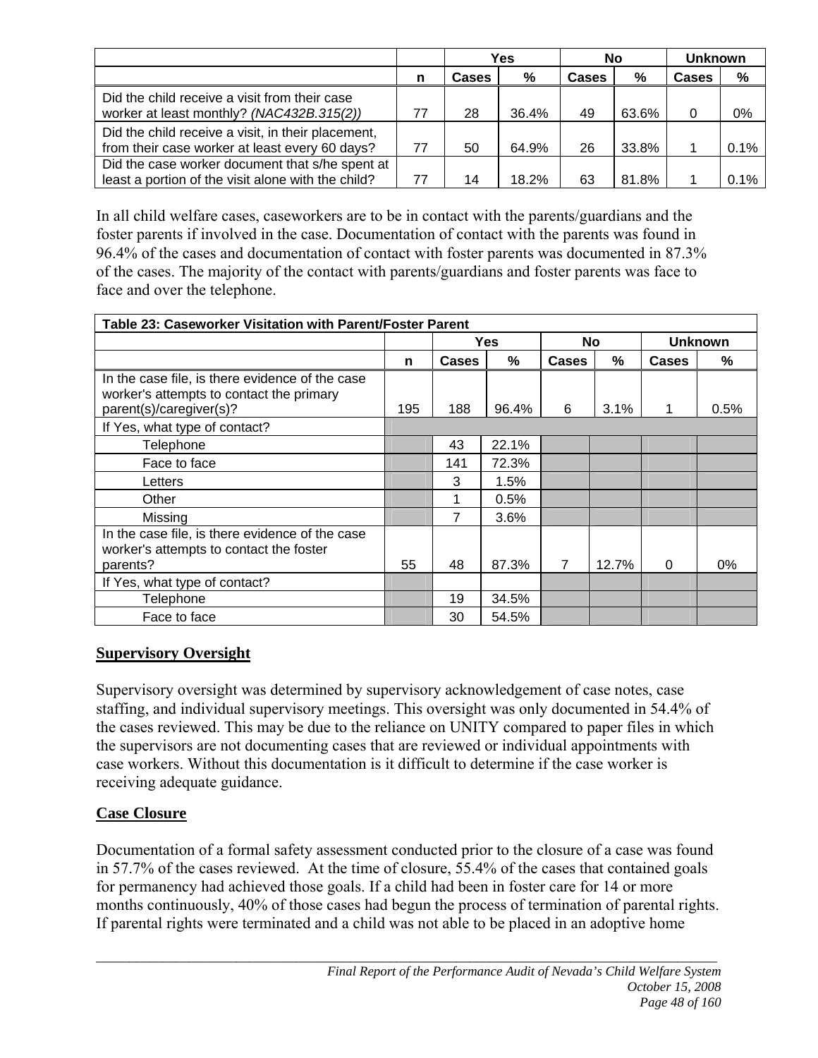| | | Yes | | No | | Unknown | |
|---|---|---|---|---|---|---|---|
| | n | Cases | % | Cases | % | Cases | % |
| Did the child receive a visit from their case worker at least monthly? *(NAC432B.315(2))* | 77 | 28 | 36.4% | 49 | 63.6% | 0 | 0% |
| Did the child receive a visit, in their placement, from their case worker at least every 60 days? | 77 | 50 | 64.9% | 26 | 33.8% | 1 | 0.1% |
| Did the case worker document that s/he spent at least a portion of the visit alone with the child? | 77 | 14 | 18.2% | 63 | 81.8% | 1 | 0.1% |

In all child welfare cases, caseworkers are to be in contact with the parents/guardians and the foster parents if involved in the case. Documentation of contact with the parents was found in 96.4% of the cases and documentation of contact with foster parents was documented in 87.3% of the cases. The majority of the contact with parents/guardians and foster parents was face to face and over the telephone.

| Table 23: Caseworker Visitation with Parent/Foster Parent | | | | | | | |
|---|---|---|---|---|---|---|---|
| | | Yes | | No | | Unknown | |
| | n | Cases | % | Cases | % | Cases | % |
| In the case file, is there evidence of the case worker's attempts to contact the primary parent(s)/caregiver(s)? | 195 | 188 | 96.4% | 6 | 3.1% | 1 | 0.5% |
| If Yes, what type of contact? | | | | | | | |
| Telephone | | 43 | 22.1% | | | | |
| Face to face | | 141 | 72.3% | | | | |
| Letters | | 3 | 1.5% | | | | |
| Other | | 1 | 0.5% | | | | |
| Missing | | 7 | 3.6% | | | | |
| In the case file, is there evidence of the case worker's attempts to contact the foster parents? | 55 | 48 | 87.3% | 7 | 12.7% | 0 | 0% |
| If Yes, what type of contact? | | | | | | | |
| Telephone | | 19 | 34.5% | | | | |
| Face to face | | 30 | 54.5% | | | | |

## Supervisory Oversight

Supervisory oversight was determined by supervisory acknowledgement of case notes, case staffing, and individual supervisory meetings. This oversight was only documented in 54.4% of the cases reviewed. This may be due to the reliance on UNITY compared to paper files in which the supervisors are not documenting cases that are reviewed or individual appointments with case workers. Without this documentation is it difficult to determine if the case worker is receiving adequate guidance.

## Case Closure

Documentation of a formal safety assessment conducted prior to the closure of a case was found in 57.7% of the cases reviewed. At the time of closure, 55.4% of the cases that contained goals for permanency had achieved those goals. If a child had been in foster care for 14 or more months continuously, 40% of those cases had begun the process of termination of parental rights. If parental rights were terminated and a child was not able to be placed in an adoptive home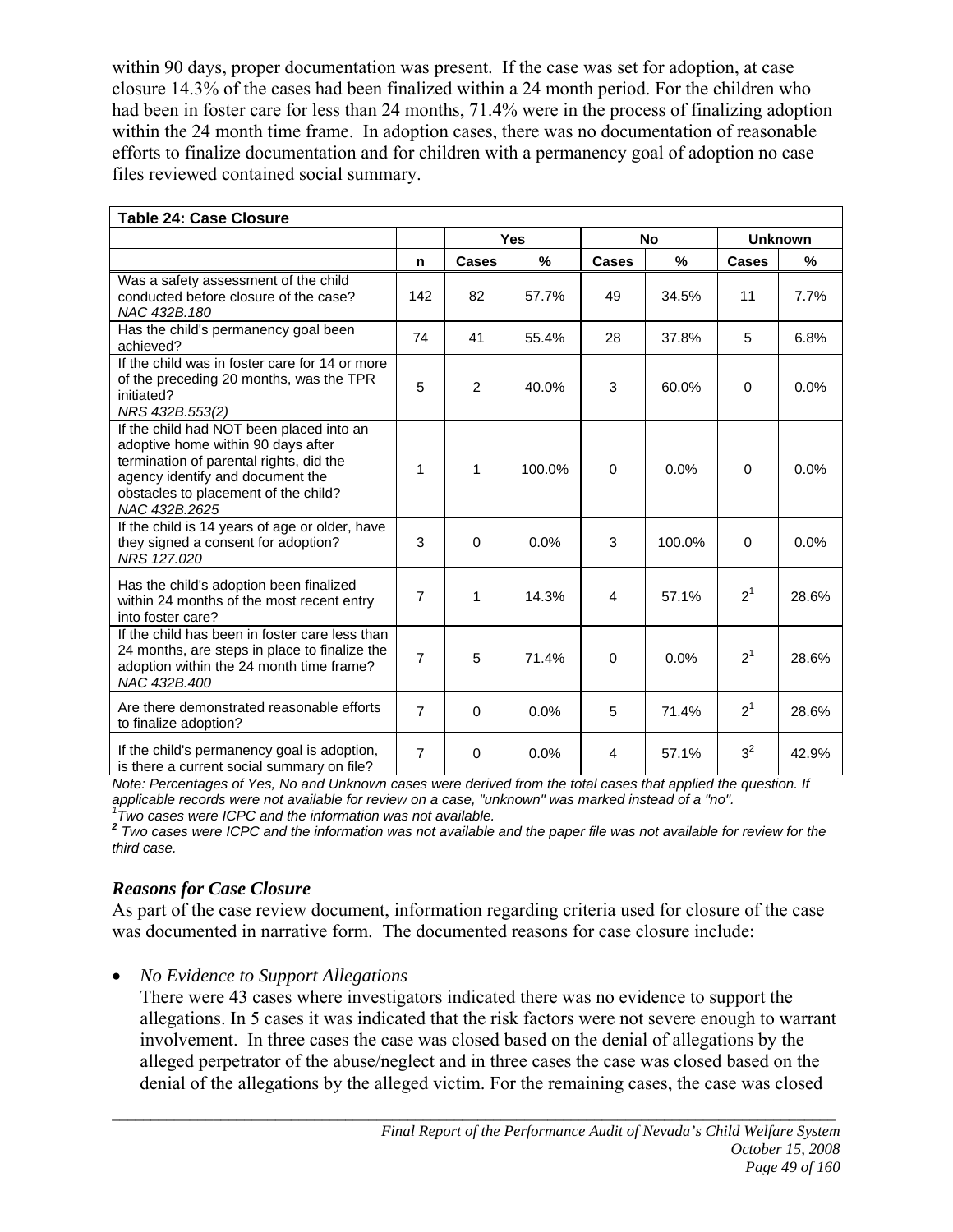within 90 days, proper documentation was present. If the case was set for adoption, at case closure 14.3% of the cases had been finalized within a 24 month period. For the children who had been in foster care for less than 24 months, 71.4% were in the process of finalizing adoption within the 24 month time frame. In adoption cases, there was no documentation of reasonable efforts to finalize documentation and for children with a permanency goal of adoption no case files reviewed contained social summary.

| Table 24: Case Closure | | | | | | | |
|---|---|---|---|---|---|---|---|
| | | Yes | | No | | Unknown | |
| | n | Cases | % | Cases | % | Cases | % |
| Was a safety assessment of the child conducted before closure of the case? *NAC 432B.180* | 142 | 82 | 57.7% | 49 | 34.5% | 11 | 7.7% |
| Has the child's permanency goal been achieved? | 74 | 41 | 55.4% | 28 | 37.8% | 5 | 6.8% |
| If the child was in foster care for 14 or more of the preceding 20 months, was the TPR initiated? *NRS 432B.553(2)* | 5 | 2 | 40.0% | 3 | 60.0% | 0 | 0.0% |
| If the child had NOT been placed into an adoptive home within 90 days after termination of parental rights, did the agency identify and document the obstacles to placement of the child? *NAC 432B.2625* | 1 | 1 | 100.0% | 0 | 0.0% | 0 | 0.0% |
| If the child is 14 years of age or older, have they signed a consent for adoption? *NRS 127.020* | 3 | 0 | 0.0% | 3 | 100.0% | 0 | 0.0% |
| Has the child's adoption been finalized within 24 months of the most recent entry into foster care? | 7 | 1 | 14.3% | 4 | 57.1% | 2[1] | 28.6% |
| If the child has been in foster care less than 24 months, are steps in place to finalize the adoption within the 24 month time frame? *NAC 432B.400* | 7 | 5 | 71.4% | 0 | 0.0% | 2[1] | 28.6% |
| Are there demonstrated reasonable efforts to finalize adoption? | 7 | 0 | 0.0% | 5 | 71.4% | 2[1] | 28.6% |
| If the child's permanency goal is adoption, is there a current social summary on file? | 7 | 0 | 0.0% | 4 | 57.1% | 3[2] | 42.9% |

*Note: Percentages of Yes, No and Unknown cases were derived from the total cases that applied the question. If applicable records were not available for review on a case, "unknown" was marked instead of a "no".*
*[1]Two cases were ICPC and the information was not available.*
*[2] Two cases were ICPC and the information was not available and the paper file was not available for review for the third case.*

### *Reasons for Case Closure*

As part of the case review document, information regarding criteria used for closure of the case was documented in narrative form. The documented reasons for case closure include:

- *No Evidence to Support Allegations*

  There were 43 cases where investigators indicated there was no evidence to support the allegations. In 5 cases it was indicated that the risk factors were not severe enough to warrant involvement. In three cases the case was closed based on the denial of allegations by the alleged perpetrator of the abuse/neglect and in three cases the case was closed based on the denial of the allegations by the alleged victim. For the remaining cases, the case was closed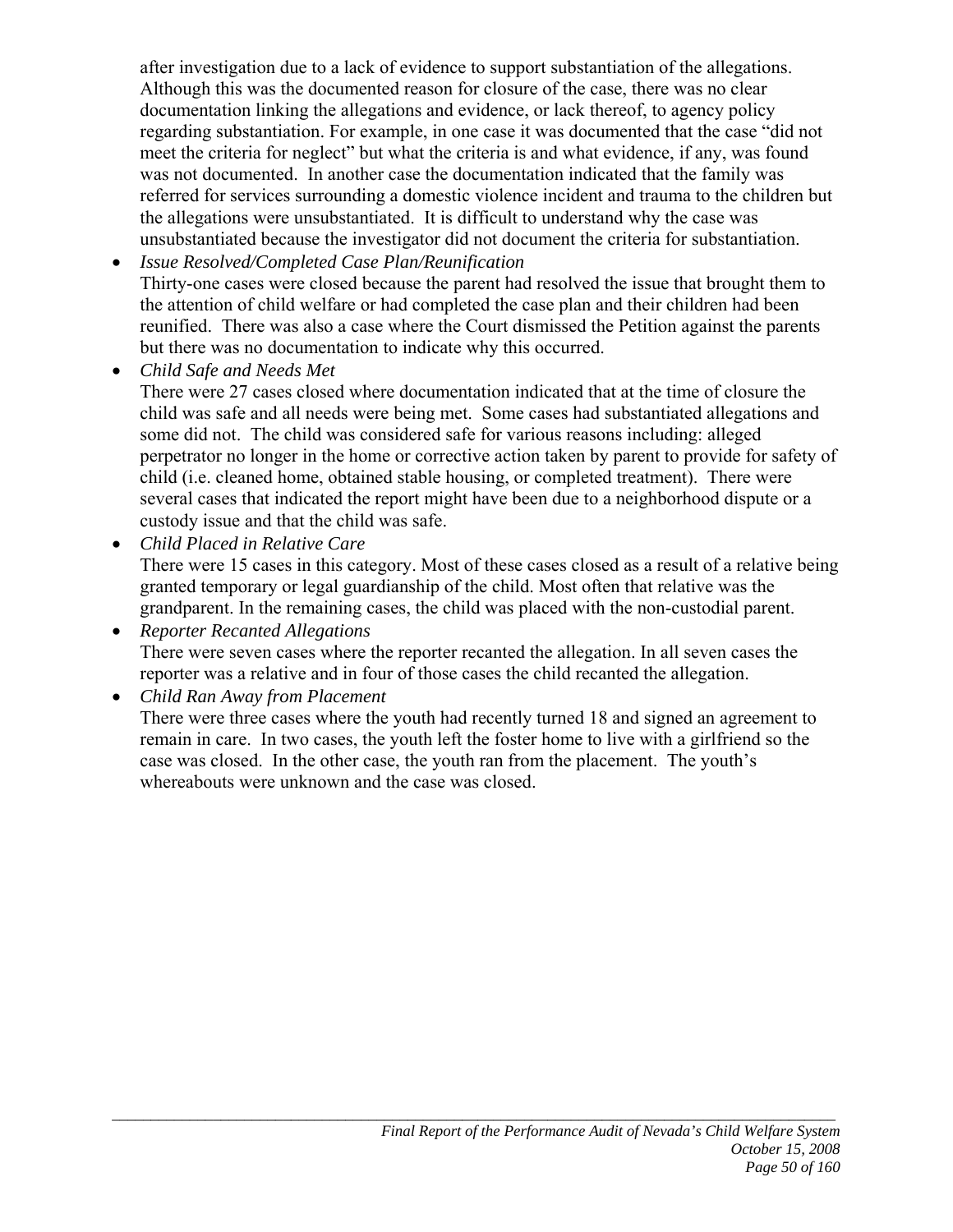after investigation due to a lack of evidence to support substantiation of the allegations. Although this was the documented reason for closure of the case, there was no clear documentation linking the allegations and evidence, or lack thereof, to agency policy regarding substantiation. For example, in one case it was documented that the case "did not meet the criteria for neglect" but what the criteria is and what evidence, if any, was found was not documented. In another case the documentation indicated that the family was referred for services surrounding a domestic violence incident and trauma to the children but the allegations were unsubstantiated. It is difficult to understand why the case was unsubstantiated because the investigator did not document the criteria for substantiation.

- *Issue Resolved/Completed Case Plan/Reunification*
  Thirty-one cases were closed because the parent had resolved the issue that brought them to the attention of child welfare or had completed the case plan and their children had been reunified. There was also a case where the Court dismissed the Petition against the parents but there was no documentation to indicate why this occurred.
- *Child Safe and Needs Met*
  There were 27 cases closed where documentation indicated that at the time of closure the child was safe and all needs were being met. Some cases had substantiated allegations and some did not. The child was considered safe for various reasons including: alleged perpetrator no longer in the home or corrective action taken by parent to provide for safety of child (i.e. cleaned home, obtained stable housing, or completed treatment). There were several cases that indicated the report might have been due to a neighborhood dispute or a custody issue and that the child was safe.
- *Child Placed in Relative Care*
  There were 15 cases in this category. Most of these cases closed as a result of a relative being granted temporary or legal guardianship of the child. Most often that relative was the grandparent. In the remaining cases, the child was placed with the non-custodial parent.
- *Reporter Recanted Allegations*
  There were seven cases where the reporter recanted the allegation. In all seven cases the reporter was a relative and in four of those cases the child recanted the allegation.
- *Child Ran Away from Placement*
  There were three cases where the youth had recently turned 18 and signed an agreement to remain in care. In two cases, the youth left the foster home to live with a girlfriend so the case was closed. In the other case, the youth ran from the placement. The youth's whereabouts were unknown and the case was closed.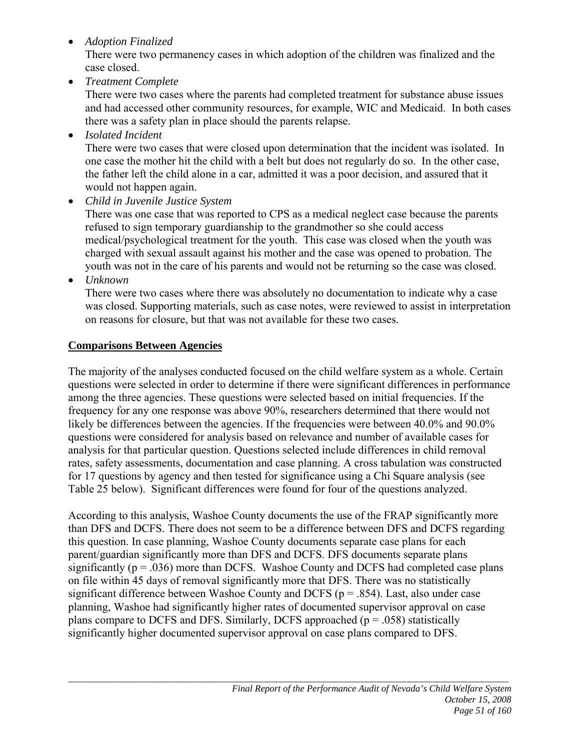- *Adoption Finalized*
  There were two permanency cases in which adoption of the children was finalized and the case closed.
- *Treatment Complete*
  There were two cases where the parents had completed treatment for substance abuse issues and had accessed other community resources, for example, WIC and Medicaid. In both cases there was a safety plan in place should the parents relapse.
- *Isolated Incident*
  There were two cases that were closed upon determination that the incident was isolated. In one case the mother hit the child with a belt but does not regularly do so. In the other case, the father left the child alone in a car, admitted it was a poor decision, and assured that it would not happen again.
- *Child in Juvenile Justice System*
  There was one case that was reported to CPS as a medical neglect case because the parents refused to sign temporary guardianship to the grandmother so she could access medical/psychological treatment for the youth. This case was closed when the youth was charged with sexual assault against his mother and the case was opened to probation. The youth was not in the care of his parents and would not be returning so the case was closed.
- *Unknown*
  There were two cases where there was absolutely no documentation to indicate why a case was closed. Supporting materials, such as case notes, were reviewed to assist in interpretation on reasons for closure, but that was not available for these two cases.

## Comparisons Between Agencies

The majority of the analyses conducted focused on the child welfare system as a whole. Certain questions were selected in order to determine if there were significant differences in performance among the three agencies. These questions were selected based on initial frequencies. If the frequency for any one response was above 90%, researchers determined that there would not likely be differences between the agencies. If the frequencies were between 40.0% and 90.0% questions were considered for analysis based on relevance and number of available cases for analysis for that particular question. Questions selected include differences in child removal rates, safety assessments, documentation and case planning. A cross tabulation was constructed for 17 questions by agency and then tested for significance using a Chi Square analysis (see Table 25 below). Significant differences were found for four of the questions analyzed.

According to this analysis, Washoe County documents the use of the FRAP significantly more than DFS and DCFS. There does not seem to be a difference between DFS and DCFS regarding this question. In case planning, Washoe County documents separate case plans for each parent/guardian significantly more than DFS and DCFS. DFS documents separate plans significantly ($p = .036$) more than DCFS. Washoe County and DCFS had completed case plans on file within 45 days of removal significantly more that DFS. There was no statistically significant difference between Washoe County and DCFS ($p = .854$). Last, also under case planning, Washoe had significantly higher rates of documented supervisor approval on case plans compare to DCFS and DFS. Similarly, DCFS approached ($p = .058$) statistically significantly higher documented supervisor approval on case plans compared to DFS.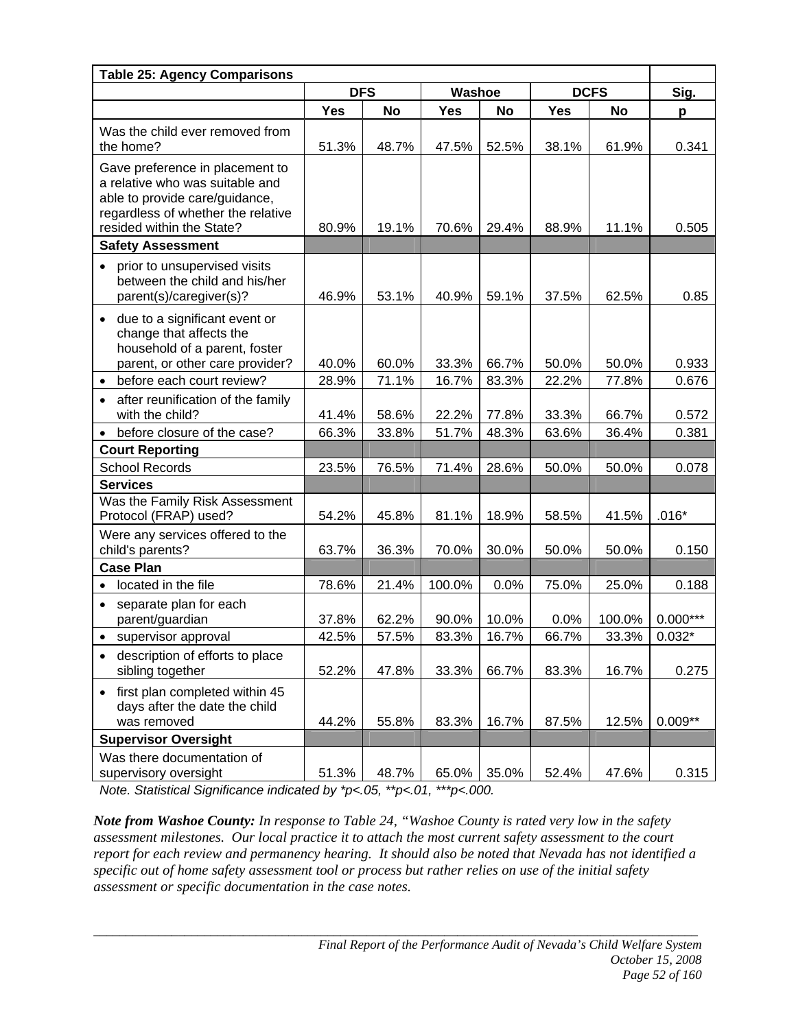| Table 25: Agency Comparisons | | | | | | | |
|---|---|---|---|---|---|---|---|
| | DFS | | Washoe | | DCFS | | Sig. |
| | Yes | No | Yes | No | Yes | No | p |
| Was the child ever removed from the home? | 51.3% | 48.7% | 47.5% | 52.5% | 38.1% | 61.9% | 0.341 |
| Gave preference in placement to a relative who was suitable and able to provide care/guidance, regardless of whether the relative resided within the State? | 80.9% | 19.1% | 70.6% | 29.4% | 88.9% | 11.1% | 0.505 |
| **Safety Assessment** | | | | | | | |
| • prior to unsupervised visits between the child and his/her parent(s)/caregiver(s)? | 46.9% | 53.1% | 40.9% | 59.1% | 37.5% | 62.5% | 0.85 |
| • due to a significant event or change that affects the household of a parent, foster parent, or other care provider? | 40.0% | 60.0% | 33.3% | 66.7% | 50.0% | 50.0% | 0.933 |
| • before each court review? | 28.9% | 71.1% | 16.7% | 83.3% | 22.2% | 77.8% | 0.676 |
| • after reunification of the family with the child? | 41.4% | 58.6% | 22.2% | 77.8% | 33.3% | 66.7% | 0.572 |
| • before closure of the case? | 66.3% | 33.8% | 51.7% | 48.3% | 63.6% | 36.4% | 0.381 |
| **Court Reporting** | | | | | | | |
| School Records | 23.5% | 76.5% | 71.4% | 28.6% | 50.0% | 50.0% | 0.078 |
| **Services** | | | | | | | |
| Was the Family Risk Assessment Protocol (FRAP) used? | 54.2% | 45.8% | 81.1% | 18.9% | 58.5% | 41.5% | .016* |
| Were any services offered to the child's parents? | 63.7% | 36.3% | 70.0% | 30.0% | 50.0% | 50.0% | 0.150 |
| **Case Plan** | | | | | | | |
| • located in the file | 78.6% | 21.4% | 100.0% | 0.0% | 75.0% | 25.0% | 0.188 |
| • separate plan for each parent/guardian | 37.8% | 62.2% | 90.0% | 10.0% | 0.0% | 100.0% | 0.000*** |
| • supervisor approval | 42.5% | 57.5% | 83.3% | 16.7% | 66.7% | 33.3% | 0.032* |
| • description of efforts to place sibling together | 52.2% | 47.8% | 33.3% | 66.7% | 83.3% | 16.7% | 0.275 |
| • first plan completed within 45 days after the date the child was removed | 44.2% | 55.8% | 83.3% | 16.7% | 87.5% | 12.5% | 0.009** |
| **Supervisor Oversight** | | | | | | | |
| Was there documentation of supervisory oversight | 51.3% | 48.7% | 65.0% | 35.0% | 52.4% | 47.6% | 0.315 |

*Note. Statistical Significance indicated by *p<.05, **p<.01, ***p<.000.*

***Note from Washoe County:*** *In response to Table 24, "Washoe County is rated very low in the safety assessment milestones. Our local practice it to attach the most current safety assessment to the court report for each review and permanency hearing. It should also be noted that Nevada has not identified a specific out of home safety assessment tool or process but rather relies on use of the initial safety assessment or specific documentation in the case notes.*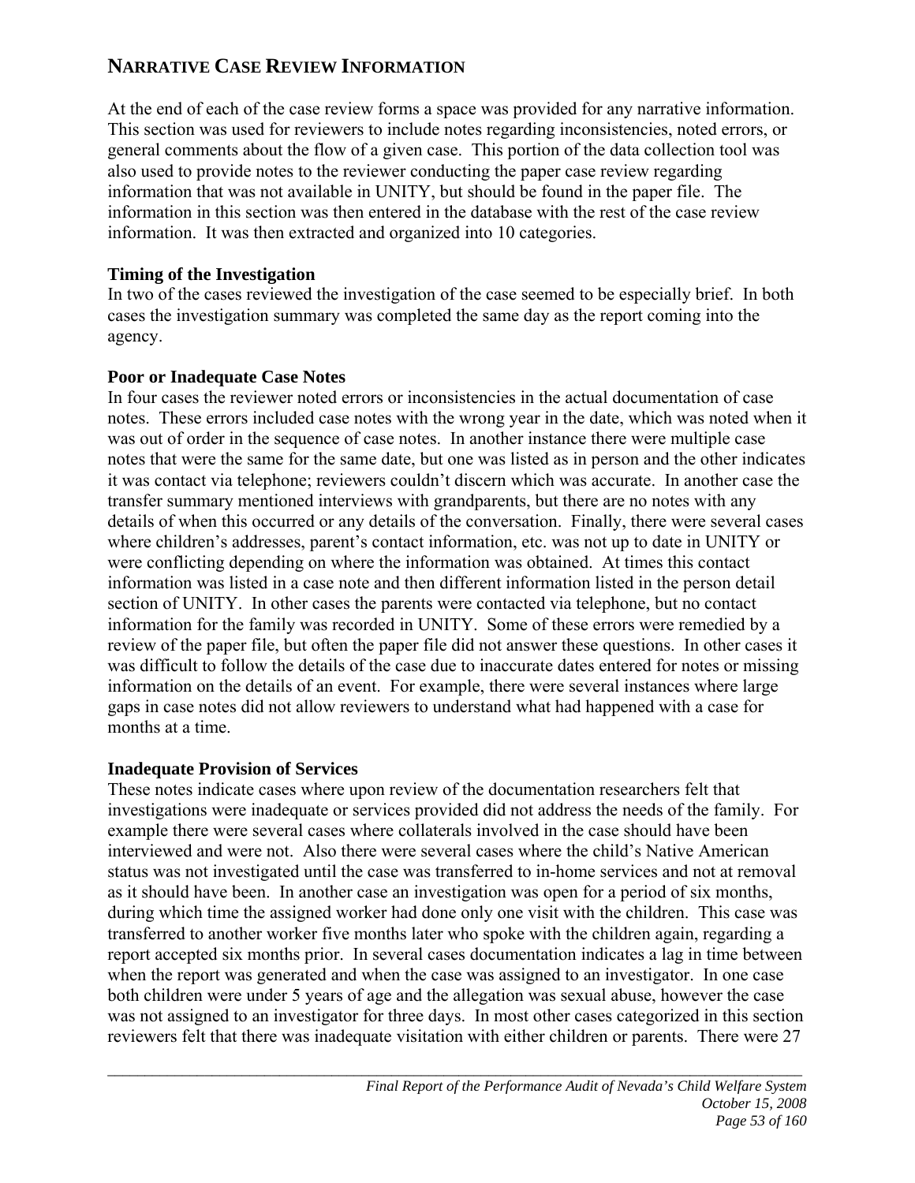## NARRATIVE CASE REVIEW INFORMATION

At the end of each of the case review forms a space was provided for any narrative information. This section was used for reviewers to include notes regarding inconsistencies, noted errors, or general comments about the flow of a given case. This portion of the data collection tool was also used to provide notes to the reviewer conducting the paper case review regarding information that was not available in UNITY, but should be found in the paper file. The information in this section was then entered in the database with the rest of the case review information. It was then extracted and organized into 10 categories.

### Timing of the Investigation

In two of the cases reviewed the investigation of the case seemed to be especially brief. In both cases the investigation summary was completed the same day as the report coming into the agency.

### Poor or Inadequate Case Notes

In four cases the reviewer noted errors or inconsistencies in the actual documentation of case notes. These errors included case notes with the wrong year in the date, which was noted when it was out of order in the sequence of case notes. In another instance there were multiple case notes that were the same for the same date, but one was listed as in person and the other indicates it was contact via telephone; reviewers couldn't discern which was accurate. In another case the transfer summary mentioned interviews with grandparents, but there are no notes with any details of when this occurred or any details of the conversation. Finally, there were several cases where children's addresses, parent's contact information, etc. was not up to date in UNITY or were conflicting depending on where the information was obtained. At times this contact information was listed in a case note and then different information listed in the person detail section of UNITY. In other cases the parents were contacted via telephone, but no contact information for the family was recorded in UNITY. Some of these errors were remedied by a review of the paper file, but often the paper file did not answer these questions. In other cases it was difficult to follow the details of the case due to inaccurate dates entered for notes or missing information on the details of an event. For example, there were several instances where large gaps in case notes did not allow reviewers to understand what had happened with a case for months at a time.

### Inadequate Provision of Services

These notes indicate cases where upon review of the documentation researchers felt that investigations were inadequate or services provided did not address the needs of the family. For example there were several cases where collaterals involved in the case should have been interviewed and were not. Also there were several cases where the child's Native American status was not investigated until the case was transferred to in-home services and not at removal as it should have been. In another case an investigation was open for a period of six months, during which time the assigned worker had done only one visit with the children. This case was transferred to another worker five months later who spoke with the children again, regarding a report accepted six months prior. In several cases documentation indicates a lag in time between when the report was generated and when the case was assigned to an investigator. In one case both children were under 5 years of age and the allegation was sexual abuse, however the case was not assigned to an investigator for three days. In most other cases categorized in this section reviewers felt that there was inadequate visitation with either children or parents. There were 27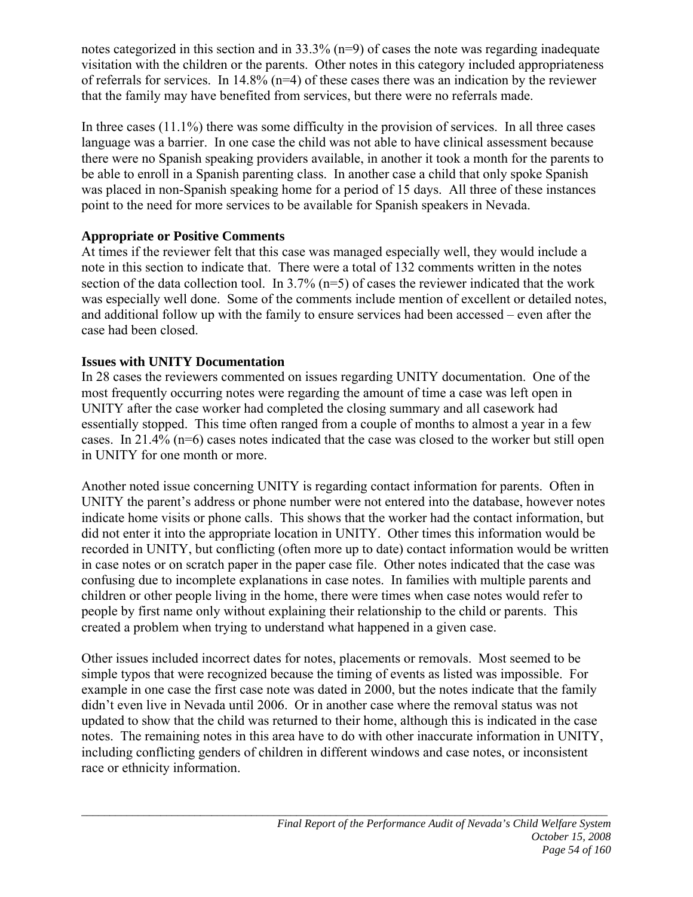notes categorized in this section and in 33.3% (n=9) of cases the note was regarding inadequate visitation with the children or the parents. Other notes in this category included appropriateness of referrals for services. In 14.8% (n=4) of these cases there was an indication by the reviewer that the family may have benefited from services, but there were no referrals made.

In three cases (11.1%) there was some difficulty in the provision of services. In all three cases language was a barrier. In one case the child was not able to have clinical assessment because there were no Spanish speaking providers available, in another it took a month for the parents to be able to enroll in a Spanish parenting class. In another case a child that only spoke Spanish was placed in non-Spanish speaking home for a period of 15 days. All three of these instances point to the need for more services to be available for Spanish speakers in Nevada.

**Appropriate or Positive Comments**

At times if the reviewer felt that this case was managed especially well, they would include a note in this section to indicate that. There were a total of 132 comments written in the notes section of the data collection tool. In 3.7% (n=5) of cases the reviewer indicated that the work was especially well done. Some of the comments include mention of excellent or detailed notes, and additional follow up with the family to ensure services had been accessed – even after the case had been closed.

**Issues with UNITY Documentation**

In 28 cases the reviewers commented on issues regarding UNITY documentation. One of the most frequently occurring notes were regarding the amount of time a case was left open in UNITY after the case worker had completed the closing summary and all casework had essentially stopped. This time often ranged from a couple of months to almost a year in a few cases. In 21.4% (n=6) cases notes indicated that the case was closed to the worker but still open in UNITY for one month or more.

Another noted issue concerning UNITY is regarding contact information for parents. Often in UNITY the parent's address or phone number were not entered into the database, however notes indicate home visits or phone calls. This shows that the worker had the contact information, but did not enter it into the appropriate location in UNITY. Other times this information would be recorded in UNITY, but conflicting (often more up to date) contact information would be written in case notes or on scratch paper in the paper case file. Other notes indicated that the case was confusing due to incomplete explanations in case notes. In families with multiple parents and children or other people living in the home, there were times when case notes would refer to people by first name only without explaining their relationship to the child or parents. This created a problem when trying to understand what happened in a given case.

Other issues included incorrect dates for notes, placements or removals. Most seemed to be simple typos that were recognized because the timing of events as listed was impossible. For example in one case the first case note was dated in 2000, but the notes indicate that the family didn't even live in Nevada until 2006. Or in another case where the removal status was not updated to show that the child was returned to their home, although this is indicated in the case notes. The remaining notes in this area have to do with other inaccurate information in UNITY, including conflicting genders of children in different windows and case notes, or inconsistent race or ethnicity information.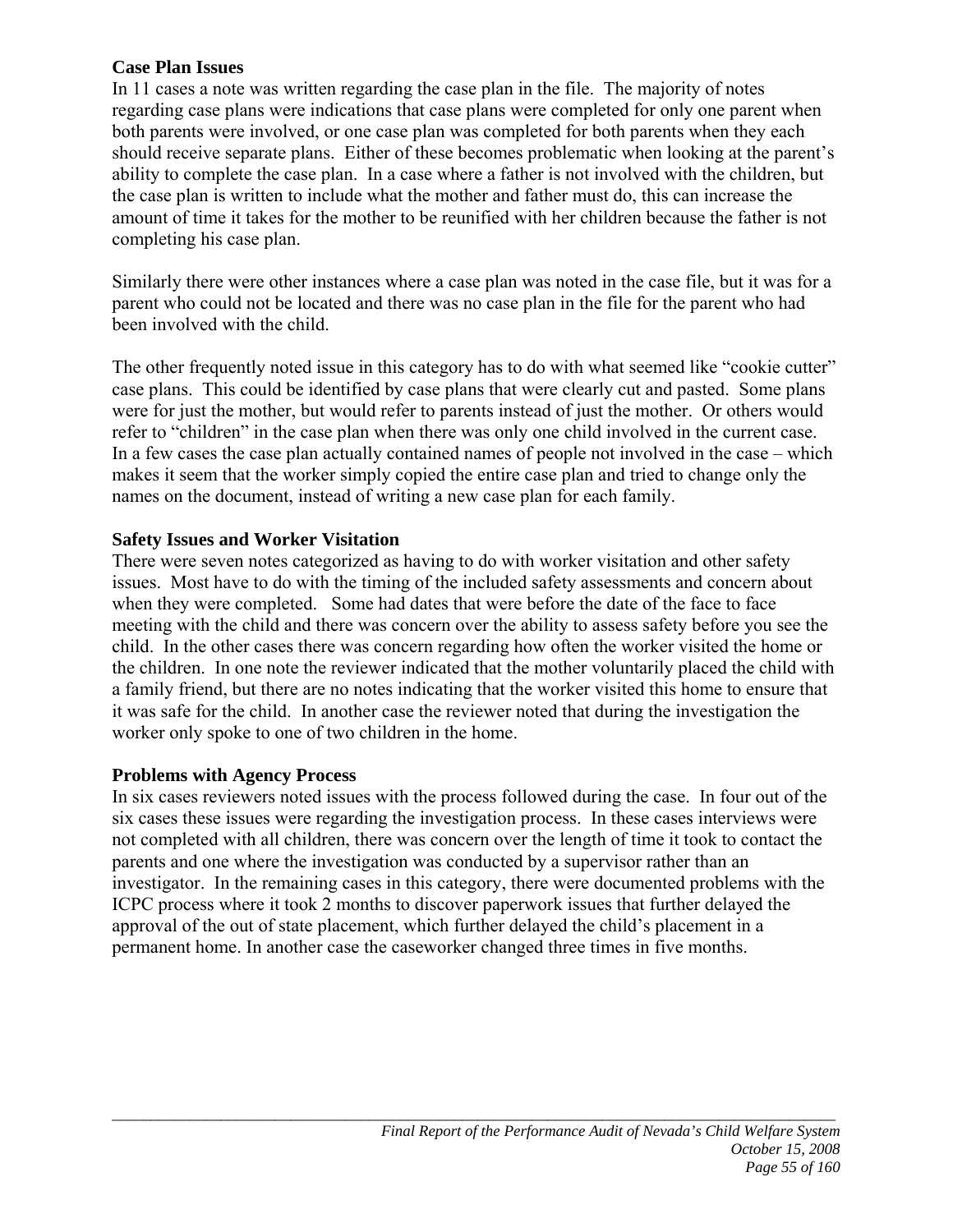**Case Plan Issues**

In 11 cases a note was written regarding the case plan in the file. The majority of notes regarding case plans were indications that case plans were completed for only one parent when both parents were involved, or one case plan was completed for both parents when they each should receive separate plans. Either of these becomes problematic when looking at the parent's ability to complete the case plan. In a case where a father is not involved with the children, but the case plan is written to include what the mother and father must do, this can increase the amount of time it takes for the mother to be reunified with her children because the father is not completing his case plan.

Similarly there were other instances where a case plan was noted in the case file, but it was for a parent who could not be located and there was no case plan in the file for the parent who had been involved with the child.

The other frequently noted issue in this category has to do with what seemed like "cookie cutter" case plans. This could be identified by case plans that were clearly cut and pasted. Some plans were for just the mother, but would refer to parents instead of just the mother. Or others would refer to "children" in the case plan when there was only one child involved in the current case. In a few cases the case plan actually contained names of people not involved in the case – which makes it seem that the worker simply copied the entire case plan and tried to change only the names on the document, instead of writing a new case plan for each family.

**Safety Issues and Worker Visitation**

There were seven notes categorized as having to do with worker visitation and other safety issues. Most have to do with the timing of the included safety assessments and concern about when they were completed. Some had dates that were before the date of the face to face meeting with the child and there was concern over the ability to assess safety before you see the child. In the other cases there was concern regarding how often the worker visited the home or the children. In one note the reviewer indicated that the mother voluntarily placed the child with a family friend, but there are no notes indicating that the worker visited this home to ensure that it was safe for the child. In another case the reviewer noted that during the investigation the worker only spoke to one of two children in the home.

**Problems with Agency Process**

In six cases reviewers noted issues with the process followed during the case. In four out of the six cases these issues were regarding the investigation process. In these cases interviews were not completed with all children, there was concern over the length of time it took to contact the parents and one where the investigation was conducted by a supervisor rather than an investigator. In the remaining cases in this category, there were documented problems with the ICPC process where it took 2 months to discover paperwork issues that further delayed the approval of the out of state placement, which further delayed the child's placement in a permanent home. In another case the caseworker changed three times in five months.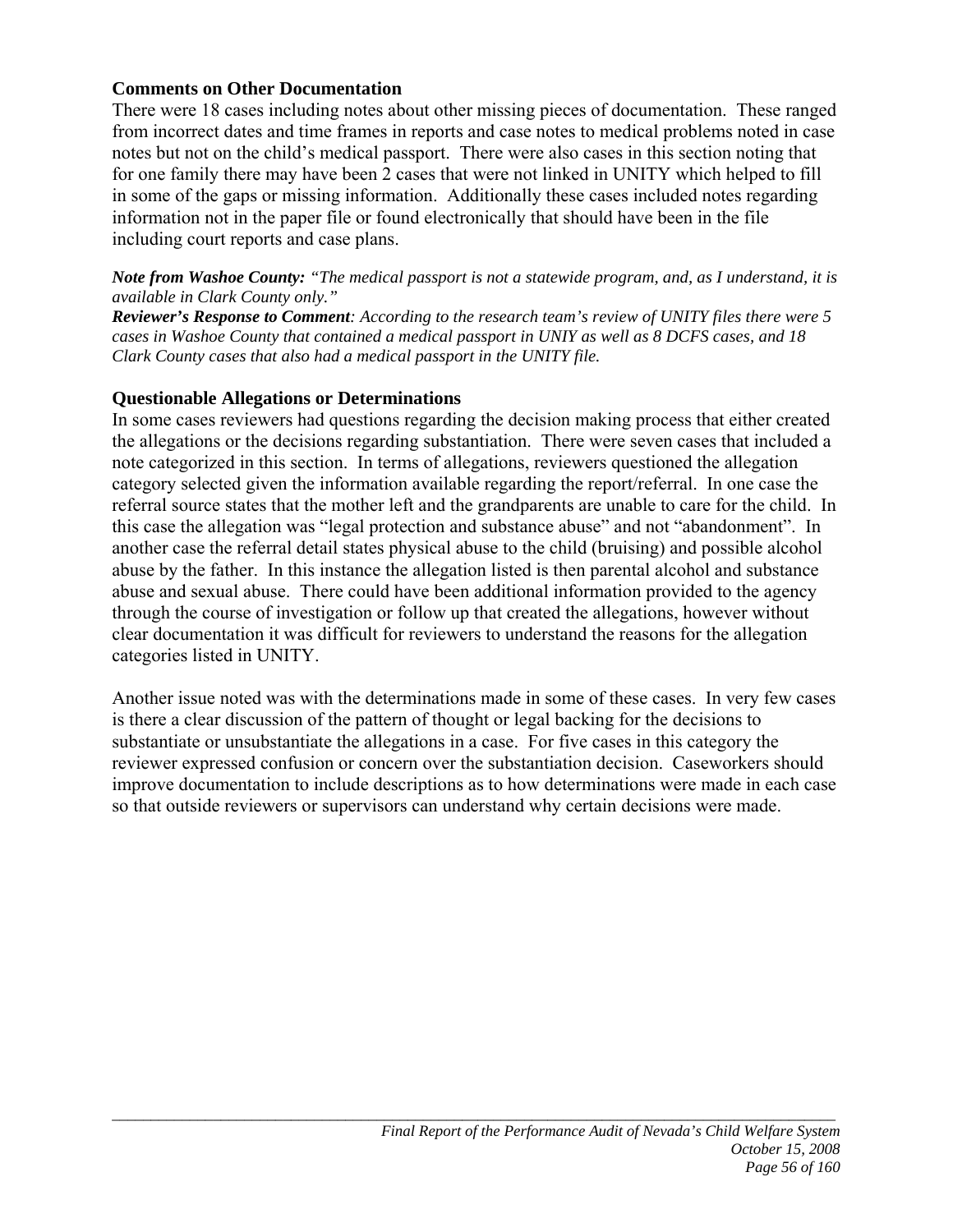### Comments on Other Documentation

There were 18 cases including notes about other missing pieces of documentation. These ranged from incorrect dates and time frames in reports and case notes to medical problems noted in case notes but not on the child's medical passport. There were also cases in this section noting that for one family there may have been 2 cases that were not linked in UNITY which helped to fill in some of the gaps or missing information. Additionally these cases included notes regarding information not in the paper file or found electronically that should have been in the file including court reports and case plans.

***Note from Washoe County:** "The medical passport is not a statewide program, and, as I understand, it is available in Clark County only."*
***Reviewer's Response to Comment**: According to the research team's review of UNITY files there were 5 cases in Washoe County that contained a medical passport in UNIY as well as 8 DCFS cases, and 18 Clark County cases that also had a medical passport in the UNITY file.*

### Questionable Allegations or Determinations

In some cases reviewers had questions regarding the decision making process that either created the allegations or the decisions regarding substantiation. There were seven cases that included a note categorized in this section. In terms of allegations, reviewers questioned the allegation category selected given the information available regarding the report/referral. In one case the referral source states that the mother left and the grandparents are unable to care for the child. In this case the allegation was "legal protection and substance abuse" and not "abandonment". In another case the referral detail states physical abuse to the child (bruising) and possible alcohol abuse by the father. In this instance the allegation listed is then parental alcohol and substance abuse and sexual abuse. There could have been additional information provided to the agency through the course of investigation or follow up that created the allegations, however without clear documentation it was difficult for reviewers to understand the reasons for the allegation categories listed in UNITY.

Another issue noted was with the determinations made in some of these cases. In very few cases is there a clear discussion of the pattern of thought or legal backing for the decisions to substantiate or unsubstantiate the allegations in a case. For five cases in this category the reviewer expressed confusion or concern over the substantiation decision. Caseworkers should improve documentation to include descriptions as to how determinations were made in each case so that outside reviewers or supervisors can understand why certain decisions were made.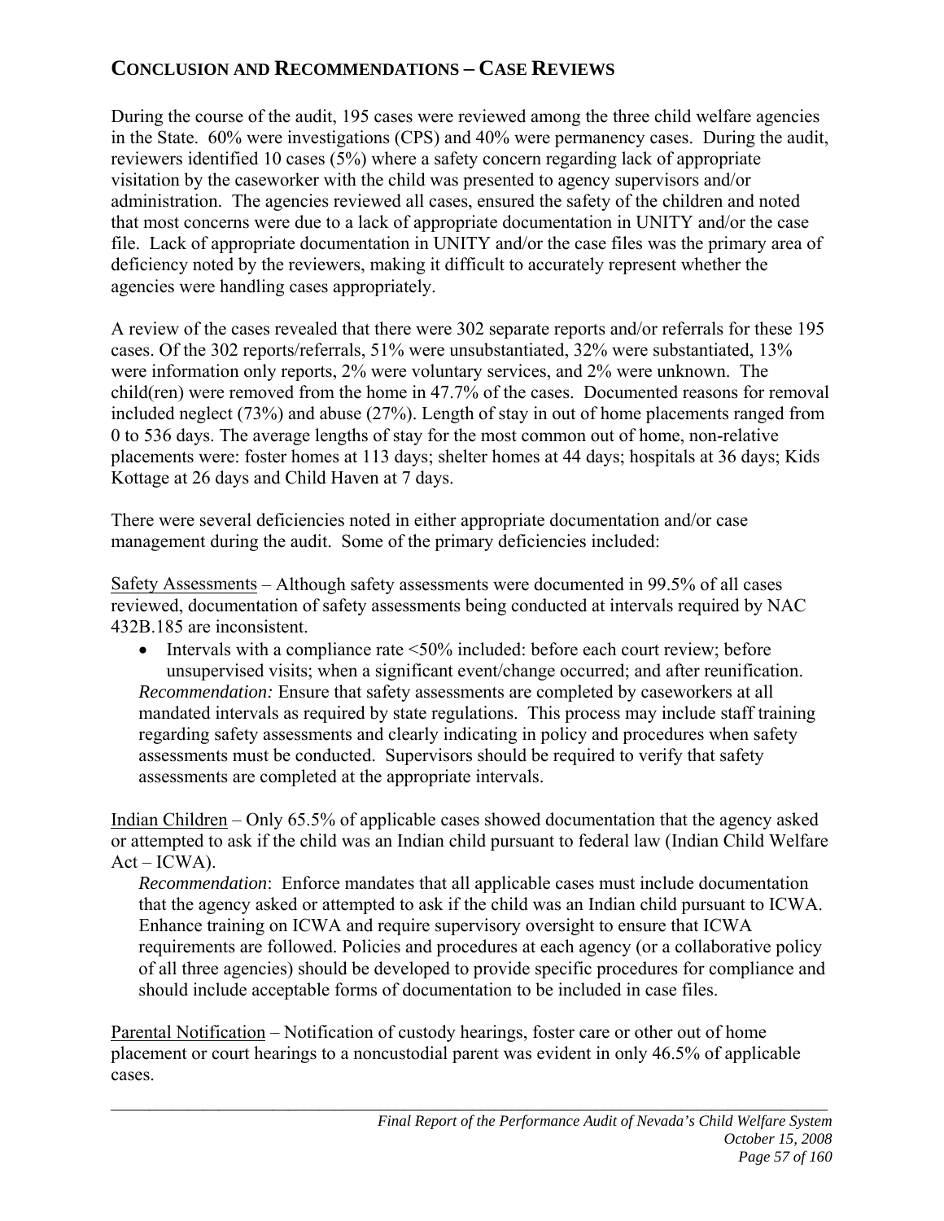## CONCLUSION AND RECOMMENDATIONS – CASE REVIEWS

During the course of the audit, 195 cases were reviewed among the three child welfare agencies in the State. 60% were investigations (CPS) and 40% were permanency cases. During the audit, reviewers identified 10 cases (5%) where a safety concern regarding lack of appropriate visitation by the caseworker with the child was presented to agency supervisors and/or administration. The agencies reviewed all cases, ensured the safety of the children and noted that most concerns were due to a lack of appropriate documentation in UNITY and/or the case file. Lack of appropriate documentation in UNITY and/or the case files was the primary area of deficiency noted by the reviewers, making it difficult to accurately represent whether the agencies were handling cases appropriately.

A review of the cases revealed that there were 302 separate reports and/or referrals for these 195 cases. Of the 302 reports/referrals, 51% were unsubstantiated, 32% were substantiated, 13% were information only reports, 2% were voluntary services, and 2% were unknown. The child(ren) were removed from the home in 47.7% of the cases. Documented reasons for removal included neglect (73%) and abuse (27%). Length of stay in out of home placements ranged from 0 to 536 days. The average lengths of stay for the most common out of home, non-relative placements were: foster homes at 113 days; shelter homes at 44 days; hospitals at 36 days; Kids Kottage at 26 days and Child Haven at 7 days.

There were several deficiencies noted in either appropriate documentation and/or case management during the audit. Some of the primary deficiencies included:

Safety Assessments – Although safety assessments were documented in 99.5% of all cases reviewed, documentation of safety assessments being conducted at intervals required by NAC 432B.185 are inconsistent.

- Intervals with a compliance rate <50% included: before each court review; before unsupervised visits; when a significant event/change occurred; and after reunification.

*Recommendation:* Ensure that safety assessments are completed by caseworkers at all mandated intervals as required by state regulations. This process may include staff training regarding safety assessments and clearly indicating in policy and procedures when safety assessments must be conducted. Supervisors should be required to verify that safety assessments are completed at the appropriate intervals.

Indian Children – Only 65.5% of applicable cases showed documentation that the agency asked or attempted to ask if the child was an Indian child pursuant to federal law (Indian Child Welfare Act – ICWA).

*Recommendation*: Enforce mandates that all applicable cases must include documentation that the agency asked or attempted to ask if the child was an Indian child pursuant to ICWA. Enhance training on ICWA and require supervisory oversight to ensure that ICWA requirements are followed. Policies and procedures at each agency (or a collaborative policy of all three agencies) should be developed to provide specific procedures for compliance and should include acceptable forms of documentation to be included in case files.

Parental Notification – Notification of custody hearings, foster care or other out of home placement or court hearings to a noncustodial parent was evident in only 46.5% of applicable cases.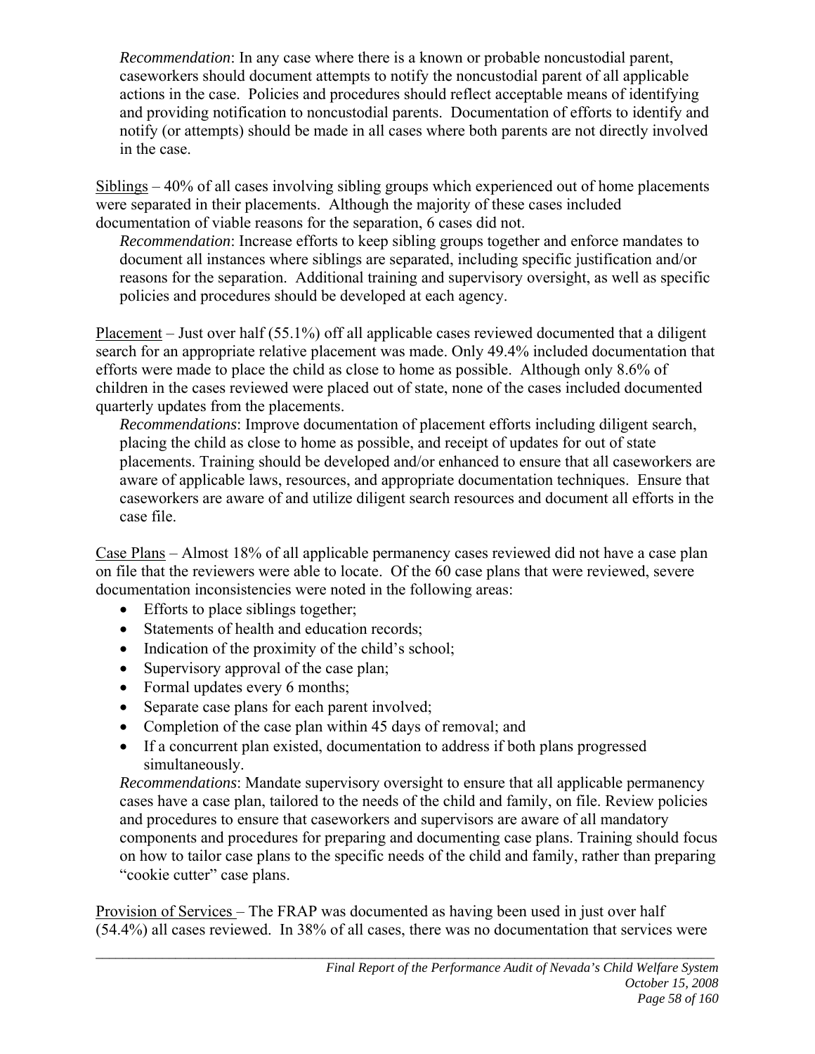*Recommendation*: In any case where there is a known or probable noncustodial parent, caseworkers should document attempts to notify the noncustodial parent of all applicable actions in the case. Policies and procedures should reflect acceptable means of identifying and providing notification to noncustodial parents. Documentation of efforts to identify and notify (or attempts) should be made in all cases where both parents are not directly involved in the case.

<u>Siblings</u> – 40% of all cases involving sibling groups which experienced out of home placements were separated in their placements. Although the majority of these cases included documentation of viable reasons for the separation, 6 cases did not.

*Recommendation*: Increase efforts to keep sibling groups together and enforce mandates to document all instances where siblings are separated, including specific justification and/or reasons for the separation. Additional training and supervisory oversight, as well as specific policies and procedures should be developed at each agency.

<u>Placement</u> – Just over half (55.1%) off all applicable cases reviewed documented that a diligent search for an appropriate relative placement was made. Only 49.4% included documentation that efforts were made to place the child as close to home as possible. Although only 8.6% of children in the cases reviewed were placed out of state, none of the cases included documented quarterly updates from the placements.

*Recommendations*: Improve documentation of placement efforts including diligent search, placing the child as close to home as possible, and receipt of updates for out of state placements. Training should be developed and/or enhanced to ensure that all caseworkers are aware of applicable laws, resources, and appropriate documentation techniques. Ensure that caseworkers are aware of and utilize diligent search resources and document all efforts in the case file.

<u>Case Plans</u> – Almost 18% of all applicable permanency cases reviewed did not have a case plan on file that the reviewers were able to locate. Of the 60 case plans that were reviewed, severe documentation inconsistencies were noted in the following areas:

- Efforts to place siblings together;
- Statements of health and education records;
- Indication of the proximity of the child's school;
- Supervisory approval of the case plan;
- Formal updates every 6 months;
- Separate case plans for each parent involved;
- Completion of the case plan within 45 days of removal; and
- If a concurrent plan existed, documentation to address if both plans progressed simultaneously.

*Recommendations*: Mandate supervisory oversight to ensure that all applicable permanency cases have a case plan, tailored to the needs of the child and family, on file. Review policies and procedures to ensure that caseworkers and supervisors are aware of all mandatory components and procedures for preparing and documenting case plans. Training should focus on how to tailor case plans to the specific needs of the child and family, rather than preparing "cookie cutter" case plans.

<u>Provision of Services</u> – The FRAP was documented as having been used in just over half (54.4%) all cases reviewed. In 38% of all cases, there was no documentation that services were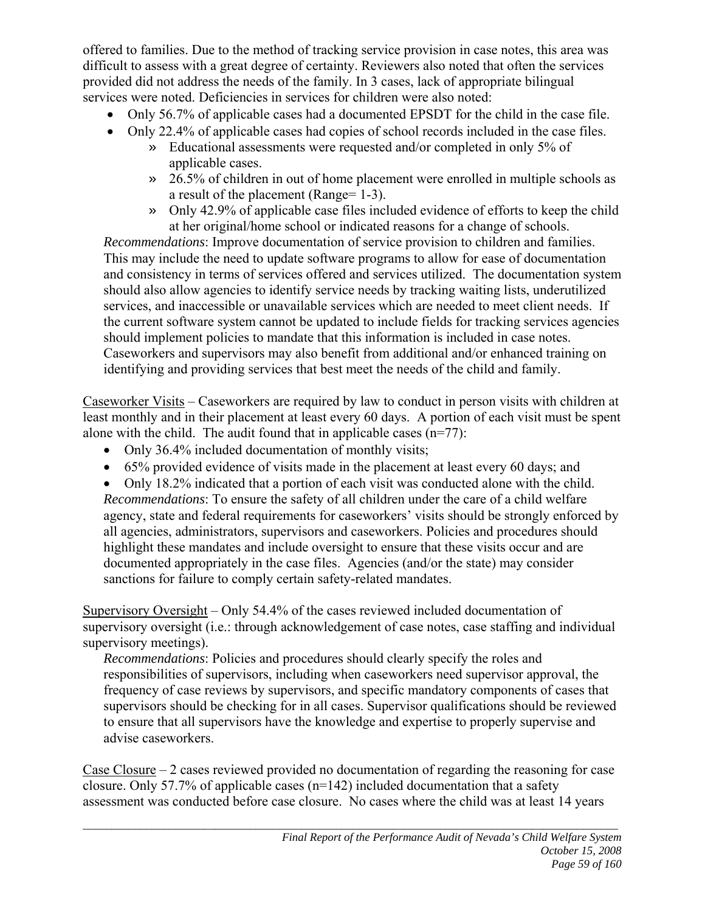offered to families. Due to the method of tracking service provision in case notes, this area was difficult to assess with a great degree of certainty. Reviewers also noted that often the services provided did not address the needs of the family. In 3 cases, lack of appropriate bilingual services were noted. Deficiencies in services for children were also noted:

- Only 56.7% of applicable cases had a documented EPSDT for the child in the case file.
- Only 22.4% of applicable cases had copies of school records included in the case files.
  - Educational assessments were requested and/or completed in only 5% of applicable cases.
  - 26.5% of children in out of home placement were enrolled in multiple schools as a result of the placement (Range= 1-3).
  - Only 42.9% of applicable case files included evidence of efforts to keep the child at her original/home school or indicated reasons for a change of schools.

*Recommendations*: Improve documentation of service provision to children and families. This may include the need to update software programs to allow for ease of documentation and consistency in terms of services offered and services utilized. The documentation system should also allow agencies to identify service needs by tracking waiting lists, underutilized services, and inaccessible or unavailable services which are needed to meet client needs. If the current software system cannot be updated to include fields for tracking services agencies should implement policies to mandate that this information is included in case notes. Caseworkers and supervisors may also benefit from additional and/or enhanced training on identifying and providing services that best meet the needs of the child and family.

<u>Caseworker Visits</u> – Caseworkers are required by law to conduct in person visits with children at least monthly and in their placement at least every 60 days. A portion of each visit must be spent alone with the child. The audit found that in applicable cases (n=77):

- Only 36.4% included documentation of monthly visits;
- 65% provided evidence of visits made in the placement at least every 60 days; and
- Only 18.2% indicated that a portion of each visit was conducted alone with the child.

*Recommendations*: To ensure the safety of all children under the care of a child welfare agency, state and federal requirements for caseworkers' visits should be strongly enforced by all agencies, administrators, supervisors and caseworkers. Policies and procedures should highlight these mandates and include oversight to ensure that these visits occur and are documented appropriately in the case files. Agencies (and/or the state) may consider sanctions for failure to comply certain safety-related mandates.

<u>Supervisory Oversight</u> – Only 54.4% of the cases reviewed included documentation of supervisory oversight (i.e.: through acknowledgement of case notes, case staffing and individual supervisory meetings).

*Recommendations*: Policies and procedures should clearly specify the roles and responsibilities of supervisors, including when caseworkers need supervisor approval, the frequency of case reviews by supervisors, and specific mandatory components of cases that supervisors should be checking for in all cases. Supervisor qualifications should be reviewed to ensure that all supervisors have the knowledge and expertise to properly supervise and advise caseworkers.

<u>Case Closure</u> – 2 cases reviewed provided no documentation of regarding the reasoning for case closure. Only 57.7% of applicable cases (n=142) included documentation that a safety assessment was conducted before case closure. No cases where the child was at least 14 years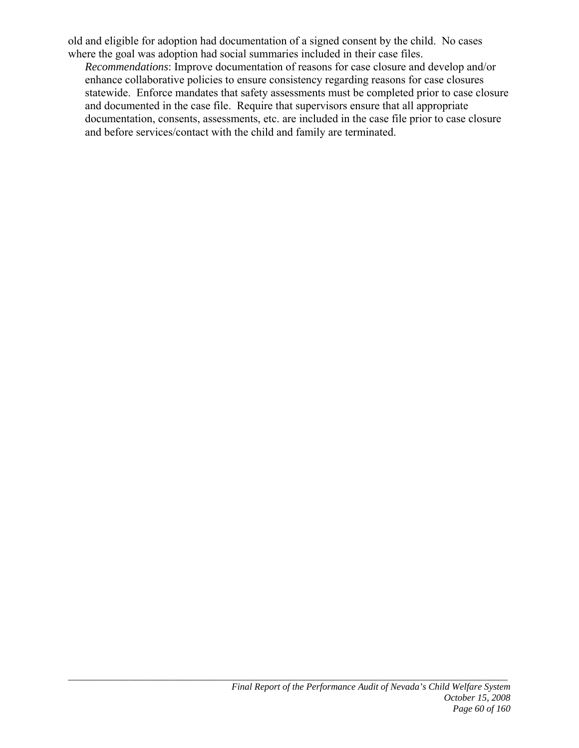old and eligible for adoption had documentation of a signed consent by the child. No cases where the goal was adoption had social summaries included in their case files.

*Recommendations*: Improve documentation of reasons for case closure and develop and/or enhance collaborative policies to ensure consistency regarding reasons for case closures statewide. Enforce mandates that safety assessments must be completed prior to case closure and documented in the case file. Require that supervisors ensure that all appropriate documentation, consents, assessments, etc. are included in the case file prior to case closure and before services/contact with the child and family are terminated.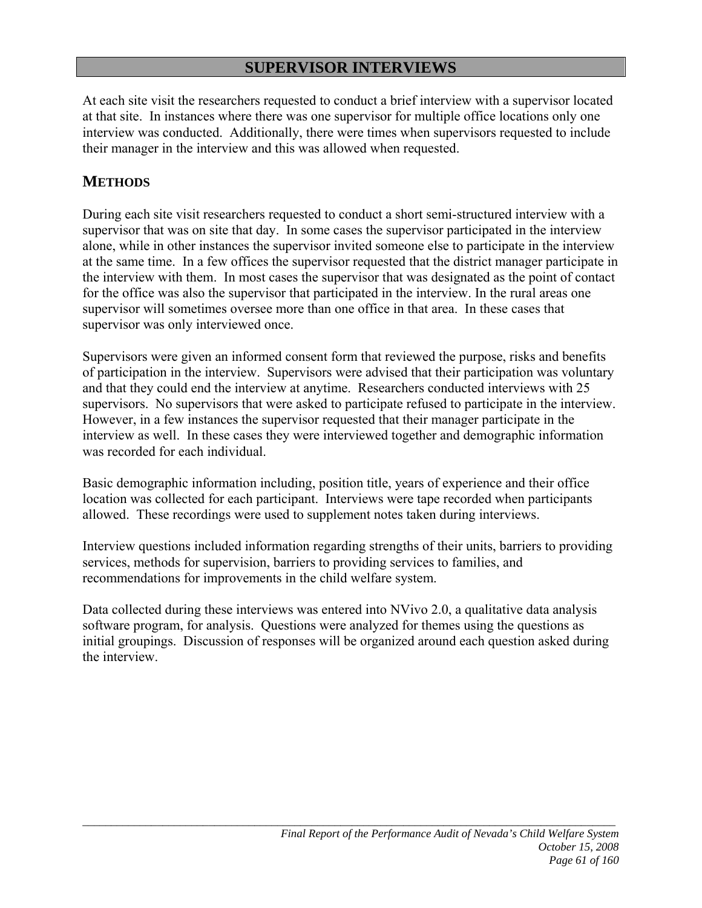# SUPERVISOR INTERVIEWS

At each site visit the researchers requested to conduct a brief interview with a supervisor located at that site. In instances where there was one supervisor for multiple office locations only one interview was conducted. Additionally, there were times when supervisors requested to include their manager in the interview and this was allowed when requested.

## METHODS

During each site visit researchers requested to conduct a short semi-structured interview with a supervisor that was on site that day. In some cases the supervisor participated in the interview alone, while in other instances the supervisor invited someone else to participate in the interview at the same time. In a few offices the supervisor requested that the district manager participate in the interview with them. In most cases the supervisor that was designated as the point of contact for the office was also the supervisor that participated in the interview. In the rural areas one supervisor will sometimes oversee more than one office in that area. In these cases that supervisor was only interviewed once.

Supervisors were given an informed consent form that reviewed the purpose, risks and benefits of participation in the interview. Supervisors were advised that their participation was voluntary and that they could end the interview at anytime. Researchers conducted interviews with 25 supervisors. No supervisors that were asked to participate refused to participate in the interview. However, in a few instances the supervisor requested that their manager participate in the interview as well. In these cases they were interviewed together and demographic information was recorded for each individual.

Basic demographic information including, position title, years of experience and their office location was collected for each participant. Interviews were tape recorded when participants allowed. These recordings were used to supplement notes taken during interviews.

Interview questions included information regarding strengths of their units, barriers to providing services, methods for supervision, barriers to providing services to families, and recommendations for improvements in the child welfare system.

Data collected during these interviews was entered into NVivo 2.0, a qualitative data analysis software program, for analysis. Questions were analyzed for themes using the questions as initial groupings. Discussion of responses will be organized around each question asked during the interview.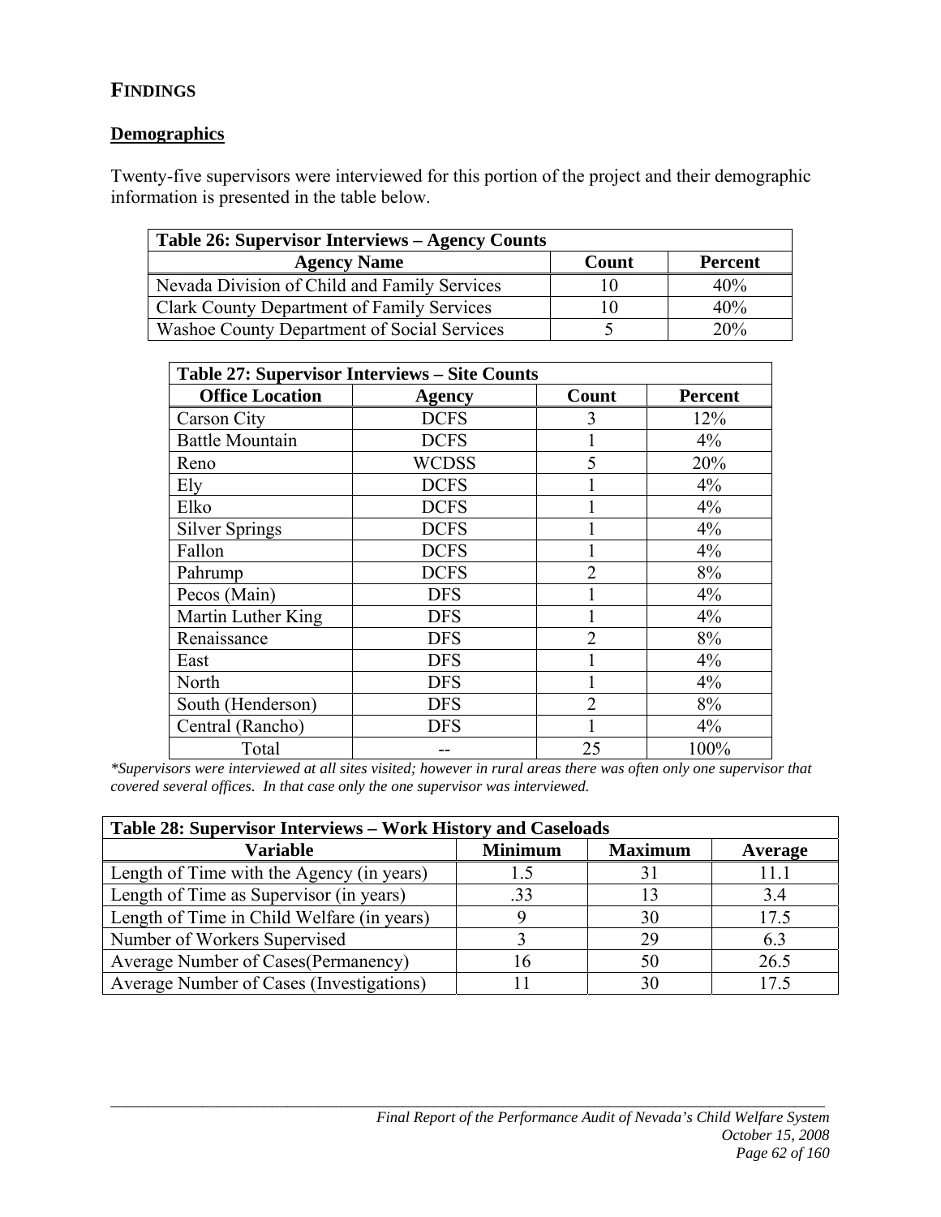# FINDINGS

## Demographics

Twenty-five supervisors were interviewed for this portion of the project and their demographic information is presented in the table below.

| Table 26: Supervisor Interviews – Agency Counts | | |
|---|---|---|
| **Agency Name** | **Count** | **Percent** |
| Nevada Division of Child and Family Services | 10 | 40% |
| Clark County Department of Family Services | 10 | 40% |
| Washoe County Department of Social Services | 5 | 20% |

| Table 27: Supervisor Interviews – Site Counts | | | |
|---|---|---|---|
| **Office Location** | **Agency** | **Count** | **Percent** |
| Carson City | DCFS | 3 | 12% |
| Battle Mountain | DCFS | 1 | 4% |
| Reno | WCDSS | 5 | 20% |
| Ely | DCFS | 1 | 4% |
| Elko | DCFS | 1 | 4% |
| Silver Springs | DCFS | 1 | 4% |
| Fallon | DCFS | 1 | 4% |
| Pahrump | DCFS | 2 | 8% |
| Pecos (Main) | DFS | 1 | 4% |
| Martin Luther King | DFS | 1 | 4% |
| Renaissance | DFS | 2 | 8% |
| East | DFS | 1 | 4% |
| North | DFS | 1 | 4% |
| South (Henderson) | DFS | 2 | 8% |
| Central (Rancho) | DFS | 1 | 4% |
| Total | -- | 25 | 100% |

*\*Supervisors were interviewed at all sites visited; however in rural areas there was often only one supervisor that covered several offices. In that case only the one supervisor was interviewed.*

| Table 28: Supervisor Interviews – Work History and Caseloads | | | |
|---|---|---|---|
| **Variable** | **Minimum** | **Maximum** | **Average** |
| Length of Time with the Agency (in years) | 1.5 | 31 | 11.1 |
| Length of Time as Supervisor (in years) | .33 | 13 | 3.4 |
| Length of Time in Child Welfare (in years) | 9 | 30 | 17.5 |
| Number of Workers Supervised | 3 | 29 | 6.3 |
| Average Number of Cases(Permanency) | 16 | 50 | 26.5 |
| Average Number of Cases (Investigations) | 11 | 30 | 17.5 |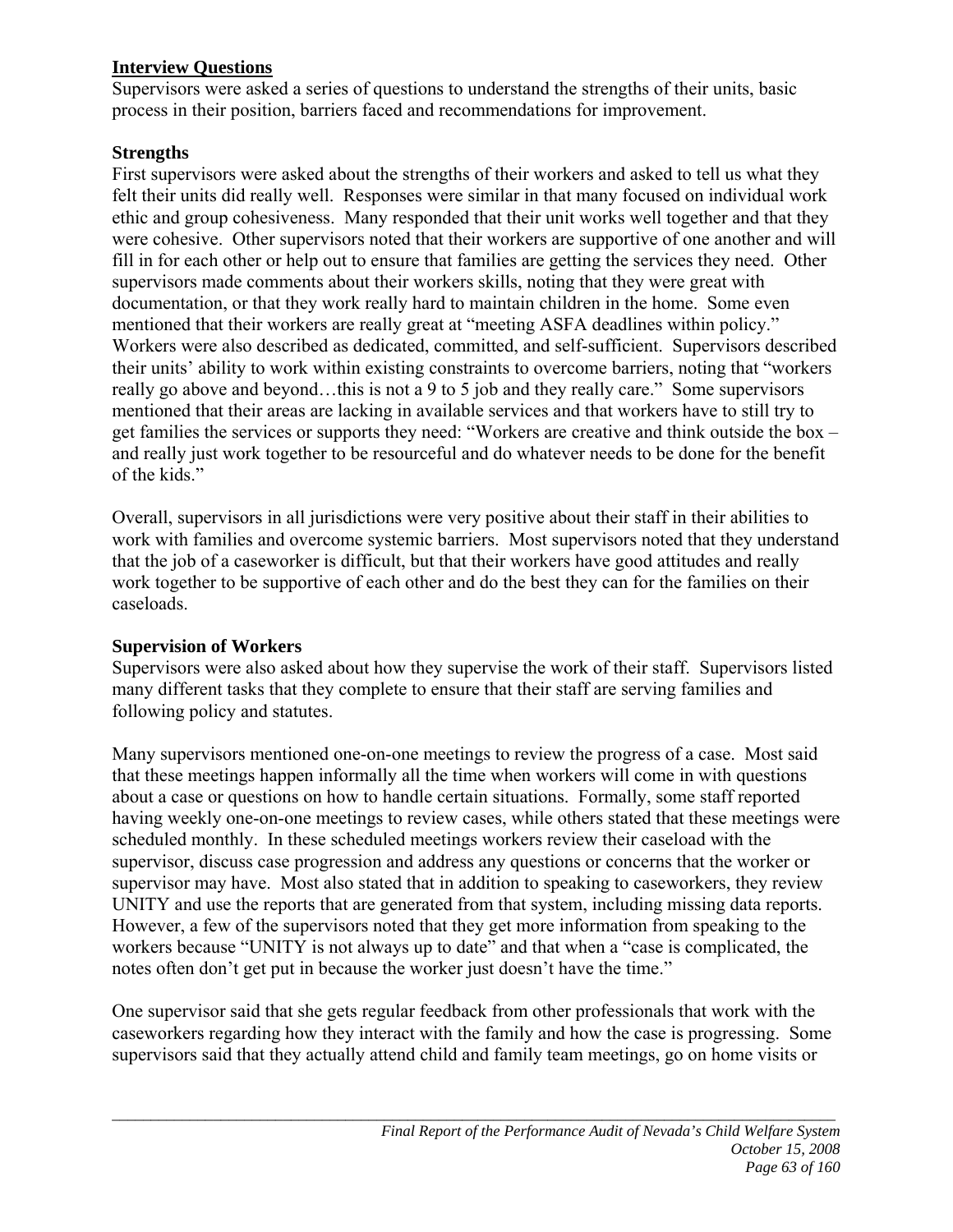## Interview Questions

Supervisors were asked a series of questions to understand the strengths of their units, basic process in their position, barriers faced and recommendations for improvement.

### Strengths

First supervisors were asked about the strengths of their workers and asked to tell us what they felt their units did really well. Responses were similar in that many focused on individual work ethic and group cohesiveness. Many responded that their unit works well together and that they were cohesive. Other supervisors noted that their workers are supportive of one another and will fill in for each other or help out to ensure that families are getting the services they need. Other supervisors made comments about their workers skills, noting that they were great with documentation, or that they work really hard to maintain children in the home. Some even mentioned that their workers are really great at "meeting ASFA deadlines within policy." Workers were also described as dedicated, committed, and self-sufficient. Supervisors described their units' ability to work within existing constraints to overcome barriers, noting that "workers really go above and beyond…this is not a 9 to 5 job and they really care." Some supervisors mentioned that their areas are lacking in available services and that workers have to still try to get families the services or supports they need: "Workers are creative and think outside the box – and really just work together to be resourceful and do whatever needs to be done for the benefit of the kids."

Overall, supervisors in all jurisdictions were very positive about their staff in their abilities to work with families and overcome systemic barriers. Most supervisors noted that they understand that the job of a caseworker is difficult, but that their workers have good attitudes and really work together to be supportive of each other and do the best they can for the families on their caseloads.

### Supervision of Workers

Supervisors were also asked about how they supervise the work of their staff. Supervisors listed many different tasks that they complete to ensure that their staff are serving families and following policy and statutes.

Many supervisors mentioned one-on-one meetings to review the progress of a case. Most said that these meetings happen informally all the time when workers will come in with questions about a case or questions on how to handle certain situations. Formally, some staff reported having weekly one-on-one meetings to review cases, while others stated that these meetings were scheduled monthly. In these scheduled meetings workers review their caseload with the supervisor, discuss case progression and address any questions or concerns that the worker or supervisor may have. Most also stated that in addition to speaking to caseworkers, they review UNITY and use the reports that are generated from that system, including missing data reports. However, a few of the supervisors noted that they get more information from speaking to the workers because "UNITY is not always up to date" and that when a "case is complicated, the notes often don't get put in because the worker just doesn't have the time."

One supervisor said that she gets regular feedback from other professionals that work with the caseworkers regarding how they interact with the family and how the case is progressing. Some supervisors said that they actually attend child and family team meetings, go on home visits or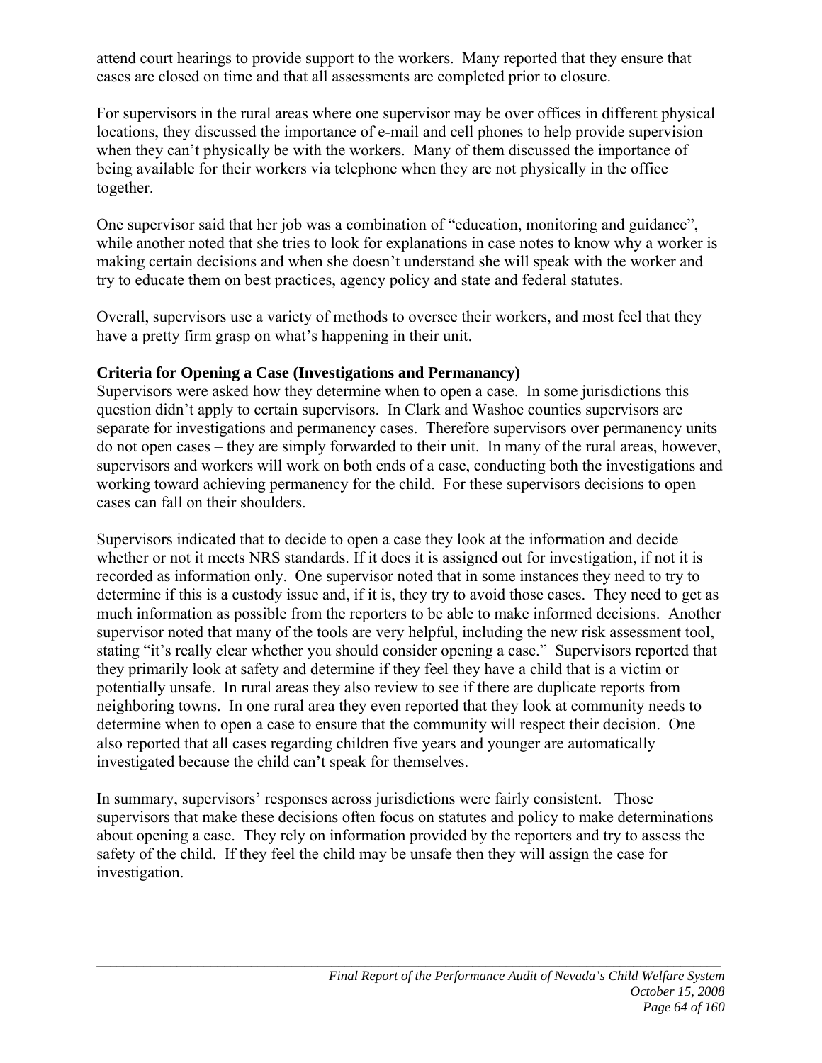attend court hearings to provide support to the workers. Many reported that they ensure that cases are closed on time and that all assessments are completed prior to closure.

For supervisors in the rural areas where one supervisor may be over offices in different physical locations, they discussed the importance of e-mail and cell phones to help provide supervision when they can't physically be with the workers. Many of them discussed the importance of being available for their workers via telephone when they are not physically in the office together.

One supervisor said that her job was a combination of "education, monitoring and guidance", while another noted that she tries to look for explanations in case notes to know why a worker is making certain decisions and when she doesn't understand she will speak with the worker and try to educate them on best practices, agency policy and state and federal statutes.

Overall, supervisors use a variety of methods to oversee their workers, and most feel that they have a pretty firm grasp on what's happening in their unit.

**Criteria for Opening a Case (Investigations and Permanancy)**

Supervisors were asked how they determine when to open a case. In some jurisdictions this question didn't apply to certain supervisors. In Clark and Washoe counties supervisors are separate for investigations and permanency cases. Therefore supervisors over permanency units do not open cases – they are simply forwarded to their unit. In many of the rural areas, however, supervisors and workers will work on both ends of a case, conducting both the investigations and working toward achieving permanency for the child. For these supervisors decisions to open cases can fall on their shoulders.

Supervisors indicated that to decide to open a case they look at the information and decide whether or not it meets NRS standards. If it does it is assigned out for investigation, if not it is recorded as information only. One supervisor noted that in some instances they need to try to determine if this is a custody issue and, if it is, they try to avoid those cases. They need to get as much information as possible from the reporters to be able to make informed decisions. Another supervisor noted that many of the tools are very helpful, including the new risk assessment tool, stating "it's really clear whether you should consider opening a case." Supervisors reported that they primarily look at safety and determine if they feel they have a child that is a victim or potentially unsafe. In rural areas they also review to see if there are duplicate reports from neighboring towns. In one rural area they even reported that they look at community needs to determine when to open a case to ensure that the community will respect their decision. One also reported that all cases regarding children five years and younger are automatically investigated because the child can't speak for themselves.

In summary, supervisors' responses across jurisdictions were fairly consistent. Those supervisors that make these decisions often focus on statutes and policy to make determinations about opening a case. They rely on information provided by the reporters and try to assess the safety of the child. If they feel the child may be unsafe then they will assign the case for investigation.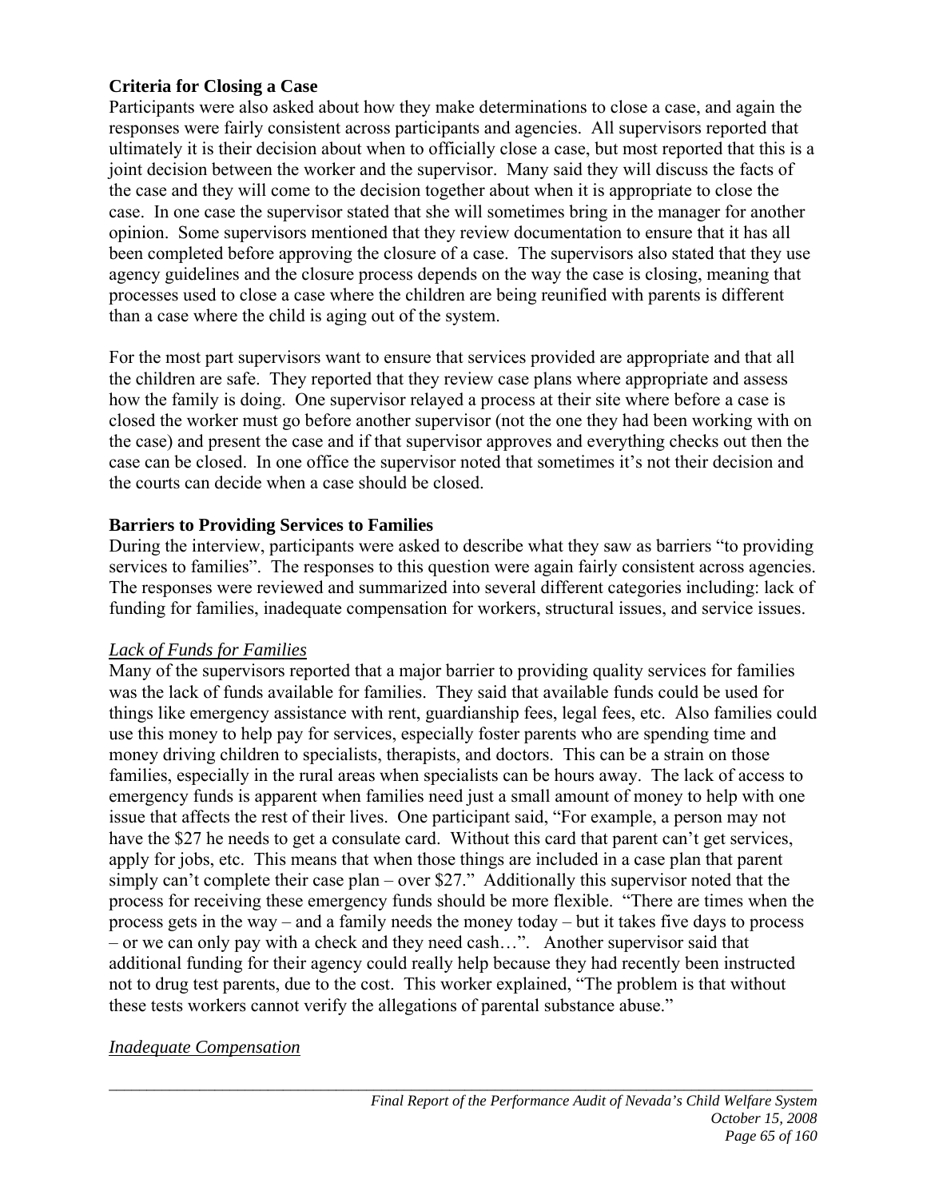**Criteria for Closing a Case**

Participants were also asked about how they make determinations to close a case, and again the responses were fairly consistent across participants and agencies. All supervisors reported that ultimately it is their decision about when to officially close a case, but most reported that this is a joint decision between the worker and the supervisor. Many said they will discuss the facts of the case and they will come to the decision together about when it is appropriate to close the case. In one case the supervisor stated that she will sometimes bring in the manager for another opinion. Some supervisors mentioned that they review documentation to ensure that it has all been completed before approving the closure of a case. The supervisors also stated that they use agency guidelines and the closure process depends on the way the case is closing, meaning that processes used to close a case where the children are being reunified with parents is different than a case where the child is aging out of the system.

For the most part supervisors want to ensure that services provided are appropriate and that all the children are safe. They reported that they review case plans where appropriate and assess how the family is doing. One supervisor relayed a process at their site where before a case is closed the worker must go before another supervisor (not the one they had been working with on the case) and present the case and if that supervisor approves and everything checks out then the case can be closed. In one office the supervisor noted that sometimes it's not their decision and the courts can decide when a case should be closed.

**Barriers to Providing Services to Families**

During the interview, participants were asked to describe what they saw as barriers "to providing services to families". The responses to this question were again fairly consistent across agencies. The responses were reviewed and summarized into several different categories including: lack of funding for families, inadequate compensation for workers, structural issues, and service issues.

*Lack of Funds for Families*

Many of the supervisors reported that a major barrier to providing quality services for families was the lack of funds available for families. They said that available funds could be used for things like emergency assistance with rent, guardianship fees, legal fees, etc. Also families could use this money to help pay for services, especially foster parents who are spending time and money driving children to specialists, therapists, and doctors. This can be a strain on those families, especially in the rural areas when specialists can be hours away. The lack of access to emergency funds is apparent when families need just a small amount of money to help with one issue that affects the rest of their lives. One participant said, "For example, a person may not have the $27 he needs to get a consulate card. Without this card that parent can't get services, apply for jobs, etc. This means that when those things are included in a case plan that parent simply can't complete their case plan – over $27." Additionally this supervisor noted that the process for receiving these emergency funds should be more flexible. "There are times when the process gets in the way – and a family needs the money today – but it takes five days to process – or we can only pay with a check and they need cash…". Another supervisor said that additional funding for their agency could really help because they had recently been instructed not to drug test parents, due to the cost. This worker explained, "The problem is that without these tests workers cannot verify the allegations of parental substance abuse."

*Inadequate Compensation*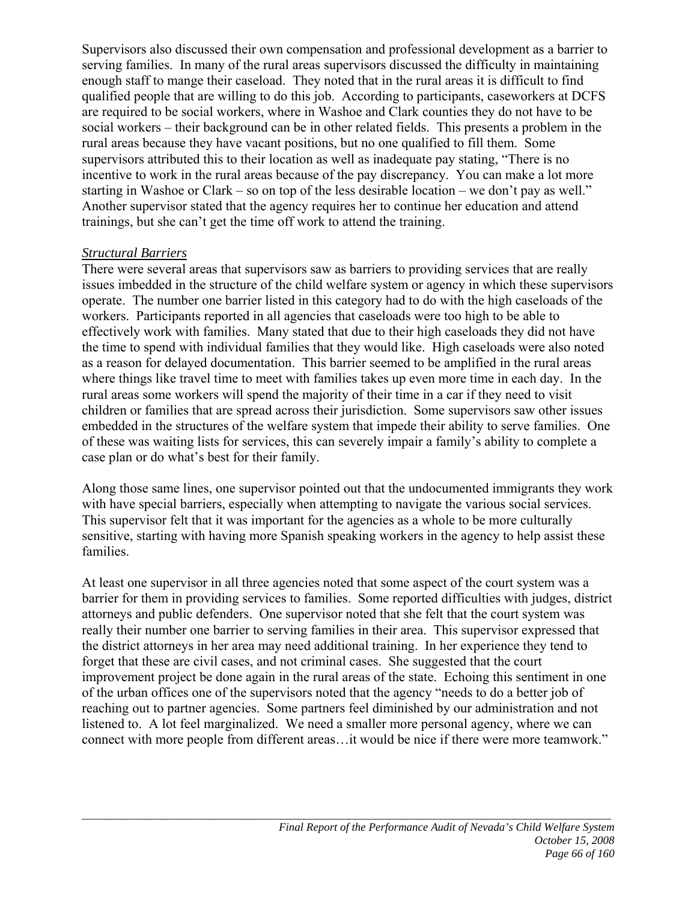Supervisors also discussed their own compensation and professional development as a barrier to serving families. In many of the rural areas supervisors discussed the difficulty in maintaining enough staff to mange their caseload. They noted that in the rural areas it is difficult to find qualified people that are willing to do this job. According to participants, caseworkers at DCFS are required to be social workers, where in Washoe and Clark counties they do not have to be social workers – their background can be in other related fields. This presents a problem in the rural areas because they have vacant positions, but no one qualified to fill them. Some supervisors attributed this to their location as well as inadequate pay stating, "There is no incentive to work in the rural areas because of the pay discrepancy. You can make a lot more starting in Washoe or Clark – so on top of the less desirable location – we don't pay as well." Another supervisor stated that the agency requires her to continue her education and attend trainings, but she can't get the time off work to attend the training.

*Structural Barriers*

There were several areas that supervisors saw as barriers to providing services that are really issues imbedded in the structure of the child welfare system or agency in which these supervisors operate. The number one barrier listed in this category had to do with the high caseloads of the workers. Participants reported in all agencies that caseloads were too high to be able to effectively work with families. Many stated that due to their high caseloads they did not have the time to spend with individual families that they would like. High caseloads were also noted as a reason for delayed documentation. This barrier seemed to be amplified in the rural areas where things like travel time to meet with families takes up even more time in each day. In the rural areas some workers will spend the majority of their time in a car if they need to visit children or families that are spread across their jurisdiction. Some supervisors saw other issues embedded in the structures of the welfare system that impede their ability to serve families. One of these was waiting lists for services, this can severely impair a family's ability to complete a case plan or do what's best for their family.

Along those same lines, one supervisor pointed out that the undocumented immigrants they work with have special barriers, especially when attempting to navigate the various social services. This supervisor felt that it was important for the agencies as a whole to be more culturally sensitive, starting with having more Spanish speaking workers in the agency to help assist these families.

At least one supervisor in all three agencies noted that some aspect of the court system was a barrier for them in providing services to families. Some reported difficulties with judges, district attorneys and public defenders. One supervisor noted that she felt that the court system was really their number one barrier to serving families in their area. This supervisor expressed that the district attorneys in her area may need additional training. In her experience they tend to forget that these are civil cases, and not criminal cases. She suggested that the court improvement project be done again in the rural areas of the state. Echoing this sentiment in one of the urban offices one of the supervisors noted that the agency "needs to do a better job of reaching out to partner agencies. Some partners feel diminished by our administration and not listened to. A lot feel marginalized. We need a smaller more personal agency, where we can connect with more people from different areas…it would be nice if there were more teamwork."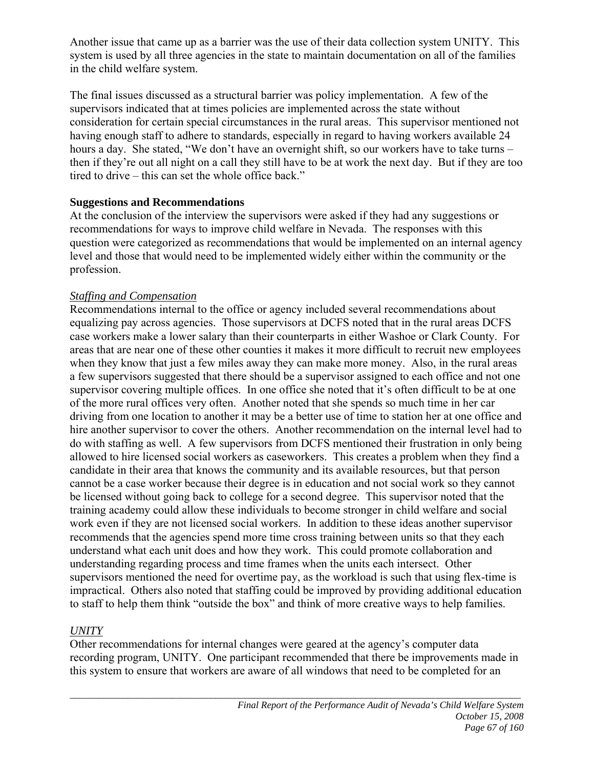Another issue that came up as a barrier was the use of their data collection system UNITY. This system is used by all three agencies in the state to maintain documentation on all of the families in the child welfare system.

The final issues discussed as a structural barrier was policy implementation. A few of the supervisors indicated that at times policies are implemented across the state without consideration for certain special circumstances in the rural areas. This supervisor mentioned not having enough staff to adhere to standards, especially in regard to having workers available 24 hours a day. She stated, "We don't have an overnight shift, so our workers have to take turns – then if they're out all night on a call they still have to be at work the next day. But if they are too tired to drive – this can set the whole office back."

**Suggestions and Recommendations**

At the conclusion of the interview the supervisors were asked if they had any suggestions or recommendations for ways to improve child welfare in Nevada. The responses with this question were categorized as recommendations that would be implemented on an internal agency level and those that would need to be implemented widely either within the community or the profession.

*Staffing and Compensation*

Recommendations internal to the office or agency included several recommendations about equalizing pay across agencies. Those supervisors at DCFS noted that in the rural areas DCFS case workers make a lower salary than their counterparts in either Washoe or Clark County. For areas that are near one of these other counties it makes it more difficult to recruit new employees when they know that just a few miles away they can make more money. Also, in the rural areas a few supervisors suggested that there should be a supervisor assigned to each office and not one supervisor covering multiple offices. In one office she noted that it's often difficult to be at one of the more rural offices very often. Another noted that she spends so much time in her car driving from one location to another it may be a better use of time to station her at one office and hire another supervisor to cover the others. Another recommendation on the internal level had to do with staffing as well. A few supervisors from DCFS mentioned their frustration in only being allowed to hire licensed social workers as caseworkers. This creates a problem when they find a candidate in their area that knows the community and its available resources, but that person cannot be a case worker because their degree is in education and not social work so they cannot be licensed without going back to college for a second degree. This supervisor noted that the training academy could allow these individuals to become stronger in child welfare and social work even if they are not licensed social workers. In addition to these ideas another supervisor recommends that the agencies spend more time cross training between units so that they each understand what each unit does and how they work. This could promote collaboration and understanding regarding process and time frames when the units each intersect. Other supervisors mentioned the need for overtime pay, as the workload is such that using flex-time is impractical. Others also noted that staffing could be improved by providing additional education to staff to help them think "outside the box" and think of more creative ways to help families.

*UNITY*

Other recommendations for internal changes were geared at the agency's computer data recording program, UNITY. One participant recommended that there be improvements made in this system to ensure that workers are aware of all windows that need to be completed for an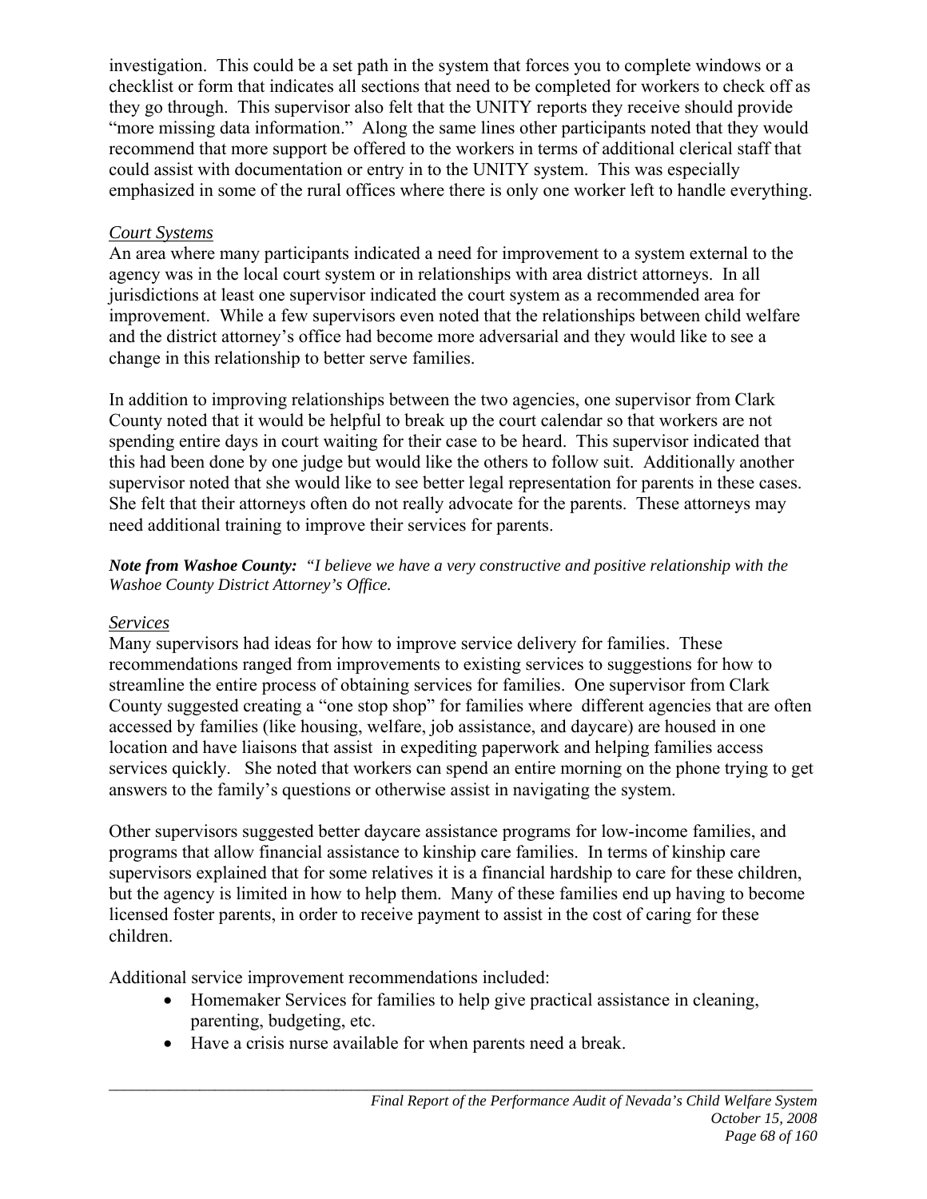investigation. This could be a set path in the system that forces you to complete windows or a checklist or form that indicates all sections that need to be completed for workers to check off as they go through. This supervisor also felt that the UNITY reports they receive should provide "more missing data information." Along the same lines other participants noted that they would recommend that more support be offered to the workers in terms of additional clerical staff that could assist with documentation or entry in to the UNITY system. This was especially emphasized in some of the rural offices where there is only one worker left to handle everything.

### *Court Systems*

An area where many participants indicated a need for improvement to a system external to the agency was in the local court system or in relationships with area district attorneys. In all jurisdictions at least one supervisor indicated the court system as a recommended area for improvement. While a few supervisors even noted that the relationships between child welfare and the district attorney's office had become more adversarial and they would like to see a change in this relationship to better serve families.

In addition to improving relationships between the two agencies, one supervisor from Clark County noted that it would be helpful to break up the court calendar so that workers are not spending entire days in court waiting for their case to be heard. This supervisor indicated that this had been done by one judge but would like the others to follow suit. Additionally another supervisor noted that she would like to see better legal representation for parents in these cases. She felt that their attorneys often do not really advocate for the parents. These attorneys may need additional training to improve their services for parents.

***Note from Washoe County:*** *"I believe we have a very constructive and positive relationship with the Washoe County District Attorney's Office.*

### *Services*

Many supervisors had ideas for how to improve service delivery for families. These recommendations ranged from improvements to existing services to suggestions for how to streamline the entire process of obtaining services for families. One supervisor from Clark County suggested creating a "one stop shop" for families where different agencies that are often accessed by families (like housing, welfare, job assistance, and daycare) are housed in one location and have liaisons that assist in expediting paperwork and helping families access services quickly. She noted that workers can spend an entire morning on the phone trying to get answers to the family's questions or otherwise assist in navigating the system.

Other supervisors suggested better daycare assistance programs for low-income families, and programs that allow financial assistance to kinship care families. In terms of kinship care supervisors explained that for some relatives it is a financial hardship to care for these children, but the agency is limited in how to help them. Many of these families end up having to become licensed foster parents, in order to receive payment to assist in the cost of caring for these children.

Additional service improvement recommendations included:

- Homemaker Services for families to help give practical assistance in cleaning, parenting, budgeting, etc.
- Have a crisis nurse available for when parents need a break.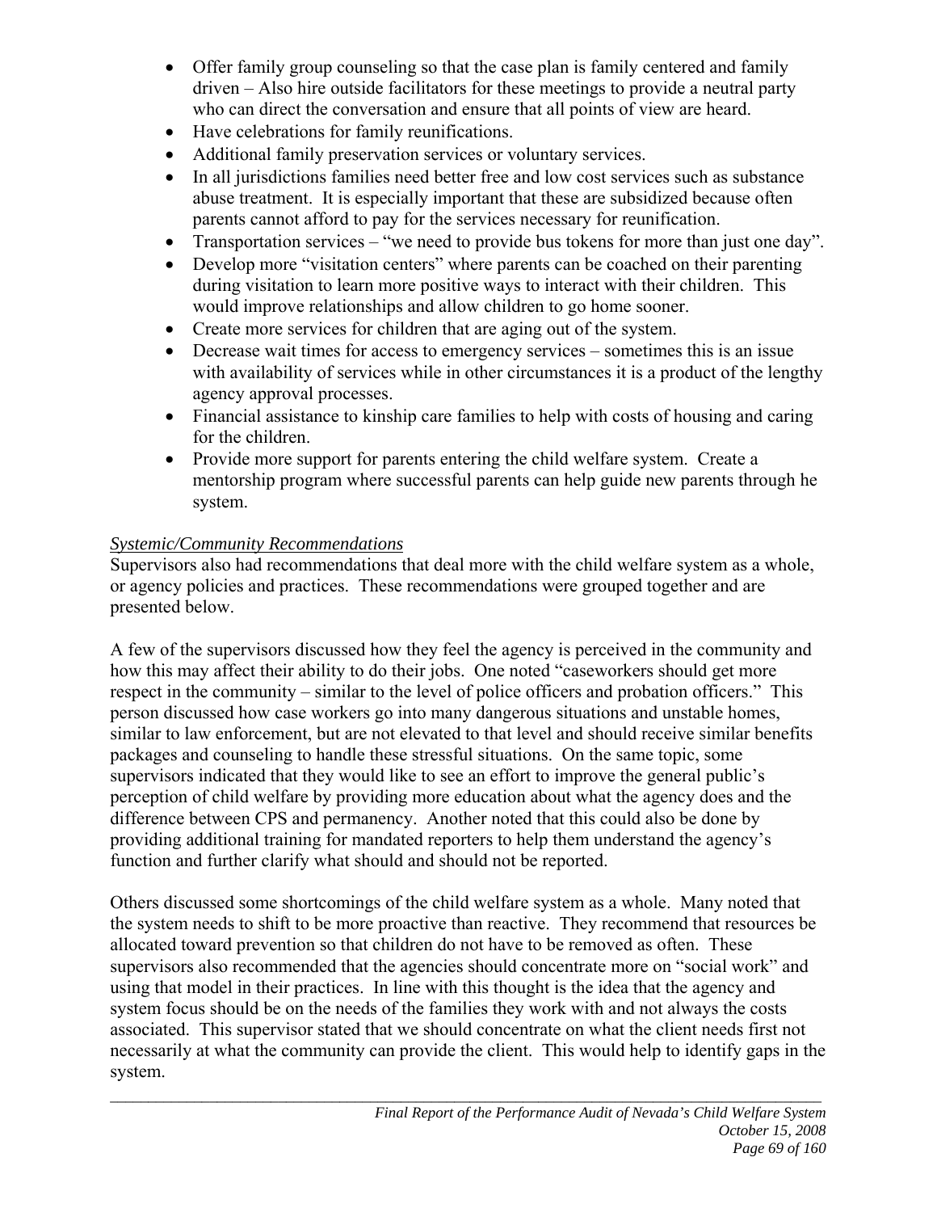- Offer family group counseling so that the case plan is family centered and family driven – Also hire outside facilitators for these meetings to provide a neutral party who can direct the conversation and ensure that all points of view are heard.
- Have celebrations for family reunifications.
- Additional family preservation services or voluntary services.
- In all jurisdictions families need better free and low cost services such as substance abuse treatment. It is especially important that these are subsidized because often parents cannot afford to pay for the services necessary for reunification.
- Transportation services – "we need to provide bus tokens for more than just one day".
- Develop more "visitation centers" where parents can be coached on their parenting during visitation to learn more positive ways to interact with their children. This would improve relationships and allow children to go home sooner.
- Create more services for children that are aging out of the system.
- Decrease wait times for access to emergency services – sometimes this is an issue with availability of services while in other circumstances it is a product of the lengthy agency approval processes.
- Financial assistance to kinship care families to help with costs of housing and caring for the children.
- Provide more support for parents entering the child welfare system. Create a mentorship program where successful parents can help guide new parents through he system.

*Systemic/Community Recommendations*

Supervisors also had recommendations that deal more with the child welfare system as a whole, or agency policies and practices. These recommendations were grouped together and are presented below.

A few of the supervisors discussed how they feel the agency is perceived in the community and how this may affect their ability to do their jobs. One noted "caseworkers should get more respect in the community – similar to the level of police officers and probation officers." This person discussed how case workers go into many dangerous situations and unstable homes, similar to law enforcement, but are not elevated to that level and should receive similar benefits packages and counseling to handle these stressful situations. On the same topic, some supervisors indicated that they would like to see an effort to improve the general public's perception of child welfare by providing more education about what the agency does and the difference between CPS and permanency. Another noted that this could also be done by providing additional training for mandated reporters to help them understand the agency's function and further clarify what should and should not be reported.

Others discussed some shortcomings of the child welfare system as a whole. Many noted that the system needs to shift to be more proactive than reactive. They recommend that resources be allocated toward prevention so that children do not have to be removed as often. These supervisors also recommended that the agencies should concentrate more on "social work" and using that model in their practices. In line with this thought is the idea that the agency and system focus should be on the needs of the families they work with and not always the costs associated. This supervisor stated that we should concentrate on what the client needs first not necessarily at what the community can provide the client. This would help to identify gaps in the system.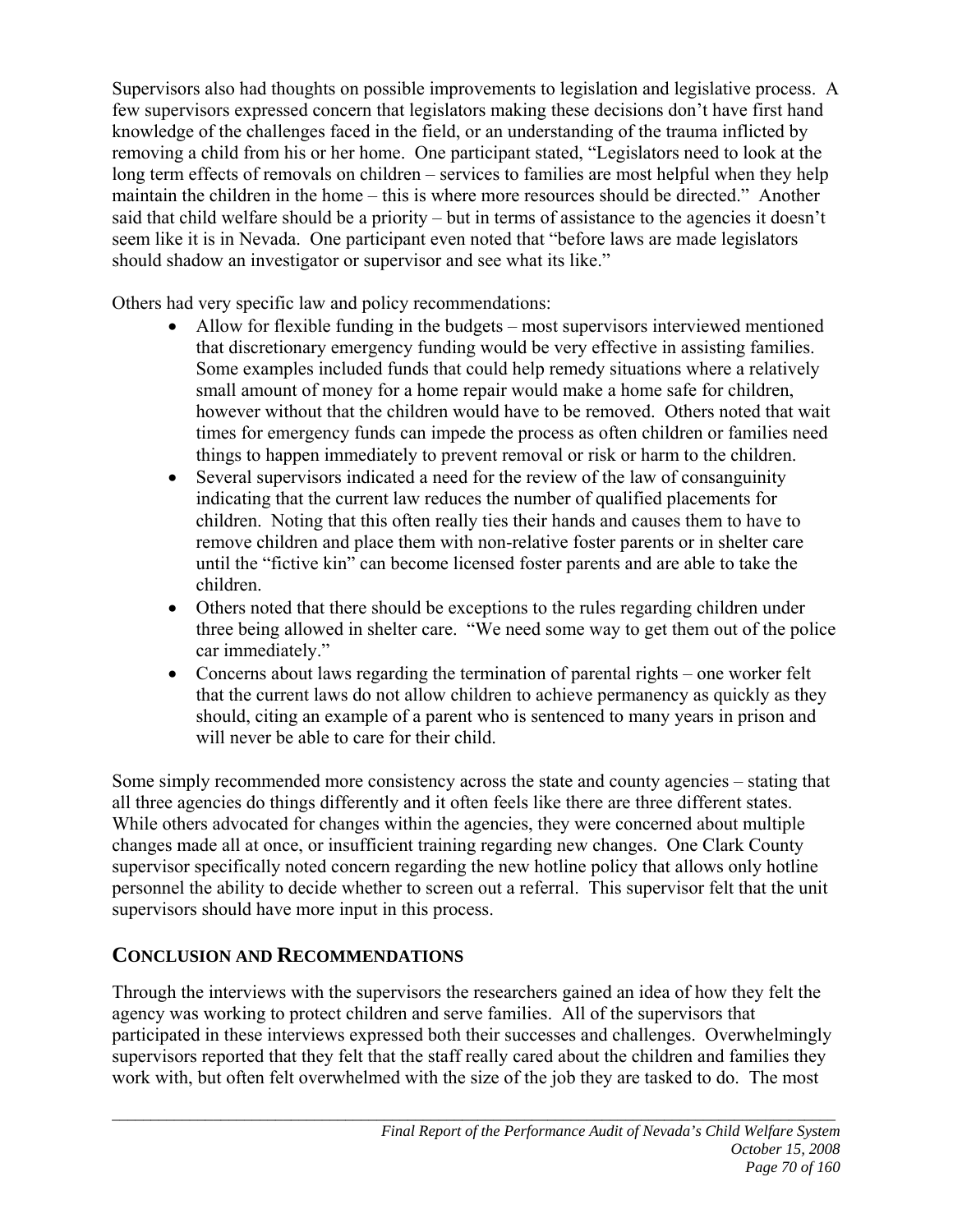Supervisors also had thoughts on possible improvements to legislation and legislative process. A few supervisors expressed concern that legislators making these decisions don't have first hand knowledge of the challenges faced in the field, or an understanding of the trauma inflicted by removing a child from his or her home. One participant stated, "Legislators need to look at the long term effects of removals on children – services to families are most helpful when they help maintain the children in the home – this is where more resources should be directed." Another said that child welfare should be a priority – but in terms of assistance to the agencies it doesn't seem like it is in Nevada. One participant even noted that "before laws are made legislators should shadow an investigator or supervisor and see what its like."

Others had very specific law and policy recommendations:

- Allow for flexible funding in the budgets – most supervisors interviewed mentioned that discretionary emergency funding would be very effective in assisting families. Some examples included funds that could help remedy situations where a relatively small amount of money for a home repair would make a home safe for children, however without that the children would have to be removed. Others noted that wait times for emergency funds can impede the process as often children or families need things to happen immediately to prevent removal or risk or harm to the children.
- Several supervisors indicated a need for the review of the law of consanguinity indicating that the current law reduces the number of qualified placements for children. Noting that this often really ties their hands and causes them to have to remove children and place them with non-relative foster parents or in shelter care until the "fictive kin" can become licensed foster parents and are able to take the children.
- Others noted that there should be exceptions to the rules regarding children under three being allowed in shelter care. "We need some way to get them out of the police car immediately."
- Concerns about laws regarding the termination of parental rights – one worker felt that the current laws do not allow children to achieve permanency as quickly as they should, citing an example of a parent who is sentenced to many years in prison and will never be able to care for their child.

Some simply recommended more consistency across the state and county agencies – stating that all three agencies do things differently and it often feels like there are three different states. While others advocated for changes within the agencies, they were concerned about multiple changes made all at once, or insufficient training regarding new changes. One Clark County supervisor specifically noted concern regarding the new hotline policy that allows only hotline personnel the ability to decide whether to screen out a referral. This supervisor felt that the unit supervisors should have more input in this process.

## Conclusion and Recommendations

Through the interviews with the supervisors the researchers gained an idea of how they felt the agency was working to protect children and serve families. All of the supervisors that participated in these interviews expressed both their successes and challenges. Overwhelmingly supervisors reported that they felt that the staff really cared about the children and families they work with, but often felt overwhelmed with the size of the job they are tasked to do. The most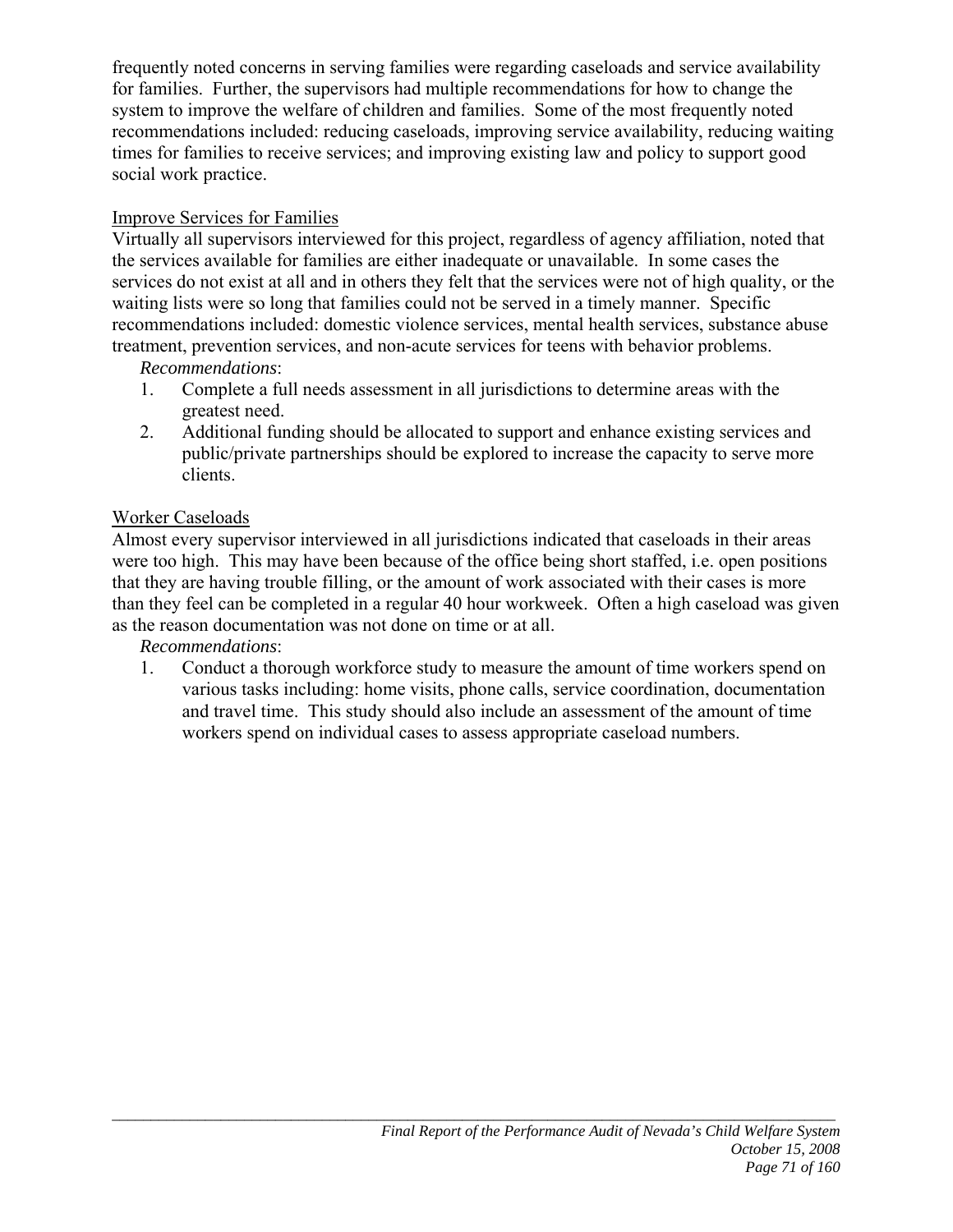frequently noted concerns in serving families were regarding caseloads and service availability for families. Further, the supervisors had multiple recommendations for how to change the system to improve the welfare of children and families. Some of the most frequently noted recommendations included: reducing caseloads, improving service availability, reducing waiting times for families to receive services; and improving existing law and policy to support good social work practice.

<u>Improve Services for Families</u>

Virtually all supervisors interviewed for this project, regardless of agency affiliation, noted that the services available for families are either inadequate or unavailable. In some cases the services do not exist at all and in others they felt that the services were not of high quality, or the waiting lists were so long that families could not be served in a timely manner. Specific recommendations included: domestic violence services, mental health services, substance abuse treatment, prevention services, and non-acute services for teens with behavior problems.

*Recommendations*:

1. Complete a full needs assessment in all jurisdictions to determine areas with the greatest need.
2. Additional funding should be allocated to support and enhance existing services and public/private partnerships should be explored to increase the capacity to serve more clients.

<u>Worker Caseloads</u>

Almost every supervisor interviewed in all jurisdictions indicated that caseloads in their areas were too high. This may have been because of the office being short staffed, i.e. open positions that they are having trouble filling, or the amount of work associated with their cases is more than they feel can be completed in a regular 40 hour workweek. Often a high caseload was given as the reason documentation was not done on time or at all.

*Recommendations*:

1. Conduct a thorough workforce study to measure the amount of time workers spend on various tasks including: home visits, phone calls, service coordination, documentation and travel time. This study should also include an assessment of the amount of time workers spend on individual cases to assess appropriate caseload numbers.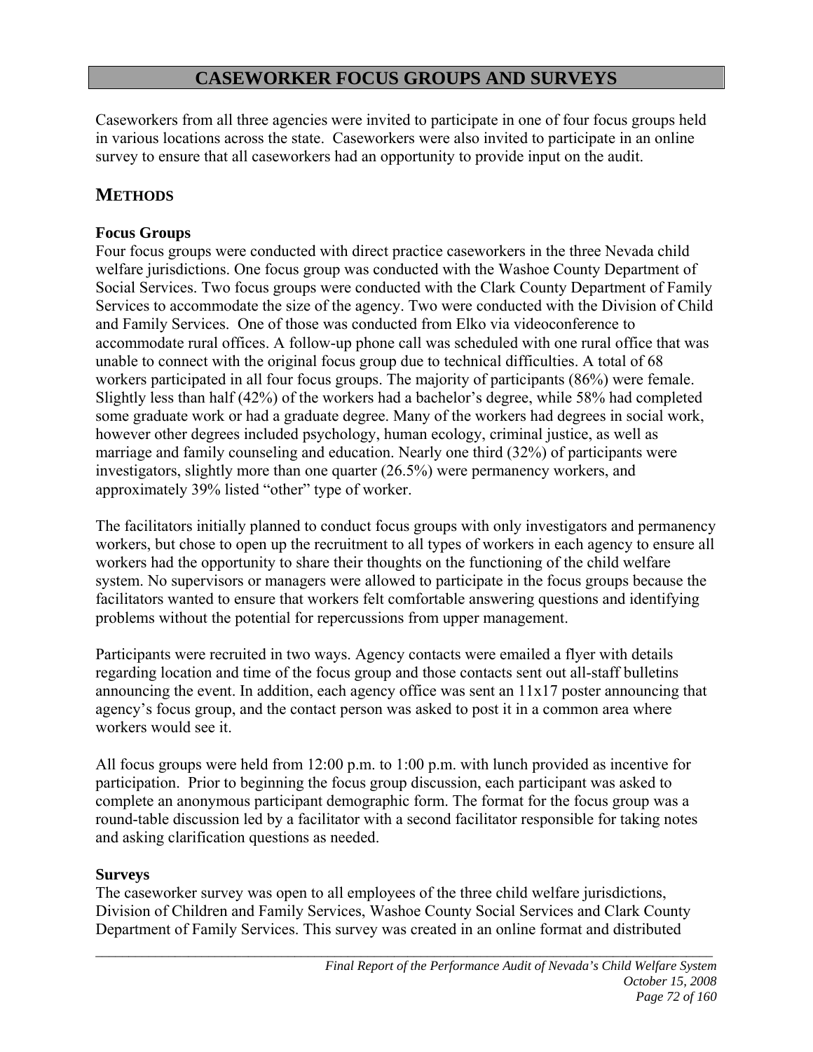# CASEWORKER FOCUS GROUPS AND SURVEYS

Caseworkers from all three agencies were invited to participate in one of four focus groups held in various locations across the state. Caseworkers were also invited to participate in an online survey to ensure that all caseworkers had an opportunity to provide input on the audit.

## METHODS

### Focus Groups

Four focus groups were conducted with direct practice caseworkers in the three Nevada child welfare jurisdictions. One focus group was conducted with the Washoe County Department of Social Services. Two focus groups were conducted with the Clark County Department of Family Services to accommodate the size of the agency. Two were conducted with the Division of Child and Family Services. One of those was conducted from Elko via videoconference to accommodate rural offices. A follow-up phone call was scheduled with one rural office that was unable to connect with the original focus group due to technical difficulties. A total of 68 workers participated in all four focus groups. The majority of participants (86%) were female. Slightly less than half (42%) of the workers had a bachelor's degree, while 58% had completed some graduate work or had a graduate degree. Many of the workers had degrees in social work, however other degrees included psychology, human ecology, criminal justice, as well as marriage and family counseling and education. Nearly one third (32%) of participants were investigators, slightly more than one quarter (26.5%) were permanency workers, and approximately 39% listed "other" type of worker.

The facilitators initially planned to conduct focus groups with only investigators and permanency workers, but chose to open up the recruitment to all types of workers in each agency to ensure all workers had the opportunity to share their thoughts on the functioning of the child welfare system. No supervisors or managers were allowed to participate in the focus groups because the facilitators wanted to ensure that workers felt comfortable answering questions and identifying problems without the potential for repercussions from upper management.

Participants were recruited in two ways. Agency contacts were emailed a flyer with details regarding location and time of the focus group and those contacts sent out all-staff bulletins announcing the event. In addition, each agency office was sent an 11x17 poster announcing that agency's focus group, and the contact person was asked to post it in a common area where workers would see it.

All focus groups were held from 12:00 p.m. to 1:00 p.m. with lunch provided as incentive for participation. Prior to beginning the focus group discussion, each participant was asked to complete an anonymous participant demographic form. The format for the focus group was a round-table discussion led by a facilitator with a second facilitator responsible for taking notes and asking clarification questions as needed.

### Surveys

The caseworker survey was open to all employees of the three child welfare jurisdictions, Division of Children and Family Services, Washoe County Social Services and Clark County Department of Family Services. This survey was created in an online format and distributed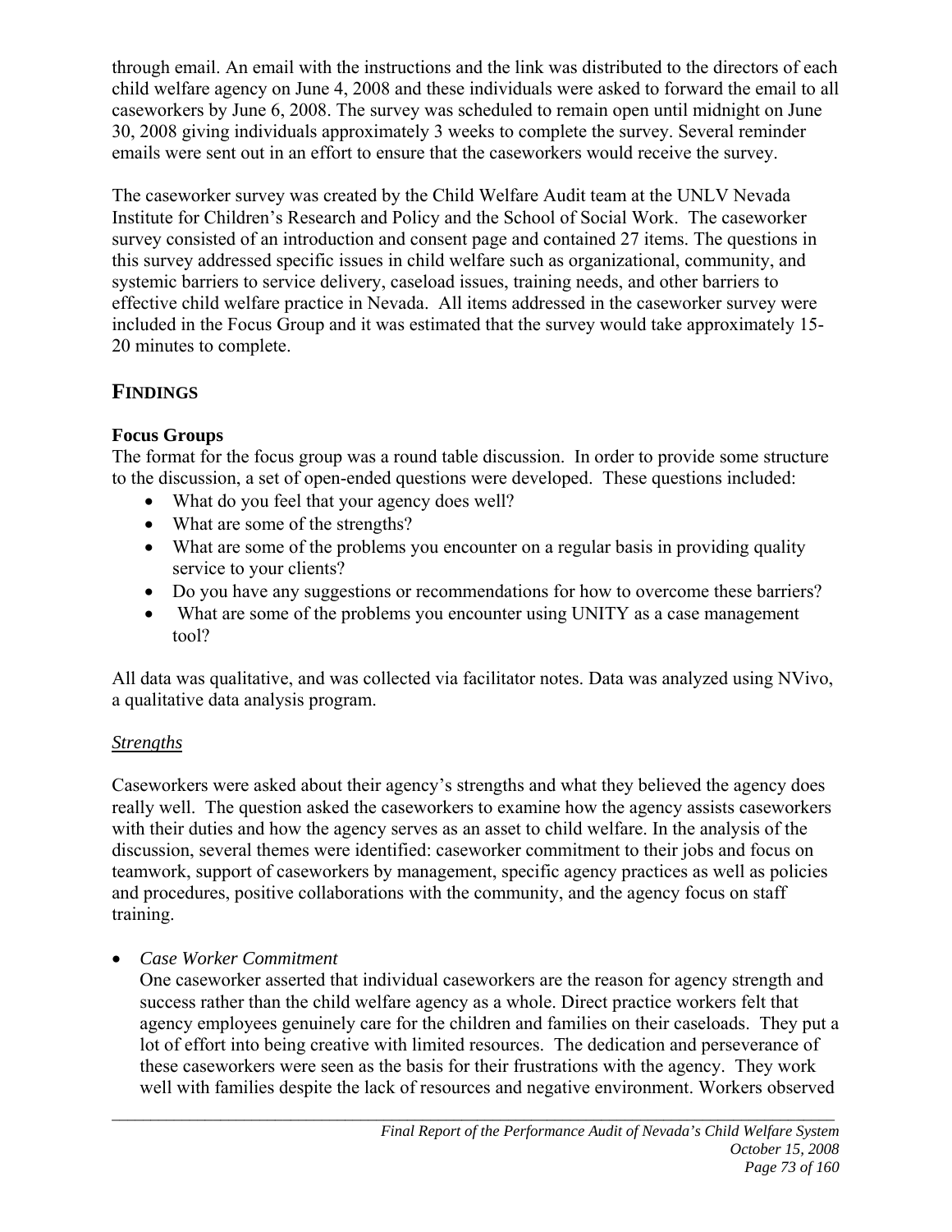through email. An email with the instructions and the link was distributed to the directors of each child welfare agency on June 4, 2008 and these individuals were asked to forward the email to all caseworkers by June 6, 2008. The survey was scheduled to remain open until midnight on June 30, 2008 giving individuals approximately 3 weeks to complete the survey. Several reminder emails were sent out in an effort to ensure that the caseworkers would receive the survey.

The caseworker survey was created by the Child Welfare Audit team at the UNLV Nevada Institute for Children's Research and Policy and the School of Social Work. The caseworker survey consisted of an introduction and consent page and contained 27 items. The questions in this survey addressed specific issues in child welfare such as organizational, community, and systemic barriers to service delivery, caseload issues, training needs, and other barriers to effective child welfare practice in Nevada. All items addressed in the caseworker survey were included in the Focus Group and it was estimated that the survey would take approximately 15-20 minutes to complete.

## FINDINGS

### Focus Groups

The format for the focus group was a round table discussion. In order to provide some structure to the discussion, a set of open-ended questions were developed. These questions included:

- What do you feel that your agency does well?
- What are some of the strengths?
- What are some of the problems you encounter on a regular basis in providing quality service to your clients?
- Do you have any suggestions or recommendations for how to overcome these barriers?
- What are some of the problems you encounter using UNITY as a case management tool?

All data was qualitative, and was collected via facilitator notes. Data was analyzed using NVivo, a qualitative data analysis program.

#### *Strengths*

Caseworkers were asked about their agency's strengths and what they believed the agency does really well. The question asked the caseworkers to examine how the agency assists caseworkers with their duties and how the agency serves as an asset to child welfare. In the analysis of the discussion, several themes were identified: caseworker commitment to their jobs and focus on teamwork, support of caseworkers by management, specific agency practices as well as policies and procedures, positive collaborations with the community, and the agency focus on staff training.

- *Case Worker Commitment*
  One caseworker asserted that individual caseworkers are the reason for agency strength and success rather than the child welfare agency as a whole. Direct practice workers felt that agency employees genuinely care for the children and families on their caseloads. They put a lot of effort into being creative with limited resources. The dedication and perseverance of these caseworkers were seen as the basis for their frustrations with the agency. They work well with families despite the lack of resources and negative environment. Workers observed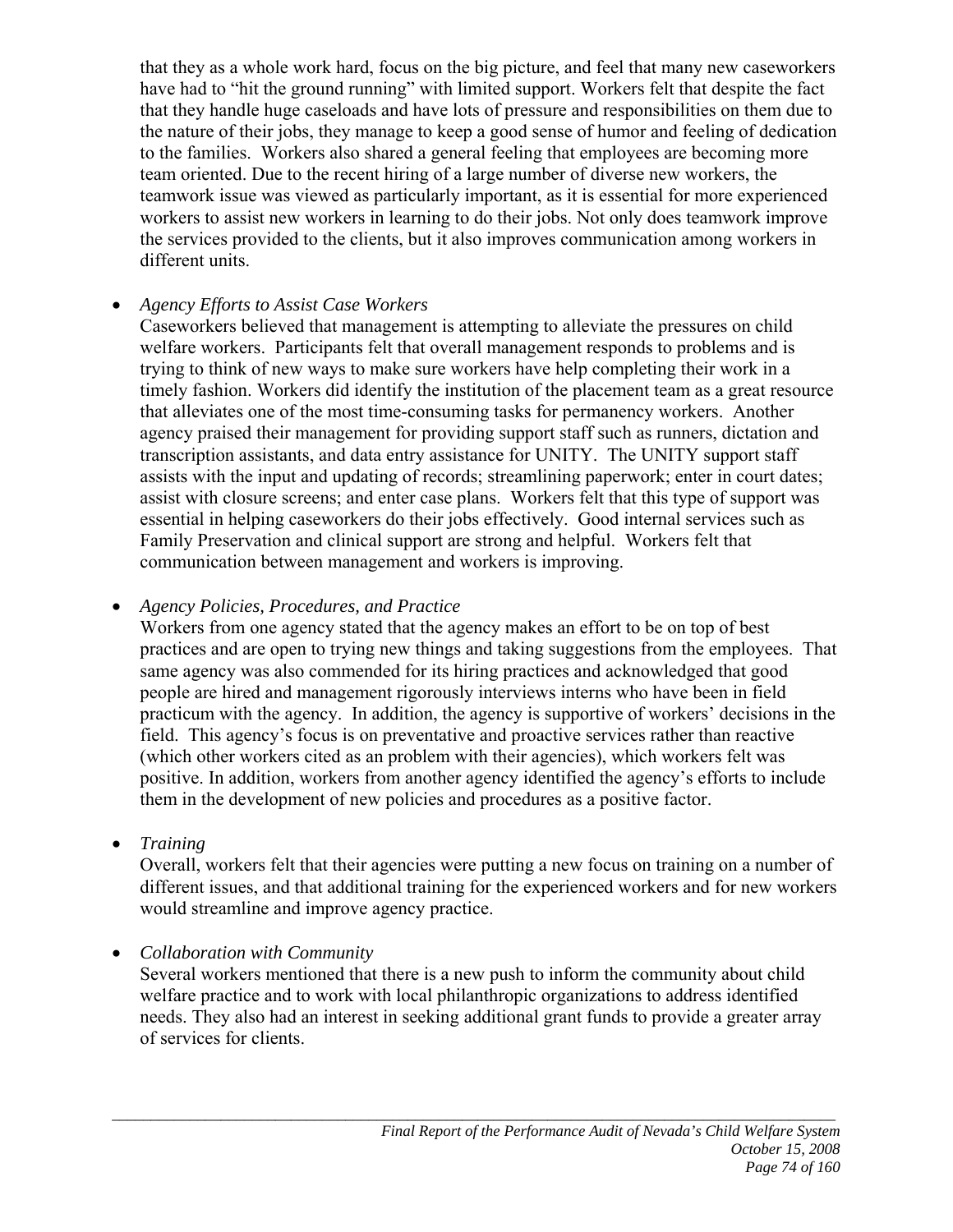that they as a whole work hard, focus on the big picture, and feel that many new caseworkers have had to "hit the ground running" with limited support. Workers felt that despite the fact that they handle huge caseloads and have lots of pressure and responsibilities on them due to the nature of their jobs, they manage to keep a good sense of humor and feeling of dedication to the families. Workers also shared a general feeling that employees are becoming more team oriented. Due to the recent hiring of a large number of diverse new workers, the teamwork issue was viewed as particularly important, as it is essential for more experienced workers to assist new workers in learning to do their jobs. Not only does teamwork improve the services provided to the clients, but it also improves communication among workers in different units.

- *Agency Efforts to Assist Case Workers*
  Caseworkers believed that management is attempting to alleviate the pressures on child welfare workers. Participants felt that overall management responds to problems and is trying to think of new ways to make sure workers have help completing their work in a timely fashion. Workers did identify the institution of the placement team as a great resource that alleviates one of the most time-consuming tasks for permanency workers. Another agency praised their management for providing support staff such as runners, dictation and transcription assistants, and data entry assistance for UNITY. The UNITY support staff assists with the input and updating of records; streamlining paperwork; enter in court dates; assist with closure screens; and enter case plans. Workers felt that this type of support was essential in helping caseworkers do their jobs effectively. Good internal services such as Family Preservation and clinical support are strong and helpful. Workers felt that communication between management and workers is improving.

- *Agency Policies, Procedures, and Practice*
  Workers from one agency stated that the agency makes an effort to be on top of best practices and are open to trying new things and taking suggestions from the employees. That same agency was also commended for its hiring practices and acknowledged that good people are hired and management rigorously interviews interns who have been in field practicum with the agency. In addition, the agency is supportive of workers' decisions in the field. This agency's focus is on preventative and proactive services rather than reactive (which other workers cited as an problem with their agencies), which workers felt was positive. In addition, workers from another agency identified the agency's efforts to include them in the development of new policies and procedures as a positive factor.

- *Training*
  Overall, workers felt that their agencies were putting a new focus on training on a number of different issues, and that additional training for the experienced workers and for new workers would streamline and improve agency practice.

- *Collaboration with Community*
  Several workers mentioned that there is a new push to inform the community about child welfare practice and to work with local philanthropic organizations to address identified needs. They also had an interest in seeking additional grant funds to provide a greater array of services for clients.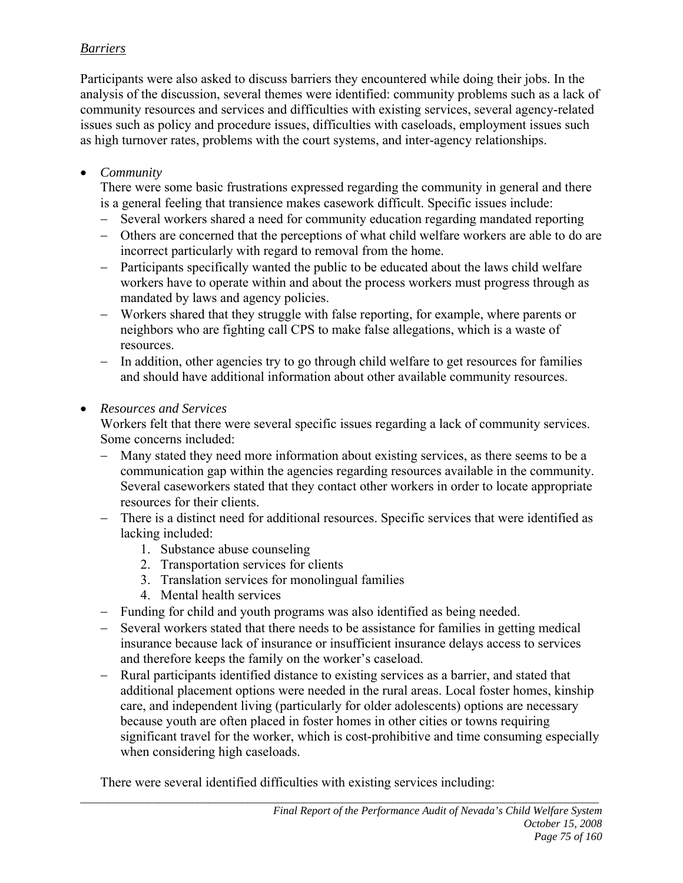*Barriers*

Participants were also asked to discuss barriers they encountered while doing their jobs. In the analysis of the discussion, several themes were identified: community problems such as a lack of community resources and services and difficulties with existing services, several agency-related issues such as policy and procedure issues, difficulties with caseloads, employment issues such as high turnover rates, problems with the court systems, and inter-agency relationships.

- *Community*

  There were some basic frustrations expressed regarding the community in general and there is a general feeling that transience makes casework difficult. Specific issues include:

  - Several workers shared a need for community education regarding mandated reporting
  - Others are concerned that the perceptions of what child welfare workers are able to do are incorrect particularly with regard to removal from the home.
  - Participants specifically wanted the public to be educated about the laws child welfare workers have to operate within and about the process workers must progress through as mandated by laws and agency policies.
  - Workers shared that they struggle with false reporting, for example, where parents or neighbors who are fighting call CPS to make false allegations, which is a waste of resources.
  - In addition, other agencies try to go through child welfare to get resources for families and should have additional information about other available community resources.

- *Resources and Services*

  Workers felt that there were several specific issues regarding a lack of community services. Some concerns included:

  - Many stated they need more information about existing services, as there seems to be a communication gap within the agencies regarding resources available in the community. Several caseworkers stated that they contact other workers in order to locate appropriate resources for their clients.
  - There is a distinct need for additional resources. Specific services that were identified as lacking included:
    1. Substance abuse counseling
    2. Transportation services for clients
    3. Translation services for monolingual families
    4. Mental health services
  - Funding for child and youth programs was also identified as being needed.
  - Several workers stated that there needs to be assistance for families in getting medical insurance because lack of insurance or insufficient insurance delays access to services and therefore keeps the family on the worker's caseload.
  - Rural participants identified distance to existing services as a barrier, and stated that additional placement options were needed in the rural areas. Local foster homes, kinship care, and independent living (particularly for older adolescents) options are necessary because youth are often placed in foster homes in other cities or towns requiring significant travel for the worker, which is cost-prohibitive and time consuming especially when considering high caseloads.

  There were several identified difficulties with existing services including: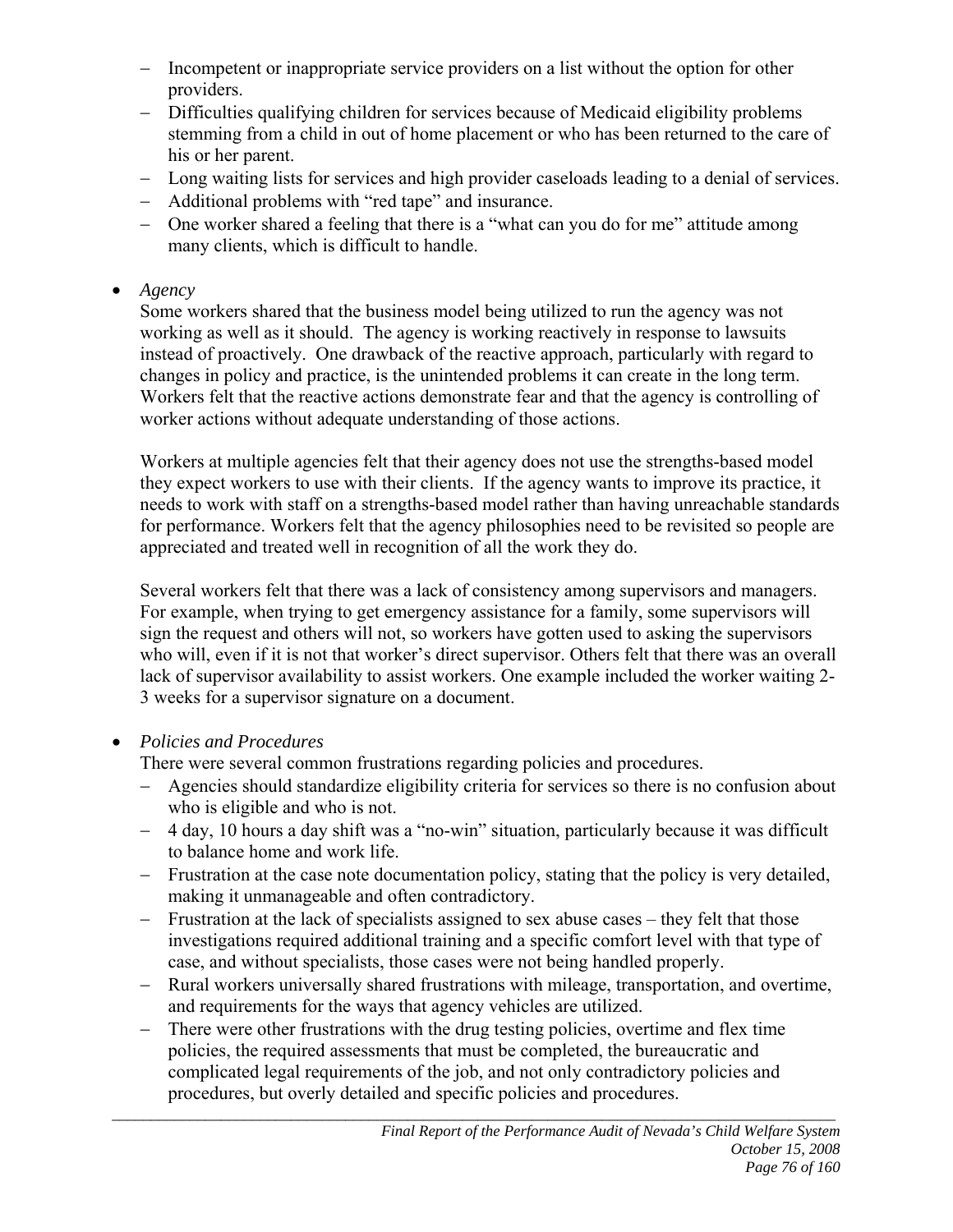- Incompetent or inappropriate service providers on a list without the option for other providers.
- Difficulties qualifying children for services because of Medicaid eligibility problems stemming from a child in out of home placement or who has been returned to the care of his or her parent.
- Long waiting lists for services and high provider caseloads leading to a denial of services.
- Additional problems with "red tape" and insurance.
- One worker shared a feeling that there is a "what can you do for me" attitude among many clients, which is difficult to handle.

- *Agency*

  Some workers shared that the business model being utilized to run the agency was not working as well as it should. The agency is working reactively in response to lawsuits instead of proactively. One drawback of the reactive approach, particularly with regard to changes in policy and practice, is the unintended problems it can create in the long term. Workers felt that the reactive actions demonstrate fear and that the agency is controlling of worker actions without adequate understanding of those actions.

  Workers at multiple agencies felt that their agency does not use the strengths-based model they expect workers to use with their clients. If the agency wants to improve its practice, it needs to work with staff on a strengths-based model rather than having unreachable standards for performance. Workers felt that the agency philosophies need to be revisited so people are appreciated and treated well in recognition of all the work they do.

  Several workers felt that there was a lack of consistency among supervisors and managers. For example, when trying to get emergency assistance for a family, some supervisors will sign the request and others will not, so workers have gotten used to asking the supervisors who will, even if it is not that worker's direct supervisor. Others felt that there was an overall lack of supervisor availability to assist workers. One example included the worker waiting 2-3 weeks for a supervisor signature on a document.

- *Policies and Procedures*

  There were several common frustrations regarding policies and procedures.
  - Agencies should standardize eligibility criteria for services so there is no confusion about who is eligible and who is not.
  - 4 day, 10 hours a day shift was a "no-win" situation, particularly because it was difficult to balance home and work life.
  - Frustration at the case note documentation policy, stating that the policy is very detailed, making it unmanageable and often contradictory.
  - Frustration at the lack of specialists assigned to sex abuse cases – they felt that those investigations required additional training and a specific comfort level with that type of case, and without specialists, those cases were not being handled properly.
  - Rural workers universally shared frustrations with mileage, transportation, and overtime, and requirements for the ways that agency vehicles are utilized.
  - There were other frustrations with the drug testing policies, overtime and flex time policies, the required assessments that must be completed, the bureaucratic and complicated legal requirements of the job, and not only contradictory policies and procedures, but overly detailed and specific policies and procedures.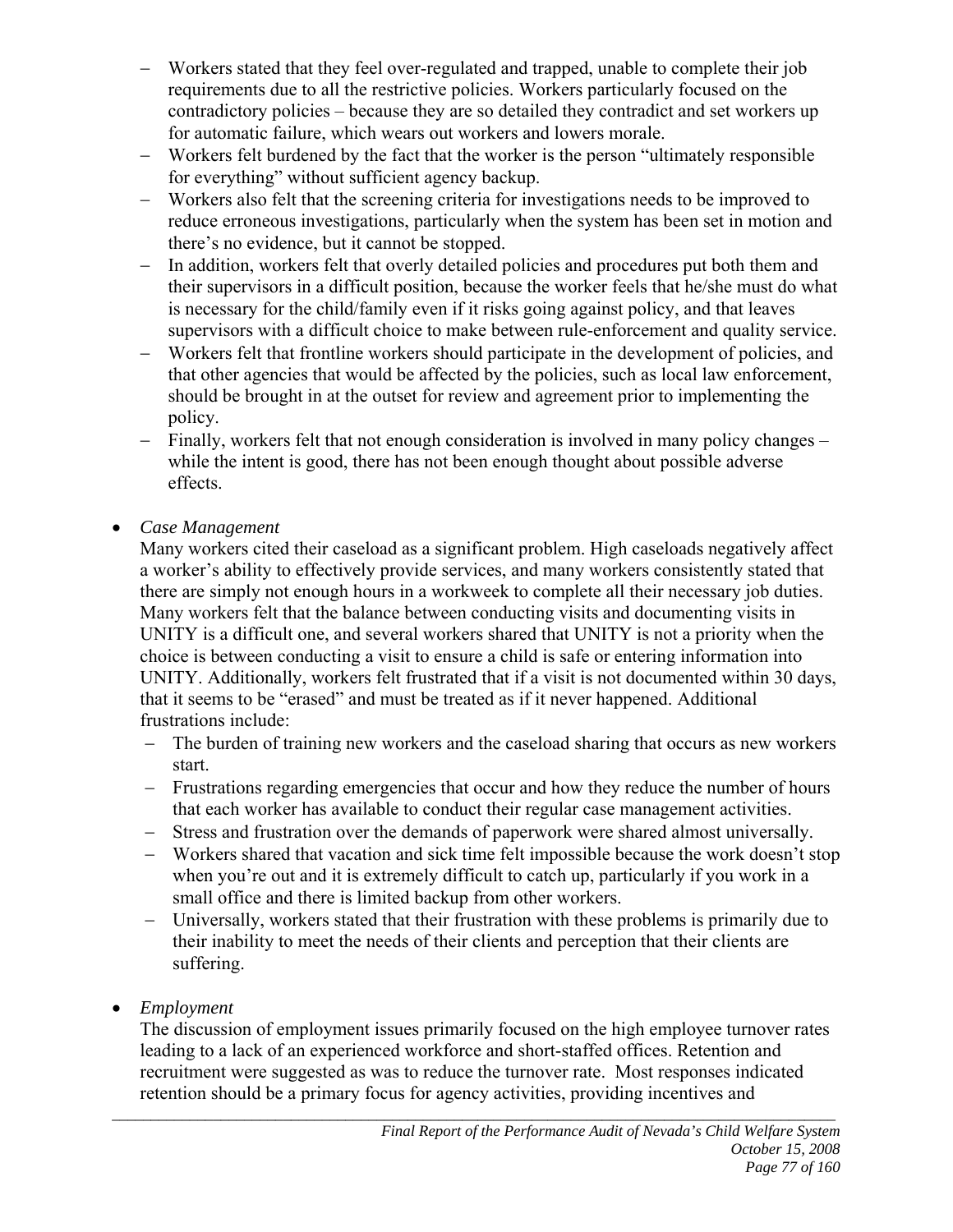- Workers stated that they feel over-regulated and trapped, unable to complete their job requirements due to all the restrictive policies. Workers particularly focused on the contradictory policies – because they are so detailed they contradict and set workers up for automatic failure, which wears out workers and lowers morale.
- Workers felt burdened by the fact that the worker is the person "ultimately responsible for everything" without sufficient agency backup.
- Workers also felt that the screening criteria for investigations needs to be improved to reduce erroneous investigations, particularly when the system has been set in motion and there's no evidence, but it cannot be stopped.
- In addition, workers felt that overly detailed policies and procedures put both them and their supervisors in a difficult position, because the worker feels that he/she must do what is necessary for the child/family even if it risks going against policy, and that leaves supervisors with a difficult choice to make between rule-enforcement and quality service.
- Workers felt that frontline workers should participate in the development of policies, and that other agencies that would be affected by the policies, such as local law enforcement, should be brought in at the outset for review and agreement prior to implementing the policy.
- Finally, workers felt that not enough consideration is involved in many policy changes – while the intent is good, there has not been enough thought about possible adverse effects.

- *Case Management*

  Many workers cited their caseload as a significant problem. High caseloads negatively affect a worker's ability to effectively provide services, and many workers consistently stated that there are simply not enough hours in a workweek to complete all their necessary job duties. Many workers felt that the balance between conducting visits and documenting visits in UNITY is a difficult one, and several workers shared that UNITY is not a priority when the choice is between conducting a visit to ensure a child is safe or entering information into UNITY. Additionally, workers felt frustrated that if a visit is not documented within 30 days, that it seems to be "erased" and must be treated as if it never happened. Additional frustrations include:
  - The burden of training new workers and the caseload sharing that occurs as new workers start.
  - Frustrations regarding emergencies that occur and how they reduce the number of hours that each worker has available to conduct their regular case management activities.
  - Stress and frustration over the demands of paperwork were shared almost universally.
  - Workers shared that vacation and sick time felt impossible because the work doesn't stop when you're out and it is extremely difficult to catch up, particularly if you work in a small office and there is limited backup from other workers.
  - Universally, workers stated that their frustration with these problems is primarily due to their inability to meet the needs of their clients and perception that their clients are suffering.

- *Employment*

  The discussion of employment issues primarily focused on the high employee turnover rates leading to a lack of an experienced workforce and short-staffed offices. Retention and recruitment were suggested as was to reduce the turnover rate. Most responses indicated retention should be a primary focus for agency activities, providing incentives and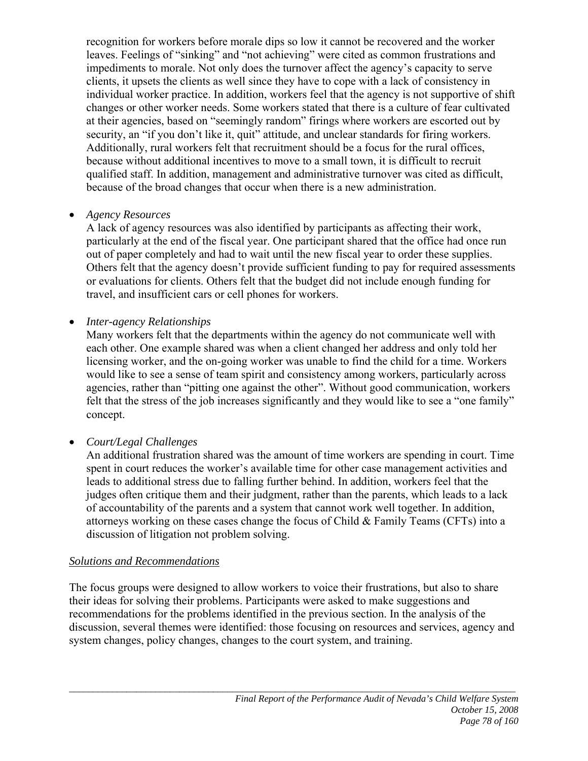recognition for workers before morale dips so low it cannot be recovered and the worker leaves. Feelings of "sinking" and "not achieving" were cited as common frustrations and impediments to morale. Not only does the turnover affect the agency's capacity to serve clients, it upsets the clients as well since they have to cope with a lack of consistency in individual worker practice. In addition, workers feel that the agency is not supportive of shift changes or other worker needs. Some workers stated that there is a culture of fear cultivated at their agencies, based on "seemingly random" firings where workers are escorted out by security, an "if you don't like it, quit" attitude, and unclear standards for firing workers. Additionally, rural workers felt that recruitment should be a focus for the rural offices, because without additional incentives to move to a small town, it is difficult to recruit qualified staff. In addition, management and administrative turnover was cited as difficult, because of the broad changes that occur when there is a new administration.

- *Agency Resources*
  A lack of agency resources was also identified by participants as affecting their work, particularly at the end of the fiscal year. One participant shared that the office had once run out of paper completely and had to wait until the new fiscal year to order these supplies. Others felt that the agency doesn't provide sufficient funding to pay for required assessments or evaluations for clients. Others felt that the budget did not include enough funding for travel, and insufficient cars or cell phones for workers.

- *Inter-agency Relationships*
  Many workers felt that the departments within the agency do not communicate well with each other. One example shared was when a client changed her address and only told her licensing worker, and the on-going worker was unable to find the child for a time. Workers would like to see a sense of team spirit and consistency among workers, particularly across agencies, rather than "pitting one against the other". Without good communication, workers felt that the stress of the job increases significantly and they would like to see a "one family" concept.

- *Court/Legal Challenges*
  An additional frustration shared was the amount of time workers are spending in court. Time spent in court reduces the worker's available time for other case management activities and leads to additional stress due to falling further behind. In addition, workers feel that the judges often critique them and their judgment, rather than the parents, which leads to a lack of accountability of the parents and a system that cannot work well together. In addition, attorneys working on these cases change the focus of Child & Family Teams (CFTs) into a discussion of litigation not problem solving.

*Solutions and Recommendations*

The focus groups were designed to allow workers to voice their frustrations, but also to share their ideas for solving their problems. Participants were asked to make suggestions and recommendations for the problems identified in the previous section. In the analysis of the discussion, several themes were identified: those focusing on resources and services, agency and system changes, policy changes, changes to the court system, and training.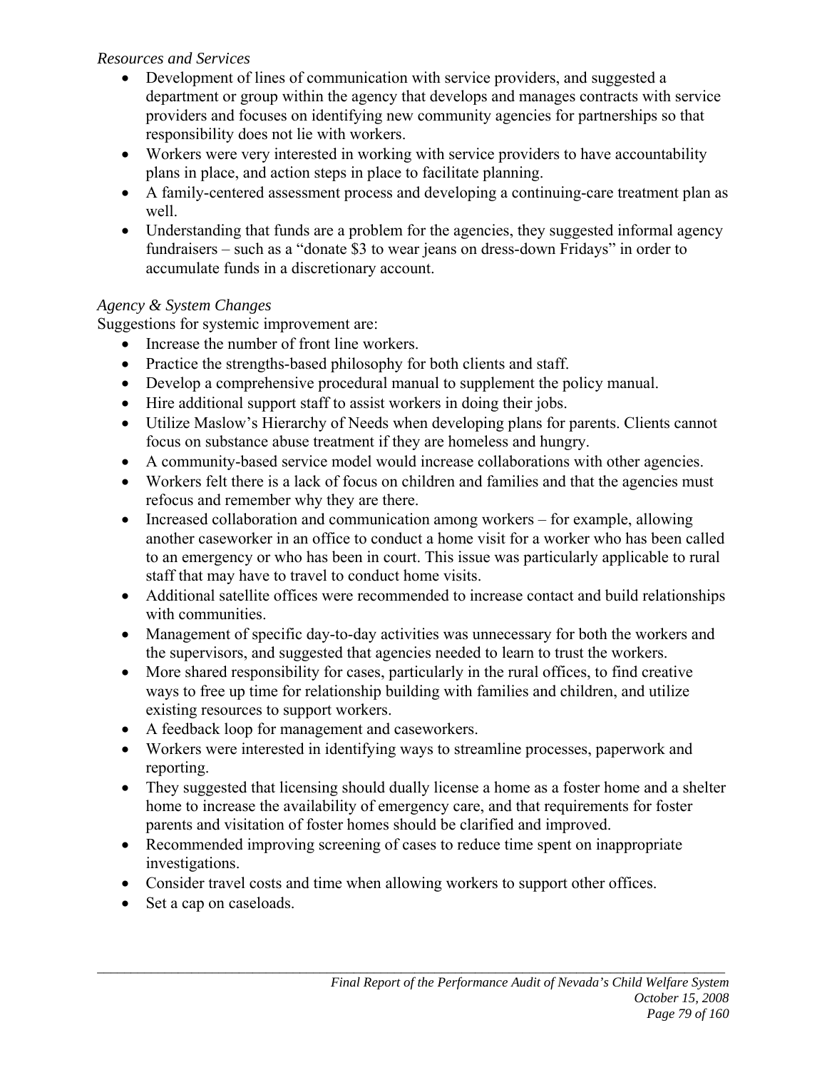*Resources and Services*

- Development of lines of communication with service providers, and suggested a department or group within the agency that develops and manages contracts with service providers and focuses on identifying new community agencies for partnerships so that responsibility does not lie with workers.
- Workers were very interested in working with service providers to have accountability plans in place, and action steps in place to facilitate planning.
- A family-centered assessment process and developing a continuing-care treatment plan as well.
- Understanding that funds are a problem for the agencies, they suggested informal agency fundraisers – such as a "donate $3 to wear jeans on dress-down Fridays" in order to accumulate funds in a discretionary account.

*Agency & System Changes*

Suggestions for systemic improvement are:

- Increase the number of front line workers.
- Practice the strengths-based philosophy for both clients and staff.
- Develop a comprehensive procedural manual to supplement the policy manual.
- Hire additional support staff to assist workers in doing their jobs.
- Utilize Maslow's Hierarchy of Needs when developing plans for parents. Clients cannot focus on substance abuse treatment if they are homeless and hungry.
- A community-based service model would increase collaborations with other agencies.
- Workers felt there is a lack of focus on children and families and that the agencies must refocus and remember why they are there.
- Increased collaboration and communication among workers – for example, allowing another caseworker in an office to conduct a home visit for a worker who has been called to an emergency or who has been in court. This issue was particularly applicable to rural staff that may have to travel to conduct home visits.
- Additional satellite offices were recommended to increase contact and build relationships with communities.
- Management of specific day-to-day activities was unnecessary for both the workers and the supervisors, and suggested that agencies needed to learn to trust the workers.
- More shared responsibility for cases, particularly in the rural offices, to find creative ways to free up time for relationship building with families and children, and utilize existing resources to support workers.
- A feedback loop for management and caseworkers.
- Workers were interested in identifying ways to streamline processes, paperwork and reporting.
- They suggested that licensing should dually license a home as a foster home and a shelter home to increase the availability of emergency care, and that requirements for foster parents and visitation of foster homes should be clarified and improved.
- Recommended improving screening of cases to reduce time spent on inappropriate investigations.
- Consider travel costs and time when allowing workers to support other offices.
- Set a cap on caseloads.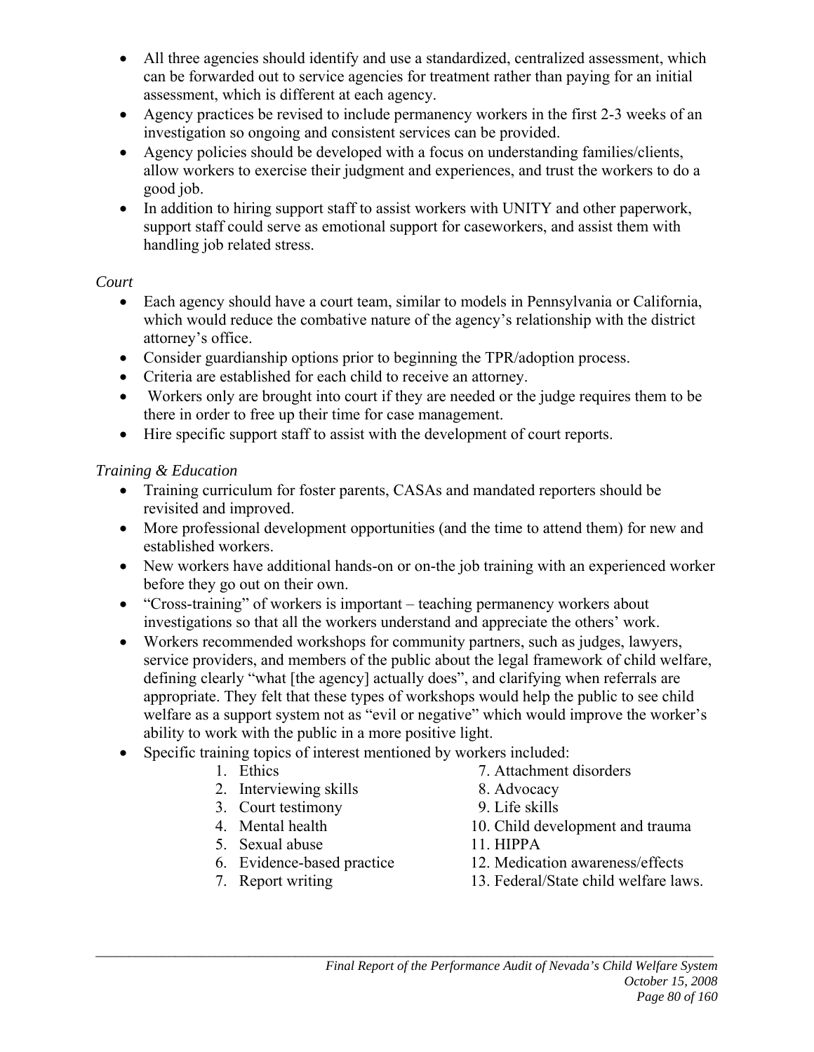- All three agencies should identify and use a standardized, centralized assessment, which can be forwarded out to service agencies for treatment rather than paying for an initial assessment, which is different at each agency.
- Agency practices be revised to include permanency workers in the first 2-3 weeks of an investigation so ongoing and consistent services can be provided.
- Agency policies should be developed with a focus on understanding families/clients, allow workers to exercise their judgment and experiences, and trust the workers to do a good job.
- In addition to hiring support staff to assist workers with UNITY and other paperwork, support staff could serve as emotional support for caseworkers, and assist them with handling job related stress.

*Court*

- Each agency should have a court team, similar to models in Pennsylvania or California, which would reduce the combative nature of the agency's relationship with the district attorney's office.
- Consider guardianship options prior to beginning the TPR/adoption process.
- Criteria are established for each child to receive an attorney.
- Workers only are brought into court if they are needed or the judge requires them to be there in order to free up their time for case management.
- Hire specific support staff to assist with the development of court reports.

*Training & Education*

- Training curriculum for foster parents, CASAs and mandated reporters should be revisited and improved.
- More professional development opportunities (and the time to attend them) for new and established workers.
- New workers have additional hands-on or on-the job training with an experienced worker before they go out on their own.
- "Cross-training" of workers is important – teaching permanency workers about investigations so that all the workers understand and appreciate the others' work.
- Workers recommended workshops for community partners, such as judges, lawyers, service providers, and members of the public about the legal framework of child welfare, defining clearly "what [the agency] actually does", and clarifying when referrals are appropriate. They felt that these types of workshops would help the public to see child welfare as a support system not as "evil or negative" which would improve the worker's ability to work with the public in a more positive light.
- Specific training topics of interest mentioned by workers included:
    1. Ethics
    2. Interviewing skills
    3. Court testimony
    4. Mental health
    5. Sexual abuse
    6. Evidence-based practice
    7. Report writing
    7. Attachment disorders
    8. Advocacy
    9. Life skills
    10. Child development and trauma
    11. HIPPA
    12. Medication awareness/effects
    13. Federal/State child welfare laws.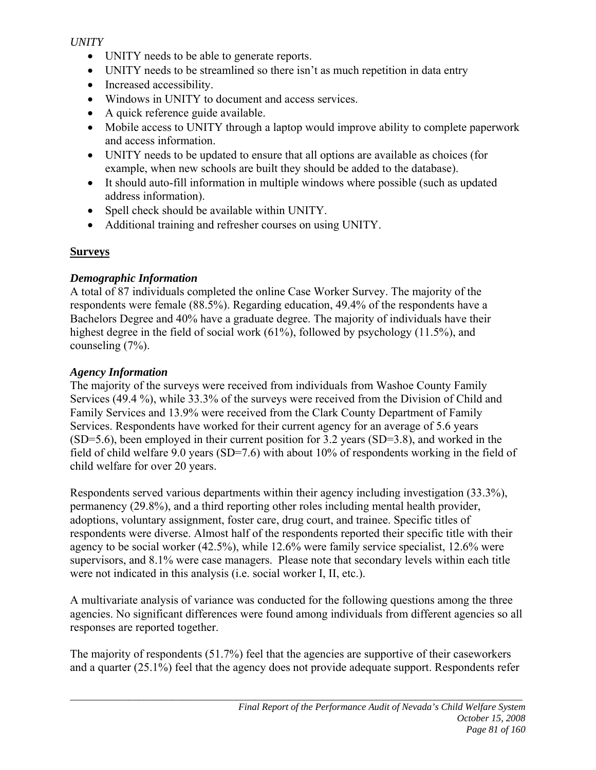*UNITY*

- UNITY needs to be able to generate reports.
- UNITY needs to be streamlined so there isn't as much repetition in data entry
- Increased accessibility.
- Windows in UNITY to document and access services.
- A quick reference guide available.
- Mobile access to UNITY through a laptop would improve ability to complete paperwork and access information.
- UNITY needs to be updated to ensure that all options are available as choices (for example, when new schools are built they should be added to the database).
- It should auto-fill information in multiple windows where possible (such as updated address information).
- Spell check should be available within UNITY.
- Additional training and refresher courses on using UNITY.

**Surveys**

***Demographic Information***

A total of 87 individuals completed the online Case Worker Survey. The majority of the respondents were female (88.5%). Regarding education, 49.4% of the respondents have a Bachelors Degree and 40% have a graduate degree. The majority of individuals have their highest degree in the field of social work (61%), followed by psychology (11.5%), and counseling (7%).

***Agency Information***

The majority of the surveys were received from individuals from Washoe County Family Services (49.4 %), while 33.3% of the surveys were received from the Division of Child and Family Services and 13.9% were received from the Clark County Department of Family Services. Respondents have worked for their current agency for an average of 5.6 years (SD=5.6), been employed in their current position for 3.2 years (SD=3.8), and worked in the field of child welfare 9.0 years (SD=7.6) with about 10% of respondents working in the field of child welfare for over 20 years.

Respondents served various departments within their agency including investigation (33.3%), permanency (29.8%), and a third reporting other roles including mental health provider, adoptions, voluntary assignment, foster care, drug court, and trainee. Specific titles of respondents were diverse. Almost half of the respondents reported their specific title with their agency to be social worker (42.5%), while 12.6% were family service specialist, 12.6% were supervisors, and 8.1% were case managers. Please note that secondary levels within each title were not indicated in this analysis (i.e. social worker I, II, etc.).

A multivariate analysis of variance was conducted for the following questions among the three agencies. No significant differences were found among individuals from different agencies so all responses are reported together.

The majority of respondents (51.7%) feel that the agencies are supportive of their caseworkers and a quarter (25.1%) feel that the agency does not provide adequate support. Respondents refer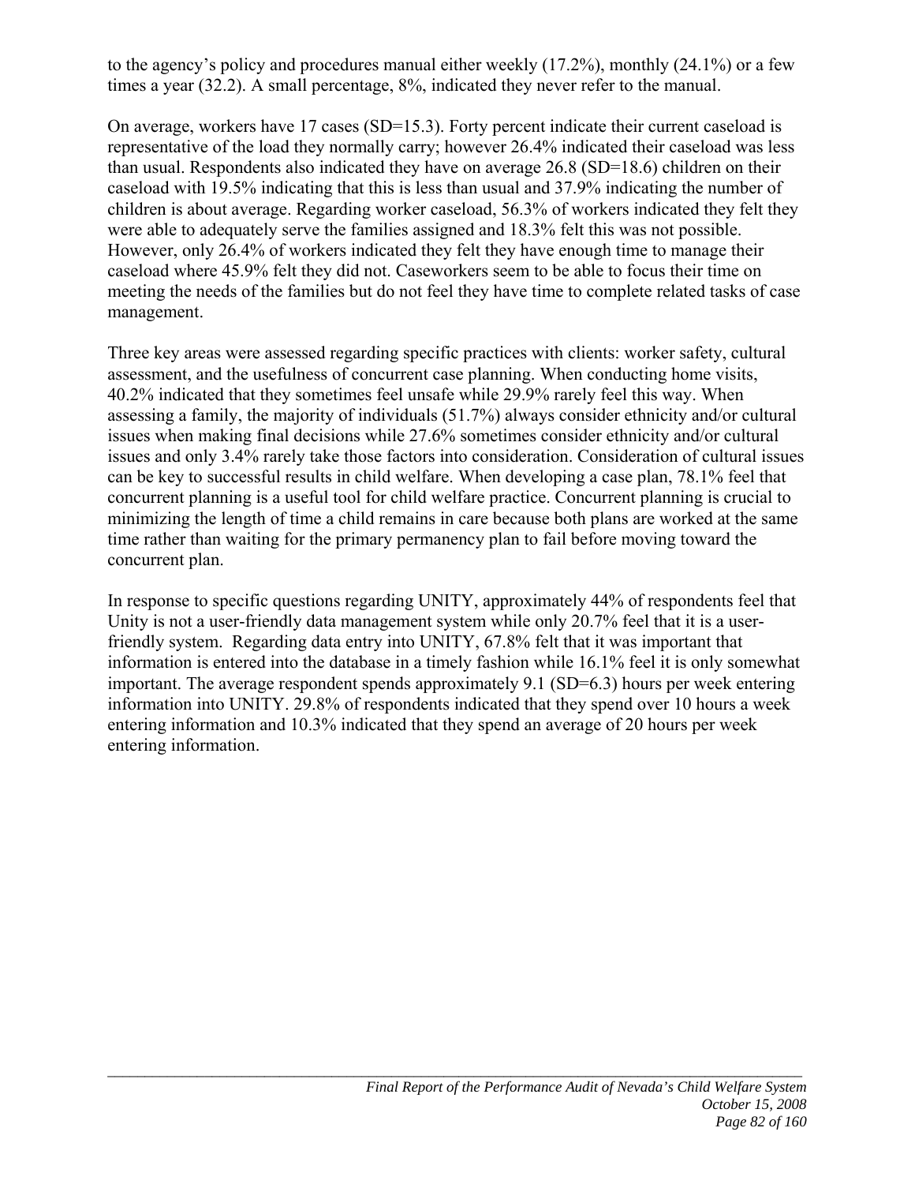to the agency's policy and procedures manual either weekly (17.2%), monthly (24.1%) or a few times a year (32.2). A small percentage, 8%, indicated they never refer to the manual.

On average, workers have 17 cases (SD=15.3). Forty percent indicate their current caseload is representative of the load they normally carry; however 26.4% indicated their caseload was less than usual. Respondents also indicated they have on average 26.8 (SD=18.6) children on their caseload with 19.5% indicating that this is less than usual and 37.9% indicating the number of children is about average. Regarding worker caseload, 56.3% of workers indicated they felt they were able to adequately serve the families assigned and 18.3% felt this was not possible. However, only 26.4% of workers indicated they felt they have enough time to manage their caseload where 45.9% felt they did not. Caseworkers seem to be able to focus their time on meeting the needs of the families but do not feel they have time to complete related tasks of case management.

Three key areas were assessed regarding specific practices with clients: worker safety, cultural assessment, and the usefulness of concurrent case planning. When conducting home visits, 40.2% indicated that they sometimes feel unsafe while 29.9% rarely feel this way. When assessing a family, the majority of individuals (51.7%) always consider ethnicity and/or cultural issues when making final decisions while 27.6% sometimes consider ethnicity and/or cultural issues and only 3.4% rarely take those factors into consideration. Consideration of cultural issues can be key to successful results in child welfare. When developing a case plan, 78.1% feel that concurrent planning is a useful tool for child welfare practice. Concurrent planning is crucial to minimizing the length of time a child remains in care because both plans are worked at the same time rather than waiting for the primary permanency plan to fail before moving toward the concurrent plan.

In response to specific questions regarding UNITY, approximately 44% of respondents feel that Unity is not a user-friendly data management system while only 20.7% feel that it is a user-friendly system. Regarding data entry into UNITY, 67.8% felt that it was important that information is entered into the database in a timely fashion while 16.1% feel it is only somewhat important. The average respondent spends approximately 9.1 (SD=6.3) hours per week entering information into UNITY. 29.8% of respondents indicated that they spend over 10 hours a week entering information and 10.3% indicated that they spend an average of 20 hours per week entering information.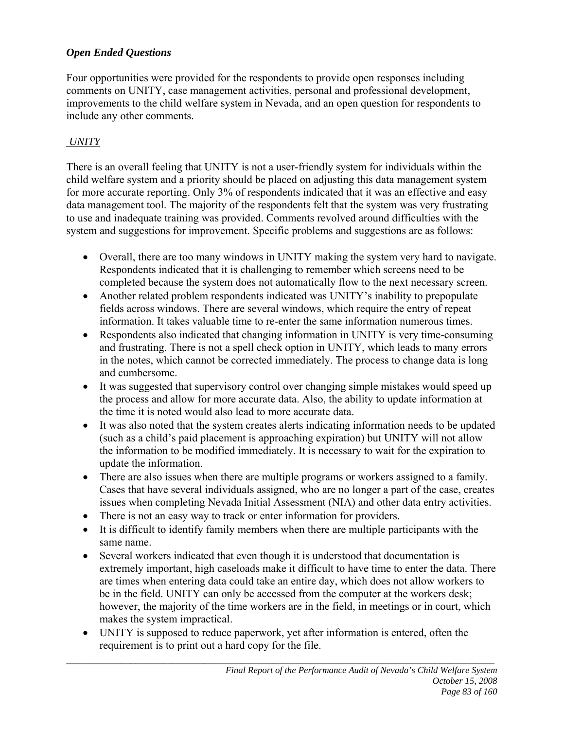### *Open Ended Questions*

Four opportunities were provided for the respondents to provide open responses including comments on UNITY, case management activities, personal and professional development, improvements to the child welfare system in Nevada, and an open question for respondents to include any other comments.

#### *UNITY*

There is an overall feeling that UNITY is not a user-friendly system for individuals within the child welfare system and a priority should be placed on adjusting this data management system for more accurate reporting. Only 3% of respondents indicated that it was an effective and easy data management tool. The majority of the respondents felt that the system was very frustrating to use and inadequate training was provided. Comments revolved around difficulties with the system and suggestions for improvement. Specific problems and suggestions are as follows:

- Overall, there are too many windows in UNITY making the system very hard to navigate. Respondents indicated that it is challenging to remember which screens need to be completed because the system does not automatically flow to the next necessary screen.
- Another related problem respondents indicated was UNITY's inability to prepopulate fields across windows. There are several windows, which require the entry of repeat information. It takes valuable time to re-enter the same information numerous times.
- Respondents also indicated that changing information in UNITY is very time-consuming and frustrating. There is not a spell check option in UNITY, which leads to many errors in the notes, which cannot be corrected immediately. The process to change data is long and cumbersome.
- It was suggested that supervisory control over changing simple mistakes would speed up the process and allow for more accurate data. Also, the ability to update information at the time it is noted would also lead to more accurate data.
- It was also noted that the system creates alerts indicating information needs to be updated (such as a child's paid placement is approaching expiration) but UNITY will not allow the information to be modified immediately. It is necessary to wait for the expiration to update the information.
- There are also issues when there are multiple programs or workers assigned to a family. Cases that have several individuals assigned, who are no longer a part of the case, creates issues when completing Nevada Initial Assessment (NIA) and other data entry activities.
- There is not an easy way to track or enter information for providers.
- It is difficult to identify family members when there are multiple participants with the same name.
- Several workers indicated that even though it is understood that documentation is extremely important, high caseloads make it difficult to have time to enter the data. There are times when entering data could take an entire day, which does not allow workers to be in the field. UNITY can only be accessed from the computer at the workers desk; however, the majority of the time workers are in the field, in meetings or in court, which makes the system impractical.
- UNITY is supposed to reduce paperwork, yet after information is entered, often the requirement is to print out a hard copy for the file.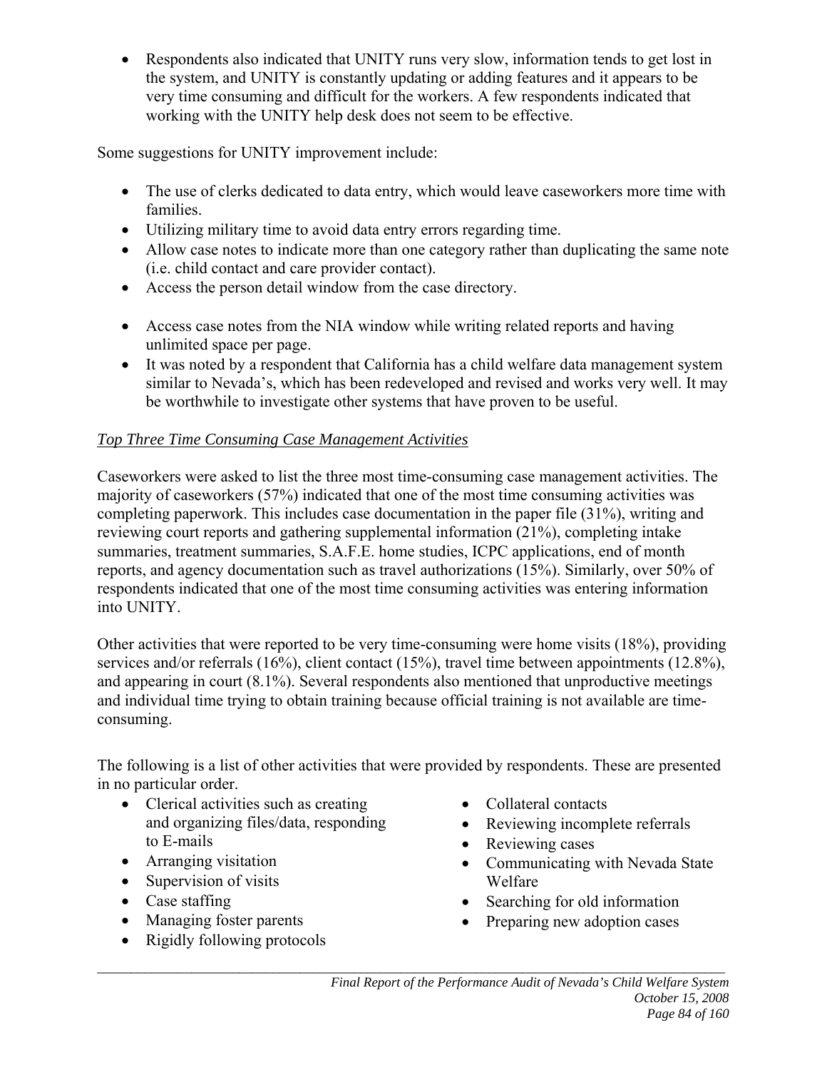- Respondents also indicated that UNITY runs very slow, information tends to get lost in the system, and UNITY is constantly updating or adding features and it appears to be very time consuming and difficult for the workers. A few respondents indicated that working with the UNITY help desk does not seem to be effective.

Some suggestions for UNITY improvement include:

- The use of clerks dedicated to data entry, which would leave caseworkers more time with families.
- Utilizing military time to avoid data entry errors regarding time.
- Allow case notes to indicate more than one category rather than duplicating the same note (i.e. child contact and care provider contact).
- Access the person detail window from the case directory.
- Access case notes from the NIA window while writing related reports and having unlimited space per page.
- It was noted by a respondent that California has a child welfare data management system similar to Nevada's, which has been redeveloped and revised and works very well. It may be worthwhile to investigate other systems that have proven to be useful.

*Top Three Time Consuming Case Management Activities*

Caseworkers were asked to list the three most time-consuming case management activities. The majority of caseworkers (57%) indicated that one of the most time consuming activities was completing paperwork. This includes case documentation in the paper file (31%), writing and reviewing court reports and gathering supplemental information (21%), completing intake summaries, treatment summaries, S.A.F.E. home studies, ICPC applications, end of month reports, and agency documentation such as travel authorizations (15%). Similarly, over 50% of respondents indicated that one of the most time consuming activities was entering information into UNITY.

Other activities that were reported to be very time-consuming were home visits (18%), providing services and/or referrals (16%), client contact (15%), travel time between appointments (12.8%), and appearing in court (8.1%). Several respondents also mentioned that unproductive meetings and individual time trying to obtain training because official training is not available are time-consuming.

The following is a list of other activities that were provided by respondents. These are presented in no particular order.

- Clerical activities such as creating and organizing files/data, responding to E-mails
- Arranging visitation
- Supervision of visits
- Case staffing
- Managing foster parents
- Rigidly following protocols
- Collateral contacts
- Reviewing incomplete referrals
- Reviewing cases
- Communicating with Nevada State Welfare
- Searching for old information
- Preparing new adoption cases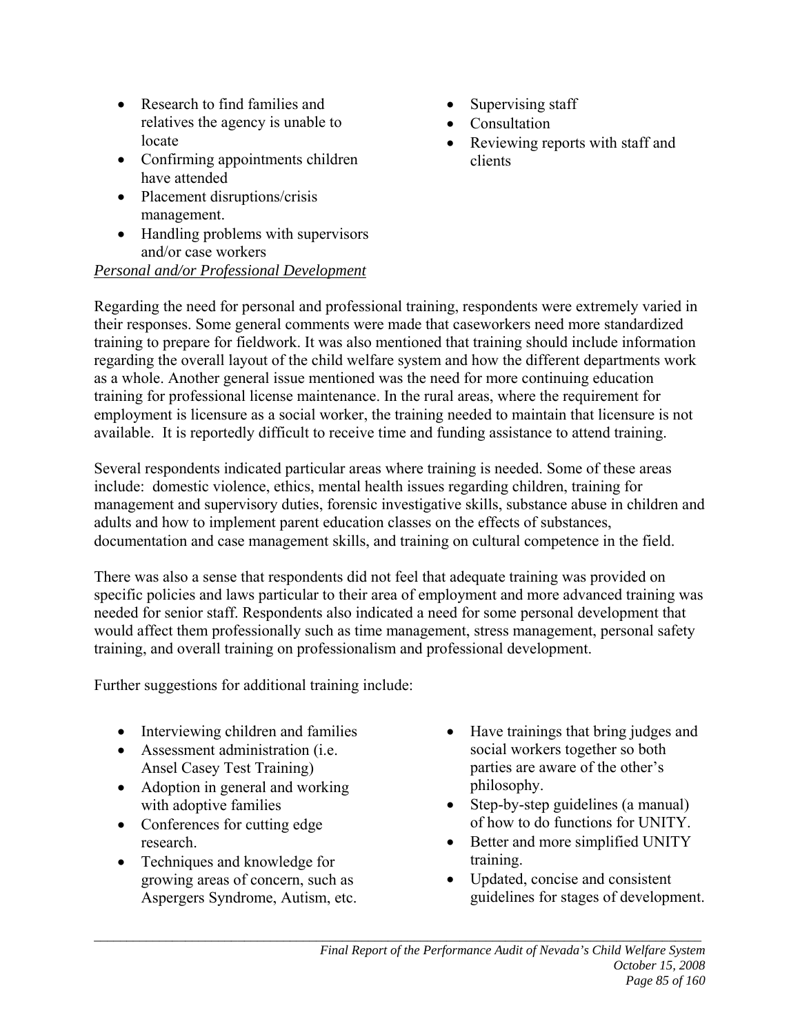- Research to find families and relatives the agency is unable to locate
- Confirming appointments children have attended
- Placement disruptions/crisis management.
- Handling problems with supervisors and/or case workers
- Supervising staff
- Consultation
- Reviewing reports with staff and clients

*Personal and/or Professional Development*

Regarding the need for personal and professional training, respondents were extremely varied in their responses. Some general comments were made that caseworkers need more standardized training to prepare for fieldwork. It was also mentioned that training should include information regarding the overall layout of the child welfare system and how the different departments work as a whole. Another general issue mentioned was the need for more continuing education training for professional license maintenance. In the rural areas, where the requirement for employment is licensure as a social worker, the training needed to maintain that licensure is not available. It is reportedly difficult to receive time and funding assistance to attend training.

Several respondents indicated particular areas where training is needed. Some of these areas include: domestic violence, ethics, mental health issues regarding children, training for management and supervisory duties, forensic investigative skills, substance abuse in children and adults and how to implement parent education classes on the effects of substances, documentation and case management skills, and training on cultural competence in the field.

There was also a sense that respondents did not feel that adequate training was provided on specific policies and laws particular to their area of employment and more advanced training was needed for senior staff. Respondents also indicated a need for some personal development that would affect them professionally such as time management, stress management, personal safety training, and overall training on professionalism and professional development.

Further suggestions for additional training include:

- Interviewing children and families
- Assessment administration (i.e. Ansel Casey Test Training)
- Adoption in general and working with adoptive families
- Conferences for cutting edge research.
- Techniques and knowledge for growing areas of concern, such as Aspergers Syndrome, Autism, etc.
- Have trainings that bring judges and social workers together so both parties are aware of the other's philosophy.
- Step-by-step guidelines (a manual) of how to do functions for UNITY.
- Better and more simplified UNITY training.
- Updated, concise and consistent guidelines for stages of development.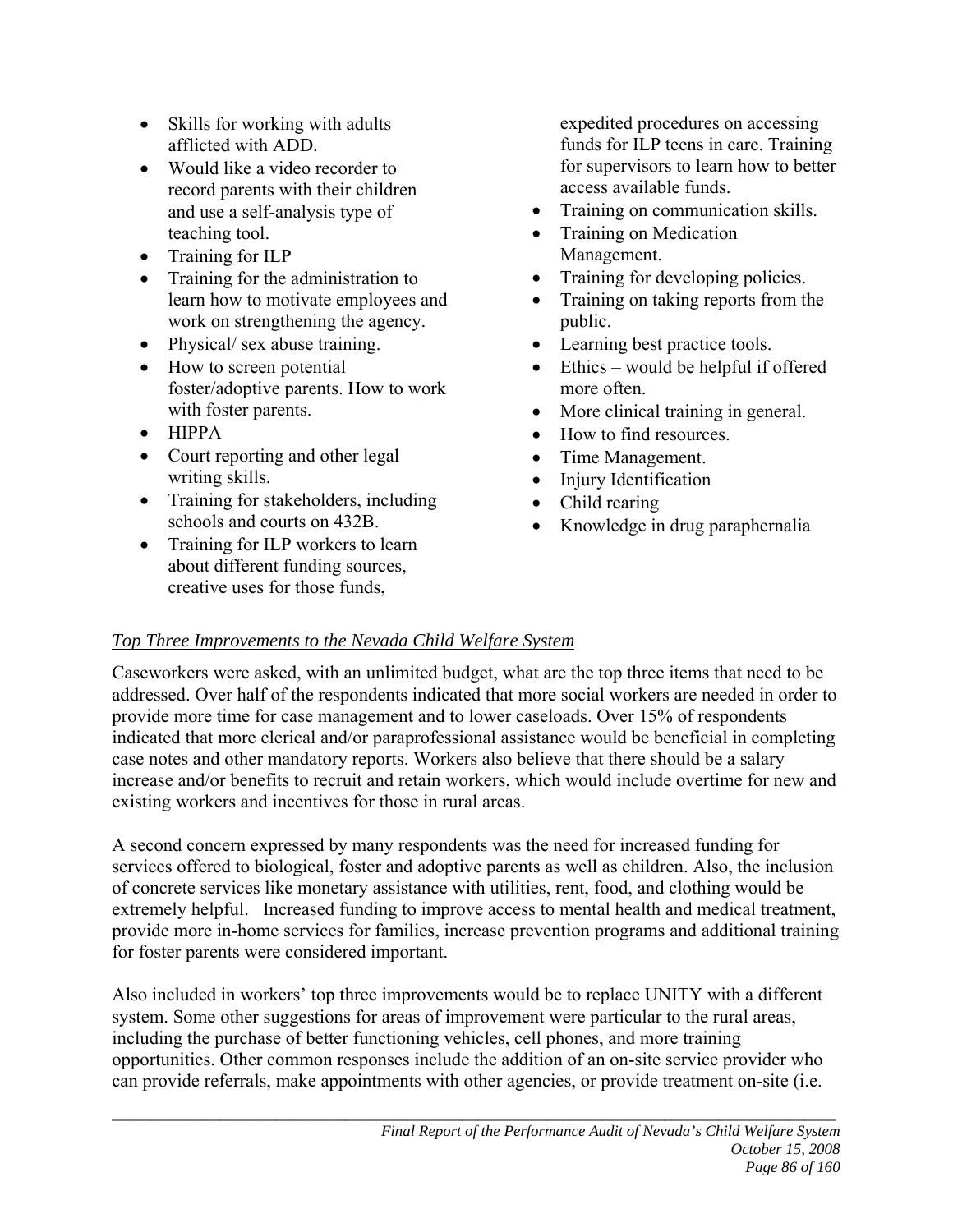- Skills for working with adults afflicted with ADD.
- Would like a video recorder to record parents with their children and use a self-analysis type of teaching tool.
- Training for ILP
- Training for the administration to learn how to motivate employees and work on strengthening the agency.
- Physical/ sex abuse training.
- How to screen potential foster/adoptive parents. How to work with foster parents.
- HIPPA
- Court reporting and other legal writing skills.
- Training for stakeholders, including schools and courts on 432B.
- Training for ILP workers to learn about different funding sources, creative uses for those funds, expedited procedures on accessing funds for ILP teens in care. Training for supervisors to learn how to better access available funds.
- Training on communication skills.
- Training on Medication Management.
- Training for developing policies.
- Training on taking reports from the public.
- Learning best practice tools.
- Ethics – would be helpful if offered more often.
- More clinical training in general.
- How to find resources.
- Time Management.
- Injury Identification
- Child rearing
- Knowledge in drug paraphernalia

### *Top Three Improvements to the Nevada Child Welfare System*

Caseworkers were asked, with an unlimited budget, what are the top three items that need to be addressed. Over half of the respondents indicated that more social workers are needed in order to provide more time for case management and to lower caseloads. Over 15% of respondents indicated that more clerical and/or paraprofessional assistance would be beneficial in completing case notes and other mandatory reports. Workers also believe that there should be a salary increase and/or benefits to recruit and retain workers, which would include overtime for new and existing workers and incentives for those in rural areas.

A second concern expressed by many respondents was the need for increased funding for services offered to biological, foster and adoptive parents as well as children. Also, the inclusion of concrete services like monetary assistance with utilities, rent, food, and clothing would be extremely helpful. Increased funding to improve access to mental health and medical treatment, provide more in-home services for families, increase prevention programs and additional training for foster parents were considered important.

Also included in workers' top three improvements would be to replace UNITY with a different system. Some other suggestions for areas of improvement were particular to the rural areas, including the purchase of better functioning vehicles, cell phones, and more training opportunities. Other common responses include the addition of an on-site service provider who can provide referrals, make appointments with other agencies, or provide treatment on-site (i.e.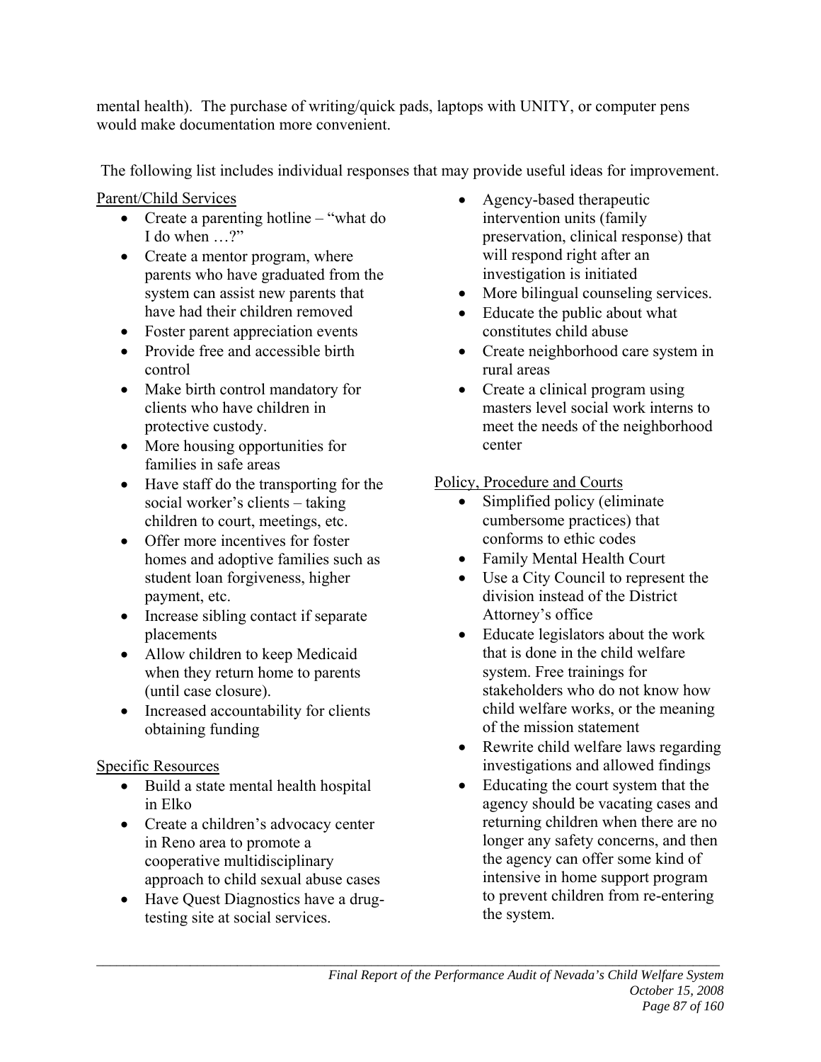mental health). The purchase of writing/quick pads, laptops with UNITY, or computer pens would make documentation more convenient.

The following list includes individual responses that may provide useful ideas for improvement.

Parent/Child Services

- Create a parenting hotline – "what do I do when …?"
- Create a mentor program, where parents who have graduated from the system can assist new parents that have had their children removed
- Foster parent appreciation events
- Provide free and accessible birth control
- Make birth control mandatory for clients who have children in protective custody.
- More housing opportunities for families in safe areas
- Have staff do the transporting for the social worker's clients – taking children to court, meetings, etc.
- Offer more incentives for foster homes and adoptive families such as student loan forgiveness, higher payment, etc.
- Increase sibling contact if separate placements
- Allow children to keep Medicaid when they return home to parents (until case closure).
- Increased accountability for clients obtaining funding

Specific Resources

- Build a state mental health hospital in Elko
- Create a children's advocacy center in Reno area to promote a cooperative multidisciplinary approach to child sexual abuse cases
- Have Quest Diagnostics have a drug-testing site at social services.
- Agency-based therapeutic intervention units (family preservation, clinical response) that will respond right after an investigation is initiated
- More bilingual counseling services.
- Educate the public about what constitutes child abuse
- Create neighborhood care system in rural areas
- Create a clinical program using masters level social work interns to meet the needs of the neighborhood center

Policy, Procedure and Courts

- Simplified policy (eliminate cumbersome practices) that conforms to ethic codes
- Family Mental Health Court
- Use a City Council to represent the division instead of the District Attorney's office
- Educate legislators about the work that is done in the child welfare system. Free trainings for stakeholders who do not know how child welfare works, or the meaning of the mission statement
- Rewrite child welfare laws regarding investigations and allowed findings
- Educating the court system that the agency should be vacating cases and returning children when there are no longer any safety concerns, and then the agency can offer some kind of intensive in home support program to prevent children from re-entering the system.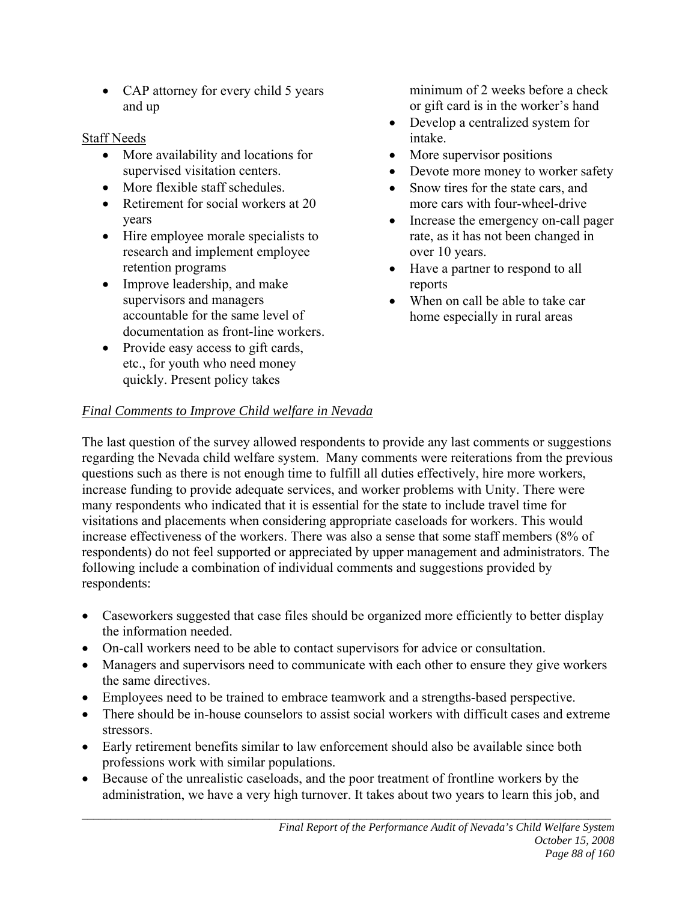- CAP attorney for every child 5 years and up

Staff Needs

- More availability and locations for supervised visitation centers.
- More flexible staff schedules.
- Retirement for social workers at 20 years
- Hire employee morale specialists to research and implement employee retention programs
- Improve leadership, and make supervisors and managers accountable for the same level of documentation as front-line workers.
- Provide easy access to gift cards, etc., for youth who need money quickly. Present policy takes minimum of 2 weeks before a check or gift card is in the worker's hand
- Develop a centralized system for intake.
- More supervisor positions
- Devote more money to worker safety
- Snow tires for the state cars, and more cars with four-wheel-drive
- Increase the emergency on-call pager rate, as it has not been changed in over 10 years.
- Have a partner to respond to all reports
- When on call be able to take car home especially in rural areas

*Final Comments to Improve Child welfare in Nevada*

The last question of the survey allowed respondents to provide any last comments or suggestions regarding the Nevada child welfare system. Many comments were reiterations from the previous questions such as there is not enough time to fulfill all duties effectively, hire more workers, increase funding to provide adequate services, and worker problems with Unity. There were many respondents who indicated that it is essential for the state to include travel time for visitations and placements when considering appropriate caseloads for workers. This would increase effectiveness of the workers. There was also a sense that some staff members (8% of respondents) do not feel supported or appreciated by upper management and administrators. The following include a combination of individual comments and suggestions provided by respondents:

- Caseworkers suggested that case files should be organized more efficiently to better display the information needed.
- On-call workers need to be able to contact supervisors for advice or consultation.
- Managers and supervisors need to communicate with each other to ensure they give workers the same directives.
- Employees need to be trained to embrace teamwork and a strengths-based perspective.
- There should be in-house counselors to assist social workers with difficult cases and extreme stressors.
- Early retirement benefits similar to law enforcement should also be available since both professions work with similar populations.
- Because of the unrealistic caseloads, and the poor treatment of frontline workers by the administration, we have a very high turnover. It takes about two years to learn this job, and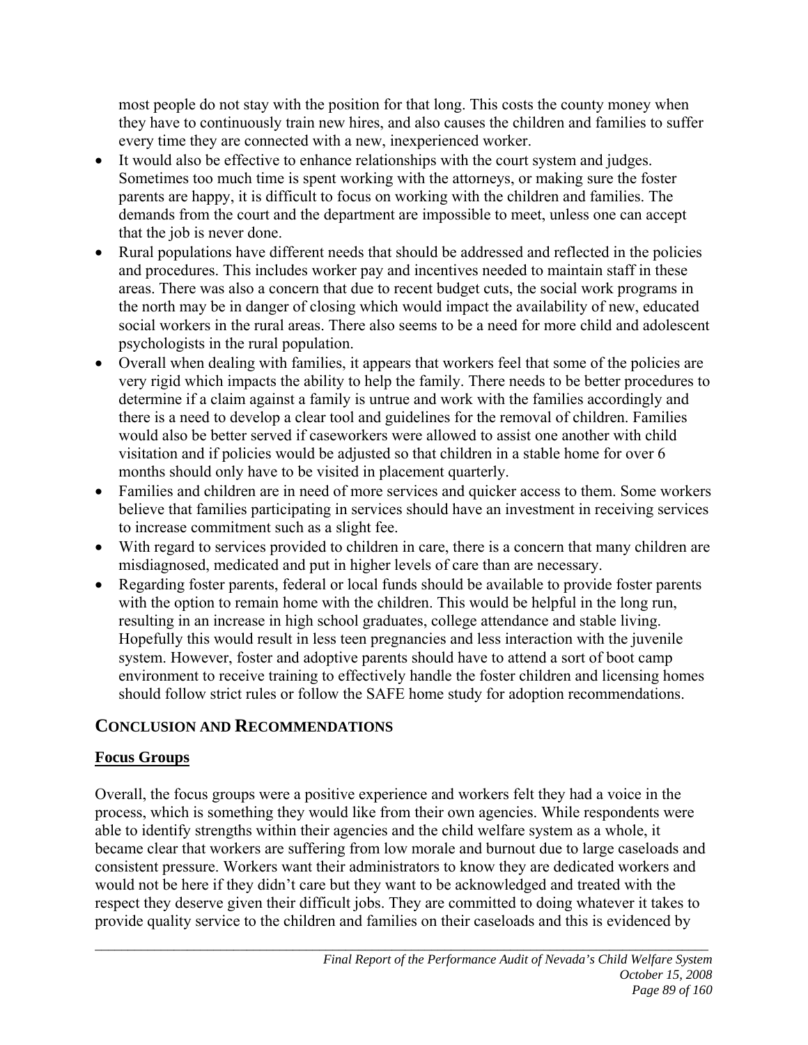most people do not stay with the position for that long. This costs the county money when they have to continuously train new hires, and also causes the children and families to suffer every time they are connected with a new, inexperienced worker.

- It would also be effective to enhance relationships with the court system and judges. Sometimes too much time is spent working with the attorneys, or making sure the foster parents are happy, it is difficult to focus on working with the children and families. The demands from the court and the department are impossible to meet, unless one can accept that the job is never done.
- Rural populations have different needs that should be addressed and reflected in the policies and procedures. This includes worker pay and incentives needed to maintain staff in these areas. There was also a concern that due to recent budget cuts, the social work programs in the north may be in danger of closing which would impact the availability of new, educated social workers in the rural areas. There also seems to be a need for more child and adolescent psychologists in the rural population.
- Overall when dealing with families, it appears that workers feel that some of the policies are very rigid which impacts the ability to help the family. There needs to be better procedures to determine if a claim against a family is untrue and work with the families accordingly and there is a need to develop a clear tool and guidelines for the removal of children. Families would also be better served if caseworkers were allowed to assist one another with child visitation and if policies would be adjusted so that children in a stable home for over 6 months should only have to be visited in placement quarterly.
- Families and children are in need of more services and quicker access to them. Some workers believe that families participating in services should have an investment in receiving services to increase commitment such as a slight fee.
- With regard to services provided to children in care, there is a concern that many children are misdiagnosed, medicated and put in higher levels of care than are necessary.
- Regarding foster parents, federal or local funds should be available to provide foster parents with the option to remain home with the children. This would be helpful in the long run, resulting in an increase in high school graduates, college attendance and stable living. Hopefully this would result in less teen pregnancies and less interaction with the juvenile system. However, foster and adoptive parents should have to attend a sort of boot camp environment to receive training to effectively handle the foster children and licensing homes should follow strict rules or follow the SAFE home study for adoption recommendations.

## CONCLUSION AND RECOMMENDATIONS

### Focus Groups

Overall, the focus groups were a positive experience and workers felt they had a voice in the process, which is something they would like from their own agencies. While respondents were able to identify strengths within their agencies and the child welfare system as a whole, it became clear that workers are suffering from low morale and burnout due to large caseloads and consistent pressure. Workers want their administrators to know they are dedicated workers and would not be here if they didn't care but they want to be acknowledged and treated with the respect they deserve given their difficult jobs. They are committed to doing whatever it takes to provide quality service to the children and families on their caseloads and this is evidenced by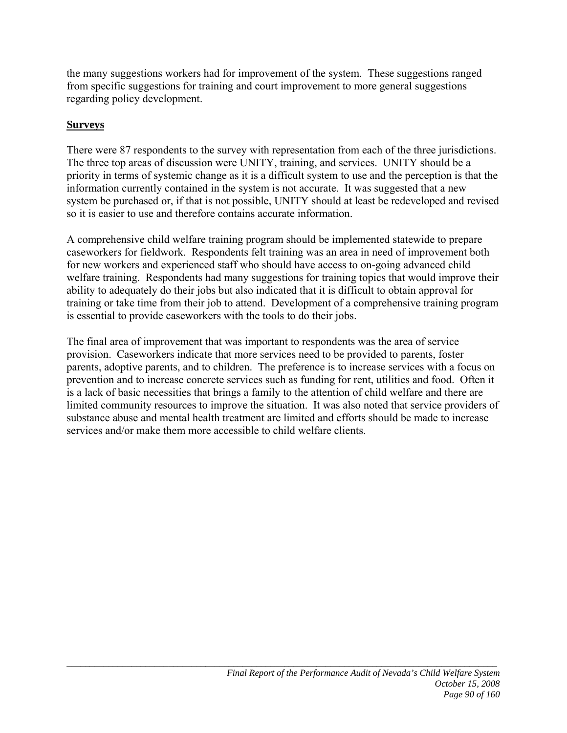the many suggestions workers had for improvement of the system. These suggestions ranged from specific suggestions for training and court improvement to more general suggestions regarding policy development.

**Surveys**

There were 87 respondents to the survey with representation from each of the three jurisdictions. The three top areas of discussion were UNITY, training, and services. UNITY should be a priority in terms of systemic change as it is a difficult system to use and the perception is that the information currently contained in the system is not accurate. It was suggested that a new system be purchased or, if that is not possible, UNITY should at least be redeveloped and revised so it is easier to use and therefore contains accurate information.

A comprehensive child welfare training program should be implemented statewide to prepare caseworkers for fieldwork. Respondents felt training was an area in need of improvement both for new workers and experienced staff who should have access to on-going advanced child welfare training. Respondents had many suggestions for training topics that would improve their ability to adequately do their jobs but also indicated that it is difficult to obtain approval for training or take time from their job to attend. Development of a comprehensive training program is essential to provide caseworkers with the tools to do their jobs.

The final area of improvement that was important to respondents was the area of service provision. Caseworkers indicate that more services need to be provided to parents, foster parents, adoptive parents, and to children. The preference is to increase services with a focus on prevention and to increase concrete services such as funding for rent, utilities and food. Often it is a lack of basic necessities that brings a family to the attention of child welfare and there are limited community resources to improve the situation. It was also noted that service providers of substance abuse and mental health treatment are limited and efforts should be made to increase services and/or make them more accessible to child welfare clients.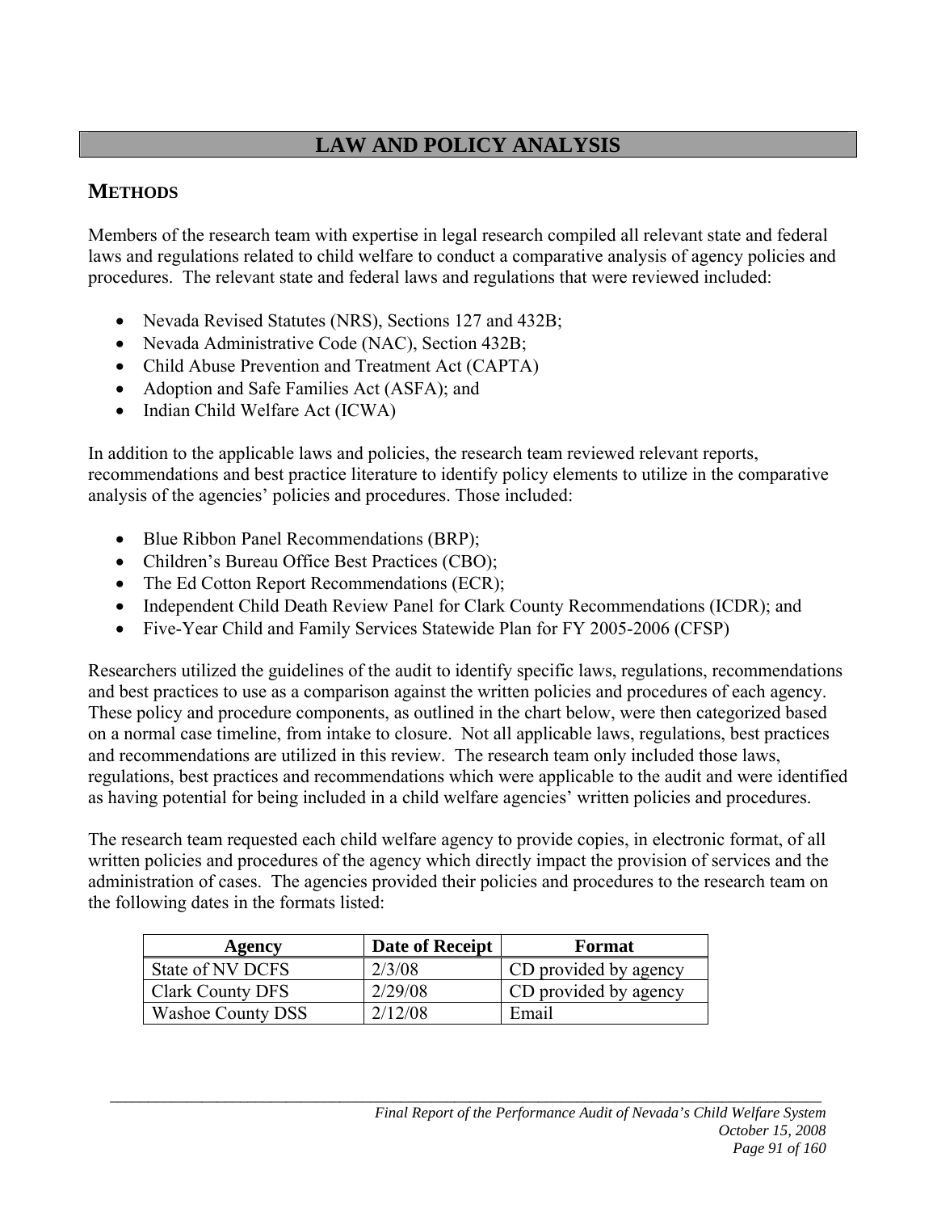# LAW AND POLICY ANALYSIS

## METHODS

Members of the research team with expertise in legal research compiled all relevant state and federal laws and regulations related to child welfare to conduct a comparative analysis of agency policies and procedures. The relevant state and federal laws and regulations that were reviewed included:

- Nevada Revised Statutes (NRS), Sections 127 and 432B;
- Nevada Administrative Code (NAC), Section 432B;
- Child Abuse Prevention and Treatment Act (CAPTA)
- Adoption and Safe Families Act (ASFA); and
- Indian Child Welfare Act (ICWA)

In addition to the applicable laws and policies, the research team reviewed relevant reports, recommendations and best practice literature to identify policy elements to utilize in the comparative analysis of the agencies' policies and procedures. Those included:

- Blue Ribbon Panel Recommendations (BRP);
- Children's Bureau Office Best Practices (CBO);
- The Ed Cotton Report Recommendations (ECR);
- Independent Child Death Review Panel for Clark County Recommendations (ICDR); and
- Five-Year Child and Family Services Statewide Plan for FY 2005-2006 (CFSP)

Researchers utilized the guidelines of the audit to identify specific laws, regulations, recommendations and best practices to use as a comparison against the written policies and procedures of each agency. These policy and procedure components, as outlined in the chart below, were then categorized based on a normal case timeline, from intake to closure. Not all applicable laws, regulations, best practices and recommendations are utilized in this review. The research team only included those laws, regulations, best practices and recommendations which were applicable to the audit and were identified as having potential for being included in a child welfare agencies' written policies and procedures.

The research team requested each child welfare agency to provide copies, in electronic format, of all written policies and procedures of the agency which directly impact the provision of services and the administration of cases. The agencies provided their policies and procedures to the research team on the following dates in the formats listed:

| Agency | Date of Receipt | Format |
|---|---|---|
| State of NV DCFS | 2/3/08 | CD provided by agency |
| Clark County DFS | 2/29/08 | CD provided by agency |
| Washoe County DSS | 2/12/08 | Email |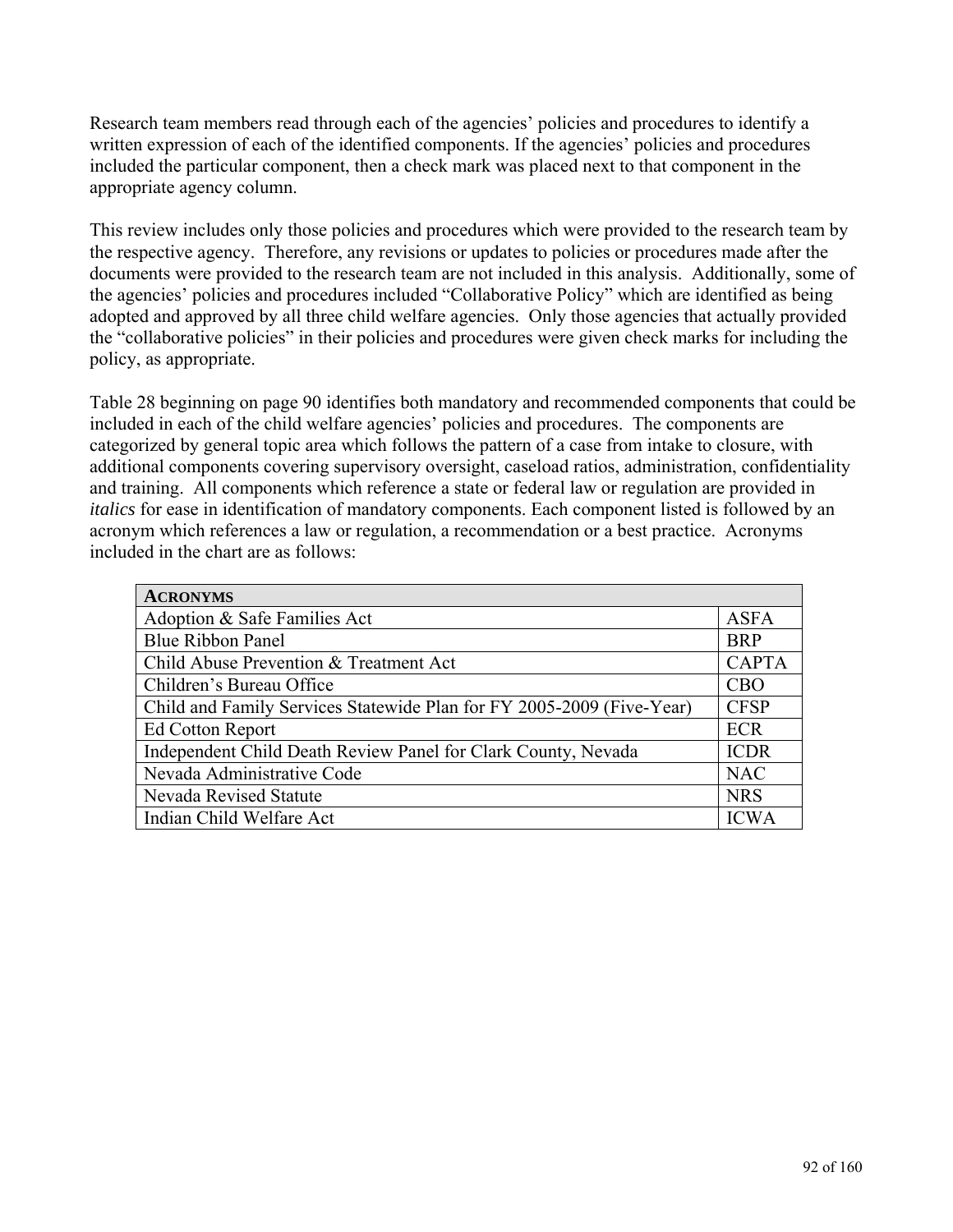Research team members read through each of the agencies' policies and procedures to identify a written expression of each of the identified components. If the agencies' policies and procedures included the particular component, then a check mark was placed next to that component in the appropriate agency column.

This review includes only those policies and procedures which were provided to the research team by the respective agency. Therefore, any revisions or updates to policies or procedures made after the documents were provided to the research team are not included in this analysis. Additionally, some of the agencies' policies and procedures included "Collaborative Policy" which are identified as being adopted and approved by all three child welfare agencies. Only those agencies that actually provided the "collaborative policies" in their policies and procedures were given check marks for including the policy, as appropriate.

Table 28 beginning on page 90 identifies both mandatory and recommended components that could be included in each of the child welfare agencies' policies and procedures. The components are categorized by general topic area which follows the pattern of a case from intake to closure, with additional components covering supervisory oversight, caseload ratios, administration, confidentiality and training. All components which reference a state or federal law or regulation are provided in *italics* for ease in identification of mandatory components. Each component listed is followed by an acronym which references a law or regulation, a recommendation or a best practice. Acronyms included in the chart are as follows:

| **ACRONYMS** | |
|---|---|
| Adoption & Safe Families Act | ASFA |
| Blue Ribbon Panel | BRP |
| Child Abuse Prevention & Treatment Act | CAPTA |
| Children's Bureau Office | CBO |
| Child and Family Services Statewide Plan for FY 2005-2009 (Five-Year) | CFSP |
| Ed Cotton Report | ECR |
| Independent Child Death Review Panel for Clark County, Nevada | ICDR |
| Nevada Administrative Code | NAC |
| Nevada Revised Statute | NRS |
| Indian Child Welfare Act | ICWA |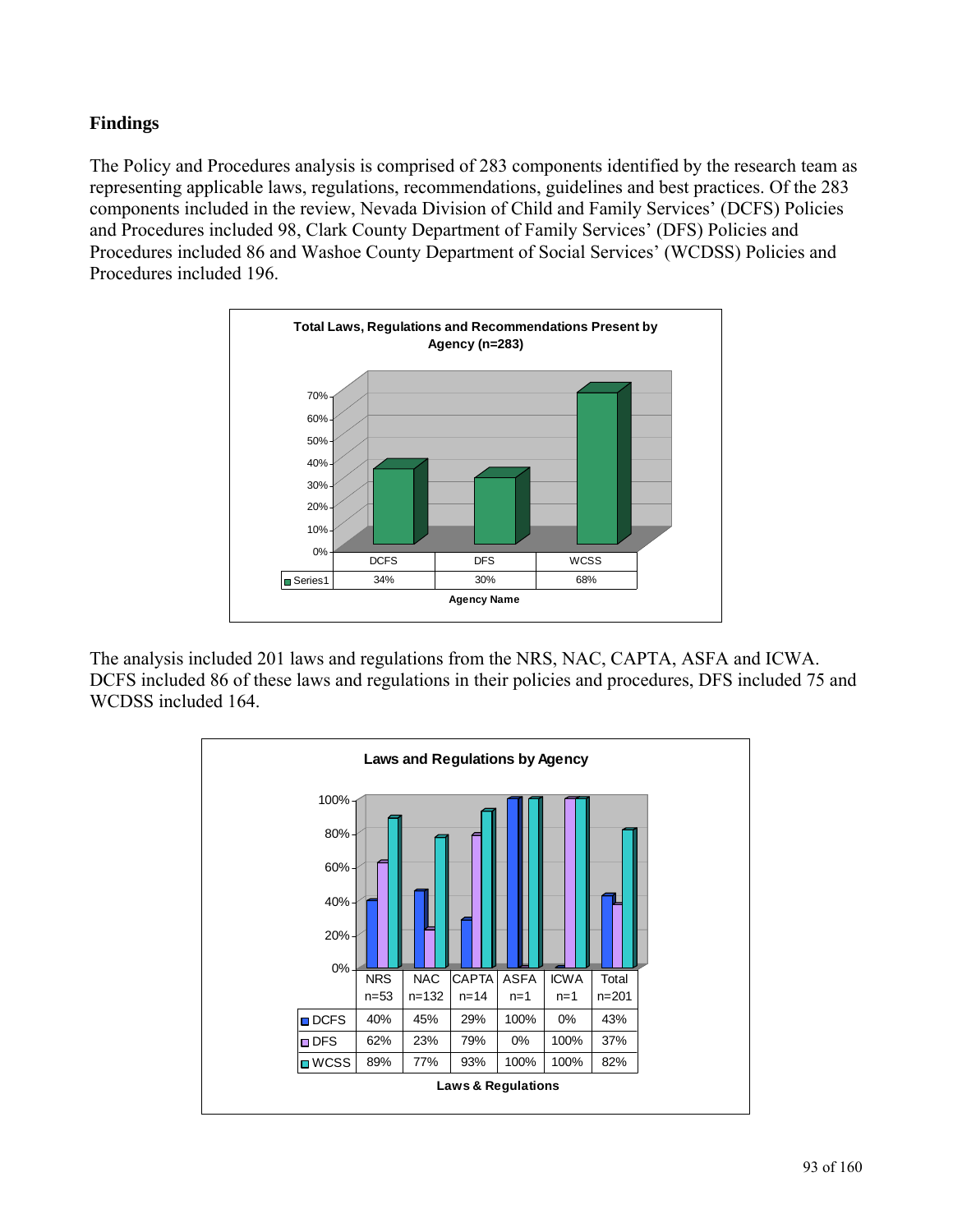## Findings

The Policy and Procedures analysis is comprised of 283 components identified by the research team as representing applicable laws, regulations, recommendations, guidelines and best practices. Of the 283 components included in the review, Nevada Division of Child and Family Services' (DCFS) Policies and Procedures included 98, Clark County Department of Family Services' (DFS) Policies and Procedures included 86 and Washoe County Department of Social Services' (WCDSS) Policies and Procedures included 196.

**Total Laws, Regulations and Recommendations Present by Agency (n=283)**

| | DCFS | DFS | WCSS |
|---|---|---|---|
| Series1 | 34% | 30% | 68% |

Agency Name

The analysis included 201 laws and regulations from the NRS, NAC, CAPTA, ASFA and ICWA. DCFS included 86 of these laws and regulations in their policies and procedures, DFS included 75 and WCDSS included 164.

**Laws and Regulations by Agency**

| | NRS n=53 | NAC n=132 | CAPTA n=14 | ASFA n=1 | ICWA n=1 | Total n=201 |
|---|---|---|---|---|---|---|
| DCFS | 40% | 45% | 29% | 100% | 0% | 43% |
| DFS | 62% | 23% | 79% | 0% | 100% | 37% |
| WCSS | 89% | 77% | 93% | 100% | 100% | 82% |

Laws & Regulations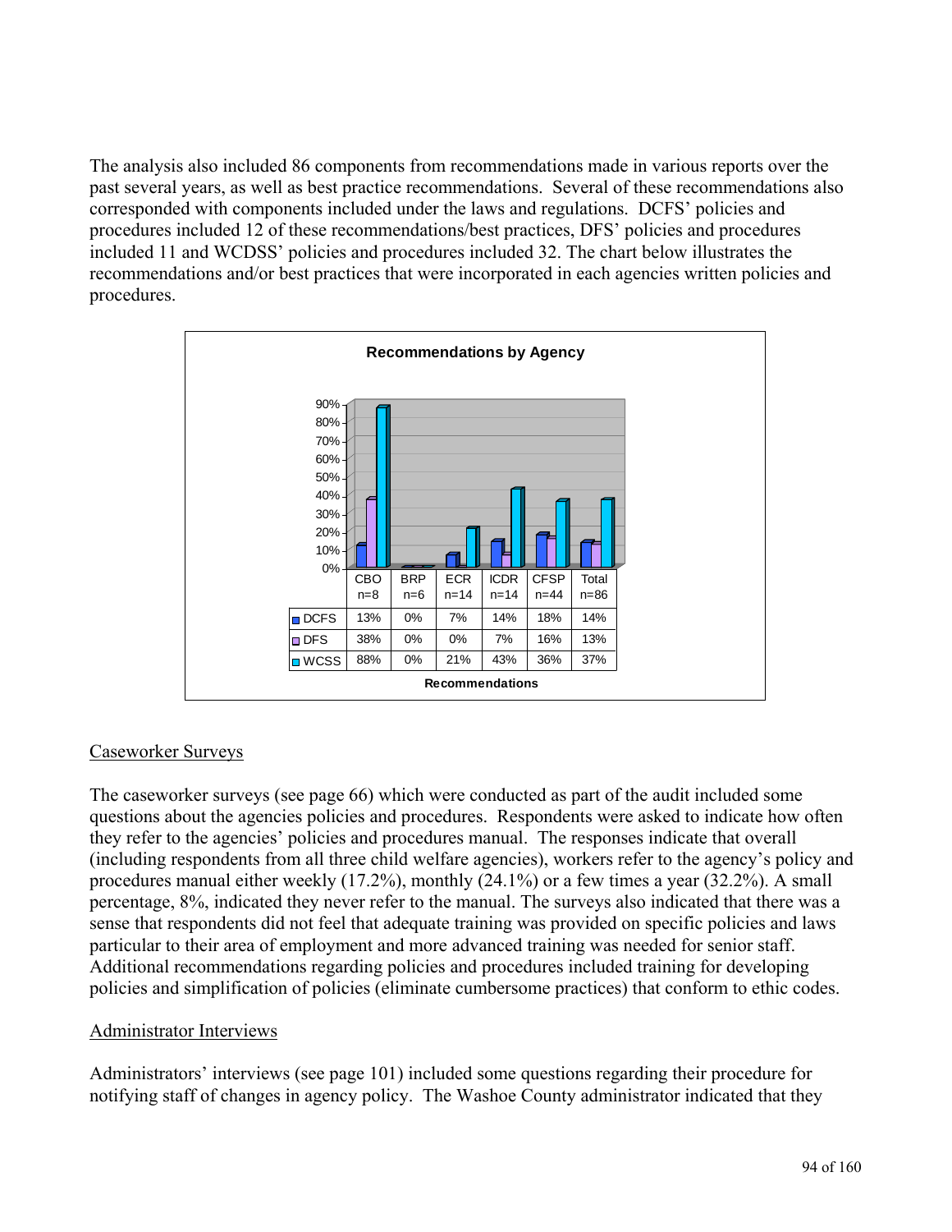The analysis also included 86 components from recommendations made in various reports over the past several years, as well as best practice recommendations. Several of these recommendations also corresponded with components included under the laws and regulations. DCFS' policies and procedures included 12 of these recommendations/best practices, DFS' policies and procedures included 11 and WCDSS' policies and procedures included 32. The chart below illustrates the recommendations and/or best practices that were incorporated in each agencies written policies and procedures.

**Recommendations by Agency**

| | CBO n=8 | BRP n=6 | ECR n=14 | ICDR n=14 | CFSP n=44 | Total n=86 |
|---|---|---|---|---|---|---|
| DCFS | 13% | 0% | 7% | 14% | 18% | 14% |
| DFS | 38% | 0% | 0% | 7% | 16% | 13% |
| WCSS | 88% | 0% | 21% | 43% | 36% | 37% |

Recommendations

## Caseworker Surveys

The caseworker surveys (see page 66) which were conducted as part of the audit included some questions about the agencies policies and procedures. Respondents were asked to indicate how often they refer to the agencies' policies and procedures manual. The responses indicate that overall (including respondents from all three child welfare agencies), workers refer to the agency's policy and procedures manual either weekly (17.2%), monthly (24.1%) or a few times a year (32.2%). A small percentage, 8%, indicated they never refer to the manual. The surveys also indicated that there was a sense that respondents did not feel that adequate training was provided on specific policies and laws particular to their area of employment and more advanced training was needed for senior staff. Additional recommendations regarding policies and procedures included training for developing policies and simplification of policies (eliminate cumbersome practices) that conform to ethic codes.

## Administrator Interviews

Administrators' interviews (see page 101) included some questions regarding their procedure for notifying staff of changes in agency policy. The Washoe County administrator indicated that they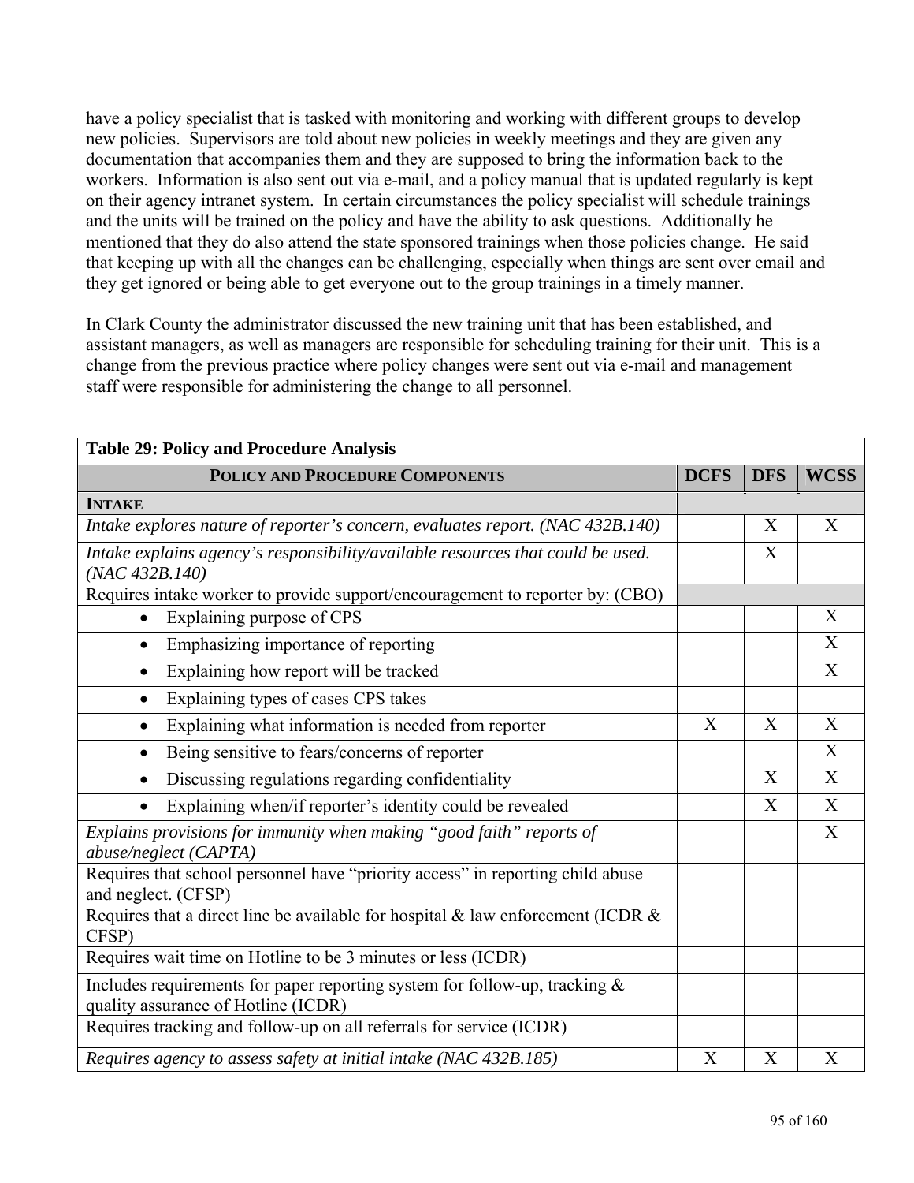have a policy specialist that is tasked with monitoring and working with different groups to develop new policies. Supervisors are told about new policies in weekly meetings and they are given any documentation that accompanies them and they are supposed to bring the information back to the workers. Information is also sent out via e-mail, and a policy manual that is updated regularly is kept on their agency intranet system. In certain circumstances the policy specialist will schedule trainings and the units will be trained on the policy and have the ability to ask questions. Additionally he mentioned that they do also attend the state sponsored trainings when those policies change. He said that keeping up with all the changes can be challenging, especially when things are sent over email and they get ignored or being able to get everyone out to the group trainings in a timely manner.

In Clark County the administrator discussed the new training unit that has been established, and assistant managers, as well as managers are responsible for scheduling training for their unit. This is a change from the previous practice where policy changes were sent out via e-mail and management staff were responsible for administering the change to all personnel.

| **Table 29: Policy and Procedure Analysis** | | | |
|---|---|---|---|
| **POLICY AND PROCEDURE COMPONENTS** | **DCFS** | **DFS** | **WCSS** |
| **INTAKE** | | | |
| *Intake explores nature of reporter's concern, evaluates report. (NAC 432B.140)* | | X | X |
| *Intake explains agency's responsibility/available resources that could be used. (NAC 432B.140)* | | X | |
| Requires intake worker to provide support/encouragement to reporter by: (CBO) | | | |
| • Explaining purpose of CPS | | | X |
| • Emphasizing importance of reporting | | | X |
| • Explaining how report will be tracked | | | X |
| • Explaining types of cases CPS takes | | | |
| • Explaining what information is needed from reporter | X | X | X |
| • Being sensitive to fears/concerns of reporter | | | X |
| • Discussing regulations regarding confidentiality | | X | X |
| • Explaining when/if reporter's identity could be revealed | | X | X |
| *Explains provisions for immunity when making "good faith" reports of abuse/neglect (CAPTA)* | | | X |
| Requires that school personnel have "priority access" in reporting child abuse and neglect. (CFSP) | | | |
| Requires that a direct line be available for hospital & law enforcement (ICDR & CFSP) | | | |
| Requires wait time on Hotline to be 3 minutes or less (ICDR) | | | |
| Includes requirements for paper reporting system for follow-up, tracking & quality assurance of Hotline (ICDR) | | | |
| Requires tracking and follow-up on all referrals for service (ICDR) | | | |
| *Requires agency to assess safety at initial intake (NAC 432B.185)* | X | X | X |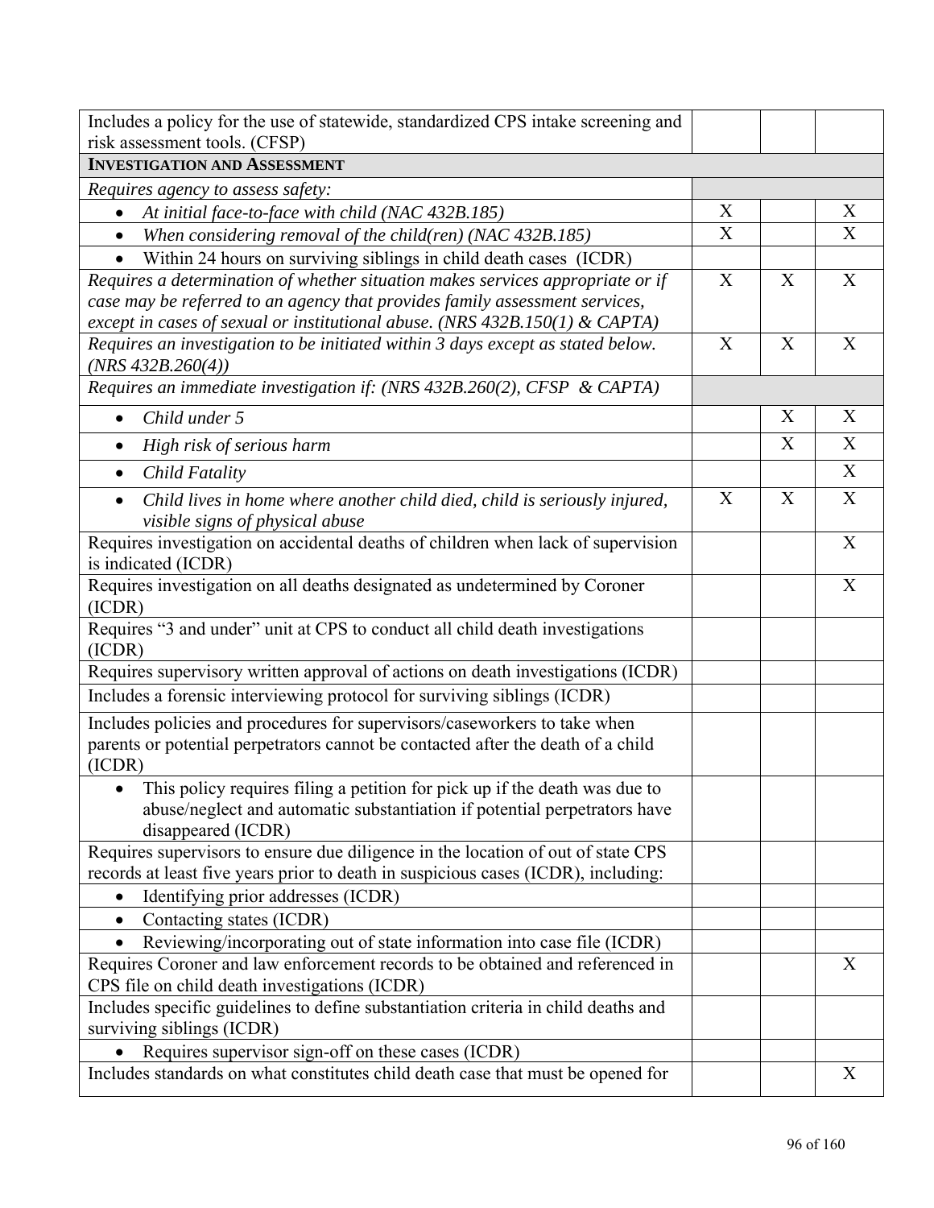| | | | |
|---|---|---|---|
| Includes a policy for the use of statewide, standardized CPS intake screening and risk assessment tools. (CFSP) | | | |
| **INVESTIGATION AND ASSESSMENT** | | | |
| *Requires agency to assess safety:* | | | |
| • *At initial face-to-face with child (NAC 432B.185)* | X | | X |
| • *When considering removal of the child(ren) (NAC 432B.185)* | X | | X |
| • Within 24 hours on surviving siblings in child death cases (ICDR) | | | |
| *Requires a determination of whether situation makes services appropriate or if case may be referred to an agency that provides family assessment services, except in cases of sexual or institutional abuse. (NRS 432B.150(1) & CAPTA)* | X | X | X |
| *Requires an investigation to be initiated within 3 days except as stated below. (NRS 432B.260(4))* | X | X | X |
| *Requires an immediate investigation if: (NRS 432B.260(2), CFSP & CAPTA)* | | | |
| • *Child under 5* | | X | X |
| • *High risk of serious harm* | | X | X |
| • *Child Fatality* | | | X |
| • *Child lives in home where another child died, child is seriously injured, visible signs of physical abuse* | X | X | X |
| Requires investigation on accidental deaths of children when lack of supervision is indicated (ICDR) | | | X |
| Requires investigation on all deaths designated as undetermined by Coroner (ICDR) | | | X |
| Requires "3 and under" unit at CPS to conduct all child death investigations (ICDR) | | | |
| Requires supervisory written approval of actions on death investigations (ICDR) | | | |
| Includes a forensic interviewing protocol for surviving siblings (ICDR) | | | |
| Includes policies and procedures for supervisors/caseworkers to take when parents or potential perpetrators cannot be contacted after the death of a child (ICDR) | | | |
| • This policy requires filing a petition for pick up if the death was due to abuse/neglect and automatic substantiation if potential perpetrators have disappeared (ICDR) | | | |
| Requires supervisors to ensure due diligence in the location of out of state CPS records at least five years prior to death in suspicious cases (ICDR), including: | | | |
| • Identifying prior addresses (ICDR) | | | |
| • Contacting states (ICDR) | | | |
| • Reviewing/incorporating out of state information into case file (ICDR) | | | |
| Requires Coroner and law enforcement records to be obtained and referenced in CPS file on child death investigations (ICDR) | | | X |
| Includes specific guidelines to define substantiation criteria in child deaths and surviving siblings (ICDR) | | | |
| • Requires supervisor sign-off on these cases (ICDR) | | | |
| Includes standards on what constitutes child death case that must be opened for | | | X |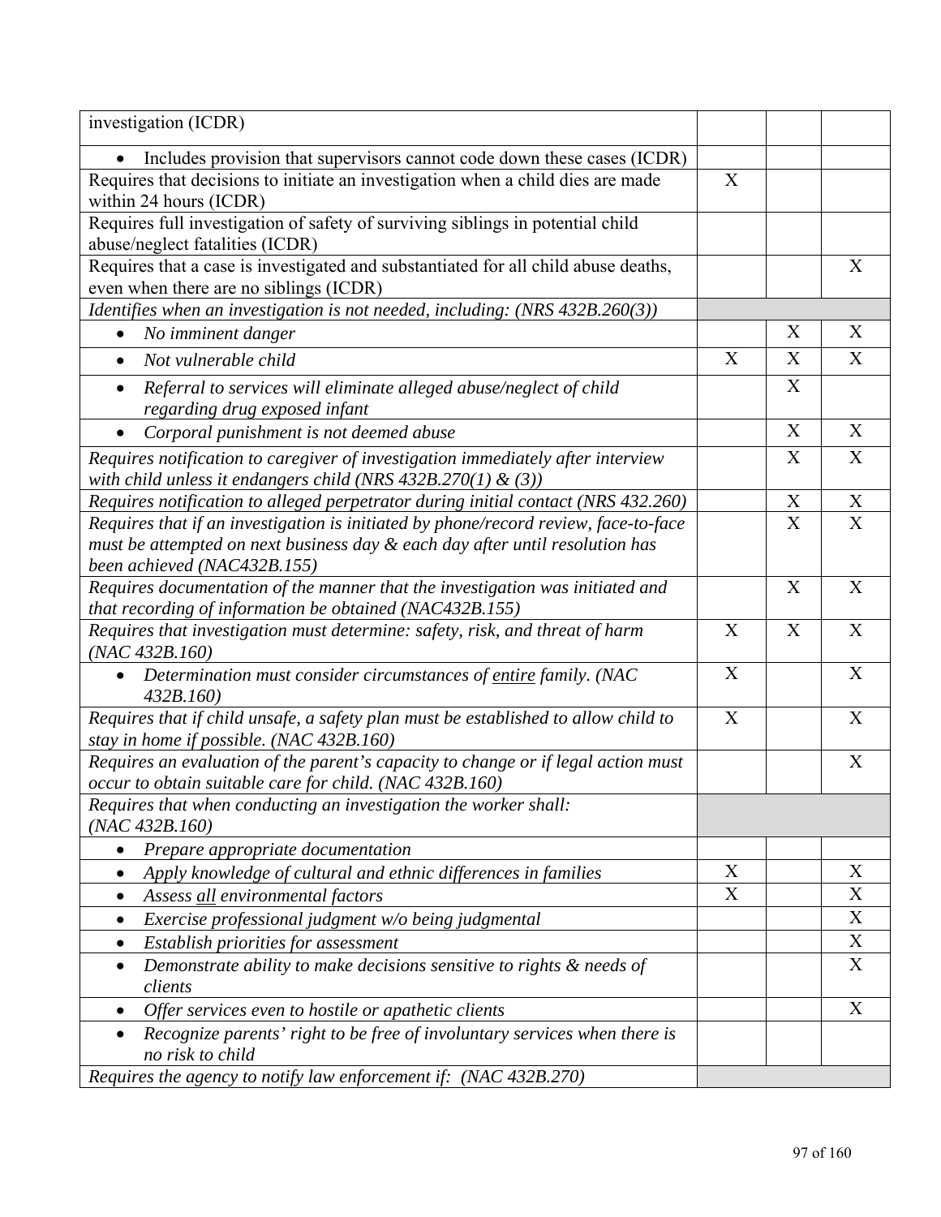| | | | |
|---|---|---|---|
| investigation (ICDR) | | | |
| • Includes provision that supervisors cannot code down these cases (ICDR) | | | |
| Requires that decisions to initiate an investigation when a child dies are made within 24 hours (ICDR) | X | | |
| Requires full investigation of safety of surviving siblings in potential child abuse/neglect fatalities (ICDR) | | | |
| Requires that a case is investigated and substantiated for all child abuse deaths, even when there are no siblings (ICDR) | | | X |
| *Identifies when an investigation is not needed, including: (NRS 432B.260(3))* | | | |
| • *No imminent danger* | | X | X |
| • *Not vulnerable child* | X | X | X |
| • *Referral to services will eliminate alleged abuse/neglect of child regarding drug exposed infant* | | X | |
| • *Corporal punishment is not deemed abuse* | | X | X |
| *Requires notification to caregiver of investigation immediately after interview with child unless it endangers child (NRS 432B.270(1) & (3))* | | X | X |
| *Requires notification to alleged perpetrator during initial contact (NRS 432.260)* | | X | X |
| *Requires that if an investigation is initiated by phone/record review, face-to-face must be attempted on next business day & each day after until resolution has been achieved (NAC432B.155)* | | X | X |
| *Requires documentation of the manner that the investigation was initiated and that recording of information be obtained (NAC432B.155)* | | X | X |
| *Requires that investigation must determine: safety, risk, and threat of harm (NAC 432B.160)* | X | X | X |
| • *Determination must consider circumstances of <u>entire</u> family. (NAC 432B.160)* | X | | X |
| *Requires that if child unsafe, a safety plan must be established to allow child to stay in home if possible. (NAC 432B.160)* | X | | X |
| *Requires an evaluation of the parent's capacity to change or if legal action must occur to obtain suitable care for child. (NAC 432B.160)* | | | X |
| *Requires that when conducting an investigation the worker shall: (NAC 432B.160)* | | | |
| • *Prepare appropriate documentation* | | | |
| • *Apply knowledge of cultural and ethnic differences in families* | X | | X |
| • *Assess <u>all</u> environmental factors* | X | | X |
| • *Exercise professional judgment w/o being judgmental* | | | X |
| • *Establish priorities for assessment* | | | X |
| • *Demonstrate ability to make decisions sensitive to rights & needs of clients* | | | X |
| • *Offer services even to hostile or apathetic clients* | | | X |
| • *Recognize parents' right to be free of involuntary services when there is no risk to child* | | | |
| *Requires the agency to notify law enforcement if: (NAC 432B.270)* | | | |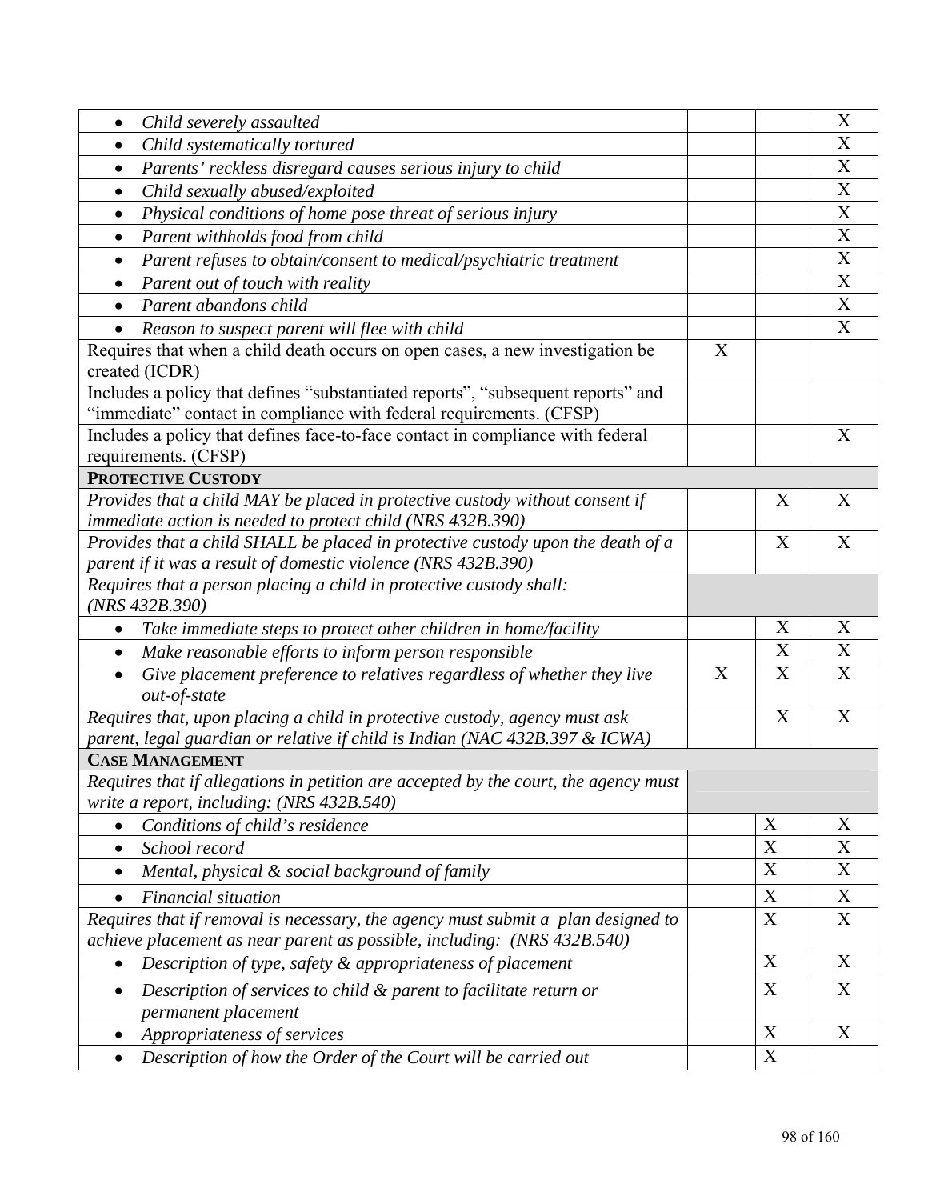| | | | |
|---|---|---|---|
| • *Child severely assaulted* | | | X |
| • *Child systematically tortured* | | | X |
| • *Parents' reckless disregard causes serious injury to child* | | | X |
| • *Child sexually abused/exploited* | | | X |
| • *Physical conditions of home pose threat of serious injury* | | | X |
| • *Parent withholds food from child* | | | X |
| • *Parent refuses to obtain/consent to medical/psychiatric treatment* | | | X |
| • *Parent out of touch with reality* | | | X |
| • *Parent abandons child* | | | X |
| • *Reason to suspect parent will flee with child* | | | X |
| Requires that when a child death occurs on open cases, a new investigation be created (ICDR) | X | | |
| Includes a policy that defines "substantiated reports", "subsequent reports" and "immediate" contact in compliance with federal requirements. (CFSP) | | | |
| Includes a policy that defines face-to-face contact in compliance with federal requirements. (CFSP) | | | X |
| **PROTECTIVE CUSTODY** | | | |
| *Provides that a child MAY be placed in protective custody without consent if immediate action is needed to protect child (NRS 432B.390)* | | X | X |
| *Provides that a child SHALL be placed in protective custody upon the death of a parent if it was a result of domestic violence (NRS 432B.390)* | | X | X |
| *Requires that a person placing a child in protective custody shall: (NRS 432B.390)* | | | |
| • *Take immediate steps to protect other children in home/facility* | | X | X |
| • *Make reasonable efforts to inform person responsible* | | X | X |
| • *Give placement preference to relatives regardless of whether they live out-of-state* | X | X | X |
| *Requires that, upon placing a child in protective custody, agency must ask parent, legal guardian or relative if child is Indian (NAC 432B.397 & ICWA)* | | X | X |
| **CASE MANAGEMENT** | | | |
| *Requires that if allegations in petition are accepted by the court, the agency must write a report, including: (NRS 432B.540)* | | | |
| • *Conditions of child's residence* | | X | X |
| • *School record* | | X | X |
| • *Mental, physical & social background of family* | | X | X |
| • *Financial situation* | | X | X |
| *Requires that if removal is necessary, the agency must submit a plan designed to achieve placement as near parent as possible, including: (NRS 432B.540)* | | X | X |
| • *Description of type, safety & appropriateness of placement* | | X | X |
| • *Description of services to child & parent to facilitate return or permanent placement* | | X | X |
| • *Appropriateness of services* | | X | X |
| • *Description of how the Order of the Court will be carried out* | | X | |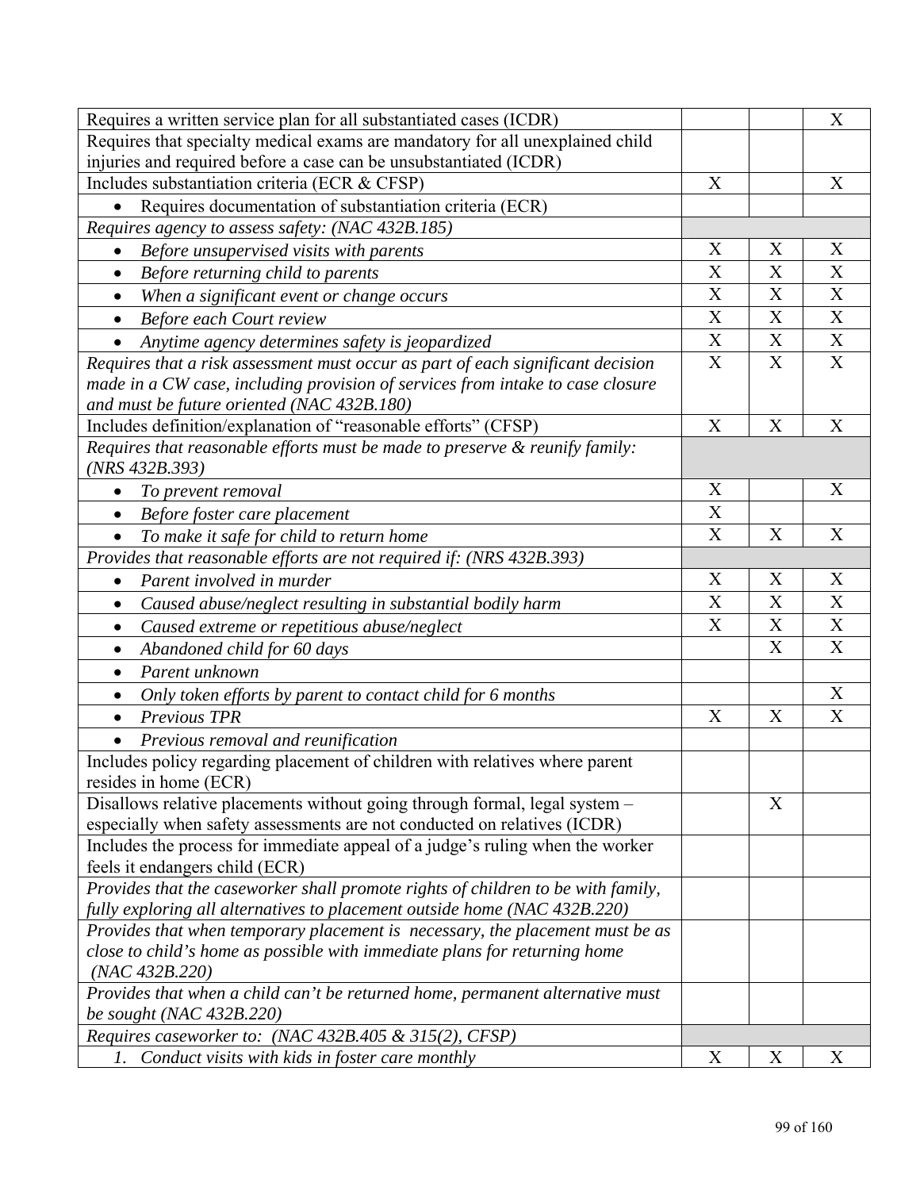| | | | |
|---|---|---|---|
| Requires a written service plan for all substantiated cases (ICDR) | | | X |
| Requires that specialty medical exams are mandatory for all unexplained child injuries and required before a case can be unsubstantiated (ICDR) | | | |
| Includes substantiation criteria (ECR & CFSP) | X | | X |
| • Requires documentation of substantiation criteria (ECR) | | | |
| *Requires agency to assess safety: (NAC 432B.185)* | | | |
| • *Before unsupervised visits with parents* | X | X | X |
| • *Before returning child to parents* | X | X | X |
| • *When a significant event or change occurs* | X | X | X |
| • *Before each Court review* | X | X | X |
| • *Anytime agency determines safety is jeopardized* | X | X | X |
| *Requires that a risk assessment must occur as part of each significant decision made in a CW case, including provision of services from intake to case closure and must be future oriented (NAC 432B.180)* | X | X | X |
| Includes definition/explanation of "reasonable efforts" (CFSP) | X | X | X |
| *Requires that reasonable efforts must be made to preserve & reunify family: (NRS 432B.393)* | | | |
| • *To prevent removal* | X | | X |
| • *Before foster care placement* | X | | |
| • *To make it safe for child to return home* | X | X | X |
| *Provides that reasonable efforts are not required if: (NRS 432B.393)* | | | |
| • *Parent involved in murder* | X | X | X |
| • *Caused abuse/neglect resulting in substantial bodily harm* | X | X | X |
| • *Caused extreme or repetitious abuse/neglect* | X | X | X |
| • *Abandoned child for 60 days* | | X | X |
| • *Parent unknown* | | | |
| • *Only token efforts by parent to contact child for 6 months* | | | X |
| • *Previous TPR* | X | X | X |
| • *Previous removal and reunification* | | | |
| Includes policy regarding placement of children with relatives where parent resides in home (ECR) | | | |
| Disallows relative placements without going through formal, legal system – especially when safety assessments are not conducted on relatives (ICDR) | | X | |
| Includes the process for immediate appeal of a judge's ruling when the worker feels it endangers child (ECR) | | | |
| *Provides that the caseworker shall promote rights of children to be with family, fully exploring all alternatives to placement outside home (NAC 432B.220)* | | | |
| *Provides that when temporary placement is necessary, the placement must be as close to child's home as possible with immediate plans for returning home (NAC 432B.220)* | | | |
| *Provides that when a child can't be returned home, permanent alternative must be sought (NAC 432B.220)* | | | |
| *Requires caseworker to: (NAC 432B.405 & 315(2), CFSP)* | | | |
| *1. Conduct visits with kids in foster care monthly* | X | X | X |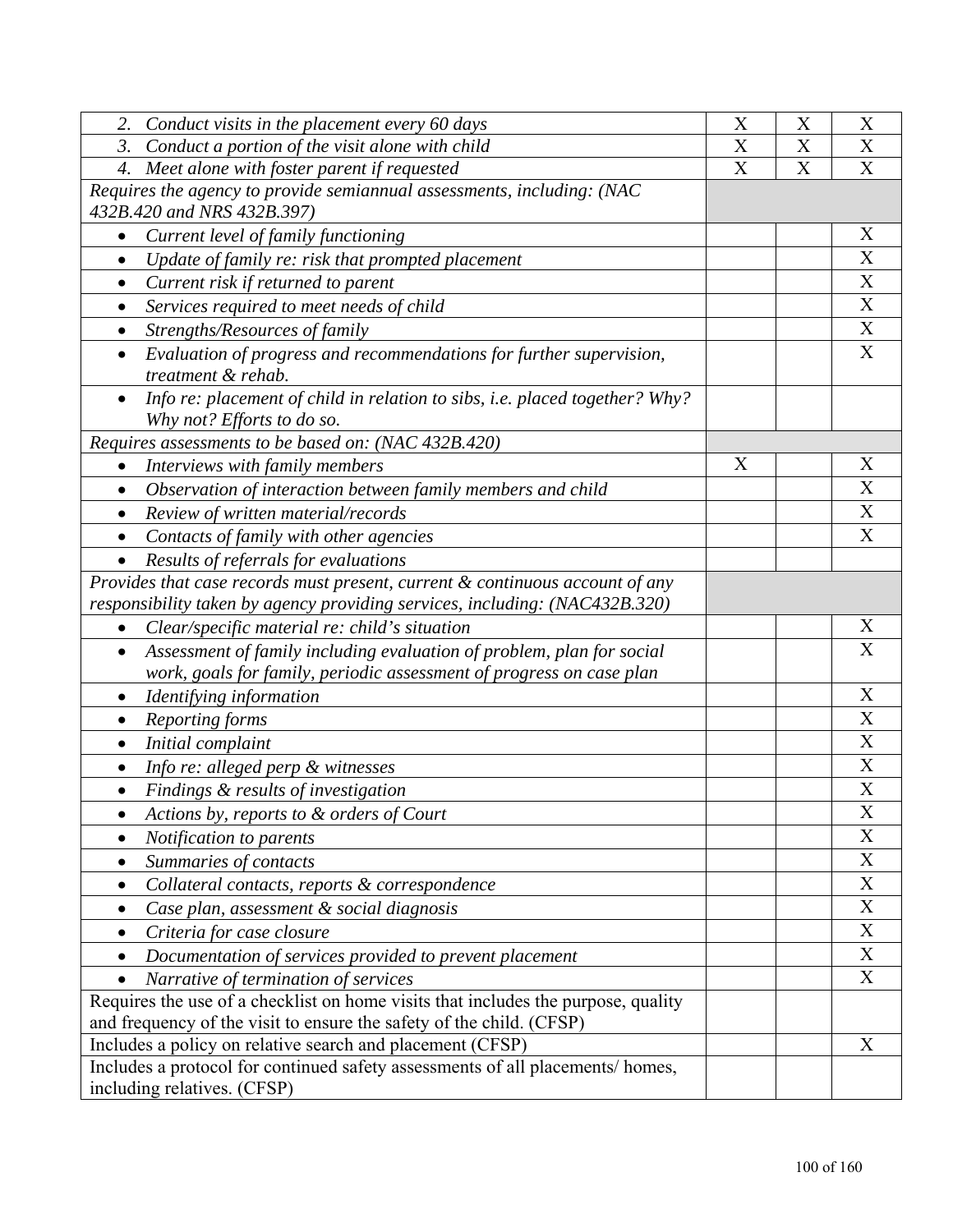| | | | |
|---|---|---|---|
| 2. *Conduct visits in the placement every 60 days* | X | X | X |
| 3. *Conduct a portion of the visit alone with child* | X | X | X |
| 4. *Meet alone with foster parent if requested* | X | X | X |
| *Requires the agency to provide semiannual assessments, including: (NAC 432B.420 and NRS 432B.397)* | | | |
| • *Current level of family functioning* | | | X |
| • *Update of family re: risk that prompted placement* | | | X |
| • *Current risk if returned to parent* | | | X |
| • *Services required to meet needs of child* | | | X |
| • *Strengths/Resources of family* | | | X |
| • *Evaluation of progress and recommendations for further supervision, treatment & rehab.* | | | X |
| • *Info re: placement of child in relation to sibs, i.e. placed together? Why? Why not? Efforts to do so.* | | | |
| *Requires assessments to be based on: (NAC 432B.420)* | | | |
| • *Interviews with family members* | X | | X |
| • *Observation of interaction between family members and child* | | | X |
| • *Review of written material/records* | | | X |
| • *Contacts of family with other agencies* | | | X |
| • *Results of referrals for evaluations* | | | |
| *Provides that case records must present, current & continuous account of any responsibility taken by agency providing services, including: (NAC432B.320)* | | | |
| • *Clear/specific material re: child's situation* | | | X |
| • *Assessment of family including evaluation of problem, plan for social work, goals for family, periodic assessment of progress on case plan* | | | X |
| • *Identifying information* | | | X |
| • *Reporting forms* | | | X |
| • *Initial complaint* | | | X |
| • *Info re: alleged perp & witnesses* | | | X |
| • *Findings & results of investigation* | | | X |
| • *Actions by, reports to & orders of Court* | | | X |
| • *Notification to parents* | | | X |
| • *Summaries of contacts* | | | X |
| • *Collateral contacts, reports & correspondence* | | | X |
| • *Case plan, assessment & social diagnosis* | | | X |
| • *Criteria for case closure* | | | X |
| • *Documentation of services provided to prevent placement* | | | X |
| • *Narrative of termination of services* | | | X |
| Requires the use of a checklist on home visits that includes the purpose, quality and frequency of the visit to ensure the safety of the child. (CFSP) | | | |
| Includes a policy on relative search and placement (CFSP) | | | X |
| Includes a protocol for continued safety assessments of all placements/ homes, including relatives. (CFSP) | | | |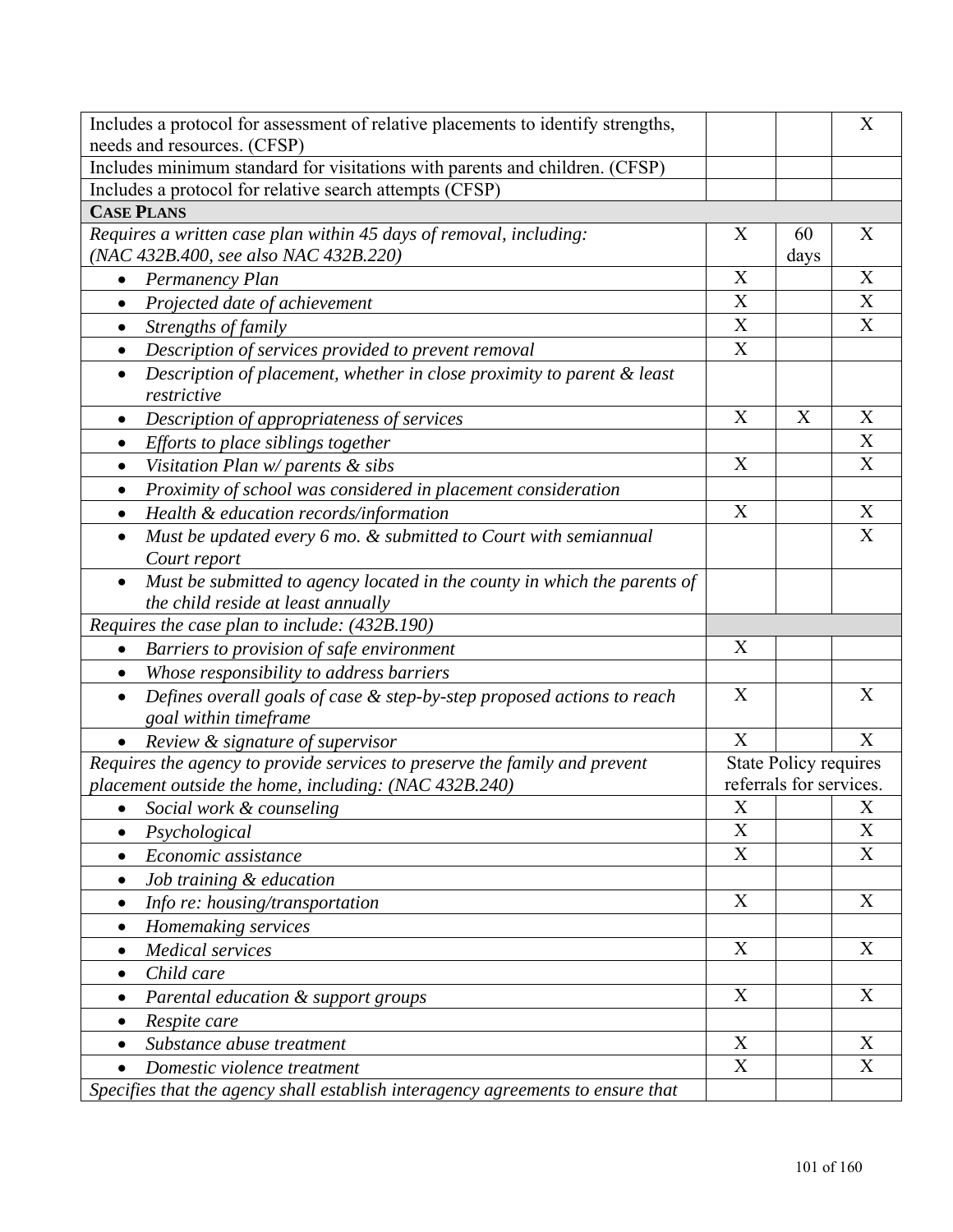| | | | |
|---|---|---|---|
| Includes a protocol for assessment of relative placements to identify strengths, needs and resources. (CFSP) | | | X |
| Includes minimum standard for visitations with parents and children. (CFSP) | | | |
| Includes a protocol for relative search attempts (CFSP) | | | |
| **CASE PLANS** | | | |
| *Requires a written case plan within 45 days of removal, including: (NAC 432B.400, see also NAC 432B.220)* | X | 60 days | X |
| • *Permanency Plan* | X | | X |
| • *Projected date of achievement* | X | | X |
| • *Strengths of family* | X | | X |
| • *Description of services provided to prevent removal* | X | | |
| • *Description of placement, whether in close proximity to parent & least restrictive* | | | |
| • *Description of appropriateness of services* | X | X | X |
| • *Efforts to place siblings together* | | | X |
| • *Visitation Plan w/ parents & sibs* | X | | X |
| • *Proximity of school was considered in placement consideration* | | | |
| • *Health & education records/information* | X | | X |
| • *Must be updated every 6 mo. & submitted to Court with semiannual Court report* | | | X |
| • *Must be submitted to agency located in the county in which the parents of the child reside at least annually* | | | |
| *Requires the case plan to include: (432B.190)* | | | |
| • *Barriers to provision of safe environment* | X | | |
| • *Whose responsibility to address barriers* | | | |
| • *Defines overall goals of case & step-by-step proposed actions to reach goal within timeframe* | X | | X |
| • *Review & signature of supervisor* | X | | X |
| *Requires the agency to provide services to preserve the family and prevent placement outside the home, including: (NAC 432B.240)* | State Policy requires referrals for services. | | |
| • *Social work & counseling* | X | | X |
| • *Psychological* | X | | X |
| • *Economic assistance* | X | | X |
| • *Job training & education* | | | |
| • *Info re: housing/transportation* | X | | X |
| • *Homemaking services* | | | |
| • *Medical services* | X | | X |
| • *Child care* | | | |
| • *Parental education & support groups* | X | | X |
| • *Respite care* | | | |
| • *Substance abuse treatment* | X | | X |
| • *Domestic violence treatment* | X | | X |
| *Specifies that the agency shall establish interagency agreements to ensure that* | | | |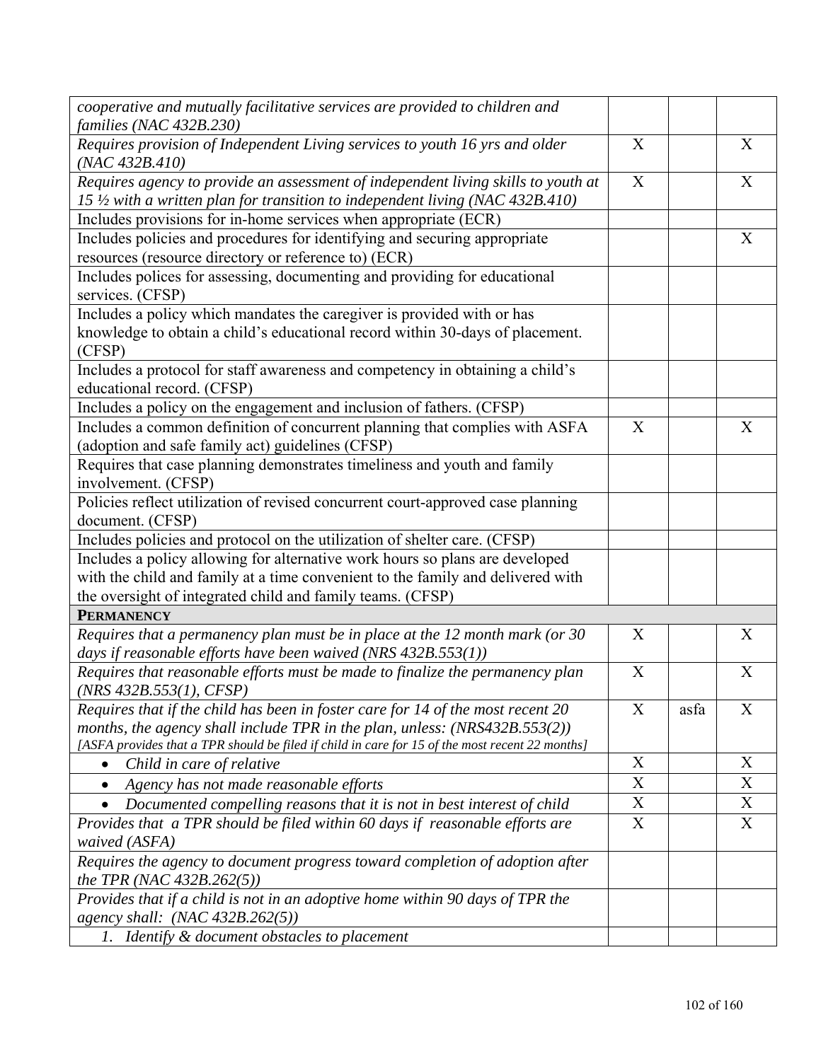| | | | |
|---|---|---|---|
| *cooperative and mutually facilitative services are provided to children and families (NAC 432B.230)* | | | |
| *Requires provision of Independent Living services to youth 16 yrs and older (NAC 432B.410)* | X | | X |
| *Requires agency to provide an assessment of independent living skills to youth at 15 ½ with a written plan for transition to independent living (NAC 432B.410)* | X | | X |
| Includes provisions for in-home services when appropriate (ECR) | | | |
| Includes policies and procedures for identifying and securing appropriate resources (resource directory or reference to) (ECR) | | | X |
| Includes polices for assessing, documenting and providing for educational services. (CFSP) | | | |
| Includes a policy which mandates the caregiver is provided with or has knowledge to obtain a child's educational record within 30-days of placement. (CFSP) | | | |
| Includes a protocol for staff awareness and competency in obtaining a child's educational record. (CFSP) | | | |
| Includes a policy on the engagement and inclusion of fathers. (CFSP) | | | |
| Includes a common definition of concurrent planning that complies with ASFA (adoption and safe family act) guidelines (CFSP) | X | | X |
| Requires that case planning demonstrates timeliness and youth and family involvement. (CFSP) | | | |
| Policies reflect utilization of revised concurrent court-approved case planning document. (CFSP) | | | |
| Includes policies and protocol on the utilization of shelter care. (CFSP) | | | |
| Includes a policy allowing for alternative work hours so plans are developed with the child and family at a time convenient to the family and delivered with the oversight of integrated child and family teams. (CFSP) | | | |
| **PERMANENCY** | | | |
| *Requires that a permanency plan must be in place at the 12 month mark (or 30 days if reasonable efforts have been waived (NRS 432B.553(1))* | X | | X |
| *Requires that reasonable efforts must be made to finalize the permanency plan (NRS 432B.553(1), CFSP)* | X | | X |
| *Requires that if the child has been in foster care for 14 of the most recent 20 months, the agency shall include TPR in the plan, unless: (NRS432B.553(2))* *[ASFA provides that a TPR should be filed if child in care for 15 of the most recent 22 months]* | X | asfa | X |
| • *Child in care of relative* | X | | X |
| • *Agency has not made reasonable efforts* | X | | X |
| • *Documented compelling reasons that it is not in best interest of child* | X | | X |
| *Provides that a TPR should be filed within 60 days if reasonable efforts are waived (ASFA)* | X | | X |
| *Requires the agency to document progress toward completion of adoption after the TPR (NAC 432B.262(5))* | | | |
| *Provides that if a child is not in an adoptive home within 90 days of TPR the agency shall: (NAC 432B.262(5))* | | | |
| *1. Identify & document obstacles to placement* | | | |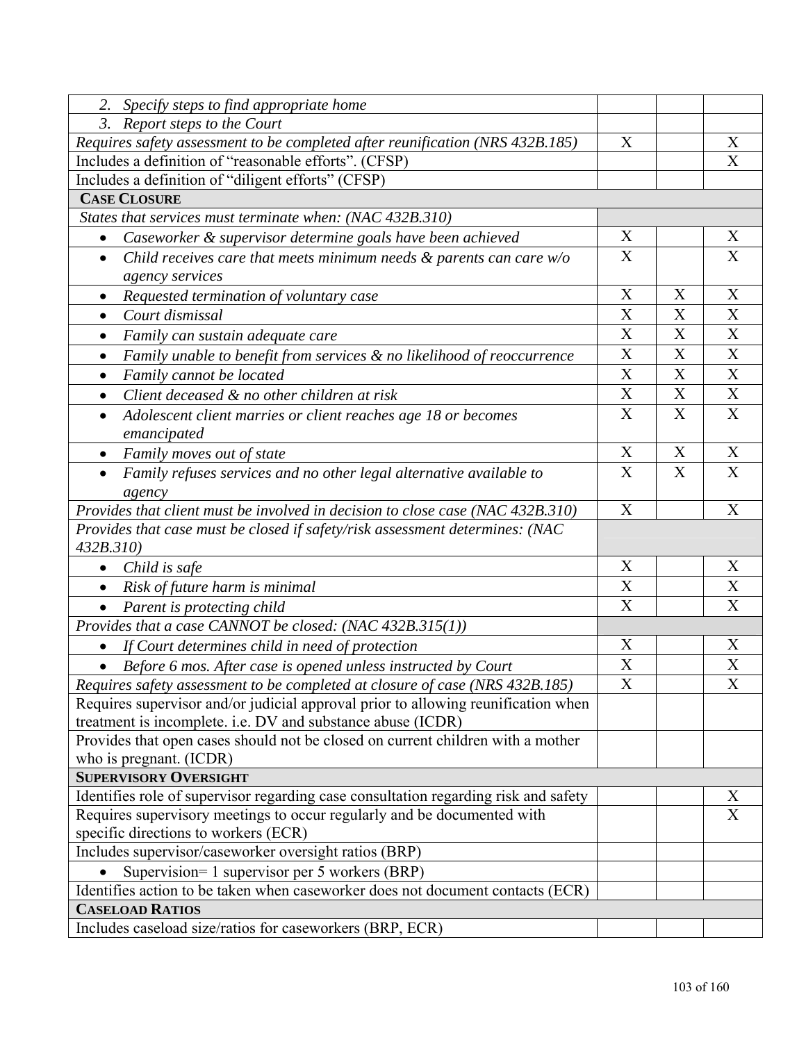| | | | |
|---|---|---|---|
| *2. Specify steps to find appropriate home* | | | |
| *3. Report steps to the Court* | | | |
| *Requires safety assessment to be completed after reunification (NRS 432B.185)* | X | | X |
| Includes a definition of "reasonable efforts". (CFSP) | | | X |
| Includes a definition of "diligent efforts" (CFSP) | | | |
| **CASE CLOSURE** | | | |
| *States that services must terminate when: (NAC 432B.310)* | | | |
| • *Caseworker & supervisor determine goals have been achieved* | X | | X |
| • *Child receives care that meets minimum needs & parents can care w/o agency services* | X | | X |
| • *Requested termination of voluntary case* | X | X | X |
| • *Court dismissal* | X | X | X |
| • *Family can sustain adequate care* | X | X | X |
| • *Family unable to benefit from services & no likelihood of reoccurrence* | X | X | X |
| • *Family cannot be located* | X | X | X |
| • *Client deceased & no other children at risk* | X | X | X |
| • *Adolescent client marries or client reaches age 18 or becomes emancipated* | X | X | X |
| • *Family moves out of state* | X | X | X |
| • *Family refuses services and no other legal alternative available to agency* | X | X | X |
| *Provides that client must be involved in decision to close case (NAC 432B.310)* | X | | X |
| *Provides that case must be closed if safety/risk assessment determines: (NAC 432B.310)* | | | |
| • *Child is safe* | X | | X |
| • *Risk of future harm is minimal* | X | | X |
| • *Parent is protecting child* | X | | X |
| *Provides that a case CANNOT be closed: (NAC 432B.315(1))* | | | |
| • *If Court determines child in need of protection* | X | | X |
| • *Before 6 mos. After case is opened unless instructed by Court* | X | | X |
| *Requires safety assessment to be completed at closure of case (NRS 432B.185)* | X | | X |
| Requires supervisor and/or judicial approval prior to allowing reunification when treatment is incomplete. i.e. DV and substance abuse (ICDR) | | | |
| Provides that open cases should not be closed on current children with a mother who is pregnant. (ICDR) | | | |
| **SUPERVISORY OVERSIGHT** | | | |
| Identifies role of supervisor regarding case consultation regarding risk and safety | | | X |
| Requires supervisory meetings to occur regularly and be documented with specific directions to workers (ECR) | | | X |
| Includes supervisor/caseworker oversight ratios (BRP) | | | |
| • Supervision= 1 supervisor per 5 workers (BRP) | | | |
| Identifies action to be taken when caseworker does not document contacts (ECR) | | | |
| **CASELOAD RATIOS** | | | |
| Includes caseload size/ratios for caseworkers (BRP, ECR) | | | |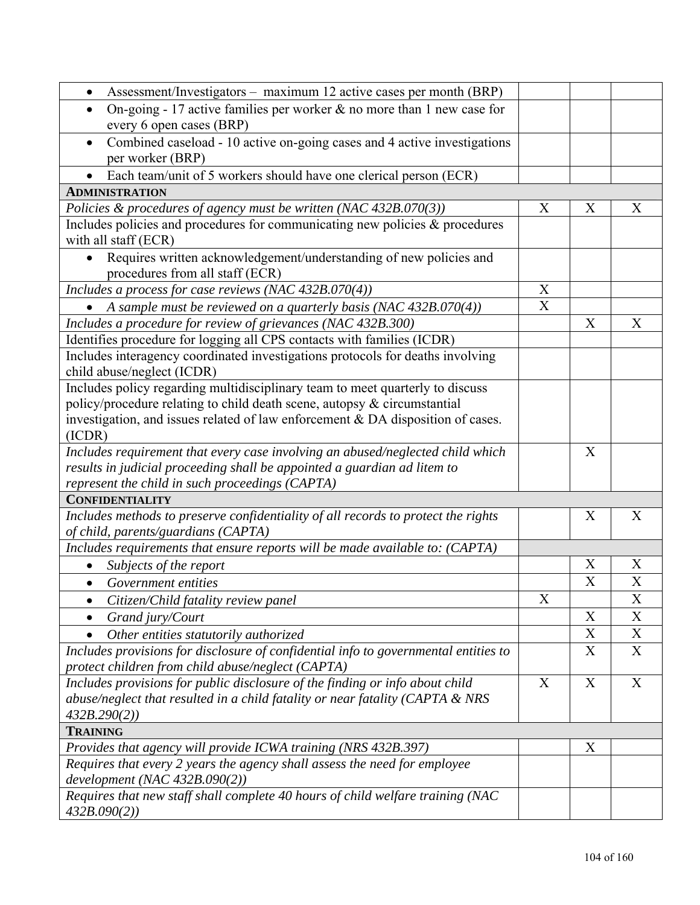| | | | |
|---|---|---|---|
| • Assessment/Investigators – maximum 12 active cases per month (BRP) | | | |
| • On-going - 17 active families per worker & no more than 1 new case for every 6 open cases (BRP) | | | |
| • Combined caseload - 10 active on-going cases and 4 active investigations per worker (BRP) | | | |
| • Each team/unit of 5 workers should have one clerical person (ECR) | | | |
| **ADMINISTRATION** | | | |
| *Policies & procedures of agency must be written (NAC 432B.070(3))* | X | X | X |
| Includes policies and procedures for communicating new policies & procedures with all staff (ECR) | | | |
| • Requires written acknowledgement/understanding of new policies and procedures from all staff (ECR) | | | |
| *Includes a process for case reviews (NAC 432B.070(4))* | X | | |
| • *A sample must be reviewed on a quarterly basis (NAC 432B.070(4))* | X | | |
| *Includes a procedure for review of grievances (NAC 432B.300)* | | X | X |
| Identifies procedure for logging all CPS contacts with families (ICDR) | | | |
| Includes interagency coordinated investigations protocols for deaths involving child abuse/neglect (ICDR) | | | |
| Includes policy regarding multidisciplinary team to meet quarterly to discuss policy/procedure relating to child death scene, autopsy & circumstantial investigation, and issues related of law enforcement & DA disposition of cases. (ICDR) | | | |
| *Includes requirement that every case involving an abused/neglected child which results in judicial proceeding shall be appointed a guardian ad litem to represent the child in such proceedings (CAPTA)* | | X | |
| **CONFIDENTIALITY** | | | |
| *Includes methods to preserve confidentiality of all records to protect the rights of child, parents/guardians (CAPTA)* | | X | X |
| *Includes requirements that ensure reports will be made available to: (CAPTA)* | | | |
| • *Subjects of the report* | | X | X |
| • *Government entities* | | X | X |
| • *Citizen/Child fatality review panel* | X | | X |
| • *Grand jury/Court* | | X | X |
| • *Other entities statutorily authorized* | | X | X |
| *Includes provisions for disclosure of confidential info to governmental entities to protect children from child abuse/neglect (CAPTA)* | | X | X |
| *Includes provisions for public disclosure of the finding or info about child abuse/neglect that resulted in a child fatality or near fatality (CAPTA & NRS 432B.290(2))* | X | X | X |
| **TRAINING** | | | |
| *Provides that agency will provide ICWA training (NRS 432B.397)* | | X | |
| *Requires that every 2 years the agency shall assess the need for employee development (NAC 432B.090(2))* | | | |
| *Requires that new staff shall complete 40 hours of child welfare training (NAC 432B.090(2))* | | | |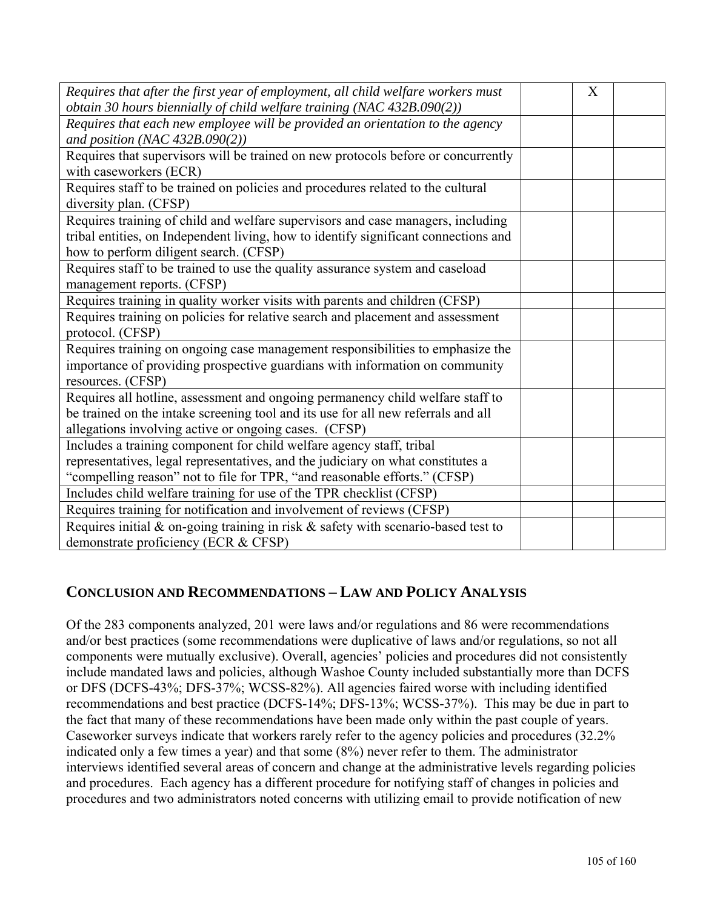| | | | |
|---|---|---|---|
| *Requires that after the first year of employment, all child welfare workers must obtain 30 hours biennially of child welfare training (NAC 432B.090(2))* | | X | |
| *Requires that each new employee will be provided an orientation to the agency and position (NAC 432B.090(2))* | | | |
| Requires that supervisors will be trained on new protocols before or concurrently with caseworkers (ECR) | | | |
| Requires staff to be trained on policies and procedures related to the cultural diversity plan. (CFSP) | | | |
| Requires training of child and welfare supervisors and case managers, including tribal entities, on Independent living, how to identify significant connections and how to perform diligent search. (CFSP) | | | |
| Requires staff to be trained to use the quality assurance system and caseload management reports. (CFSP) | | | |
| Requires training in quality worker visits with parents and children (CFSP) | | | |
| Requires training on policies for relative search and placement and assessment protocol. (CFSP) | | | |
| Requires training on ongoing case management responsibilities to emphasize the importance of providing prospective guardians with information on community resources. (CFSP) | | | |
| Requires all hotline, assessment and ongoing permanency child welfare staff to be trained on the intake screening tool and its use for all new referrals and all allegations involving active or ongoing cases. (CFSP) | | | |
| Includes a training component for child welfare agency staff, tribal representatives, legal representatives, and the judiciary on what constitutes a "compelling reason" not to file for TPR, "and reasonable efforts." (CFSP) | | | |
| Includes child welfare training for use of the TPR checklist (CFSP) | | | |
| Requires training for notification and involvement of reviews (CFSP) | | | |
| Requires initial & on-going training in risk & safety with scenario-based test to demonstrate proficiency (ECR & CFSP) | | | |

## CONCLUSION AND RECOMMENDATIONS – LAW AND POLICY ANALYSIS

Of the 283 components analyzed, 201 were laws and/or regulations and 86 were recommendations and/or best practices (some recommendations were duplicative of laws and/or regulations, so not all components were mutually exclusive). Overall, agencies' policies and procedures did not consistently include mandated laws and policies, although Washoe County included substantially more than DCFS or DFS (DCFS-43%; DFS-37%; WCSS-82%). All agencies faired worse with including identified recommendations and best practice (DCFS-14%; DFS-13%; WCSS-37%). This may be due in part to the fact that many of these recommendations have been made only within the past couple of years. Caseworker surveys indicate that workers rarely refer to the agency policies and procedures (32.2% indicated only a few times a year) and that some (8%) never refer to them. The administrator interviews identified several areas of concern and change at the administrative levels regarding policies and procedures. Each agency has a different procedure for notifying staff of changes in policies and procedures and two administrators noted concerns with utilizing email to provide notification of new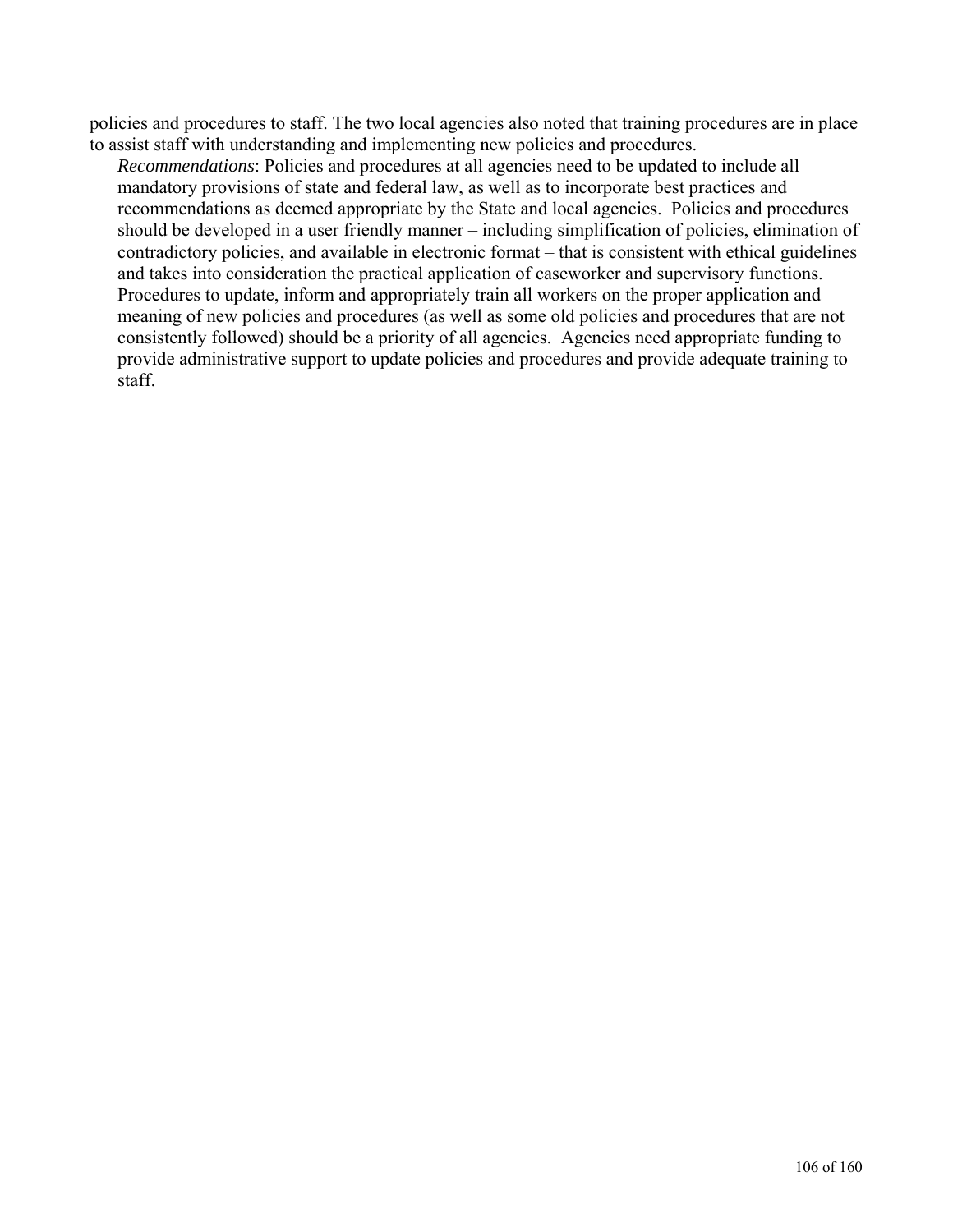policies and procedures to staff. The two local agencies also noted that training procedures are in place to assist staff with understanding and implementing new policies and procedures.

*Recommendations*: Policies and procedures at all agencies need to be updated to include all mandatory provisions of state and federal law, as well as to incorporate best practices and recommendations as deemed appropriate by the State and local agencies. Policies and procedures should be developed in a user friendly manner – including simplification of policies, elimination of contradictory policies, and available in electronic format – that is consistent with ethical guidelines and takes into consideration the practical application of caseworker and supervisory functions. Procedures to update, inform and appropriately train all workers on the proper application and meaning of new policies and procedures (as well as some old policies and procedures that are not consistently followed) should be a priority of all agencies. Agencies need appropriate funding to provide administrative support to update policies and procedures and provide adequate training to staff.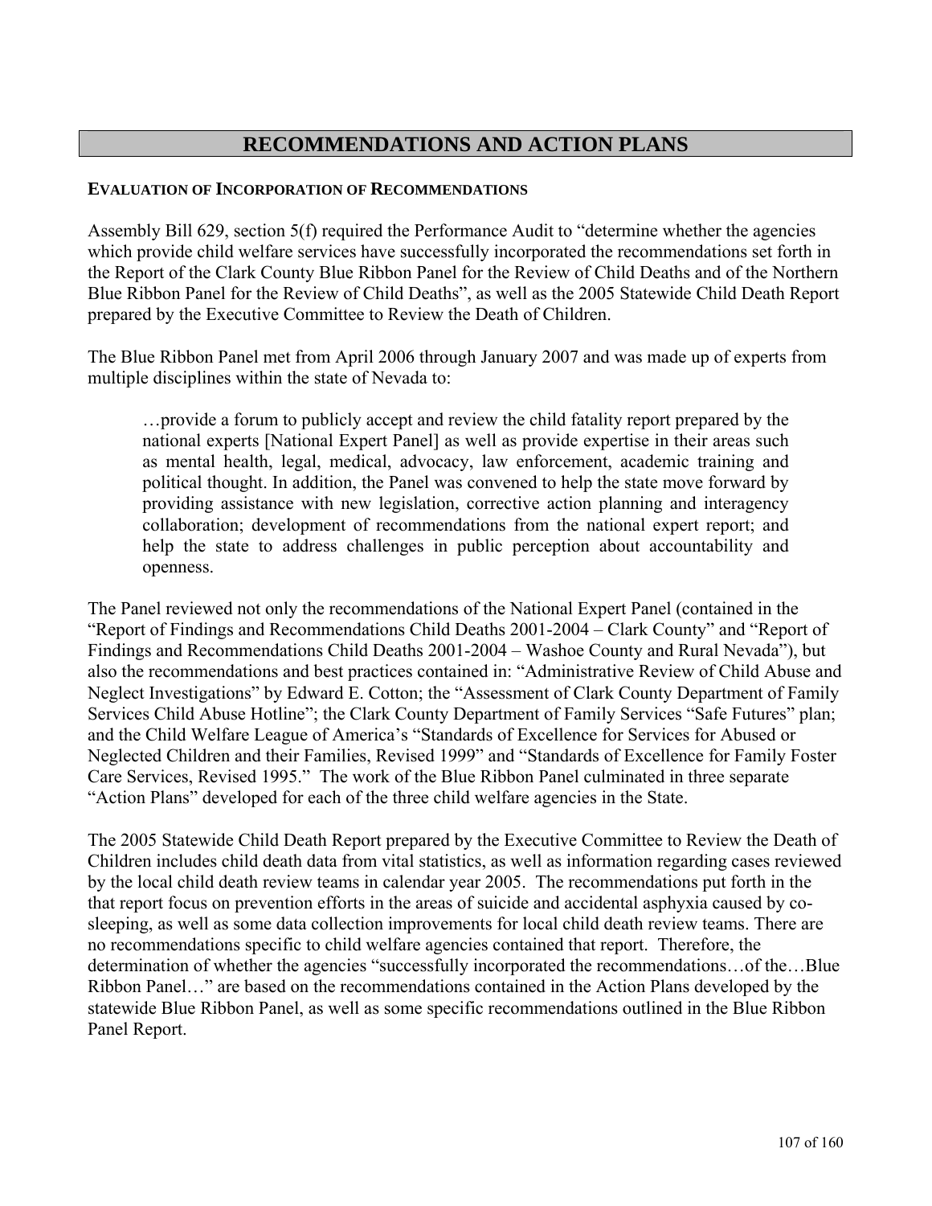# RECOMMENDATIONS AND ACTION PLANS

## EVALUATION OF INCORPORATION OF RECOMMENDATIONS

Assembly Bill 629, section 5(f) required the Performance Audit to "determine whether the agencies which provide child welfare services have successfully incorporated the recommendations set forth in the Report of the Clark County Blue Ribbon Panel for the Review of Child Deaths and of the Northern Blue Ribbon Panel for the Review of Child Deaths", as well as the 2005 Statewide Child Death Report prepared by the Executive Committee to Review the Death of Children.

The Blue Ribbon Panel met from April 2006 through January 2007 and was made up of experts from multiple disciplines within the state of Nevada to:

> …provide a forum to publicly accept and review the child fatality report prepared by the national experts [National Expert Panel] as well as provide expertise in their areas such as mental health, legal, medical, advocacy, law enforcement, academic training and political thought. In addition, the Panel was convened to help the state move forward by providing assistance with new legislation, corrective action planning and interagency collaboration; development of recommendations from the national expert report; and help the state to address challenges in public perception about accountability and openness.

The Panel reviewed not only the recommendations of the National Expert Panel (contained in the "Report of Findings and Recommendations Child Deaths 2001-2004 – Clark County" and "Report of Findings and Recommendations Child Deaths 2001-2004 – Washoe County and Rural Nevada"), but also the recommendations and best practices contained in: "Administrative Review of Child Abuse and Neglect Investigations" by Edward E. Cotton; the "Assessment of Clark County Department of Family Services Child Abuse Hotline"; the Clark County Department of Family Services "Safe Futures" plan; and the Child Welfare League of America's "Standards of Excellence for Services for Abused or Neglected Children and their Families, Revised 1999" and "Standards of Excellence for Family Foster Care Services, Revised 1995." The work of the Blue Ribbon Panel culminated in three separate "Action Plans" developed for each of the three child welfare agencies in the State.

The 2005 Statewide Child Death Report prepared by the Executive Committee to Review the Death of Children includes child death data from vital statistics, as well as information regarding cases reviewed by the local child death review teams in calendar year 2005. The recommendations put forth in the that report focus on prevention efforts in the areas of suicide and accidental asphyxia caused by co-sleeping, as well as some data collection improvements for local child death review teams. There are no recommendations specific to child welfare agencies contained that report. Therefore, the determination of whether the agencies "successfully incorporated the recommendations…of the…Blue Ribbon Panel…" are based on the recommendations contained in the Action Plans developed by the statewide Blue Ribbon Panel, as well as some specific recommendations outlined in the Blue Ribbon Panel Report.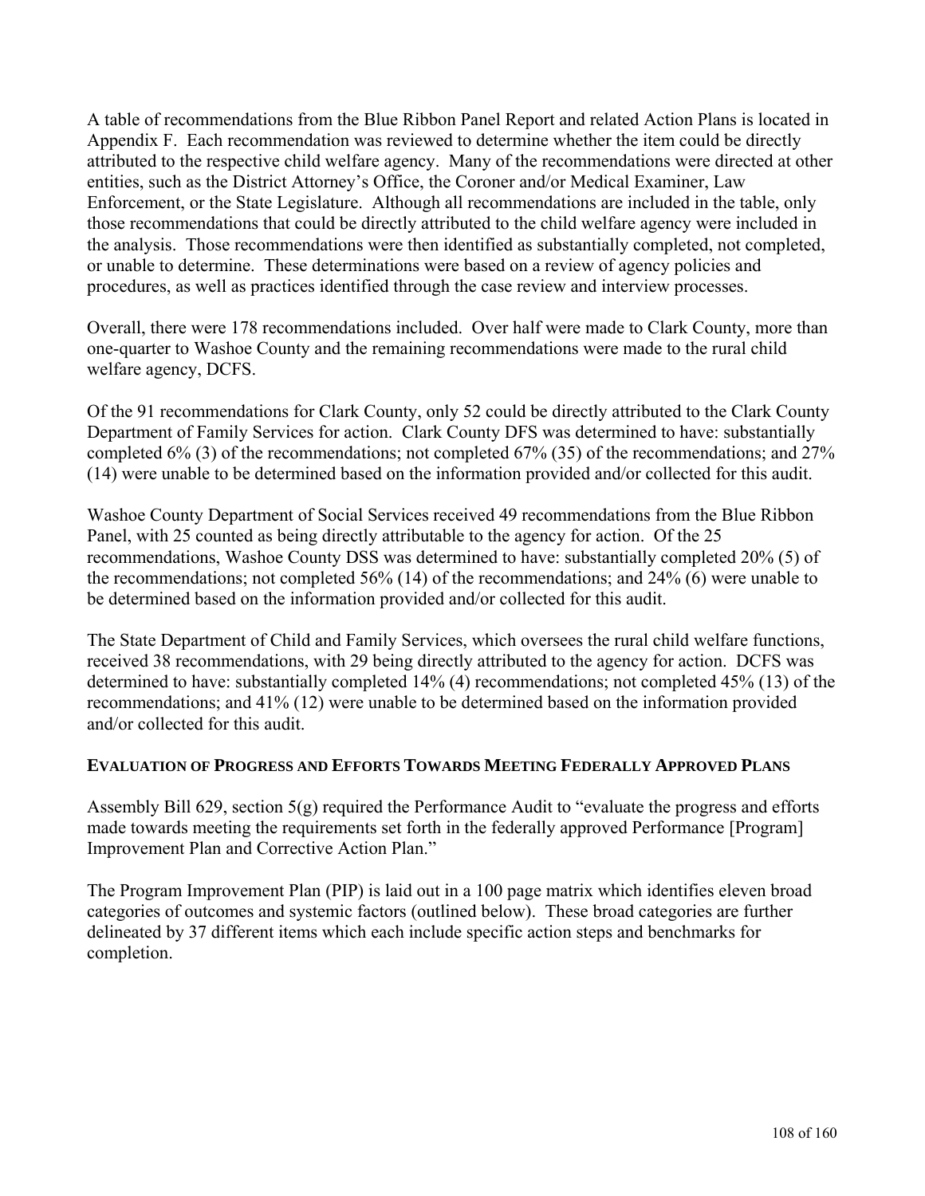A table of recommendations from the Blue Ribbon Panel Report and related Action Plans is located in Appendix F. Each recommendation was reviewed to determine whether the item could be directly attributed to the respective child welfare agency. Many of the recommendations were directed at other entities, such as the District Attorney's Office, the Coroner and/or Medical Examiner, Law Enforcement, or the State Legislature. Although all recommendations are included in the table, only those recommendations that could be directly attributed to the child welfare agency were included in the analysis. Those recommendations were then identified as substantially completed, not completed, or unable to determine. These determinations were based on a review of agency policies and procedures, as well as practices identified through the case review and interview processes.

Overall, there were 178 recommendations included. Over half were made to Clark County, more than one-quarter to Washoe County and the remaining recommendations were made to the rural child welfare agency, DCFS.

Of the 91 recommendations for Clark County, only 52 could be directly attributed to the Clark County Department of Family Services for action. Clark County DFS was determined to have: substantially completed 6% (3) of the recommendations; not completed 67% (35) of the recommendations; and 27% (14) were unable to be determined based on the information provided and/or collected for this audit.

Washoe County Department of Social Services received 49 recommendations from the Blue Ribbon Panel, with 25 counted as being directly attributable to the agency for action. Of the 25 recommendations, Washoe County DSS was determined to have: substantially completed 20% (5) of the recommendations; not completed 56% (14) of the recommendations; and 24% (6) were unable to be determined based on the information provided and/or collected for this audit.

The State Department of Child and Family Services, which oversees the rural child welfare functions, received 38 recommendations, with 29 being directly attributed to the agency for action. DCFS was determined to have: substantially completed 14% (4) recommendations; not completed 45% (13) of the recommendations; and 41% (12) were unable to be determined based on the information provided and/or collected for this audit.

## EVALUATION OF PROGRESS AND EFFORTS TOWARDS MEETING FEDERALLY APPROVED PLANS

Assembly Bill 629, section 5(g) required the Performance Audit to "evaluate the progress and efforts made towards meeting the requirements set forth in the federally approved Performance [Program] Improvement Plan and Corrective Action Plan."

The Program Improvement Plan (PIP) is laid out in a 100 page matrix which identifies eleven broad categories of outcomes and systemic factors (outlined below). These broad categories are further delineated by 37 different items which each include specific action steps and benchmarks for completion.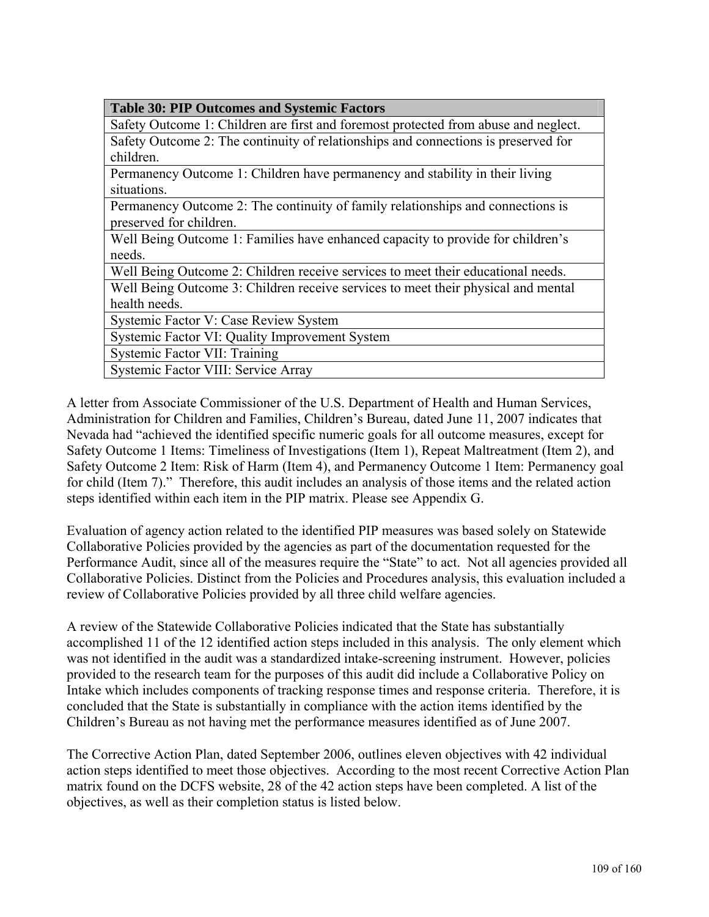| Table 30: PIP Outcomes and Systemic Factors |
| --- |
| Safety Outcome 1: Children are first and foremost protected from abuse and neglect. |
| Safety Outcome 2: The continuity of relationships and connections is preserved for children. |
| Permanency Outcome 1: Children have permanency and stability in their living situations. |
| Permanency Outcome 2: The continuity of family relationships and connections is preserved for children. |
| Well Being Outcome 1: Families have enhanced capacity to provide for children's needs. |
| Well Being Outcome 2: Children receive services to meet their educational needs. |
| Well Being Outcome 3: Children receive services to meet their physical and mental health needs. |
| Systemic Factor V: Case Review System |
| Systemic Factor VI: Quality Improvement System |
| Systemic Factor VII: Training |
| Systemic Factor VIII: Service Array |

A letter from Associate Commissioner of the U.S. Department of Health and Human Services, Administration for Children and Families, Children's Bureau, dated June 11, 2007 indicates that Nevada had "achieved the identified specific numeric goals for all outcome measures, except for Safety Outcome 1 Items: Timeliness of Investigations (Item 1), Repeat Maltreatment (Item 2), and Safety Outcome 2 Item: Risk of Harm (Item 4), and Permanency Outcome 1 Item: Permanency goal for child (Item 7)." Therefore, this audit includes an analysis of those items and the related action steps identified within each item in the PIP matrix. Please see Appendix G.

Evaluation of agency action related to the identified PIP measures was based solely on Statewide Collaborative Policies provided by the agencies as part of the documentation requested for the Performance Audit, since all of the measures require the "State" to act. Not all agencies provided all Collaborative Policies. Distinct from the Policies and Procedures analysis, this evaluation included a review of Collaborative Policies provided by all three child welfare agencies.

A review of the Statewide Collaborative Policies indicated that the State has substantially accomplished 11 of the 12 identified action steps included in this analysis. The only element which was not identified in the audit was a standardized intake-screening instrument. However, policies provided to the research team for the purposes of this audit did include a Collaborative Policy on Intake which includes components of tracking response times and response criteria. Therefore, it is concluded that the State is substantially in compliance with the action items identified by the Children's Bureau as not having met the performance measures identified as of June 2007.

The Corrective Action Plan, dated September 2006, outlines eleven objectives with 42 individual action steps identified to meet those objectives. According to the most recent Corrective Action Plan matrix found on the DCFS website, 28 of the 42 action steps have been completed. A list of the objectives, as well as their completion status is listed below.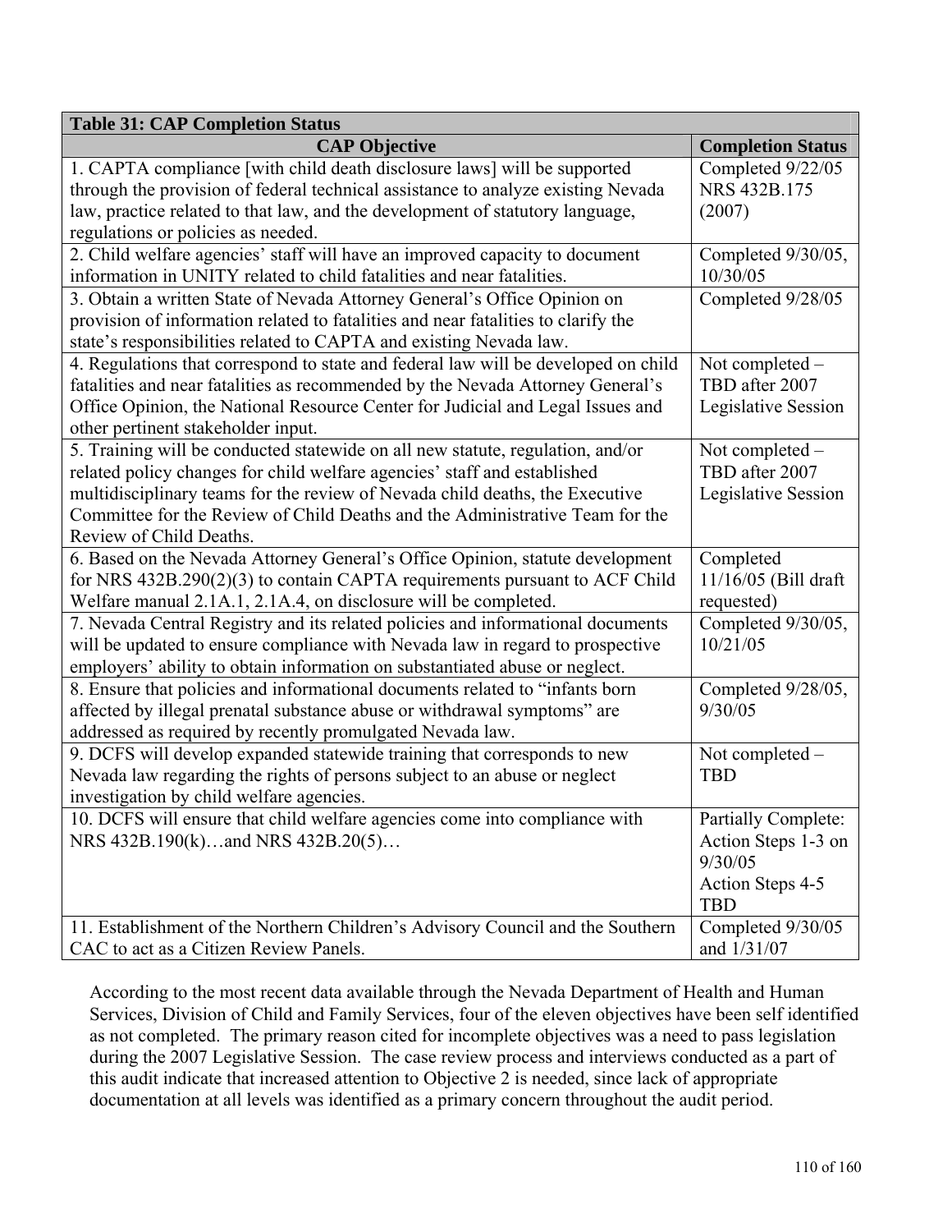| **Table 31: CAP Completion Status** | |
|---|---|
| **CAP Objective** | **Completion Status** |
| 1. CAPTA compliance [with child death disclosure laws] will be supported through the provision of federal technical assistance to analyze existing Nevada law, practice related to that law, and the development of statutory language, regulations or policies as needed. | Completed 9/22/05 NRS 432B.175 (2007) |
| 2. Child welfare agencies' staff will have an improved capacity to document information in UNITY related to child fatalities and near fatalities. | Completed 9/30/05, 10/30/05 |
| 3. Obtain a written State of Nevada Attorney General's Office Opinion on provision of information related to fatalities and near fatalities to clarify the state's responsibilities related to CAPTA and existing Nevada law. | Completed 9/28/05 |
| 4. Regulations that correspond to state and federal law will be developed on child fatalities and near fatalities as recommended by the Nevada Attorney General's Office Opinion, the National Resource Center for Judicial and Legal Issues and other pertinent stakeholder input. | Not completed – TBD after 2007 Legislative Session |
| 5. Training will be conducted statewide on all new statute, regulation, and/or related policy changes for child welfare agencies' staff and established multidisciplinary teams for the review of Nevada child deaths, the Executive Committee for the Review of Child Deaths and the Administrative Team for the Review of Child Deaths. | Not completed – TBD after 2007 Legislative Session |
| 6. Based on the Nevada Attorney General's Office Opinion, statute development for NRS 432B.290(2)(3) to contain CAPTA requirements pursuant to ACF Child Welfare manual 2.1A.1, 2.1A.4, on disclosure will be completed. | Completed 11/16/05 (Bill draft requested) |
| 7. Nevada Central Registry and its related policies and informational documents will be updated to ensure compliance with Nevada law in regard to prospective employers' ability to obtain information on substantiated abuse or neglect. | Completed 9/30/05, 10/21/05 |
| 8. Ensure that policies and informational documents related to "infants born affected by illegal prenatal substance abuse or withdrawal symptoms" are addressed as required by recently promulgated Nevada law. | Completed 9/28/05, 9/30/05 |
| 9. DCFS will develop expanded statewide training that corresponds to new Nevada law regarding the rights of persons subject to an abuse or neglect investigation by child welfare agencies. | Not completed – TBD |
| 10. DCFS will ensure that child welfare agencies come into compliance with NRS 432B.190(k)…and NRS 432B.20(5)… | Partially Complete: Action Steps 1-3 on 9/30/05 Action Steps 4-5 TBD |
| 11. Establishment of the Northern Children's Advisory Council and the Southern CAC to act as a Citizen Review Panels. | Completed 9/30/05 and 1/31/07 |

According to the most recent data available through the Nevada Department of Health and Human Services, Division of Child and Family Services, four of the eleven objectives have been self identified as not completed. The primary reason cited for incomplete objectives was a need to pass legislation during the 2007 Legislative Session. The case review process and interviews conducted as a part of this audit indicate that increased attention to Objective 2 is needed, since lack of appropriate documentation at all levels was identified as a primary concern throughout the audit period.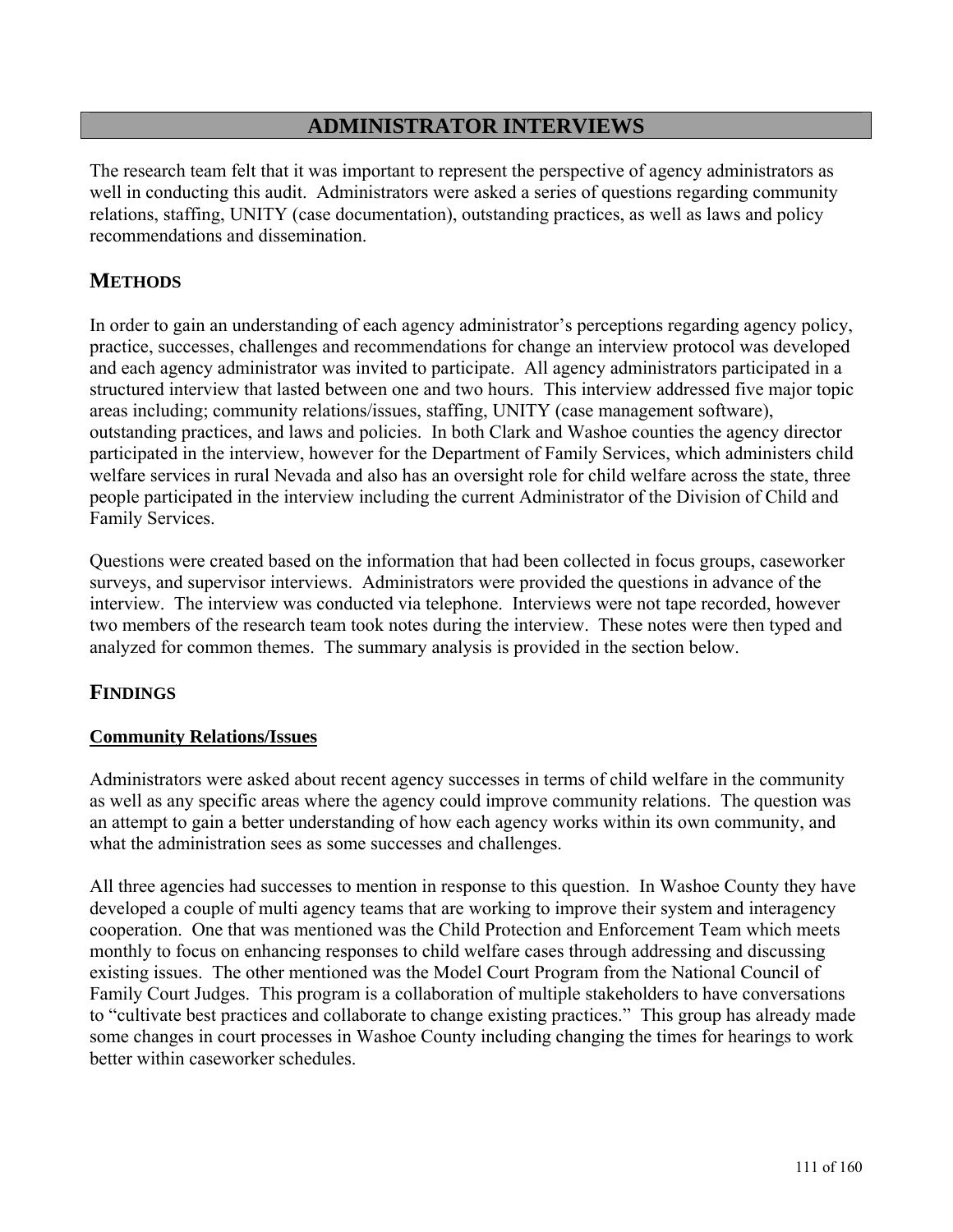# ADMINISTRATOR INTERVIEWS

The research team felt that it was important to represent the perspective of agency administrators as well in conducting this audit. Administrators were asked a series of questions regarding community relations, staffing, UNITY (case documentation), outstanding practices, as well as laws and policy recommendations and dissemination.

## METHODS

In order to gain an understanding of each agency administrator's perceptions regarding agency policy, practice, successes, challenges and recommendations for change an interview protocol was developed and each agency administrator was invited to participate. All agency administrators participated in a structured interview that lasted between one and two hours. This interview addressed five major topic areas including; community relations/issues, staffing, UNITY (case management software), outstanding practices, and laws and policies. In both Clark and Washoe counties the agency director participated in the interview, however for the Department of Family Services, which administers child welfare services in rural Nevada and also has an oversight role for child welfare across the state, three people participated in the interview including the current Administrator of the Division of Child and Family Services.

Questions were created based on the information that had been collected in focus groups, caseworker surveys, and supervisor interviews. Administrators were provided the questions in advance of the interview. The interview was conducted via telephone. Interviews were not tape recorded, however two members of the research team took notes during the interview. These notes were then typed and analyzed for common themes. The summary analysis is provided in the section below.

## FINDINGS

### Community Relations/Issues

Administrators were asked about recent agency successes in terms of child welfare in the community as well as any specific areas where the agency could improve community relations. The question was an attempt to gain a better understanding of how each agency works within its own community, and what the administration sees as some successes and challenges.

All three agencies had successes to mention in response to this question. In Washoe County they have developed a couple of multi agency teams that are working to improve their system and interagency cooperation. One that was mentioned was the Child Protection and Enforcement Team which meets monthly to focus on enhancing responses to child welfare cases through addressing and discussing existing issues. The other mentioned was the Model Court Program from the National Council of Family Court Judges. This program is a collaboration of multiple stakeholders to have conversations to "cultivate best practices and collaborate to change existing practices." This group has already made some changes in court processes in Washoe County including changing the times for hearings to work better within caseworker schedules.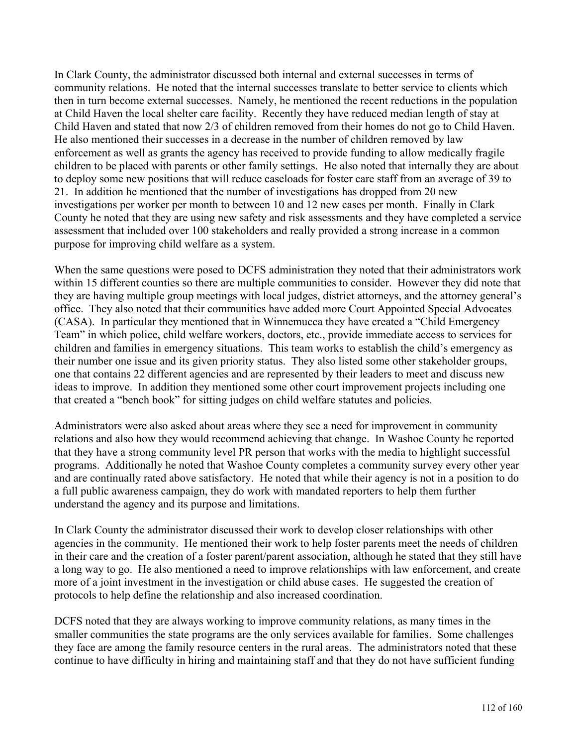In Clark County, the administrator discussed both internal and external successes in terms of community relations. He noted that the internal successes translate to better service to clients which then in turn become external successes. Namely, he mentioned the recent reductions in the population at Child Haven the local shelter care facility. Recently they have reduced median length of stay at Child Haven and stated that now 2/3 of children removed from their homes do not go to Child Haven. He also mentioned their successes in a decrease in the number of children removed by law enforcement as well as grants the agency has received to provide funding to allow medically fragile children to be placed with parents or other family settings. He also noted that internally they are about to deploy some new positions that will reduce caseloads for foster care staff from an average of 39 to 21. In addition he mentioned that the number of investigations has dropped from 20 new investigations per worker per month to between 10 and 12 new cases per month. Finally in Clark County he noted that they are using new safety and risk assessments and they have completed a service assessment that included over 100 stakeholders and really provided a strong increase in a common purpose for improving child welfare as a system.

When the same questions were posed to DCFS administration they noted that their administrators work within 15 different counties so there are multiple communities to consider. However they did note that they are having multiple group meetings with local judges, district attorneys, and the attorney general's office. They also noted that their communities have added more Court Appointed Special Advocates (CASA). In particular they mentioned that in Winnemucca they have created a "Child Emergency Team" in which police, child welfare workers, doctors, etc., provide immediate access to services for children and families in emergency situations. This team works to establish the child's emergency as their number one issue and its given priority status. They also listed some other stakeholder groups, one that contains 22 different agencies and are represented by their leaders to meet and discuss new ideas to improve. In addition they mentioned some other court improvement projects including one that created a "bench book" for sitting judges on child welfare statutes and policies.

Administrators were also asked about areas where they see a need for improvement in community relations and also how they would recommend achieving that change. In Washoe County he reported that they have a strong community level PR person that works with the media to highlight successful programs. Additionally he noted that Washoe County completes a community survey every other year and are continually rated above satisfactory. He noted that while their agency is not in a position to do a full public awareness campaign, they do work with mandated reporters to help them further understand the agency and its purpose and limitations.

In Clark County the administrator discussed their work to develop closer relationships with other agencies in the community. He mentioned their work to help foster parents meet the needs of children in their care and the creation of a foster parent/parent association, although he stated that they still have a long way to go. He also mentioned a need to improve relationships with law enforcement, and create more of a joint investment in the investigation or child abuse cases. He suggested the creation of protocols to help define the relationship and also increased coordination.

DCFS noted that they are always working to improve community relations, as many times in the smaller communities the state programs are the only services available for families. Some challenges they face are among the family resource centers in the rural areas. The administrators noted that these continue to have difficulty in hiring and maintaining staff and that they do not have sufficient funding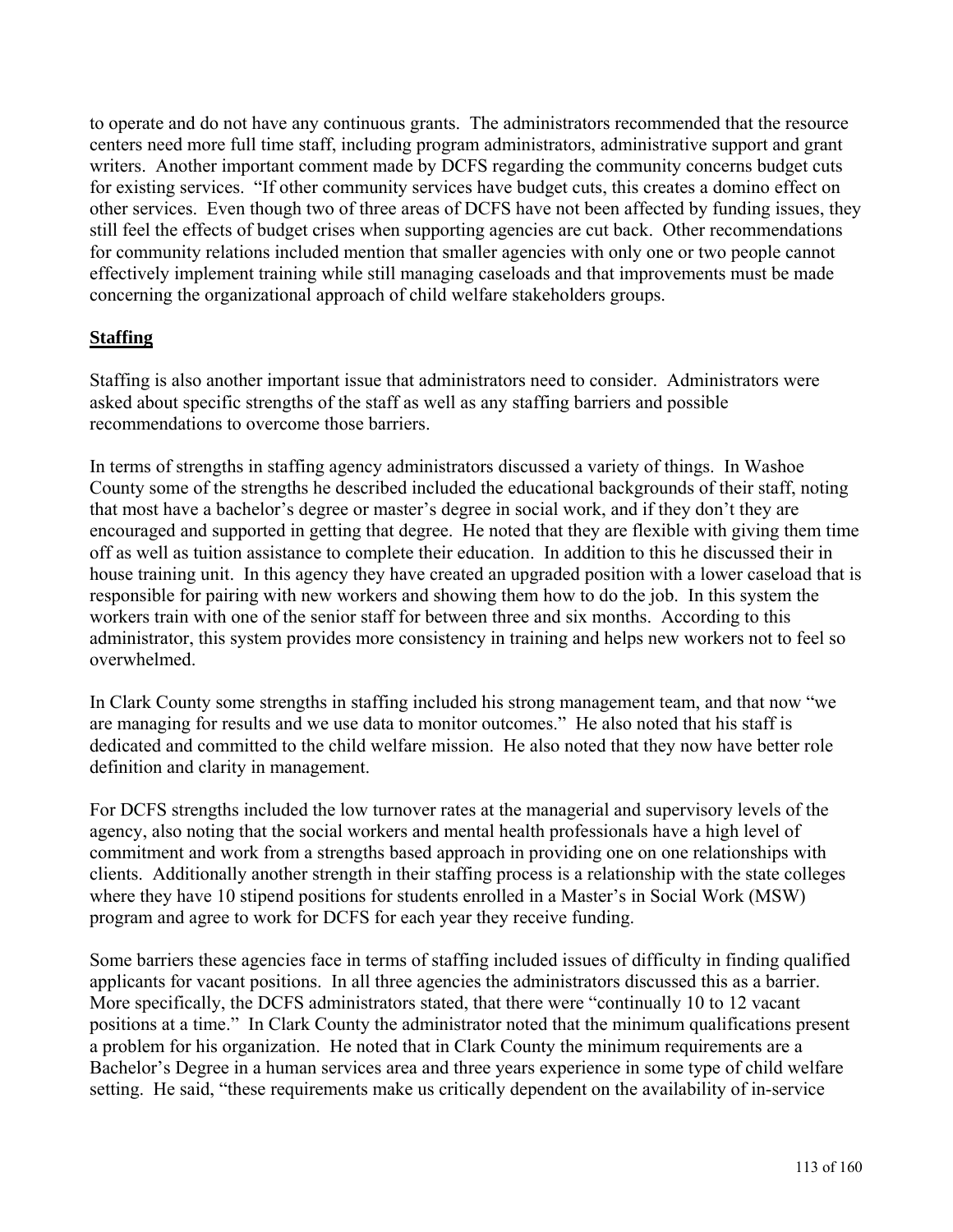to operate and do not have any continuous grants. The administrators recommended that the resource centers need more full time staff, including program administrators, administrative support and grant writers. Another important comment made by DCFS regarding the community concerns budget cuts for existing services. "If other community services have budget cuts, this creates a domino effect on other services. Even though two of three areas of DCFS have not been affected by funding issues, they still feel the effects of budget crises when supporting agencies are cut back. Other recommendations for community relations included mention that smaller agencies with only one or two people cannot effectively implement training while still managing caseloads and that improvements must be made concerning the organizational approach of child welfare stakeholders groups.

## Staffing

Staffing is also another important issue that administrators need to consider. Administrators were asked about specific strengths of the staff as well as any staffing barriers and possible recommendations to overcome those barriers.

In terms of strengths in staffing agency administrators discussed a variety of things. In Washoe County some of the strengths he described included the educational backgrounds of their staff, noting that most have a bachelor's degree or master's degree in social work, and if they don't they are encouraged and supported in getting that degree. He noted that they are flexible with giving them time off as well as tuition assistance to complete their education. In addition to this he discussed their in house training unit. In this agency they have created an upgraded position with a lower caseload that is responsible for pairing with new workers and showing them how to do the job. In this system the workers train with one of the senior staff for between three and six months. According to this administrator, this system provides more consistency in training and helps new workers not to feel so overwhelmed.

In Clark County some strengths in staffing included his strong management team, and that now "we are managing for results and we use data to monitor outcomes." He also noted that his staff is dedicated and committed to the child welfare mission. He also noted that they now have better role definition and clarity in management.

For DCFS strengths included the low turnover rates at the managerial and supervisory levels of the agency, also noting that the social workers and mental health professionals have a high level of commitment and work from a strengths based approach in providing one on one relationships with clients. Additionally another strength in their staffing process is a relationship with the state colleges where they have 10 stipend positions for students enrolled in a Master's in Social Work (MSW) program and agree to work for DCFS for each year they receive funding.

Some barriers these agencies face in terms of staffing included issues of difficulty in finding qualified applicants for vacant positions. In all three agencies the administrators discussed this as a barrier. More specifically, the DCFS administrators stated, that there were "continually 10 to 12 vacant positions at a time." In Clark County the administrator noted that the minimum qualifications present a problem for his organization. He noted that in Clark County the minimum requirements are a Bachelor's Degree in a human services area and three years experience in some type of child welfare setting. He said, "these requirements make us critically dependent on the availability of in-service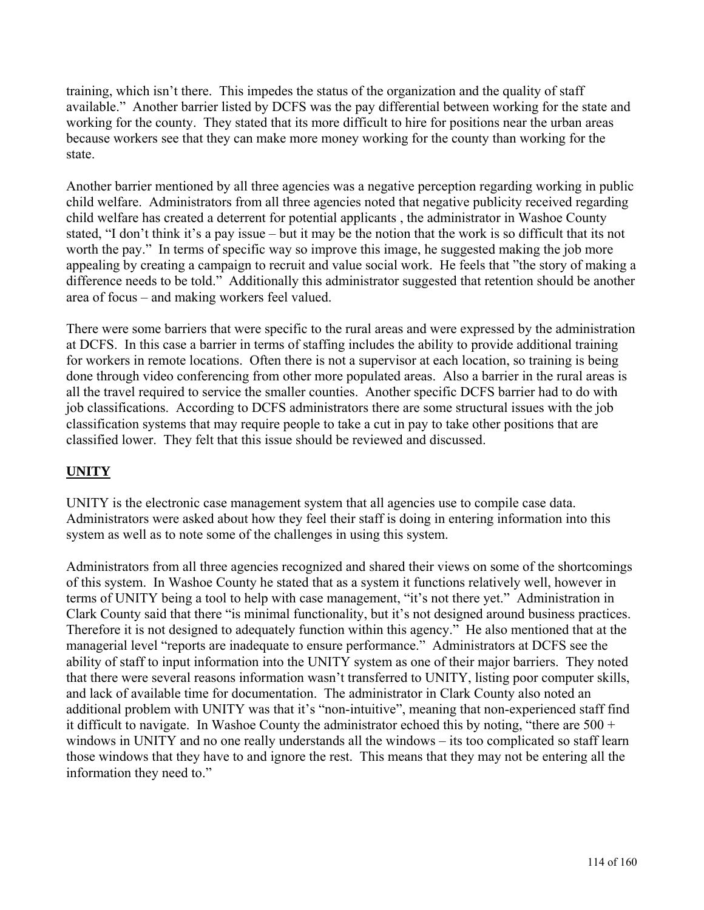training, which isn't there. This impedes the status of the organization and the quality of staff available." Another barrier listed by DCFS was the pay differential between working for the state and working for the county. They stated that its more difficult to hire for positions near the urban areas because workers see that they can make more money working for the county than working for the state.

Another barrier mentioned by all three agencies was a negative perception regarding working in public child welfare. Administrators from all three agencies noted that negative publicity received regarding child welfare has created a deterrent for potential applicants , the administrator in Washoe County stated, "I don't think it's a pay issue – but it may be the notion that the work is so difficult that its not worth the pay." In terms of specific way so improve this image, he suggested making the job more appealing by creating a campaign to recruit and value social work. He feels that "the story of making a difference needs to be told." Additionally this administrator suggested that retention should be another area of focus – and making workers feel valued.

There were some barriers that were specific to the rural areas and were expressed by the administration at DCFS. In this case a barrier in terms of staffing includes the ability to provide additional training for workers in remote locations. Often there is not a supervisor at each location, so training is being done through video conferencing from other more populated areas. Also a barrier in the rural areas is all the travel required to service the smaller counties. Another specific DCFS barrier had to do with job classifications. According to DCFS administrators there are some structural issues with the job classification systems that may require people to take a cut in pay to take other positions that are classified lower. They felt that this issue should be reviewed and discussed.

## UNITY

UNITY is the electronic case management system that all agencies use to compile case data. Administrators were asked about how they feel their staff is doing in entering information into this system as well as to note some of the challenges in using this system.

Administrators from all three agencies recognized and shared their views on some of the shortcomings of this system. In Washoe County he stated that as a system it functions relatively well, however in terms of UNITY being a tool to help with case management, "it's not there yet." Administration in Clark County said that there "is minimal functionality, but it's not designed around business practices. Therefore it is not designed to adequately function within this agency." He also mentioned that at the managerial level "reports are inadequate to ensure performance." Administrators at DCFS see the ability of staff to input information into the UNITY system as one of their major barriers. They noted that there were several reasons information wasn't transferred to UNITY, listing poor computer skills, and lack of available time for documentation. The administrator in Clark County also noted an additional problem with UNITY was that it's "non-intuitive", meaning that non-experienced staff find it difficult to navigate. In Washoe County the administrator echoed this by noting, "there are 500 + windows in UNITY and no one really understands all the windows – its too complicated so staff learn those windows that they have to and ignore the rest. This means that they may not be entering all the information they need to."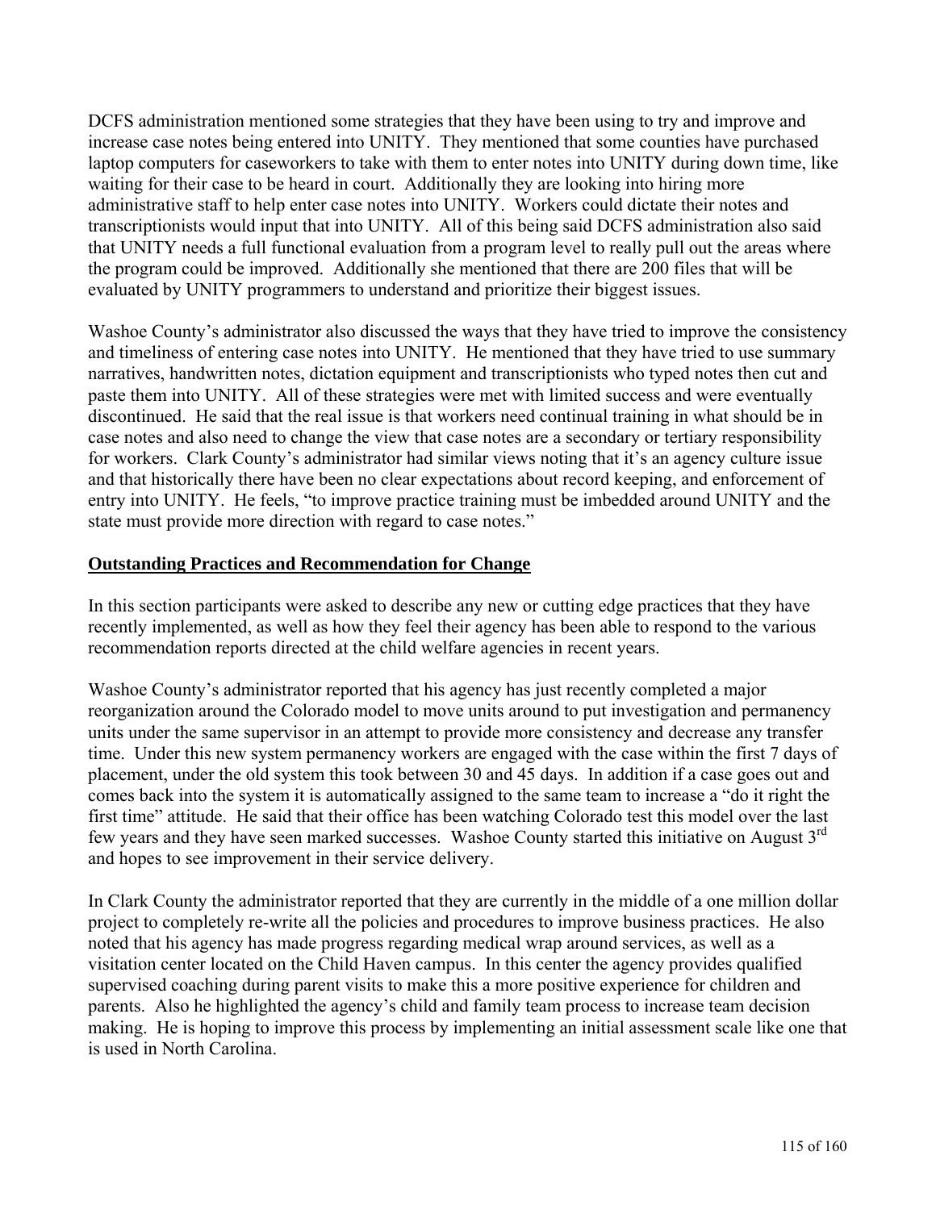DCFS administration mentioned some strategies that they have been using to try and improve and increase case notes being entered into UNITY. They mentioned that some counties have purchased laptop computers for caseworkers to take with them to enter notes into UNITY during down time, like waiting for their case to be heard in court. Additionally they are looking into hiring more administrative staff to help enter case notes into UNITY. Workers could dictate their notes and transcriptionists would input that into UNITY. All of this being said DCFS administration also said that UNITY needs a full functional evaluation from a program level to really pull out the areas where the program could be improved. Additionally she mentioned that there are 200 files that will be evaluated by UNITY programmers to understand and prioritize their biggest issues.

Washoe County's administrator also discussed the ways that they have tried to improve the consistency and timeliness of entering case notes into UNITY. He mentioned that they have tried to use summary narratives, handwritten notes, dictation equipment and transcriptionists who typed notes then cut and paste them into UNITY. All of these strategies were met with limited success and were eventually discontinued. He said that the real issue is that workers need continual training in what should be in case notes and also need to change the view that case notes are a secondary or tertiary responsibility for workers. Clark County's administrator had similar views noting that it's an agency culture issue and that historically there have been no clear expectations about record keeping, and enforcement of entry into UNITY. He feels, "to improve practice training must be imbedded around UNITY and the state must provide more direction with regard to case notes."

## Outstanding Practices and Recommendation for Change

In this section participants were asked to describe any new or cutting edge practices that they have recently implemented, as well as how they feel their agency has been able to respond to the various recommendation reports directed at the child welfare agencies in recent years.

Washoe County's administrator reported that his agency has just recently completed a major reorganization around the Colorado model to move units around to put investigation and permanency units under the same supervisor in an attempt to provide more consistency and decrease any transfer time. Under this new system permanency workers are engaged with the case within the first 7 days of placement, under the old system this took between 30 and 45 days. In addition if a case goes out and comes back into the system it is automatically assigned to the same team to increase a "do it right the first time" attitude. He said that their office has been watching Colorado test this model over the last few years and they have seen marked successes. Washoe County started this initiative on August 3rd and hopes to see improvement in their service delivery.

In Clark County the administrator reported that they are currently in the middle of a one million dollar project to completely re-write all the policies and procedures to improve business practices. He also noted that his agency has made progress regarding medical wrap around services, as well as a visitation center located on the Child Haven campus. In this center the agency provides qualified supervised coaching during parent visits to make this a more positive experience for children and parents. Also he highlighted the agency's child and family team process to increase team decision making. He is hoping to improve this process by implementing an initial assessment scale like one that is used in North Carolina.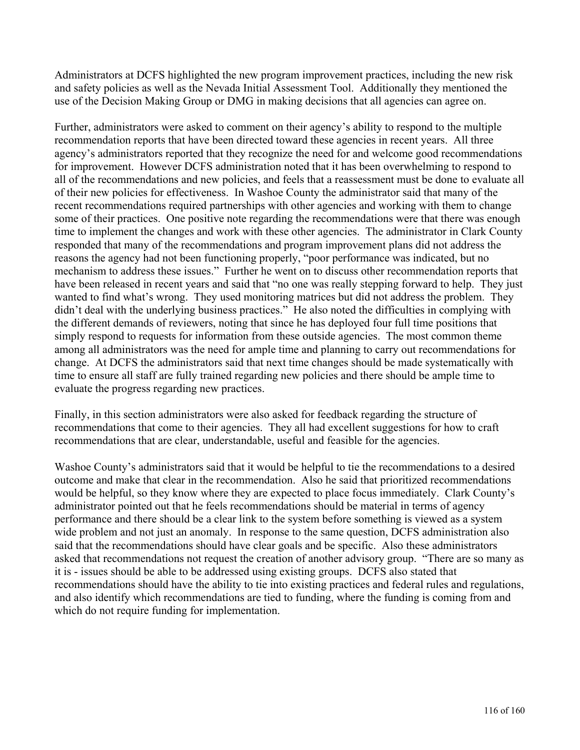Administrators at DCFS highlighted the new program improvement practices, including the new risk and safety policies as well as the Nevada Initial Assessment Tool. Additionally they mentioned the use of the Decision Making Group or DMG in making decisions that all agencies can agree on.

Further, administrators were asked to comment on their agency's ability to respond to the multiple recommendation reports that have been directed toward these agencies in recent years. All three agency's administrators reported that they recognize the need for and welcome good recommendations for improvement. However DCFS administration noted that it has been overwhelming to respond to all of the recommendations and new policies, and feels that a reassessment must be done to evaluate all of their new policies for effectiveness. In Washoe County the administrator said that many of the recent recommendations required partnerships with other agencies and working with them to change some of their practices. One positive note regarding the recommendations were that there was enough time to implement the changes and work with these other agencies. The administrator in Clark County responded that many of the recommendations and program improvement plans did not address the reasons the agency had not been functioning properly, "poor performance was indicated, but no mechanism to address these issues." Further he went on to discuss other recommendation reports that have been released in recent years and said that "no one was really stepping forward to help. They just wanted to find what's wrong. They used monitoring matrices but did not address the problem. They didn't deal with the underlying business practices." He also noted the difficulties in complying with the different demands of reviewers, noting that since he has deployed four full time positions that simply respond to requests for information from these outside agencies. The most common theme among all administrators was the need for ample time and planning to carry out recommendations for change. At DCFS the administrators said that next time changes should be made systematically with time to ensure all staff are fully trained regarding new policies and there should be ample time to evaluate the progress regarding new practices.

Finally, in this section administrators were also asked for feedback regarding the structure of recommendations that come to their agencies. They all had excellent suggestions for how to craft recommendations that are clear, understandable, useful and feasible for the agencies.

Washoe County's administrators said that it would be helpful to tie the recommendations to a desired outcome and make that clear in the recommendation. Also he said that prioritized recommendations would be helpful, so they know where they are expected to place focus immediately. Clark County's administrator pointed out that he feels recommendations should be material in terms of agency performance and there should be a clear link to the system before something is viewed as a system wide problem and not just an anomaly. In response to the same question, DCFS administration also said that the recommendations should have clear goals and be specific. Also these administrators asked that recommendations not request the creation of another advisory group. "There are so many as it is - issues should be able to be addressed using existing groups. DCFS also stated that recommendations should have the ability to tie into existing practices and federal rules and regulations, and also identify which recommendations are tied to funding, where the funding is coming from and which do not require funding for implementation.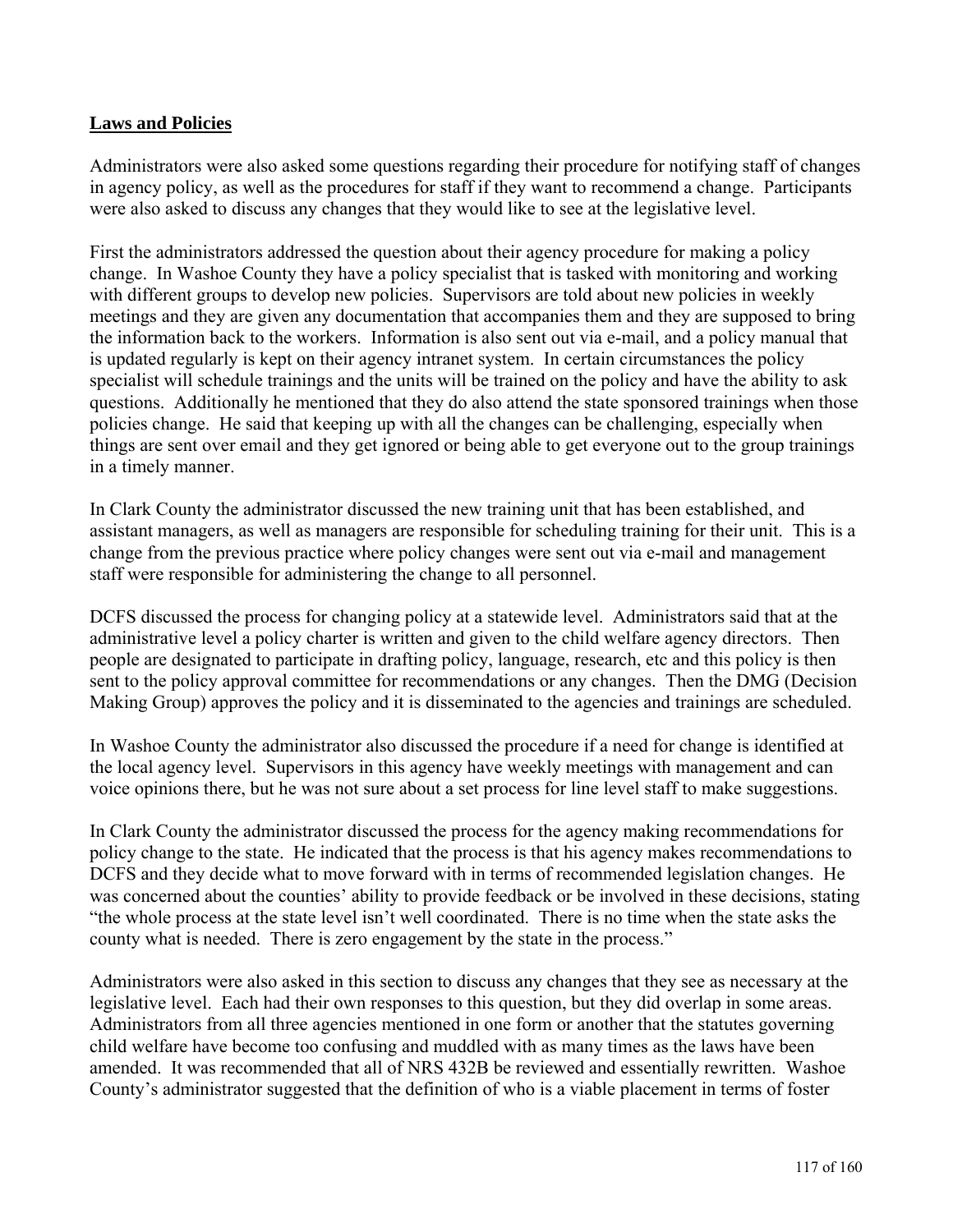## **Laws and Policies**

Administrators were also asked some questions regarding their procedure for notifying staff of changes in agency policy, as well as the procedures for staff if they want to recommend a change. Participants were also asked to discuss any changes that they would like to see at the legislative level.

First the administrators addressed the question about their agency procedure for making a policy change. In Washoe County they have a policy specialist that is tasked with monitoring and working with different groups to develop new policies. Supervisors are told about new policies in weekly meetings and they are given any documentation that accompanies them and they are supposed to bring the information back to the workers. Information is also sent out via e-mail, and a policy manual that is updated regularly is kept on their agency intranet system. In certain circumstances the policy specialist will schedule trainings and the units will be trained on the policy and have the ability to ask questions. Additionally he mentioned that they do also attend the state sponsored trainings when those policies change. He said that keeping up with all the changes can be challenging, especially when things are sent over email and they get ignored or being able to get everyone out to the group trainings in a timely manner.

In Clark County the administrator discussed the new training unit that has been established, and assistant managers, as well as managers are responsible for scheduling training for their unit. This is a change from the previous practice where policy changes were sent out via e-mail and management staff were responsible for administering the change to all personnel.

DCFS discussed the process for changing policy at a statewide level. Administrators said that at the administrative level a policy charter is written and given to the child welfare agency directors. Then people are designated to participate in drafting policy, language, research, etc and this policy is then sent to the policy approval committee for recommendations or any changes. Then the DMG (Decision Making Group) approves the policy and it is disseminated to the agencies and trainings are scheduled.

In Washoe County the administrator also discussed the procedure if a need for change is identified at the local agency level. Supervisors in this agency have weekly meetings with management and can voice opinions there, but he was not sure about a set process for line level staff to make suggestions.

In Clark County the administrator discussed the process for the agency making recommendations for policy change to the state. He indicated that the process is that his agency makes recommendations to DCFS and they decide what to move forward with in terms of recommended legislation changes. He was concerned about the counties' ability to provide feedback or be involved in these decisions, stating "the whole process at the state level isn't well coordinated. There is no time when the state asks the county what is needed. There is zero engagement by the state in the process."

Administrators were also asked in this section to discuss any changes that they see as necessary at the legislative level. Each had their own responses to this question, but they did overlap in some areas. Administrators from all three agencies mentioned in one form or another that the statutes governing child welfare have become too confusing and muddled with as many times as the laws have been amended. It was recommended that all of NRS 432B be reviewed and essentially rewritten. Washoe County's administrator suggested that the definition of who is a viable placement in terms of foster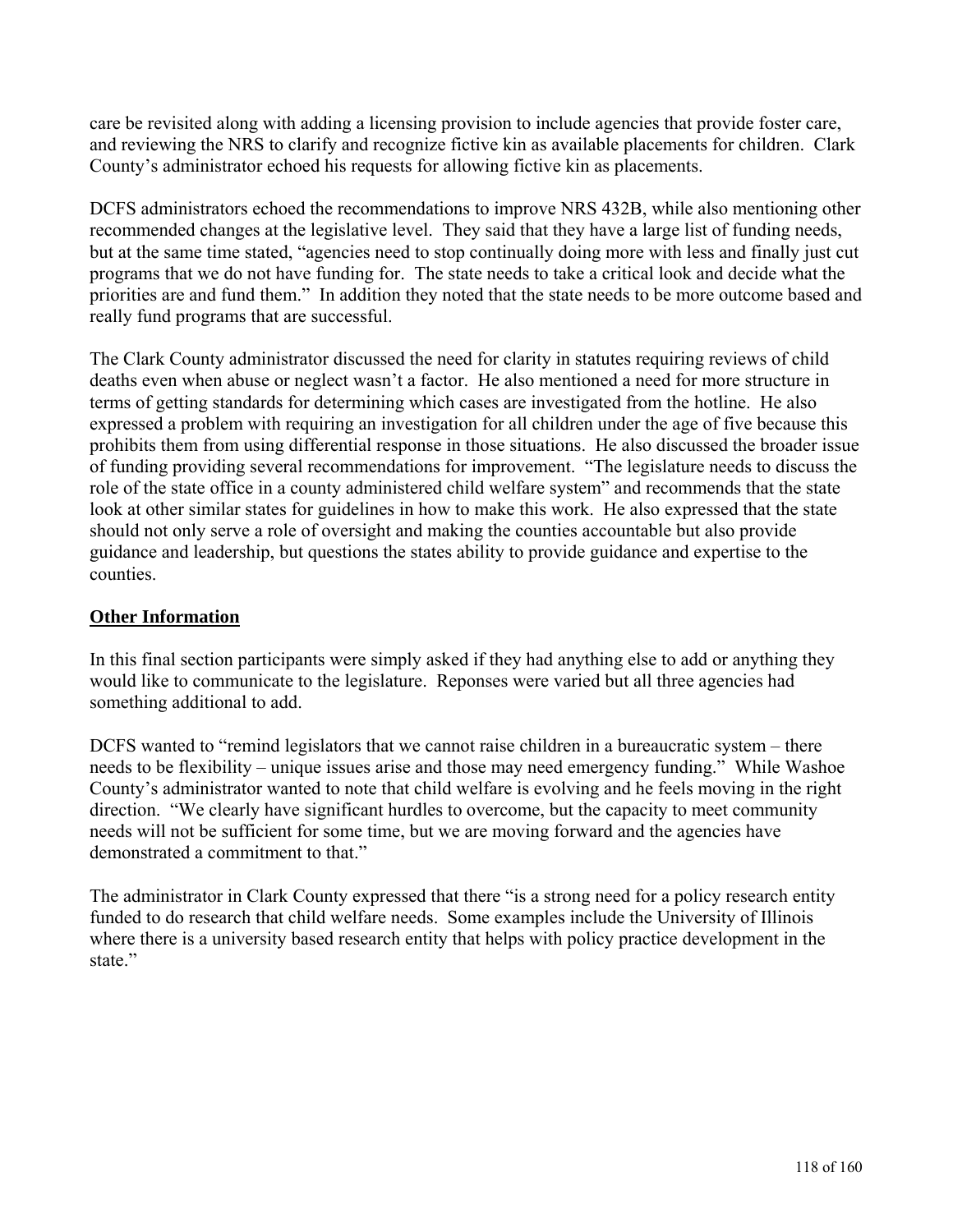care be revisited along with adding a licensing provision to include agencies that provide foster care, and reviewing the NRS to clarify and recognize fictive kin as available placements for children. Clark County's administrator echoed his requests for allowing fictive kin as placements.

DCFS administrators echoed the recommendations to improve NRS 432B, while also mentioning other recommended changes at the legislative level. They said that they have a large list of funding needs, but at the same time stated, "agencies need to stop continually doing more with less and finally just cut programs that we do not have funding for. The state needs to take a critical look and decide what the priorities are and fund them." In addition they noted that the state needs to be more outcome based and really fund programs that are successful.

The Clark County administrator discussed the need for clarity in statutes requiring reviews of child deaths even when abuse or neglect wasn't a factor. He also mentioned a need for more structure in terms of getting standards for determining which cases are investigated from the hotline. He also expressed a problem with requiring an investigation for all children under the age of five because this prohibits them from using differential response in those situations. He also discussed the broader issue of funding providing several recommendations for improvement. "The legislature needs to discuss the role of the state office in a county administered child welfare system" and recommends that the state look at other similar states for guidelines in how to make this work. He also expressed that the state should not only serve a role of oversight and making the counties accountable but also provide guidance and leadership, but questions the states ability to provide guidance and expertise to the counties.

**Other Information**

In this final section participants were simply asked if they had anything else to add or anything they would like to communicate to the legislature. Reponses were varied but all three agencies had something additional to add.

DCFS wanted to "remind legislators that we cannot raise children in a bureaucratic system – there needs to be flexibility – unique issues arise and those may need emergency funding." While Washoe County's administrator wanted to note that child welfare is evolving and he feels moving in the right direction. "We clearly have significant hurdles to overcome, but the capacity to meet community needs will not be sufficient for some time, but we are moving forward and the agencies have demonstrated a commitment to that."

The administrator in Clark County expressed that there "is a strong need for a policy research entity funded to do research that child welfare needs. Some examples include the University of Illinois where there is a university based research entity that helps with policy practice development in the state."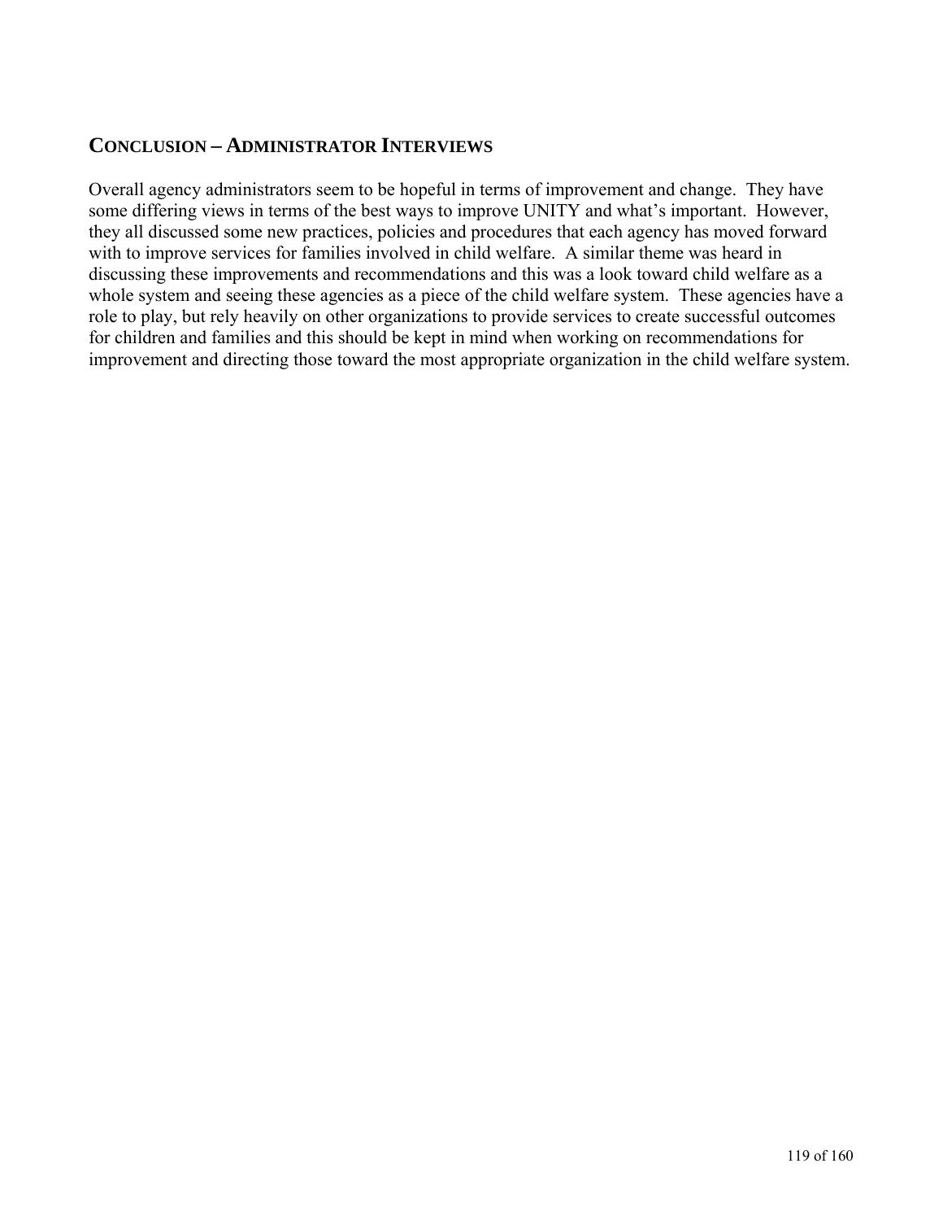## CONCLUSION – ADMINISTRATOR INTERVIEWS

Overall agency administrators seem to be hopeful in terms of improvement and change. They have some differing views in terms of the best ways to improve UNITY and what's important. However, they all discussed some new practices, policies and procedures that each agency has moved forward with to improve services for families involved in child welfare. A similar theme was heard in discussing these improvements and recommendations and this was a look toward child welfare as a whole system and seeing these agencies as a piece of the child welfare system. These agencies have a role to play, but rely heavily on other organizations to provide services to create successful outcomes for children and families and this should be kept in mind when working on recommendations for improvement and directing those toward the most appropriate organization in the child welfare system.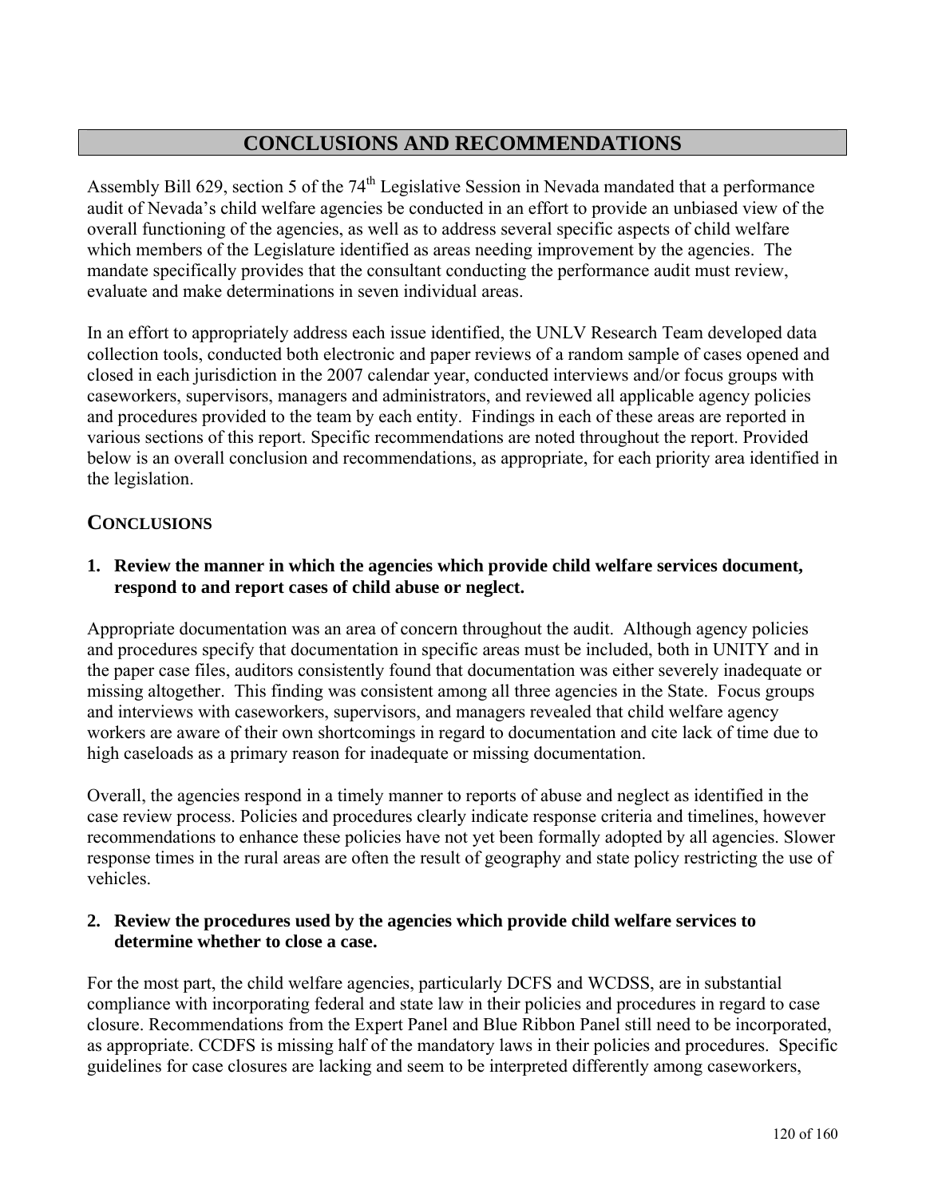# CONCLUSIONS AND RECOMMENDATIONS

Assembly Bill 629, section 5 of the 74th Legislative Session in Nevada mandated that a performance audit of Nevada's child welfare agencies be conducted in an effort to provide an unbiased view of the overall functioning of the agencies, as well as to address several specific aspects of child welfare which members of the Legislature identified as areas needing improvement by the agencies. The mandate specifically provides that the consultant conducting the performance audit must review, evaluate and make determinations in seven individual areas.

In an effort to appropriately address each issue identified, the UNLV Research Team developed data collection tools, conducted both electronic and paper reviews of a random sample of cases opened and closed in each jurisdiction in the 2007 calendar year, conducted interviews and/or focus groups with caseworkers, supervisors, managers and administrators, and reviewed all applicable agency policies and procedures provided to the team by each entity. Findings in each of these areas are reported in various sections of this report. Specific recommendations are noted throughout the report. Provided below is an overall conclusion and recommendations, as appropriate, for each priority area identified in the legislation.

## CONCLUSIONS

**1. Review the manner in which the agencies which provide child welfare services document, respond to and report cases of child abuse or neglect.**

Appropriate documentation was an area of concern throughout the audit. Although agency policies and procedures specify that documentation in specific areas must be included, both in UNITY and in the paper case files, auditors consistently found that documentation was either severely inadequate or missing altogether. This finding was consistent among all three agencies in the State. Focus groups and interviews with caseworkers, supervisors, and managers revealed that child welfare agency workers are aware of their own shortcomings in regard to documentation and cite lack of time due to high caseloads as a primary reason for inadequate or missing documentation.

Overall, the agencies respond in a timely manner to reports of abuse and neglect as identified in the case review process. Policies and procedures clearly indicate response criteria and timelines, however recommendations to enhance these policies have not yet been formally adopted by all agencies. Slower response times in the rural areas are often the result of geography and state policy restricting the use of vehicles.

**2. Review the procedures used by the agencies which provide child welfare services to determine whether to close a case.**

For the most part, the child welfare agencies, particularly DCFS and WCDSS, are in substantial compliance with incorporating federal and state law in their policies and procedures in regard to case closure. Recommendations from the Expert Panel and Blue Ribbon Panel still need to be incorporated, as appropriate. CCDFS is missing half of the mandatory laws in their policies and procedures. Specific guidelines for case closures are lacking and seem to be interpreted differently among caseworkers,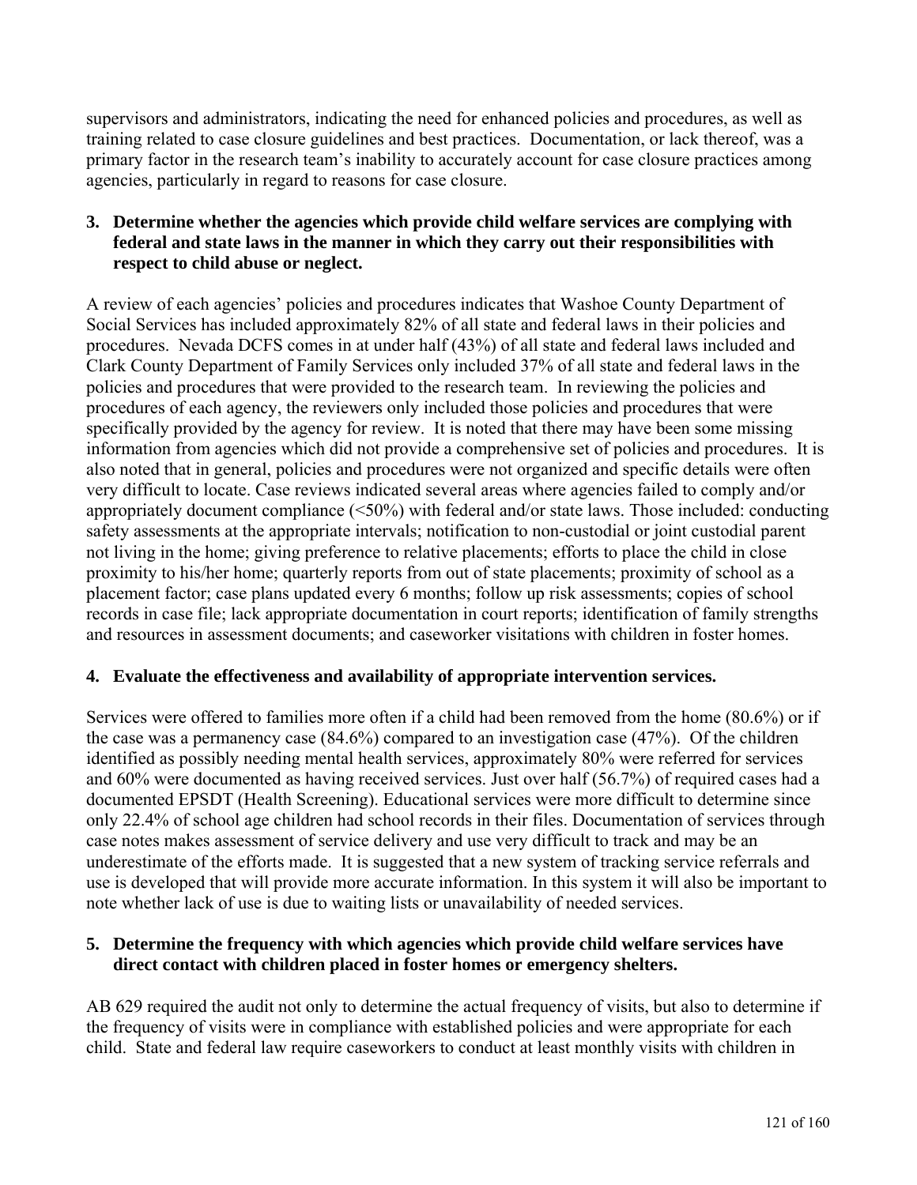supervisors and administrators, indicating the need for enhanced policies and procedures, as well as training related to case closure guidelines and best practices. Documentation, or lack thereof, was a primary factor in the research team's inability to accurately account for case closure practices among agencies, particularly in regard to reasons for case closure.

**3. Determine whether the agencies which provide child welfare services are complying with federal and state laws in the manner in which they carry out their responsibilities with respect to child abuse or neglect.**

A review of each agencies' policies and procedures indicates that Washoe County Department of Social Services has included approximately 82% of all state and federal laws in their policies and procedures. Nevada DCFS comes in at under half (43%) of all state and federal laws included and Clark County Department of Family Services only included 37% of all state and federal laws in the policies and procedures that were provided to the research team. In reviewing the policies and procedures of each agency, the reviewers only included those policies and procedures that were specifically provided by the agency for review. It is noted that there may have been some missing information from agencies which did not provide a comprehensive set of policies and procedures. It is also noted that in general, policies and procedures were not organized and specific details were often very difficult to locate. Case reviews indicated several areas where agencies failed to comply and/or appropriately document compliance (<50%) with federal and/or state laws. Those included: conducting safety assessments at the appropriate intervals; notification to non-custodial or joint custodial parent not living in the home; giving preference to relative placements; efforts to place the child in close proximity to his/her home; quarterly reports from out of state placements; proximity of school as a placement factor; case plans updated every 6 months; follow up risk assessments; copies of school records in case file; lack appropriate documentation in court reports; identification of family strengths and resources in assessment documents; and caseworker visitations with children in foster homes.

**4. Evaluate the effectiveness and availability of appropriate intervention services.**

Services were offered to families more often if a child had been removed from the home (80.6%) or if the case was a permanency case (84.6%) compared to an investigation case (47%). Of the children identified as possibly needing mental health services, approximately 80% were referred for services and 60% were documented as having received services. Just over half (56.7%) of required cases had a documented EPSDT (Health Screening). Educational services were more difficult to determine since only 22.4% of school age children had school records in their files. Documentation of services through case notes makes assessment of service delivery and use very difficult to track and may be an underestimate of the efforts made. It is suggested that a new system of tracking service referrals and use is developed that will provide more accurate information. In this system it will also be important to note whether lack of use is due to waiting lists or unavailability of needed services.

**5. Determine the frequency with which agencies which provide child welfare services have direct contact with children placed in foster homes or emergency shelters.**

AB 629 required the audit not only to determine the actual frequency of visits, but also to determine if the frequency of visits were in compliance with established policies and were appropriate for each child. State and federal law require caseworkers to conduct at least monthly visits with children in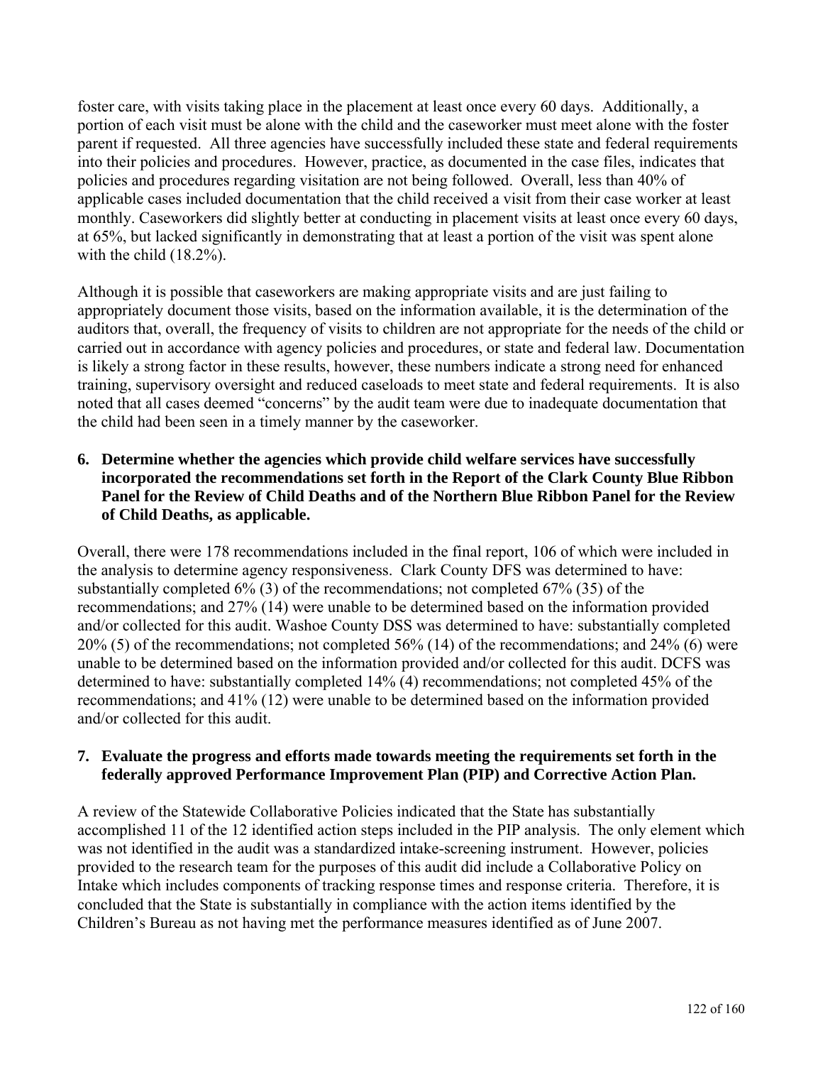foster care, with visits taking place in the placement at least once every 60 days. Additionally, a portion of each visit must be alone with the child and the caseworker must meet alone with the foster parent if requested. All three agencies have successfully included these state and federal requirements into their policies and procedures. However, practice, as documented in the case files, indicates that policies and procedures regarding visitation are not being followed. Overall, less than 40% of applicable cases included documentation that the child received a visit from their case worker at least monthly. Caseworkers did slightly better at conducting in placement visits at least once every 60 days, at 65%, but lacked significantly in demonstrating that at least a portion of the visit was spent alone with the child (18.2%).

Although it is possible that caseworkers are making appropriate visits and are just failing to appropriately document those visits, based on the information available, it is the determination of the auditors that, overall, the frequency of visits to children are not appropriate for the needs of the child or carried out in accordance with agency policies and procedures, or state and federal law. Documentation is likely a strong factor in these results, however, these numbers indicate a strong need for enhanced training, supervisory oversight and reduced caseloads to meet state and federal requirements. It is also noted that all cases deemed "concerns" by the audit team were due to inadequate documentation that the child had been seen in a timely manner by the caseworker.

**6. Determine whether the agencies which provide child welfare services have successfully incorporated the recommendations set forth in the Report of the Clark County Blue Ribbon Panel for the Review of Child Deaths and of the Northern Blue Ribbon Panel for the Review of Child Deaths, as applicable.**

Overall, there were 178 recommendations included in the final report, 106 of which were included in the analysis to determine agency responsiveness. Clark County DFS was determined to have: substantially completed 6% (3) of the recommendations; not completed 67% (35) of the recommendations; and 27% (14) were unable to be determined based on the information provided and/or collected for this audit. Washoe County DSS was determined to have: substantially completed 20% (5) of the recommendations; not completed 56% (14) of the recommendations; and 24% (6) were unable to be determined based on the information provided and/or collected for this audit. DCFS was determined to have: substantially completed 14% (4) recommendations; not completed 45% of the recommendations; and 41% (12) were unable to be determined based on the information provided and/or collected for this audit.

**7. Evaluate the progress and efforts made towards meeting the requirements set forth in the federally approved Performance Improvement Plan (PIP) and Corrective Action Plan.**

A review of the Statewide Collaborative Policies indicated that the State has substantially accomplished 11 of the 12 identified action steps included in the PIP analysis. The only element which was not identified in the audit was a standardized intake-screening instrument. However, policies provided to the research team for the purposes of this audit did include a Collaborative Policy on Intake which includes components of tracking response times and response criteria. Therefore, it is concluded that the State is substantially in compliance with the action items identified by the Children's Bureau as not having met the performance measures identified as of June 2007.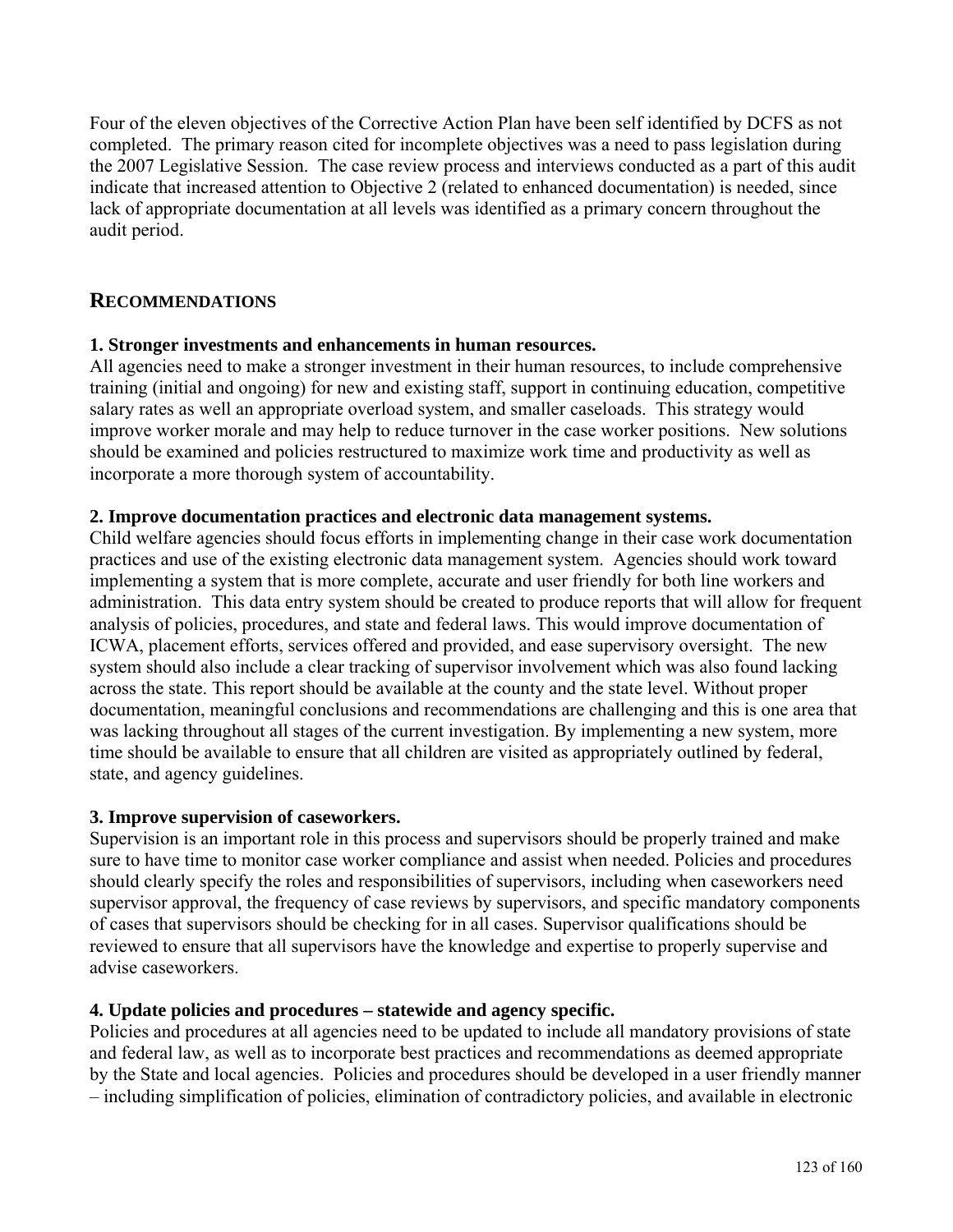Four of the eleven objectives of the Corrective Action Plan have been self identified by DCFS as not completed. The primary reason cited for incomplete objectives was a need to pass legislation during the 2007 Legislative Session. The case review process and interviews conducted as a part of this audit indicate that increased attention to Objective 2 (related to enhanced documentation) is needed, since lack of appropriate documentation at all levels was identified as a primary concern throughout the audit period.

## RECOMMENDATIONS

**1. Stronger investments and enhancements in human resources.**
All agencies need to make a stronger investment in their human resources, to include comprehensive training (initial and ongoing) for new and existing staff, support in continuing education, competitive salary rates as well an appropriate overload system, and smaller caseloads. This strategy would improve worker morale and may help to reduce turnover in the case worker positions. New solutions should be examined and policies restructured to maximize work time and productivity as well as incorporate a more thorough system of accountability.

**2. Improve documentation practices and electronic data management systems.**
Child welfare agencies should focus efforts in implementing change in their case work documentation practices and use of the existing electronic data management system. Agencies should work toward implementing a system that is more complete, accurate and user friendly for both line workers and administration. This data entry system should be created to produce reports that will allow for frequent analysis of policies, procedures, and state and federal laws. This would improve documentation of ICWA, placement efforts, services offered and provided, and ease supervisory oversight. The new system should also include a clear tracking of supervisor involvement which was also found lacking across the state. This report should be available at the county and the state level. Without proper documentation, meaningful conclusions and recommendations are challenging and this is one area that was lacking throughout all stages of the current investigation. By implementing a new system, more time should be available to ensure that all children are visited as appropriately outlined by federal, state, and agency guidelines.

**3. Improve supervision of caseworkers.**
Supervision is an important role in this process and supervisors should be properly trained and make sure to have time to monitor case worker compliance and assist when needed. Policies and procedures should clearly specify the roles and responsibilities of supervisors, including when caseworkers need supervisor approval, the frequency of case reviews by supervisors, and specific mandatory components of cases that supervisors should be checking for in all cases. Supervisor qualifications should be reviewed to ensure that all supervisors have the knowledge and expertise to properly supervise and advise caseworkers.

**4. Update policies and procedures – statewide and agency specific.**
Policies and procedures at all agencies need to be updated to include all mandatory provisions of state and federal law, as well as to incorporate best practices and recommendations as deemed appropriate by the State and local agencies. Policies and procedures should be developed in a user friendly manner – including simplification of policies, elimination of contradictory policies, and available in electronic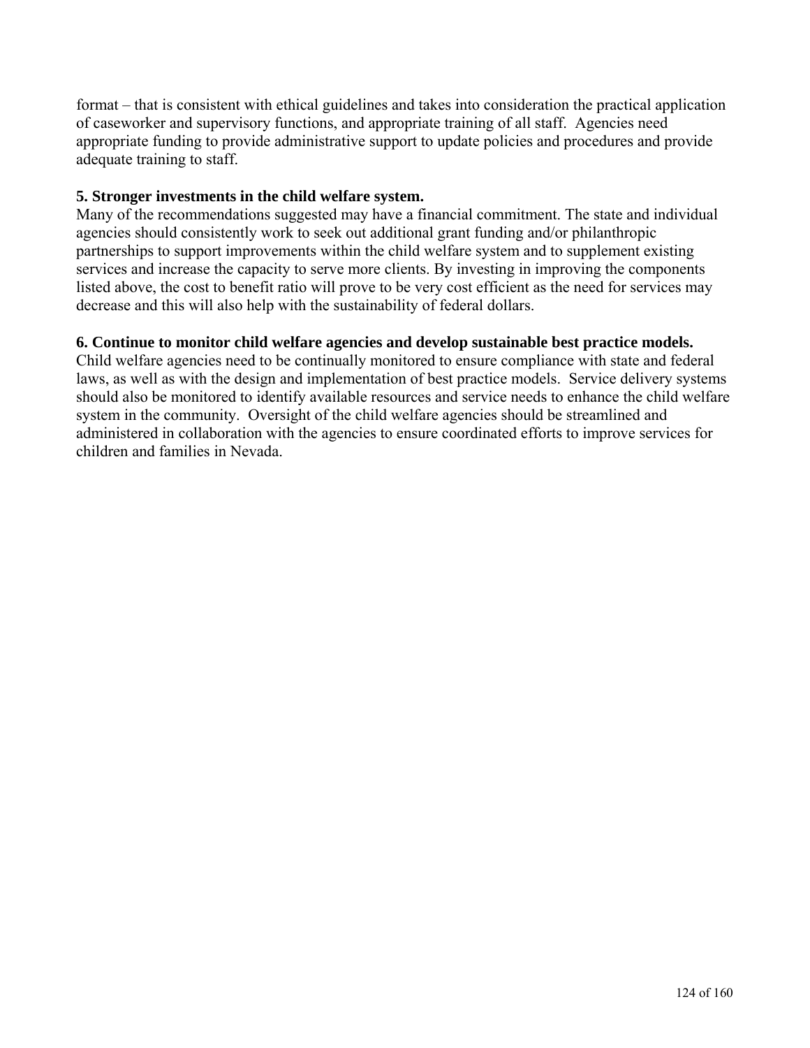format – that is consistent with ethical guidelines and takes into consideration the practical application of caseworker and supervisory functions, and appropriate training of all staff. Agencies need appropriate funding to provide administrative support to update policies and procedures and provide adequate training to staff.

**5. Stronger investments in the child welfare system.**

Many of the recommendations suggested may have a financial commitment. The state and individual agencies should consistently work to seek out additional grant funding and/or philanthropic partnerships to support improvements within the child welfare system and to supplement existing services and increase the capacity to serve more clients. By investing in improving the components listed above, the cost to benefit ratio will prove to be very cost efficient as the need for services may decrease and this will also help with the sustainability of federal dollars.

**6. Continue to monitor child welfare agencies and develop sustainable best practice models.**

Child welfare agencies need to be continually monitored to ensure compliance with state and federal laws, as well as with the design and implementation of best practice models. Service delivery systems should also be monitored to identify available resources and service needs to enhance the child welfare system in the community. Oversight of the child welfare agencies should be streamlined and administered in collaboration with the agencies to ensure coordinated efforts to improve services for children and families in Nevada.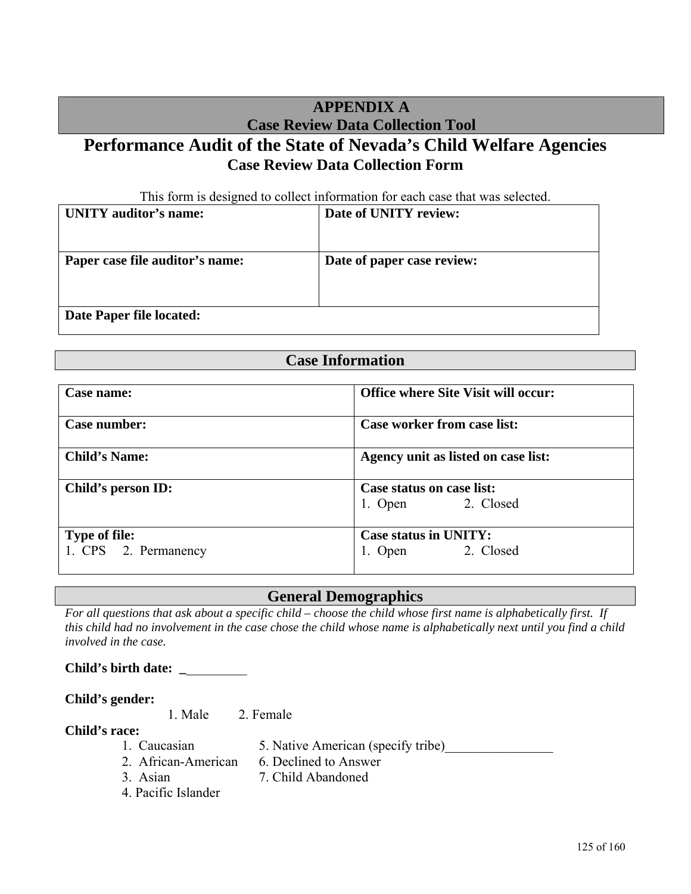# APPENDIX A
## Case Review Data Collection Tool

# Performance Audit of the State of Nevada's Child Welfare Agencies
## Case Review Data Collection Form

This form is designed to collect information for each case that was selected.

| **UNITY auditor's name:** | **Date of UNITY review:** |
|---|---|
| **Paper case file auditor's name:** | **Date of paper case review:** |
| **Date Paper file located:** | |

## Case Information

| **Case name:** | **Office where Site Visit will occur:** |
|---|---|
| **Case number:** | **Case worker from case list:** |
| **Child's Name:** | **Agency unit as listed on case list:** |
| **Child's person ID:** | **Case status on case list:**<br>1. Open 2. Closed |
| **Type of file:**<br>1. CPS 2. Permanency | **Case status in UNITY:**<br>1. Open 2. Closed |

## General Demographics

*For all questions that ask about a specific child – choose the child whose first name is alphabetically first. If this child had no involvement in the case chose the child whose name is alphabetically next until you find a child involved in the case.*

**Child's birth date:** __________

**Child's gender:**

1. Male 2. Female

**Child's race:**

1. Caucasian
2. African-American
3. Asian
4. Pacific Islander
5. Native American (specify tribe)________________
6. Declined to Answer
7. Child Abandoned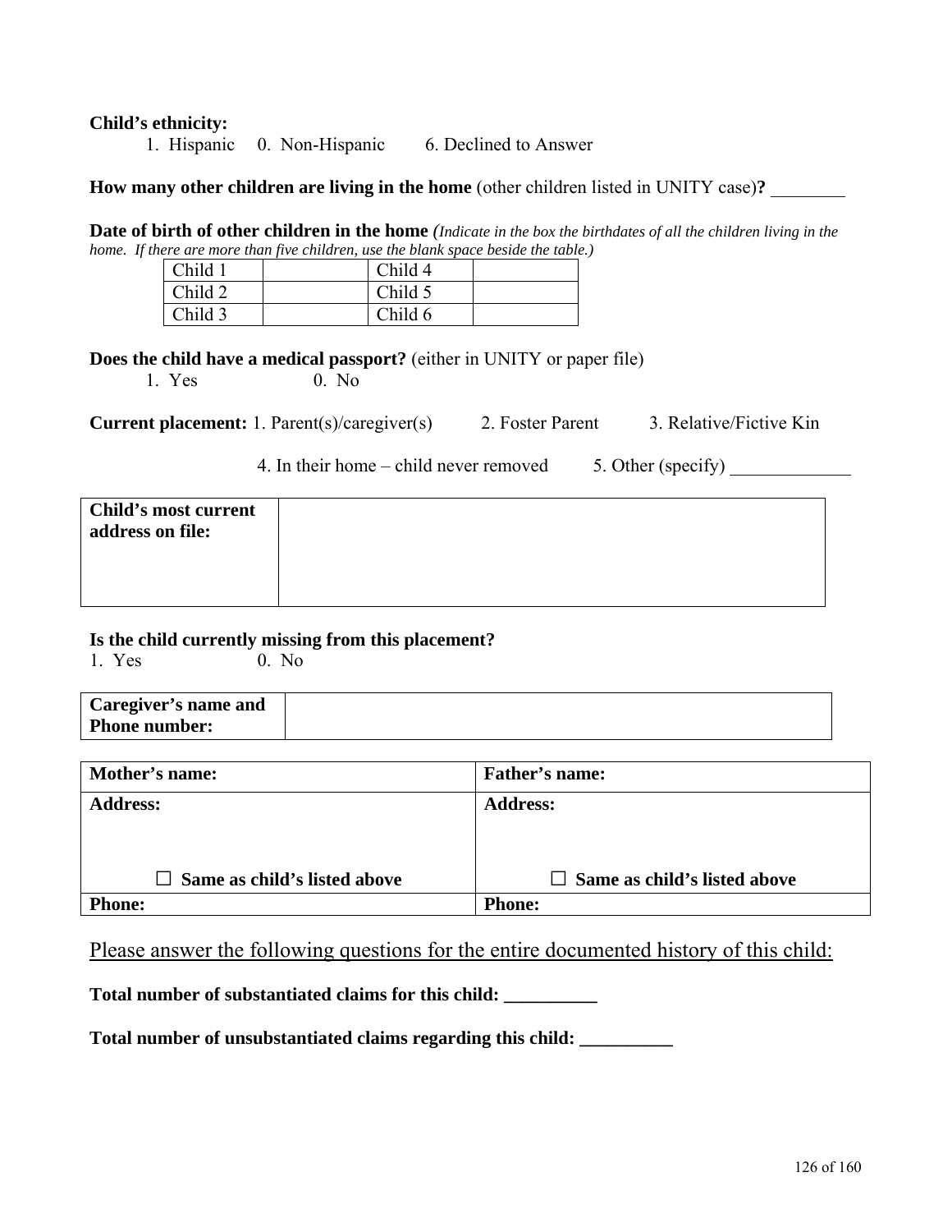**Child's ethnicity:**

1. Hispanic  0. Non-Hispanic  6. Declined to Answer

**How many other children are living in the home** (other children listed in UNITY case)**?** ________

**Date of birth of other children in the home** *(Indicate in the box the birthdates of all the children living in the home. If there are more than five children, use the blank space beside the table.)*

| Child 1 | | Child 4 | |
|---|---|---|---|
| Child 2 | | Child 5 | |
| Child 3 | | Child 6 | |

**Does the child have a medical passport?** (either in UNITY or paper file)

1. Yes  0. No

**Current placement:** 1. Parent(s)/caregiver(s)  2. Foster Parent  3. Relative/Fictive Kin

4. In their home – child never removed  5. Other (specify) _____________

| **Child's most current address on file:** | |
|---|---|

**Is the child currently missing from this placement?**

1. Yes  0. No

| **Caregiver's name and Phone number:** | |
|---|---|

| **Mother's name:** | **Father's name:** |
|---|---|
| **Address:**<br><br>☐ **Same as child's listed above** | **Address:**<br><br>☐ **Same as child's listed above** |
| **Phone:** | **Phone:** |

Please answer the following questions for the entire documented history of this child:

**Total number of substantiated claims for this child: __________**

**Total number of unsubstantiated claims regarding this child: __________**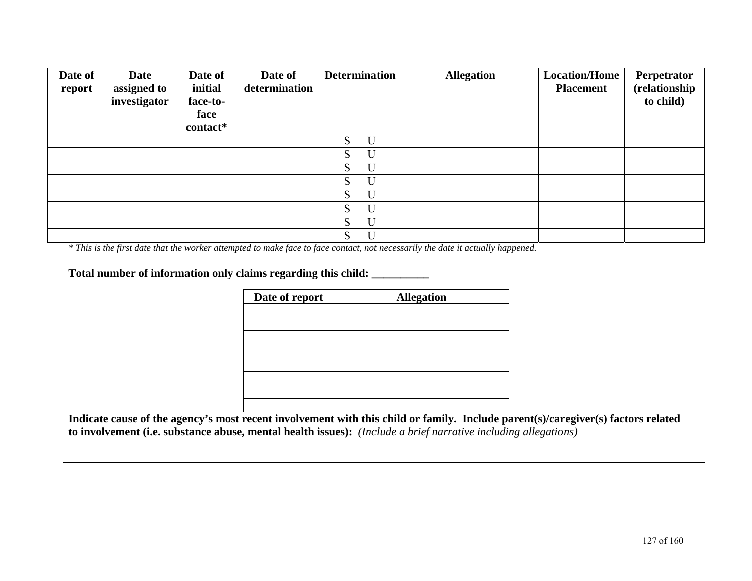| Date of report | Date assigned to investigator | Date of initial face-to-face contact* | Date of determination | Determination | Allegation | Location/Home Placement | Perpetrator (relationship to child) |
|---|---|---|---|---|---|---|---|
| | | | | S U | | | |
| | | | | S U | | | |
| | | | | S U | | | |
| | | | | S U | | | |
| | | | | S U | | | |
| | | | | S U | | | |
| | | | | S U | | | |
| | | | | S U | | | |

*\* This is the first date that the worker attempted to make face to face contact, not necessarily the date it actually happened.*

**Total number of information only claims regarding this child: __________**

| Date of report | Allegation |
|---|---|
| | |
| | |
| | |
| | |
| | |
| | |
| | |
| | |

**Indicate cause of the agency's most recent involvement with this child or family. Include parent(s)/caregiver(s) factors related to involvement (i.e. substance abuse, mental health issues):** *(Include a brief narrative including allegations)*

___________________________________________________________________________

___________________________________________________________________________

___________________________________________________________________________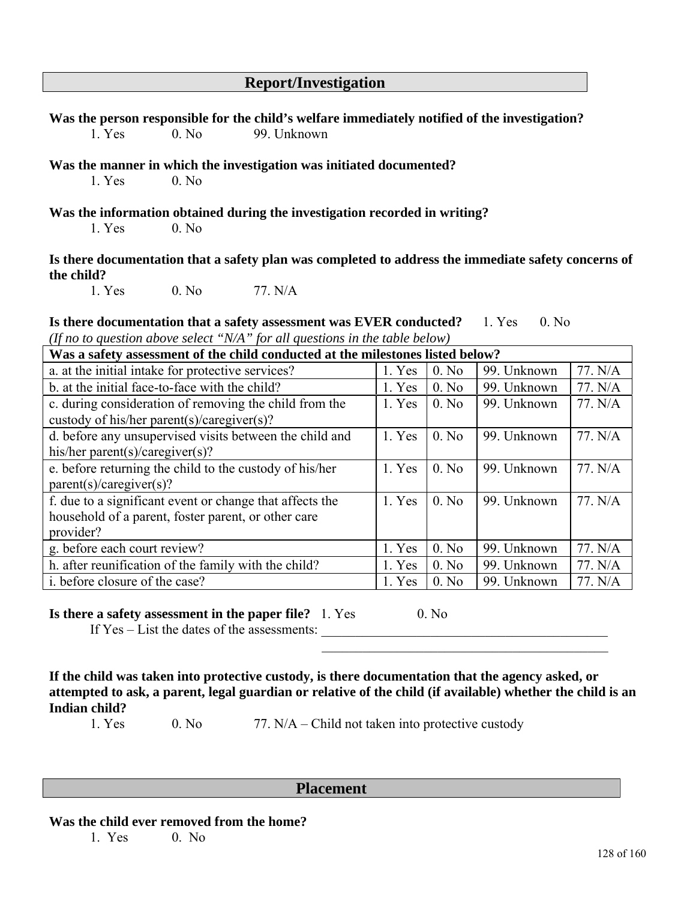## Report/Investigation

**Was the person responsible for the child's welfare immediately notified of the investigation?**

1. Yes  0. No  99. Unknown

**Was the manner in which the investigation was initiated documented?**

1. Yes  0. No

**Was the information obtained during the investigation recorded in writing?**

1. Yes  0. No

**Is there documentation that a safety plan was completed to address the immediate safety concerns of the child?**

1. Yes  0. No  77. N/A

**Is there documentation that a safety assessment was EVER conducted?** 1. Yes  0. No

*(If no to question above select "N/A" for all questions in the table below)*

| Was a safety assessment of the child conducted at the milestones listed below? | | | | |
|---|---|---|---|---|
| a. at the initial intake for protective services? | 1. Yes | 0. No | 99. Unknown | 77. N/A |
| b. at the initial face-to-face with the child? | 1. Yes | 0. No | 99. Unknown | 77. N/A |
| c. during consideration of removing the child from the custody of his/her parent(s)/caregiver(s)? | 1. Yes | 0. No | 99. Unknown | 77. N/A |
| d. before any unsupervised visits between the child and his/her parent(s)/caregiver(s)? | 1. Yes | 0. No | 99. Unknown | 77. N/A |
| e. before returning the child to the custody of his/her parent(s)/caregiver(s)? | 1. Yes | 0. No | 99. Unknown | 77. N/A |
| f. due to a significant event or change that affects the household of a parent, foster parent, or other care provider? | 1. Yes | 0. No | 99. Unknown | 77. N/A |
| g. before each court review? | 1. Yes | 0. No | 99. Unknown | 77. N/A |
| h. after reunification of the family with the child? | 1. Yes | 0. No | 99. Unknown | 77. N/A |
| i. before closure of the case? | 1. Yes | 0. No | 99. Unknown | 77. N/A |

**Is there a safety assessment in the paper file?** 1. Yes  0. No

If Yes – List the dates of the assessments: ____________________________________________

____________________________________________

**If the child was taken into protective custody, is there documentation that the agency asked, or attempted to ask, a parent, legal guardian or relative of the child (if available) whether the child is an Indian child?**

1. Yes  0. No  77. N/A – Child not taken into protective custody

## Placement

**Was the child ever removed from the home?**

1. Yes  0. No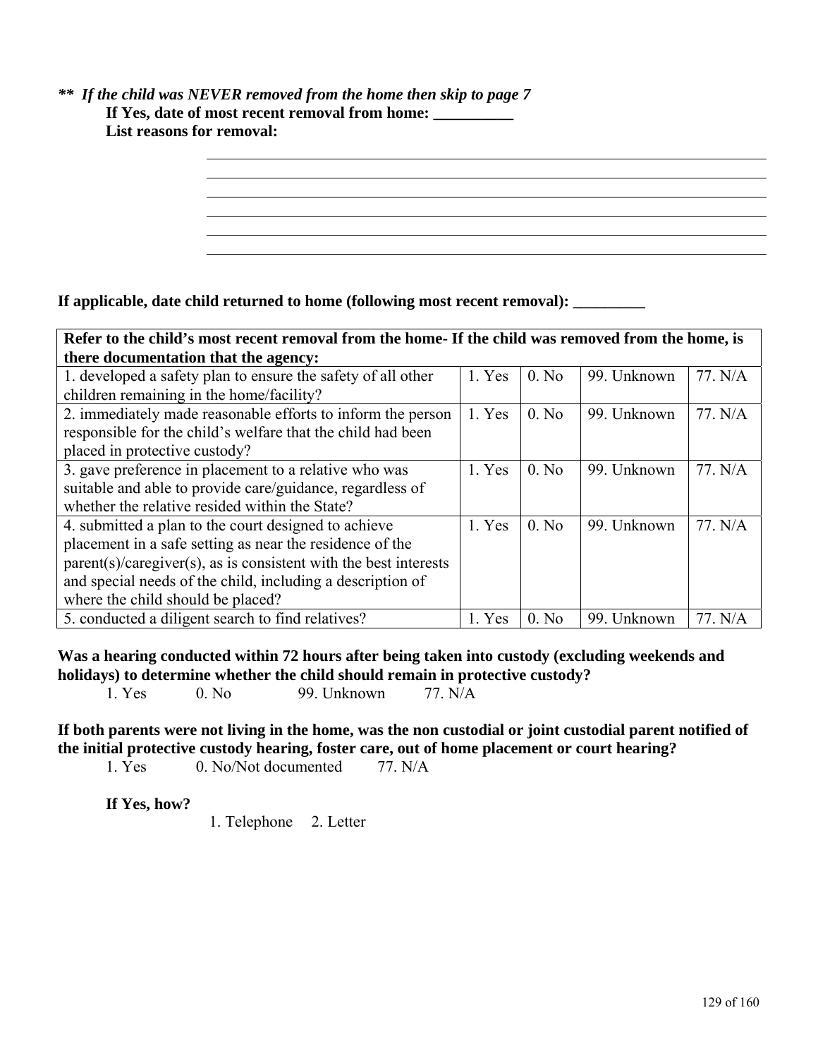***\*\* If the child was NEVER removed from the home then skip to page 7***

**If Yes, date of most recent removal from home: __________**

**List reasons for removal:**

______________________________________________________________________

______________________________________________________________________

______________________________________________________________________

______________________________________________________________________

______________________________________________________________________

______________________________________________________________________

**If applicable, date child returned to home (following most recent removal): _________**

| **Refer to the child's most recent removal from the home- If the child was removed from the home, is there documentation that the agency:** | | | | |
|---|---|---|---|---|
| 1. developed a safety plan to ensure the safety of all other children remaining in the home/facility? | 1. Yes | 0. No | 99. Unknown | 77. N/A |
| 2. immediately made reasonable efforts to inform the person responsible for the child's welfare that the child had been placed in protective custody? | 1. Yes | 0. No | 99. Unknown | 77. N/A |
| 3. gave preference in placement to a relative who was suitable and able to provide care/guidance, regardless of whether the relative resided within the State? | 1. Yes | 0. No | 99. Unknown | 77. N/A |
| 4. submitted a plan to the court designed to achieve placement in a safe setting as near the residence of the parent(s)/caregiver(s), as is consistent with the best interests and special needs of the child, including a description of where the child should be placed? | 1. Yes | 0. No | 99. Unknown | 77. N/A |
| 5. conducted a diligent search to find relatives? | 1. Yes | 0. No | 99. Unknown | 77. N/A |

**Was a hearing conducted within 72 hours after being taken into custody (excluding weekends and holidays) to determine whether the child should remain in protective custody?**

1. Yes    0. No    99. Unknown    77. N/A

**If both parents were not living in the home, was the non custodial or joint custodial parent notified of the initial protective custody hearing, foster care, out of home placement or court hearing?**

1. Yes    0. No/Not documented    77. N/A

**If Yes, how?**

1. Telephone    2. Letter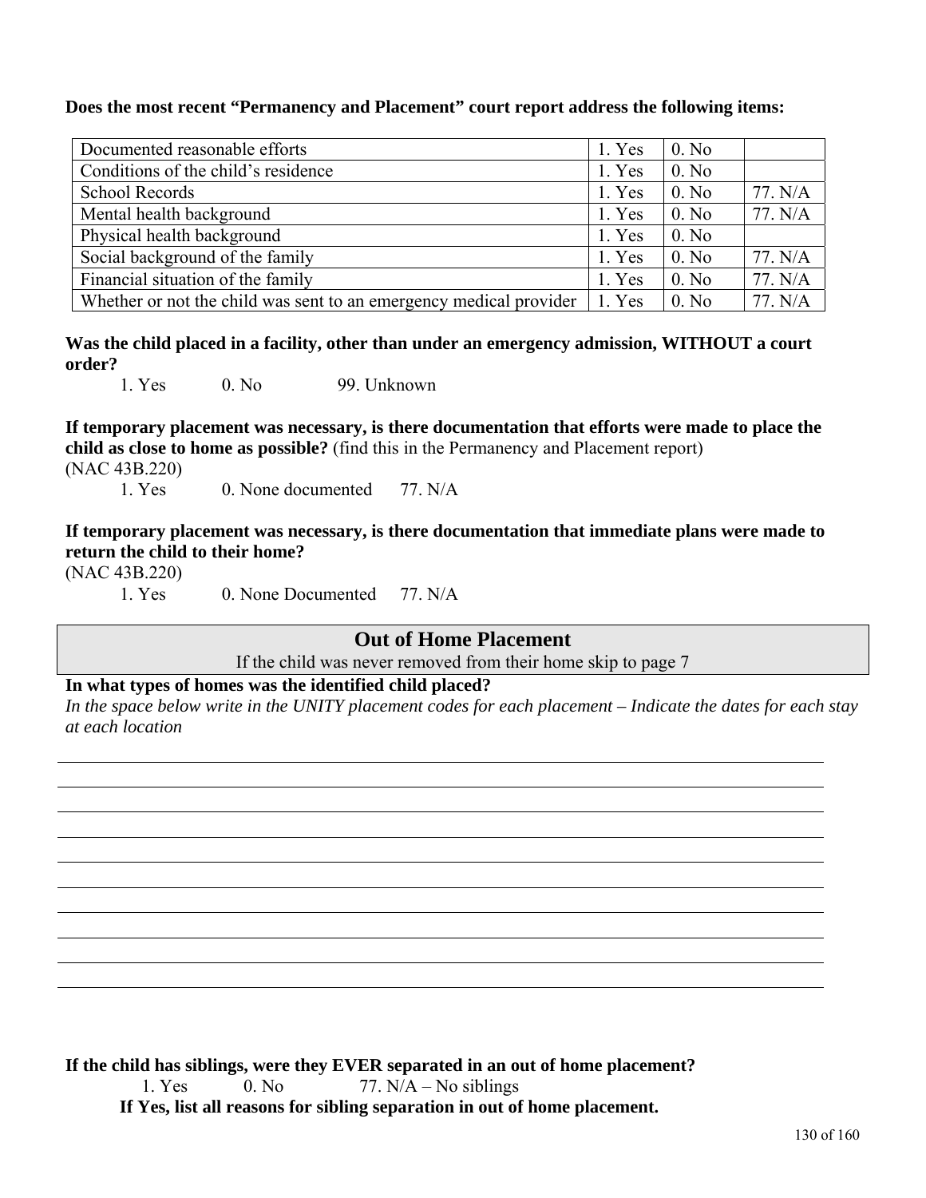**Does the most recent “Permanency and Placement” court report address the following items:**

| | | | |
|---|---|---|---|
| Documented reasonable efforts | 1. Yes | 0. No | |
| Conditions of the child’s residence | 1. Yes | 0. No | |
| School Records | 1. Yes | 0. No | 77. N/A |
| Mental health background | 1. Yes | 0. No | 77. N/A |
| Physical health background | 1. Yes | 0. No | |
| Social background of the family | 1. Yes | 0. No | 77. N/A |
| Financial situation of the family | 1. Yes | 0. No | 77. N/A |
| Whether or not the child was sent to an emergency medical provider | 1. Yes | 0. No | 77. N/A |

**Was the child placed in a facility, other than under an emergency admission, WITHOUT a court order?**

1. Yes 0. No 99. Unknown

**If temporary placement was necessary, is there documentation that efforts were made to place the child as close to home as possible?** (find this in the Permanency and Placement report)
(NAC 43B.220)

1. Yes 0. None documented 77. N/A

**If temporary placement was necessary, is there documentation that immediate plans were made to return the child to their home?**
(NAC 43B.220)

1. Yes 0. None Documented 77. N/A

## Out of Home Placement

If the child was never removed from their home skip to page 7

**In what types of homes was the identified child placed?**

*In the space below write in the UNITY placement codes for each placement – Indicate the dates for each stay at each location*

______________________________________________________________________

______________________________________________________________________

______________________________________________________________________

______________________________________________________________________

______________________________________________________________________

______________________________________________________________________

______________________________________________________________________

______________________________________________________________________

______________________________________________________________________

**If the child has siblings, were they EVER separated in an out of home placement?**

1. Yes 0. No 77. N/A – No siblings

**If Yes, list all reasons for sibling separation in out of home placement.**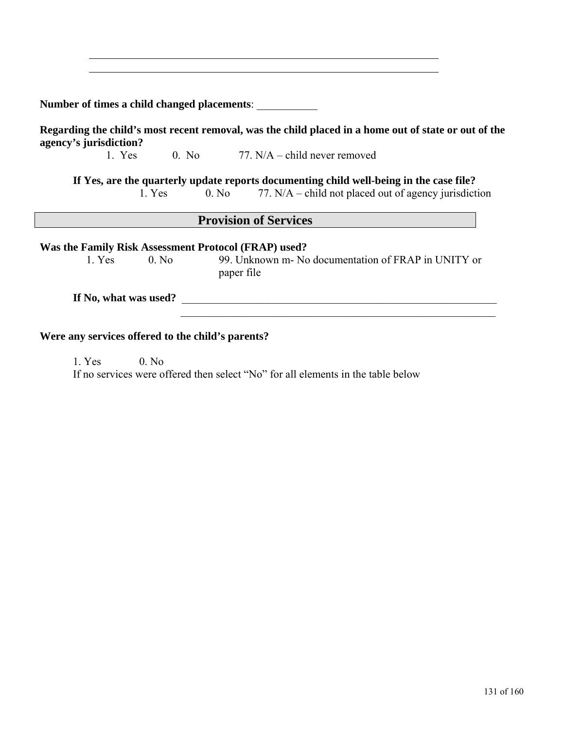\_\_\_\_\_\_\_\_\_\_\_\_\_\_\_\_\_\_\_\_\_\_\_\_\_\_\_\_\_\_\_\_\_\_\_\_\_\_\_\_\_\_\_\_\_\_\_\_\_\_\_\_\_\_\_\_\_\_\_\_

\_\_\_\_\_\_\_\_\_\_\_\_\_\_\_\_\_\_\_\_\_\_\_\_\_\_\_\_\_\_\_\_\_\_\_\_\_\_\_\_\_\_\_\_\_\_\_\_\_\_\_\_\_\_\_\_\_\_\_\_

**Number of times a child changed placements**: \_\_\_\_\_\_\_\_\_\_\_

**Regarding the child's most recent removal, was the child placed in a home out of state or out of the agency's jurisdiction?**

1. Yes 0. No 77. N/A – child never removed

**If Yes, are the quarterly update reports documenting child well-being in the case file?**

1. Yes 0. No 77. N/A – child not placed out of agency jurisdiction

## Provision of Services

**Was the Family Risk Assessment Protocol (FRAP) used?**

1. Yes 0. No 99. Unknown m- No documentation of FRAP in UNITY or paper file

**If No, what was used?** \_\_\_\_\_\_\_\_\_\_\_\_\_\_\_\_\_\_\_\_\_\_\_\_\_\_\_\_\_\_\_\_\_\_\_\_\_\_\_\_\_\_\_\_\_\_\_\_\_\_\_\_\_\_\_\_\_\_\_\_

\_\_\_\_\_\_\_\_\_\_\_\_\_\_\_\_\_\_\_\_\_\_\_\_\_\_\_\_\_\_\_\_\_\_\_\_\_\_\_\_\_\_\_\_\_\_\_\_\_\_\_\_\_\_\_\_\_\_\_\_

**Were any services offered to the child's parents?**

1. Yes 0. No

If no services were offered then select "No" for all elements in the table below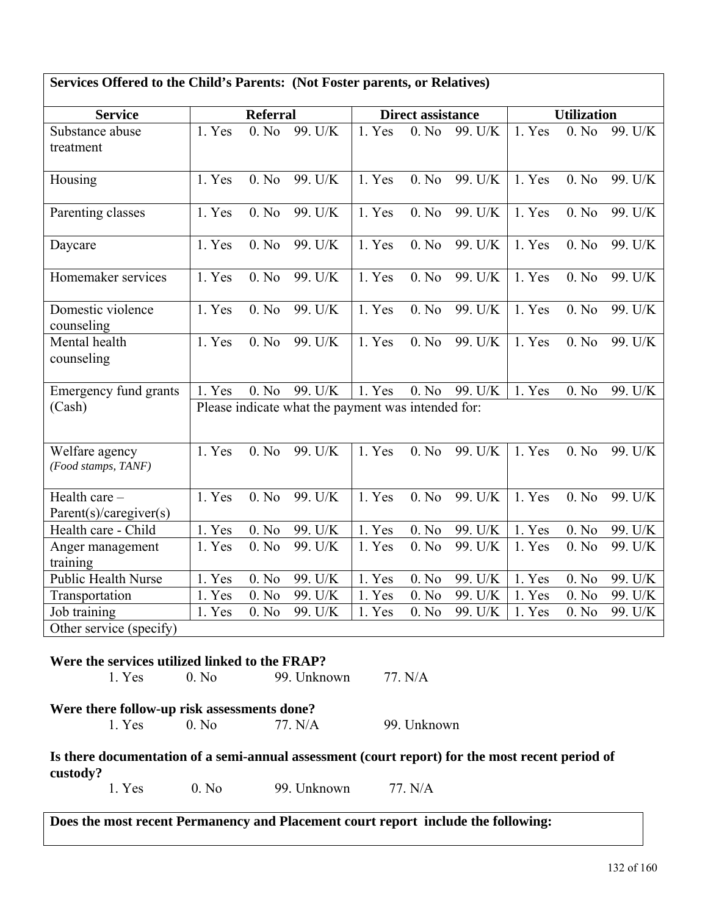| Services Offered to the Child's Parents: (Not Foster parents, or Relatives) | | | | | | | | | |
|---|---|---|---|---|---|---|---|---|---|
| **Service** | **Referral** | | | **Direct assistance** | | | **Utilization** | | |
| Substance abuse treatment | 1. Yes | 0. No | 99. U/K | 1. Yes | 0. No | 99. U/K | 1. Yes | 0. No | 99. U/K |
| Housing | 1. Yes | 0. No | 99. U/K | 1. Yes | 0. No | 99. U/K | 1. Yes | 0. No | 99. U/K |
| Parenting classes | 1. Yes | 0. No | 99. U/K | 1. Yes | 0. No | 99. U/K | 1. Yes | 0. No | 99. U/K |
| Daycare | 1. Yes | 0. No | 99. U/K | 1. Yes | 0. No | 99. U/K | 1. Yes | 0. No | 99. U/K |
| Homemaker services | 1. Yes | 0. No | 99. U/K | 1. Yes | 0. No | 99. U/K | 1. Yes | 0. No | 99. U/K |
| Domestic violence counseling | 1. Yes | 0. No | 99. U/K | 1. Yes | 0. No | 99. U/K | 1. Yes | 0. No | 99. U/K |
| Mental health counseling | 1. Yes | 0. No | 99. U/K | 1. Yes | 0. No | 99. U/K | 1. Yes | 0. No | 99. U/K |
| Emergency fund grants (Cash) | 1. Yes | 0. No | 99. U/K | 1. Yes | 0. No | 99. U/K | 1. Yes | 0. No | 99. U/K |
| | Please indicate what the payment was intended for: | | | | | | | | |
| Welfare agency *(Food stamps, TANF)* | 1. Yes | 0. No | 99. U/K | 1. Yes | 0. No | 99. U/K | 1. Yes | 0. No | 99. U/K |
| Health care – Parent(s)/caregiver(s) | 1. Yes | 0. No | 99. U/K | 1. Yes | 0. No | 99. U/K | 1. Yes | 0. No | 99. U/K |
| Health care - Child | 1. Yes | 0. No | 99. U/K | 1. Yes | 0. No | 99. U/K | 1. Yes | 0. No | 99. U/K |
| Anger management training | 1. Yes | 0. No | 99. U/K | 1. Yes | 0. No | 99. U/K | 1. Yes | 0. No | 99. U/K |
| Public Health Nurse | 1. Yes | 0. No | 99. U/K | 1. Yes | 0. No | 99. U/K | 1. Yes | 0. No | 99. U/K |
| Transportation | 1. Yes | 0. No | 99. U/K | 1. Yes | 0. No | 99. U/K | 1. Yes | 0. No | 99. U/K |
| Job training | 1. Yes | 0. No | 99. U/K | 1. Yes | 0. No | 99. U/K | 1. Yes | 0. No | 99. U/K |
| Other service (specify) | | | | | | | | | |

**Were the services utilized linked to the FRAP?**

1. Yes    0. No    99. Unknown    77. N/A

**Were there follow-up risk assessments done?**

1. Yes    0. No    77. N/A    99. Unknown

**Is there documentation of a semi-annual assessment (court report) for the most recent period of custody?**

1. Yes    0. No    99. Unknown    77. N/A

| Does the most recent Permanency and Placement court report include the following: |
|---|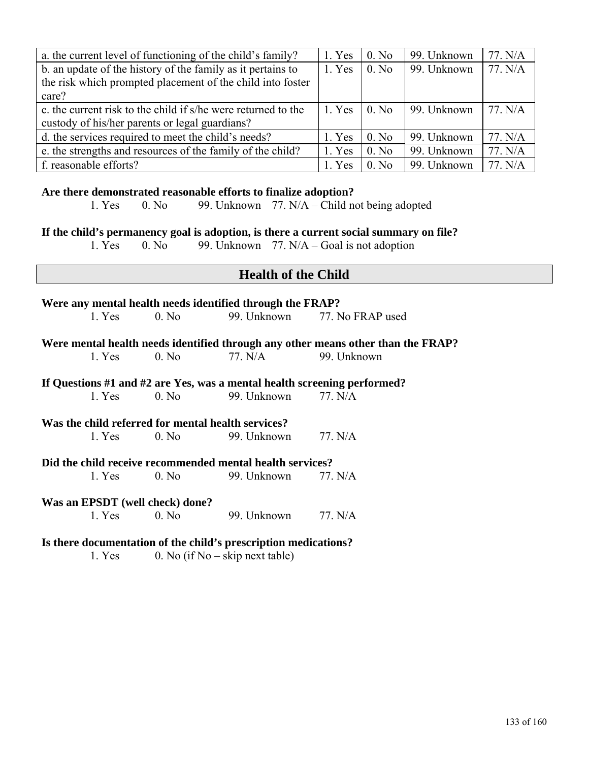| a. the current level of functioning of the child's family? | 1. Yes | 0. No | 99. Unknown | 77. N/A |
|---|---|---|---|---|
| b. an update of the history of the family as it pertains to the risk which prompted placement of the child into foster care? | 1. Yes | 0. No | 99. Unknown | 77. N/A |
| c. the current risk to the child if s/he were returned to the custody of his/her parents or legal guardians? | 1. Yes | 0. No | 99. Unknown | 77. N/A |
| d. the services required to meet the child's needs? | 1. Yes | 0. No | 99. Unknown | 77. N/A |
| e. the strengths and resources of the family of the child? | 1. Yes | 0. No | 99. Unknown | 77. N/A |
| f. reasonable efforts? | 1. Yes | 0. No | 99. Unknown | 77. N/A |

**Are there demonstrated reasonable efforts to finalize adoption?**

1. Yes 0. No 99. Unknown 77. N/A – Child not being adopted

**If the child's permanency goal is adoption, is there a current social summary on file?**

1. Yes 0. No 99. Unknown 77. N/A – Goal is not adoption

## Health of the Child

**Were any mental health needs identified through the FRAP?**

1. Yes 0. No 99. Unknown 77. No FRAP used

**Were mental health needs identified through any other means other than the FRAP?**

1. Yes 0. No 77. N/A 99. Unknown

**If Questions #1 and #2 are Yes, was a mental health screening performed?**

1. Yes 0. No 99. Unknown 77. N/A

**Was the child referred for mental health services?**

1. Yes 0. No 99. Unknown 77. N/A

**Did the child receive recommended mental health services?**

1. Yes 0. No 99. Unknown 77. N/A

**Was an EPSDT (well check) done?**

1. Yes 0. No 99. Unknown 77. N/A

**Is there documentation of the child's prescription medications?**

1. Yes 0. No (if No – skip next table)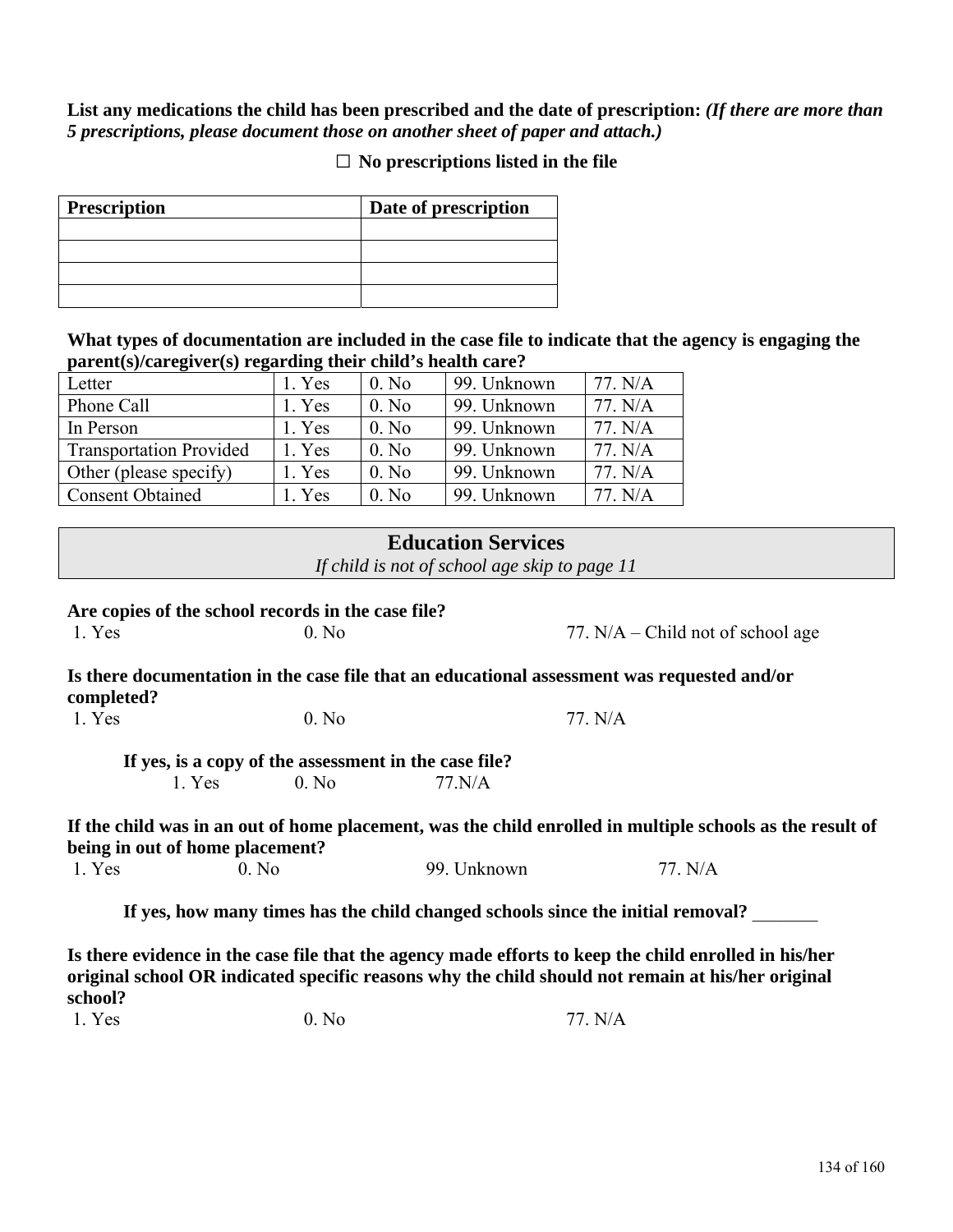**List any medications the child has been prescribed and the date of prescription:** ***(If there are more than 5 prescriptions, please document those on another sheet of paper and attach.)***

**☐ No prescriptions listed in the file**

| Prescription | Date of prescription |
|---|---|
| | |
| | |
| | |
| | |

**What types of documentation are included in the case file to indicate that the agency is engaging the parent(s)/caregiver(s) regarding their child's health care?**

| | | | | |
|---|---|---|---|---|
| Letter | 1. Yes | 0. No | 99. Unknown | 77. N/A |
| Phone Call | 1. Yes | 0. No | 99. Unknown | 77. N/A |
| In Person | 1. Yes | 0. No | 99. Unknown | 77. N/A |
| Transportation Provided | 1. Yes | 0. No | 99. Unknown | 77. N/A |
| Other (please specify) | 1. Yes | 0. No | 99. Unknown | 77. N/A |
| Consent Obtained | 1. Yes | 0. No | 99. Unknown | 77. N/A |

## Education Services

*If child is not of school age skip to page 11*

**Are copies of the school records in the case file?**

1. Yes    0. No    77. N/A – Child not of school age

**Is there documentation in the case file that an educational assessment was requested and/or completed?**

1. Yes    0. No    77. N/A

**If yes, is a copy of the assessment in the case file?**

1. Yes    0. No    77.N/A

**If the child was in an out of home placement, was the child enrolled in multiple schools as the result of being in out of home placement?**

1. Yes    0. No    99. Unknown    77. N/A

**If yes, how many times has the child changed schools since the initial removal?** _______

**Is there evidence in the case file that the agency made efforts to keep the child enrolled in his/her original school OR indicated specific reasons why the child should not remain at his/her original school?**

1. Yes    0. No    77. N/A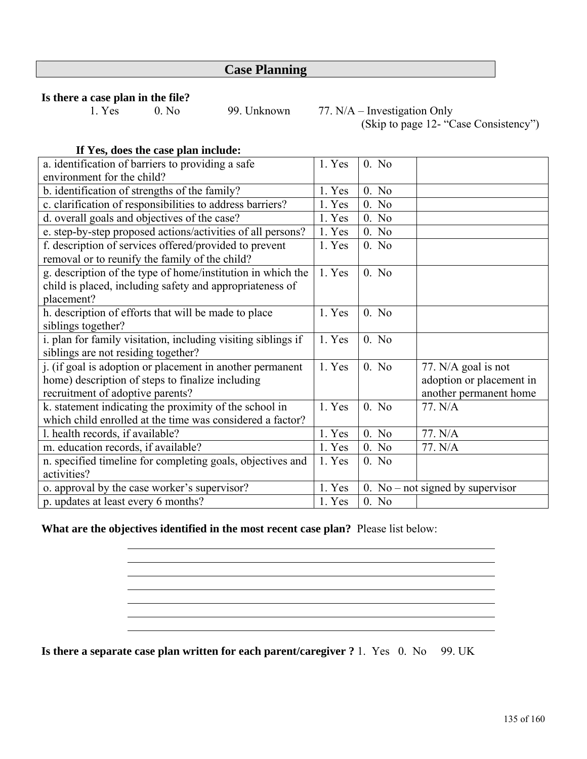## Case Planning

**Is there a case plan in the file?**

1. Yes  0. No  99. Unknown  77. N/A – Investigation Only (Skip to page 12- "Case Consistency")

**If Yes, does the case plan include:**

| | | | |
|---|---|---|---|
| a. identification of barriers to providing a safe environment for the child? | 1. Yes | 0. No | |
| b. identification of strengths of the family? | 1. Yes | 0. No | |
| c. clarification of responsibilities to address barriers? | 1. Yes | 0. No | |
| d. overall goals and objectives of the case? | 1. Yes | 0. No | |
| e. step-by-step proposed actions/activities of all persons? | 1. Yes | 0. No | |
| f. description of services offered/provided to prevent removal or to reunify the family of the child? | 1. Yes | 0. No | |
| g. description of the type of home/institution in which the child is placed, including safety and appropriateness of placement? | 1. Yes | 0. No | |
| h. description of efforts that will be made to place siblings together? | 1. Yes | 0. No | |
| i. plan for family visitation, including visiting siblings if siblings are not residing together? | 1. Yes | 0. No | |
| j. (if goal is adoption or placement in another permanent home) description of steps to finalize including recruitment of adoptive parents? | 1. Yes | 0. No | 77. N/A goal is not adoption or placement in another permanent home |
| k. statement indicating the proximity of the school in which child enrolled at the time was considered a factor? | 1. Yes | 0. No | 77. N/A |
| l. health records, if available? | 1. Yes | 0. No | 77. N/A |
| m. education records, if available? | 1. Yes | 0. No | 77. N/A |
| n. specified timeline for completing goals, objectives and activities? | 1. Yes | 0. No | |
| o. approval by the case worker's supervisor? | 1. Yes | 0. No – not signed by supervisor | |
| p. updates at least every 6 months? | 1. Yes | 0. No | |

**What are the objectives identified in the most recent case plan?** Please list below:

_______________________________________________

_______________________________________________

_______________________________________________

_______________________________________________

_______________________________________________

_______________________________________________

_______________________________________________

**Is there a separate case plan written for each parent/caregiver ?** 1. Yes 0. No 99. UK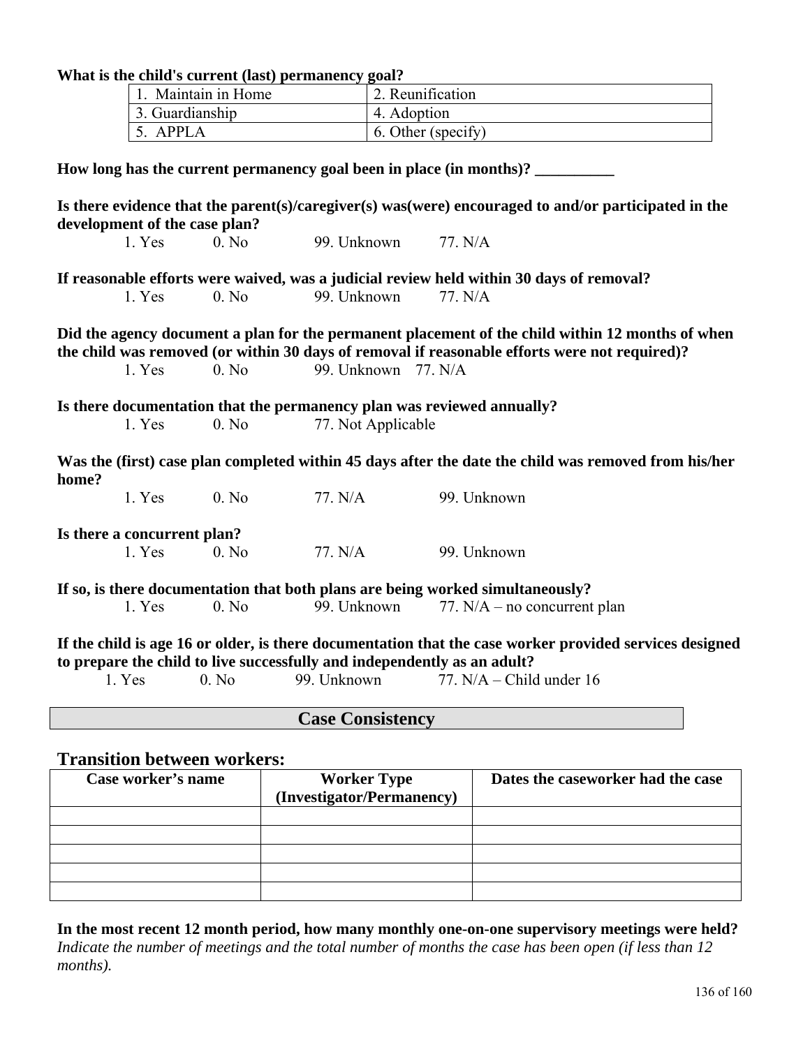**What is the child's current (last) permanency goal?**

| 1. Maintain in Home | 2. Reunification |
|---|---|
| 3. Guardianship | 4. Adoption |
| 5. APPLA | 6. Other (specify) |

**How long has the current permanency goal been in place (in months)? __________**

**Is there evidence that the parent(s)/caregiver(s) was(were) encouraged to and/or participated in the development of the case plan?**

1. Yes  0. No  99. Unknown  77. N/A

**If reasonable efforts were waived, was a judicial review held within 30 days of removal?**

1. Yes  0. No  99. Unknown  77. N/A

**Did the agency document a plan for the permanent placement of the child within 12 months of when the child was removed (or within 30 days of removal if reasonable efforts were not required)?**

1. Yes  0. No  99. Unknown  77. N/A

**Is there documentation that the permanency plan was reviewed annually?**

1. Yes  0. No  77. Not Applicable

**Was the (first) case plan completed within 45 days after the date the child was removed from his/her home?**

1. Yes  0. No  77. N/A  99. Unknown

**Is there a concurrent plan?**

1. Yes  0. No  77. N/A  99. Unknown

**If so, is there documentation that both plans are being worked simultaneously?**

1. Yes  0. No  99. Unknown  77. N/A – no concurrent plan

**If the child is age 16 or older, is there documentation that the case worker provided services designed to prepare the child to live successfully and independently as an adult?**

1. Yes  0. No  99. Unknown  77. N/A – Child under 16

## Case Consistency

### Transition between workers:

| Case worker's name | Worker Type (Investigator/Permanency) | Dates the caseworker had the case |
|---|---|---|
| | | |
| | | |
| | | |
| | | |
| | | |

**In the most recent 12 month period, how many monthly one-on-one supervisory meetings were held?**
*Indicate the number of meetings and the total number of months the case has been open (if less than 12 months).*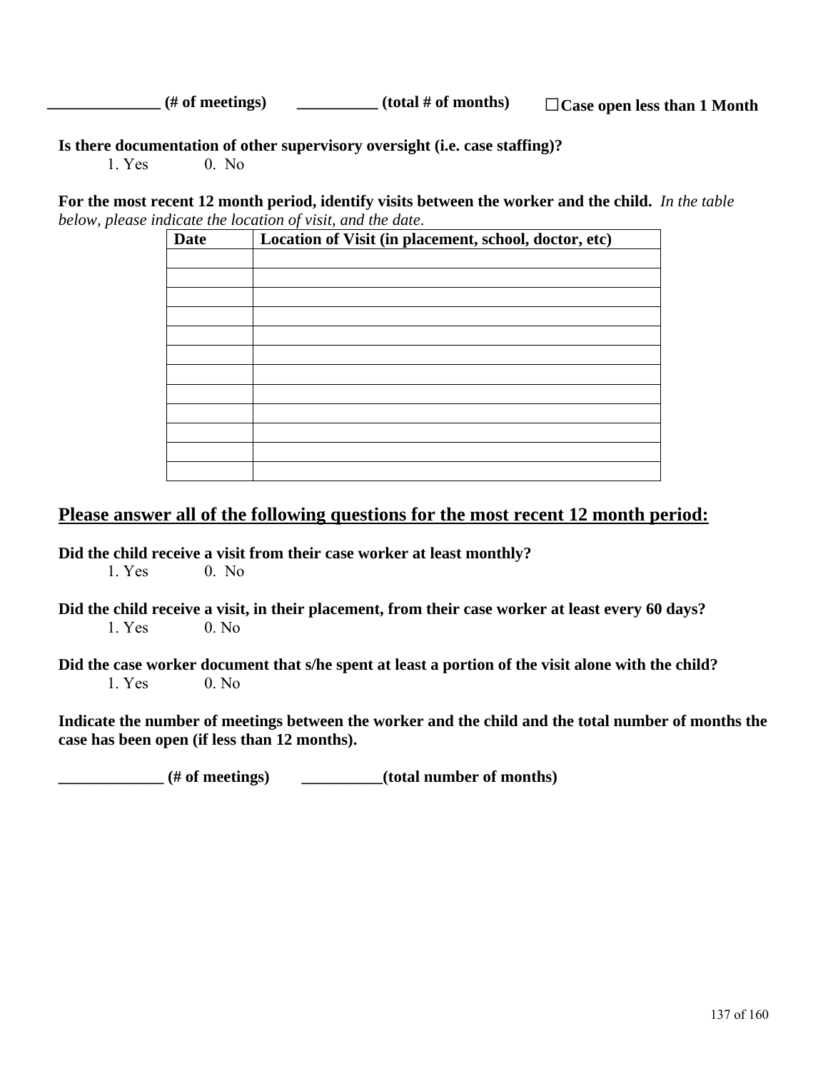**______________ (# of meetings)** **__________ (total # of months)** ☐**Case open less than 1 Month**

**Is there documentation of other supervisory oversight (i.e. case staffing)?**

1. Yes 0. No

**For the most recent 12 month period, identify visits between the worker and the child.** *In the table below, please indicate the location of visit, and the date.*

| Date | Location of Visit (in placement, school, doctor, etc) |
|---|---|
| | |
| | |
| | |
| | |
| | |
| | |
| | |
| | |
| | |
| | |
| | |
| | |

## Please answer all of the following questions for the most recent 12 month period:

**Did the child receive a visit from their case worker at least monthly?**

1. Yes 0. No

**Did the child receive a visit, in their placement, from their case worker at least every 60 days?**

1. Yes 0. No

**Did the case worker document that s/he spent at least a portion of the visit alone with the child?**

1. Yes 0. No

**Indicate the number of meetings between the worker and the child and the total number of months the case has been open (if less than 12 months).**

**_____________ (# of meetings)** **__________(total number of months)**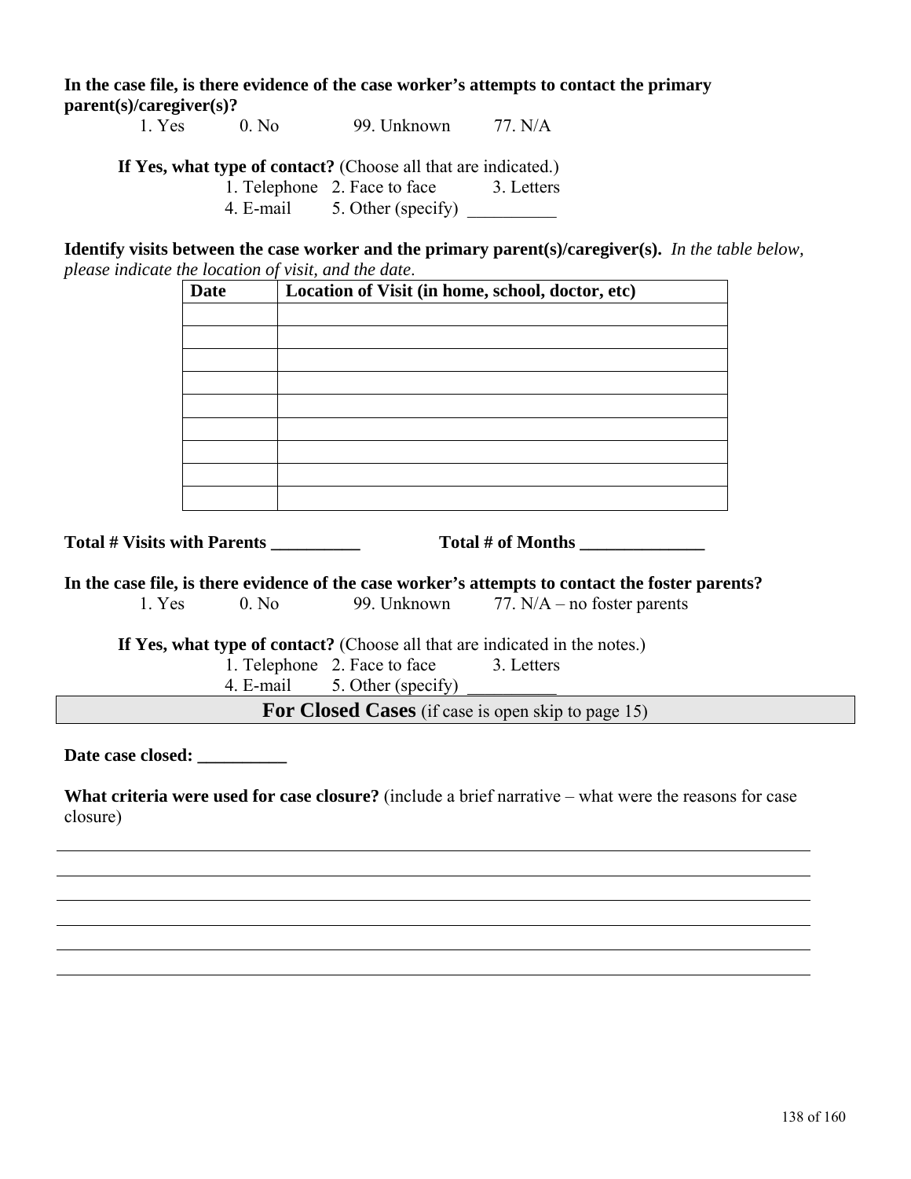**In the case file, is there evidence of the case worker's attempts to contact the primary parent(s)/caregiver(s)?**

1. Yes    0. No    99. Unknown    77. N/A

**If Yes, what type of contact?** (Choose all that are indicated.)

1. Telephone    2. Face to face    3. Letters
4. E-mail    5. Other (specify) __________

**Identify visits between the case worker and the primary parent(s)/caregiver(s).** *In the table below, please indicate the location of visit, and the date*.

| Date | Location of Visit (in home, school, doctor, etc) |
|---|---|
| | |
| | |
| | |
| | |
| | |
| | |
| | |
| | |
| | |

**Total # Visits with Parents __________**    **Total # of Months ______________**

**In the case file, is there evidence of the case worker's attempts to contact the foster parents?**

1. Yes    0. No    99. Unknown    77. N/A – no foster parents

**If Yes, what type of contact?** (Choose all that are indicated in the notes.)

1. Telephone    2. Face to face    3. Letters
4. E-mail    5. Other (specify) __________

## For Closed Cases (if case is open skip to page 15)

**Date case closed: __________**

**What criteria were used for case closure?** (include a brief narrative – what were the reasons for case closure)

______________________________________________________________________________

______________________________________________________________________________

______________________________________________________________________________

______________________________________________________________________________

______________________________________________________________________________

______________________________________________________________________________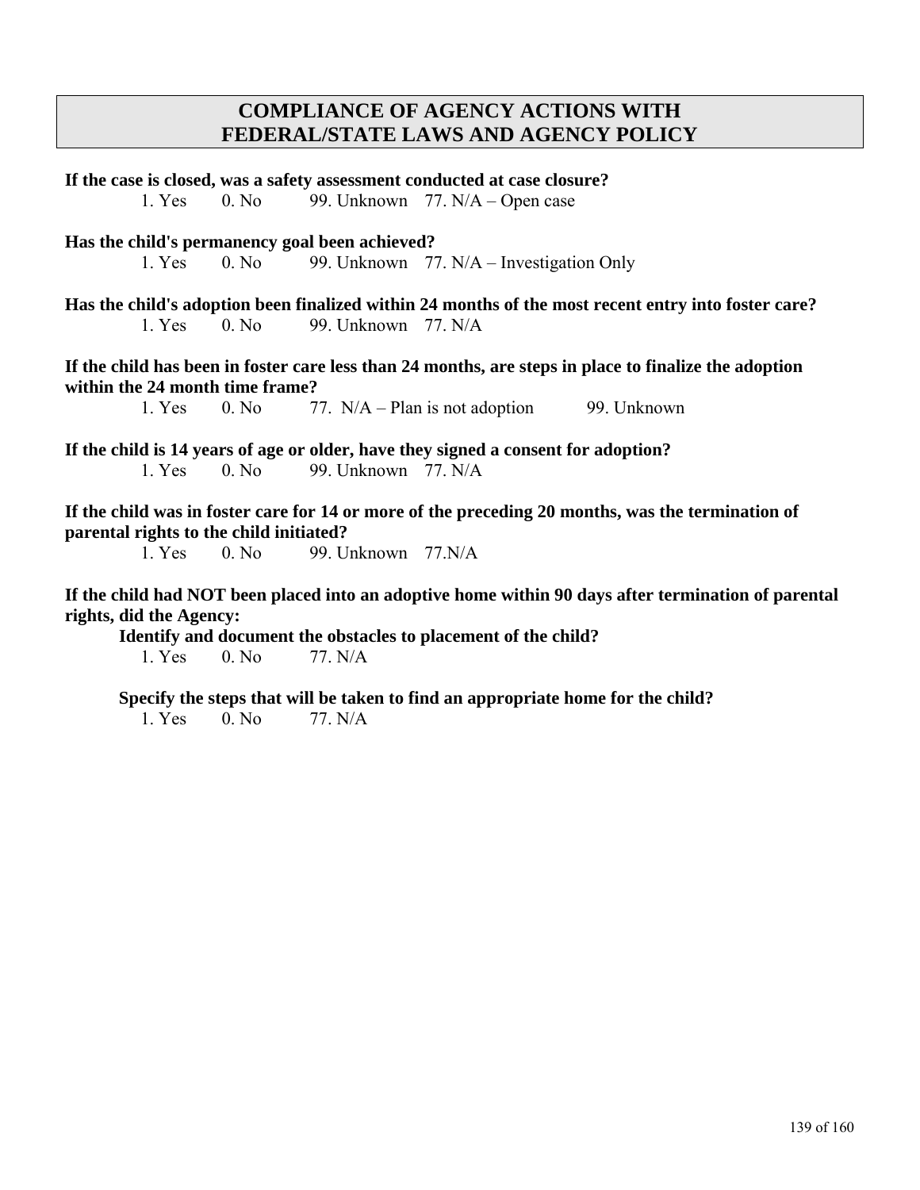## COMPLIANCE OF AGENCY ACTIONS WITH FEDERAL/STATE LAWS AND AGENCY POLICY

**If the case is closed, was a safety assessment conducted at case closure?**

1. Yes  0. No  99. Unknown  77. N/A – Open case

**Has the child's permanency goal been achieved?**

1. Yes  0. No  99. Unknown  77. N/A – Investigation Only

**Has the child's adoption been finalized within 24 months of the most recent entry into foster care?**

1. Yes  0. No  99. Unknown  77. N/A

**If the child has been in foster care less than 24 months, are steps in place to finalize the adoption within the 24 month time frame?**

1. Yes  0. No  77. N/A – Plan is not adoption  99. Unknown

**If the child is 14 years of age or older, have they signed a consent for adoption?**

1. Yes  0. No  99. Unknown  77. N/A

**If the child was in foster care for 14 or more of the preceding 20 months, was the termination of parental rights to the child initiated?**

1. Yes  0. No  99. Unknown  77.N/A

**If the child had NOT been placed into an adoptive home within 90 days after termination of parental rights, did the Agency:**

**Identify and document the obstacles to placement of the child?**

1. Yes  0. No  77. N/A

**Specify the steps that will be taken to find an appropriate home for the child?**

1. Yes  0. No  77. N/A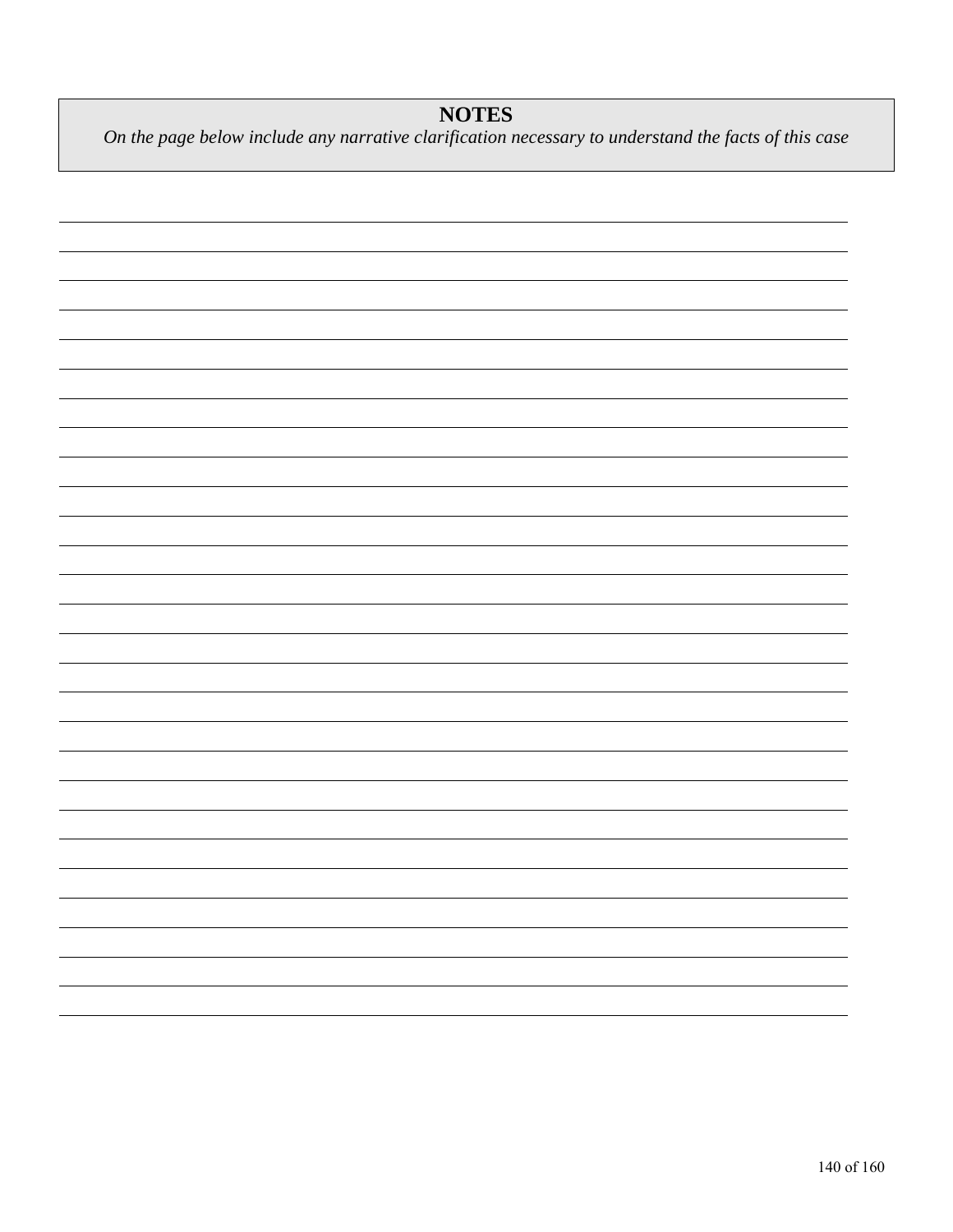## NOTES

*On the page below include any narrative clarification necessary to understand the facts of this case*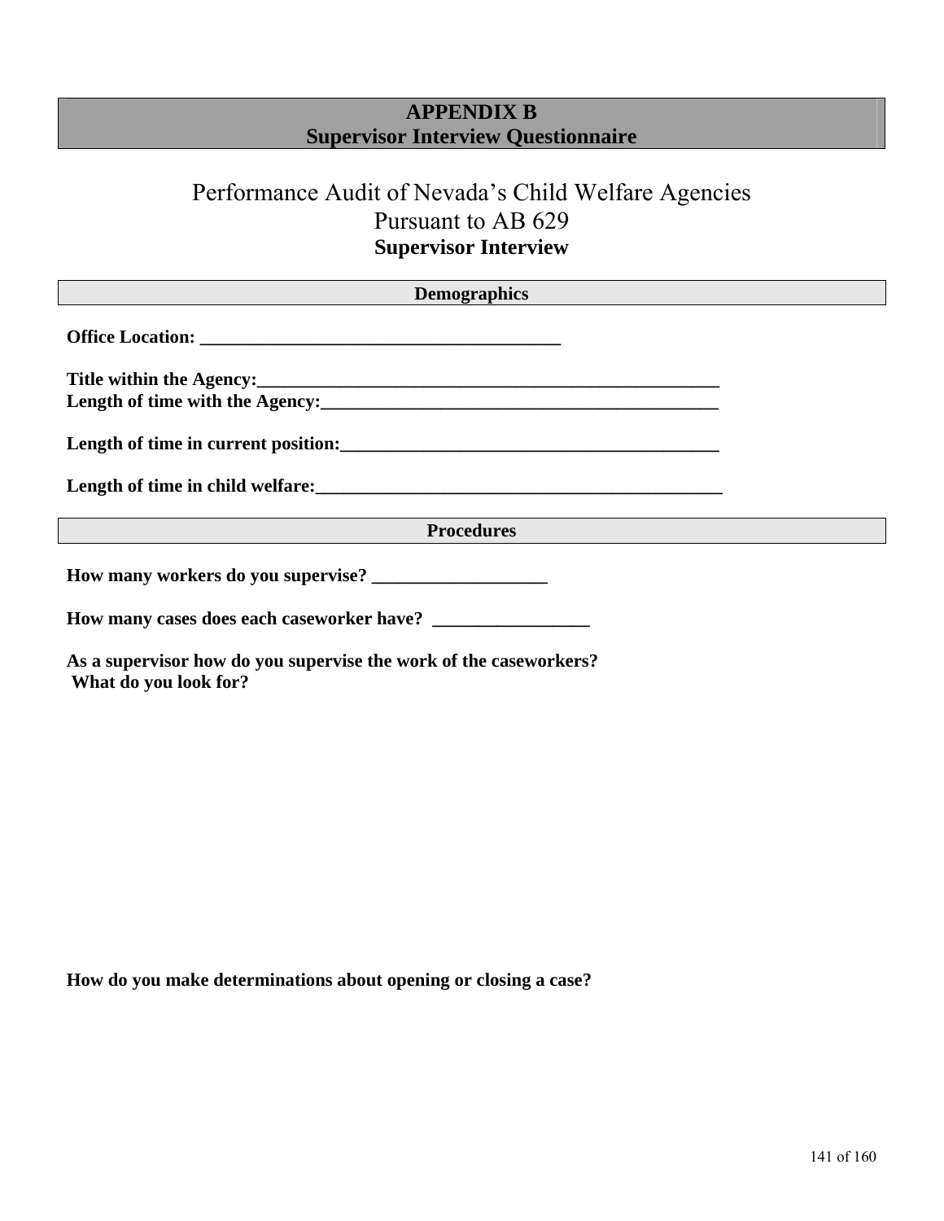## APPENDIX B
## Supervisor Interview Questionnaire

# Performance Audit of Nevada's Child Welfare Agencies
# Pursuant to AB 629
## Supervisor Interview

### Demographics

**Office Location: ________________________________________**

**Title within the Agency:_____________________________________________________**
**Length of time with the Agency:____________________________________________**

**Length of time in current position:__________________________________________**

**Length of time in child welfare:____________________________________________**

### Procedures

**How many workers do you supervise? ___________________**

**How many cases does each caseworker have? _________________**

**As a supervisor how do you supervise the work of the caseworkers?**
**What do you look for?**

**How do you make determinations about opening or closing a case?**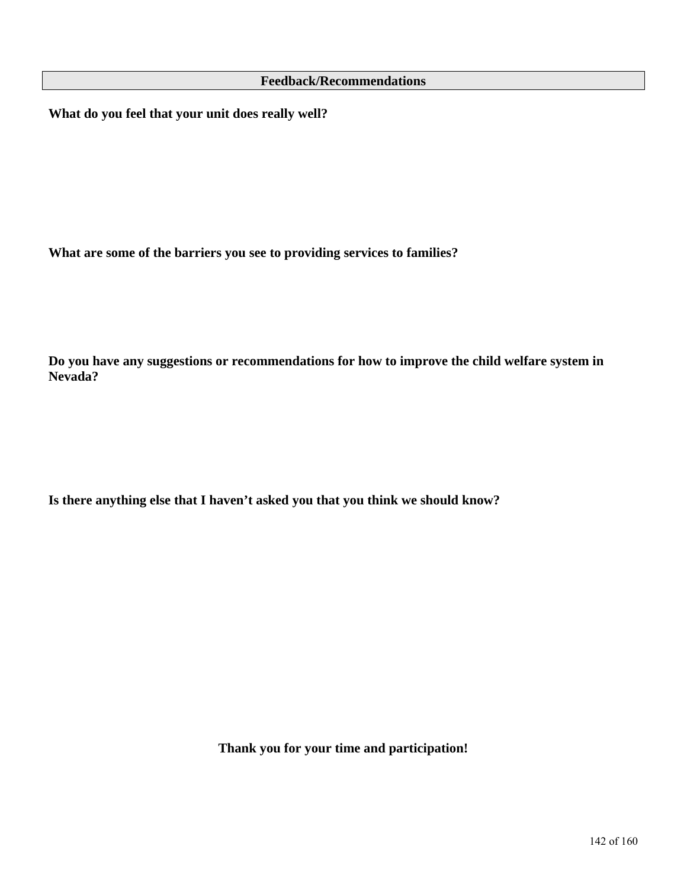## Feedback/Recommendations

**What do you feel that your unit does really well?**

**What are some of the barriers you see to providing services to families?**

**Do you have any suggestions or recommendations for how to improve the child welfare system in Nevada?**

**Is there anything else that I haven't asked you that you think we should know?**

**Thank you for your time and participation!**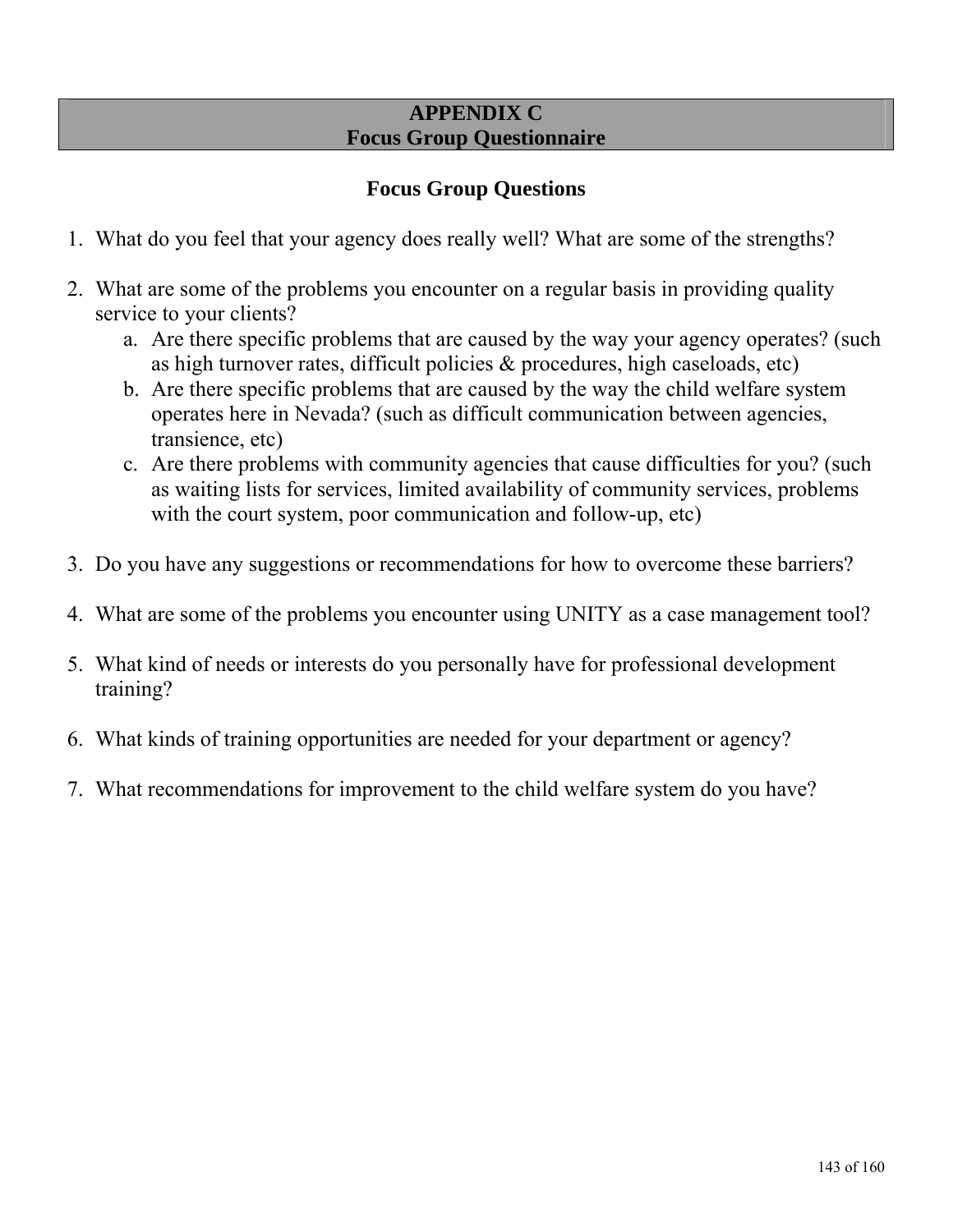# APPENDIX C
# Focus Group Questionnaire

## Focus Group Questions

1. What do you feel that your agency does really well? What are some of the strengths?

2. What are some of the problems you encounter on a regular basis in providing quality service to your clients?
   a. Are there specific problems that are caused by the way your agency operates? (such as high turnover rates, difficult policies & procedures, high caseloads, etc)
   b. Are there specific problems that are caused by the way the child welfare system operates here in Nevada? (such as difficult communication between agencies, transience, etc)
   c. Are there problems with community agencies that cause difficulties for you? (such as waiting lists for services, limited availability of community services, problems with the court system, poor communication and follow-up, etc)

3. Do you have any suggestions or recommendations for how to overcome these barriers?

4. What are some of the problems you encounter using UNITY as a case management tool?

5. What kind of needs or interests do you personally have for professional development training?

6. What kinds of training opportunities are needed for your department or agency?

7. What recommendations for improvement to the child welfare system do you have?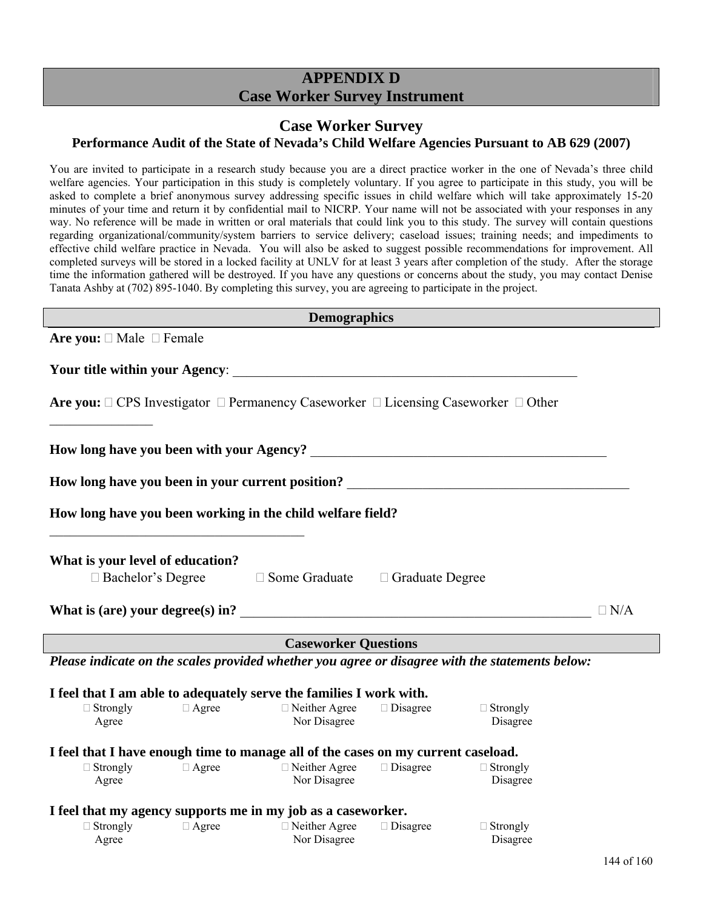# APPENDIX D
# Case Worker Survey Instrument

## Case Worker Survey

### Performance Audit of the State of Nevada's Child Welfare Agencies Pursuant to AB 629 (2007)

You are invited to participate in a research study because you are a direct practice worker in the one of Nevada's three child welfare agencies. Your participation in this study is completely voluntary. If you agree to participate in this study, you will be asked to complete a brief anonymous survey addressing specific issues in child welfare which will take approximately 15-20 minutes of your time and return it by confidential mail to NICRP. Your name will not be associated with your responses in any way. No reference will be made in written or oral materials that could link you to this study. The survey will contain questions regarding organizational/community/system barriers to service delivery; caseload issues; training needs; and impediments to effective child welfare practice in Nevada. You will also be asked to suggest possible recommendations for improvement. All completed surveys will be stored in a locked facility at UNLV for at least 3 years after completion of the study. After the storage time the information gathered will be destroyed. If you have any questions or concerns about the study, you may contact Denise Tanata Ashby at (702) 895-1040. By completing this survey, you are agreeing to participate in the project.

### Demographics

**Are you:** ☐ Male ☐ Female

**Your title within your Agency**: ______________________________________________________

**Are you:** ☐ CPS Investigator ☐ Permanency Caseworker ☐ Licensing Caseworker ☐ Other _______________

**How long have you been with your Agency?** _____________________________________________

**How long have you been in your current position?** ________________________________________

**How long have you been working in the child welfare field?** ________________________________________

**What is your level of education?**

☐ Bachelor's Degree ☐ Some Graduate ☐ Graduate Degree

**What is (are) your degree(s) in?** ___________________________________________________ ☐ N/A

### Caseworker Questions

***Please indicate on the scales provided whether you agree or disagree with the statements below:***

**I feel that I am able to adequately serve the families I work with.**

☐ Strongly Agree ☐ Agree ☐ Neither Agree Nor Disagree ☐ Disagree ☐ Strongly Disagree

**I feel that I have enough time to manage all of the cases on my current caseload.**

☐ Strongly Agree ☐ Agree ☐ Neither Agree Nor Disagree ☐ Disagree ☐ Strongly Disagree

**I feel that my agency supports me in my job as a caseworker.**

☐ Strongly Agree ☐ Agree ☐ Neither Agree Nor Disagree ☐ Disagree ☐ Strongly Disagree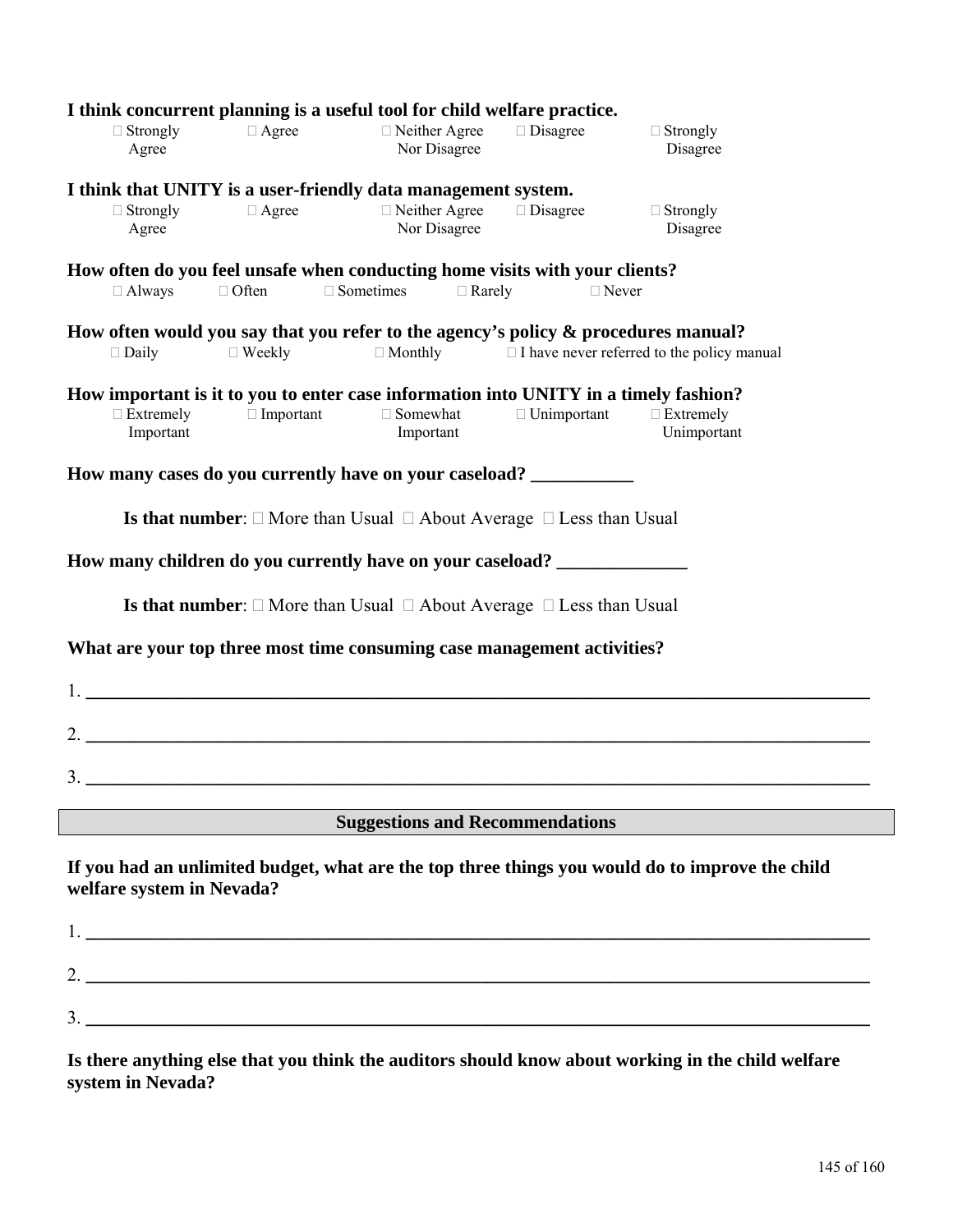**I think concurrent planning is a useful tool for child welfare practice.**

□ Strongly Agree □ Agree □ Neither Agree Nor Disagree □ Disagree □ Strongly Disagree

**I think that UNITY is a user-friendly data management system.**

□ Strongly Agree □ Agree □ Neither Agree Nor Disagree □ Disagree □ Strongly Disagree

**How often do you feel unsafe when conducting home visits with your clients?**

□ Always □ Often □ Sometimes □ Rarely □ Never

**How often would you say that you refer to the agency's policy & procedures manual?**

□ Daily □ Weekly □ Monthly □ I have never referred to the policy manual

**How important is it to you to enter case information into UNITY in a timely fashion?**

□ Extremely Important □ Important □ Somewhat Important □ Unimportant □ Extremely Unimportant

**How many cases do you currently have on your caseload? ___________**

**Is that number**: □ More than Usual □ About Average □ Less than Usual

**How many children do you currently have on your caseload? ______________**

**Is that number**: □ More than Usual □ About Average □ Less than Usual

**What are your top three most time consuming case management activities?**

1. ______________________________________________________________________________

2. ______________________________________________________________________________

3. ______________________________________________________________________________

## Suggestions and Recommendations

**If you had an unlimited budget, what are the top three things you would do to improve the child welfare system in Nevada?**

1. ______________________________________________________________________________

2. ______________________________________________________________________________

3. ______________________________________________________________________________

**Is there anything else that you think the auditors should know about working in the child welfare system in Nevada?**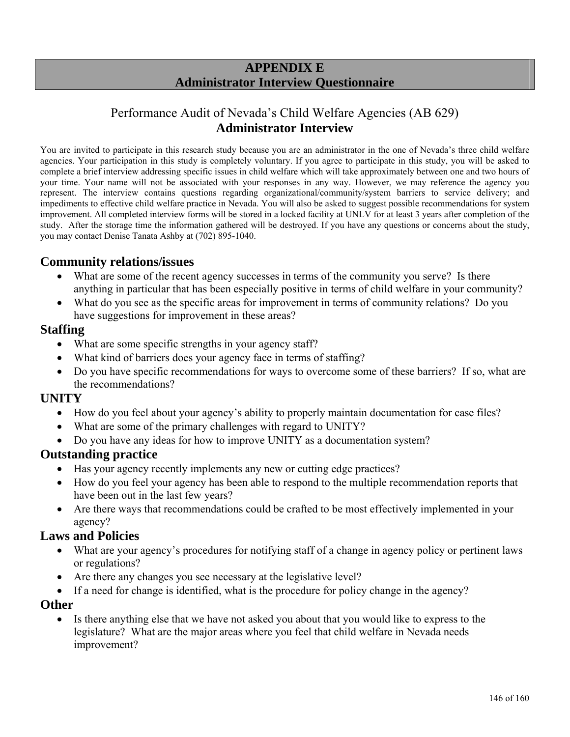# APPENDIX E
# Administrator Interview Questionnaire

## Performance Audit of Nevada's Child Welfare Agencies (AB 629)
## **Administrator Interview**

You are invited to participate in this research study because you are an administrator in the one of Nevada's three child welfare agencies. Your participation in this study is completely voluntary. If you agree to participate in this study, you will be asked to complete a brief interview addressing specific issues in child welfare which will take approximately between one and two hours of your time. Your name will not be associated with your responses in any way. However, we may reference the agency you represent. The interview contains questions regarding organizational/community/system barriers to service delivery; and impediments to effective child welfare practice in Nevada. You will also be asked to suggest possible recommendations for system improvement. All completed interview forms will be stored in a locked facility at UNLV for at least 3 years after completion of the study. After the storage time the information gathered will be destroyed. If you have any questions or concerns about the study, you may contact Denise Tanata Ashby at (702) 895-1040.

### Community relations/issues

- What are some of the recent agency successes in terms of the community you serve? Is there anything in particular that has been especially positive in terms of child welfare in your community?
- What do you see as the specific areas for improvement in terms of community relations? Do you have suggestions for improvement in these areas?

### Staffing

- What are some specific strengths in your agency staff?
- What kind of barriers does your agency face in terms of staffing?
- Do you have specific recommendations for ways to overcome some of these barriers? If so, what are the recommendations?

### UNITY

- How do you feel about your agency's ability to properly maintain documentation for case files?
- What are some of the primary challenges with regard to UNITY?
- Do you have any ideas for how to improve UNITY as a documentation system?

### Outstanding practice

- Has your agency recently implements any new or cutting edge practices?
- How do you feel your agency has been able to respond to the multiple recommendation reports that have been out in the last few years?
- Are there ways that recommendations could be crafted to be most effectively implemented in your agency?

### Laws and Policies

- What are your agency's procedures for notifying staff of a change in agency policy or pertinent laws or regulations?
- Are there any changes you see necessary at the legislative level?
- If a need for change is identified, what is the procedure for policy change in the agency?

### Other

- Is there anything else that we have not asked you about that you would like to express to the legislature? What are the major areas where you feel that child welfare in Nevada needs improvement?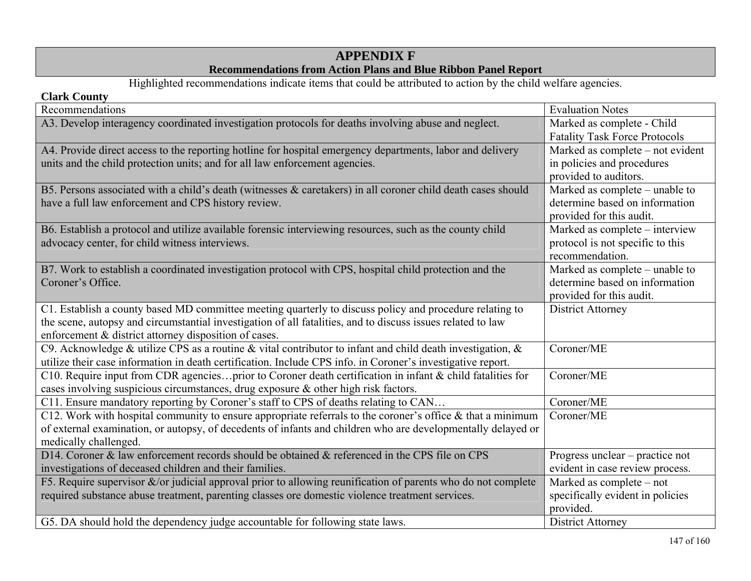# APPENDIX F

## Recommendations from Action Plans and Blue Ribbon Panel Report

Highlighted recommendations indicate items that could be attributed to action by the child welfare agencies.

**Clark County**

| Recommendations | Evaluation Notes |
|---|---|
| A3. Develop interagency coordinated investigation protocols for deaths involving abuse and neglect. | Marked as complete - Child Fatality Task Force Protocols |
| A4. Provide direct access to the reporting hotline for hospital emergency departments, labor and delivery units and the child protection units; and for all law enforcement agencies. | Marked as complete – not evident in policies and procedures provided to auditors. |
| B5. Persons associated with a child's death (witnesses & caretakers) in all coroner child death cases should have a full law enforcement and CPS history review. | Marked as complete – unable to determine based on information provided for this audit. |
| B6. Establish a protocol and utilize available forensic interviewing resources, such as the county child advocacy center, for child witness interviews. | Marked as complete – interview protocol is not specific to this recommendation. |
| B7. Work to establish a coordinated investigation protocol with CPS, hospital child protection and the Coroner's Office. | Marked as complete – unable to determine based on information provided for this audit. |
| C1. Establish a county based MD committee meeting quarterly to discuss policy and procedure relating to the scene, autopsy and circumstantial investigation of all fatalities, and to discuss issues related to law enforcement & district attorney disposition of cases. | District Attorney |
| C9. Acknowledge & utilize CPS as a routine & vital contributor to infant and child death investigation, & utilize their case information in death certification. Include CPS info. in Coroner's investigative report. | Coroner/ME |
| C10. Require input from CDR agencies…prior to Coroner death certification in infant & child fatalities for cases involving suspicious circumstances, drug exposure & other high risk factors. | Coroner/ME |
| C11. Ensure mandatory reporting by Coroner's staff to CPS of deaths relating to CAN… | Coroner/ME |
| C12. Work with hospital community to ensure appropriate referrals to the coroner's office & that a minimum of external examination, or autopsy, of decedents of infants and children who are developmentally delayed or medically challenged. | Coroner/ME |
| D14. Coroner & law enforcement records should be obtained & referenced in the CPS file on CPS investigations of deceased children and their families. | Progress unclear – practice not evident in case review process. |
| F5. Require supervisor &/or judicial approval prior to allowing reunification of parents who do not complete required substance abuse treatment, parenting classes ore domestic violence treatment services. | Marked as complete – not specifically evident in policies provided. |
| G5. DA should hold the dependency judge accountable for following state laws. | District Attorney |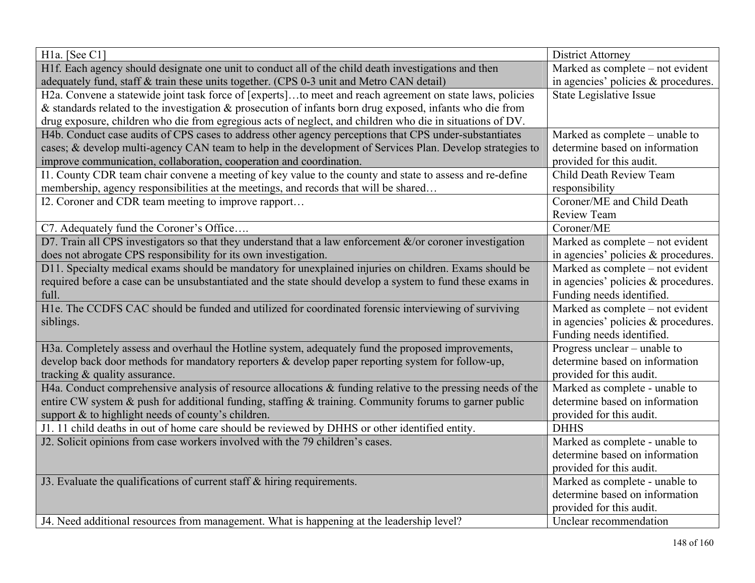| | |
|---|---|
| H1a. [See C1] | District Attorney |
| H1f. Each agency should designate one unit to conduct all of the child death investigations and then adequately fund, staff & train these units together. (CPS 0-3 unit and Metro CAN detail) | Marked as complete – not evident in agencies' policies & procedures. |
| H2a. Convene a statewide joint task force of [experts]…to meet and reach agreement on state laws, policies & standards related to the investigation & prosecution of infants born drug exposed, infants who die from drug exposure, children who die from egregious acts of neglect, and children who die in situations of DV. | State Legislative Issue |
| H4b. Conduct case audits of CPS cases to address other agency perceptions that CPS under-substantiates cases; & develop multi-agency CAN team to help in the development of Services Plan. Develop strategies to improve communication, collaboration, cooperation and coordination. | Marked as complete – unable to determine based on information provided for this audit. |
| I1. County CDR team chair convene a meeting of key value to the county and state to assess and re-define membership, agency responsibilities at the meetings, and records that will be shared… | Child Death Review Team responsibility |
| I2. Coroner and CDR team meeting to improve rapport… | Coroner/ME and Child Death Review Team |
| C7. Adequately fund the Coroner's Office…. | Coroner/ME |
| D7. Train all CPS investigators so that they understand that a law enforcement &/or coroner investigation does not abrogate CPS responsibility for its own investigation. | Marked as complete – not evident in agencies' policies & procedures. |
| D11. Specialty medical exams should be mandatory for unexplained injuries on children. Exams should be required before a case can be unsubstantiated and the state should develop a system to fund these exams in full. | Marked as complete – not evident in agencies' policies & procedures. Funding needs identified. |
| H1e. The CCDFS CAC should be funded and utilized for coordinated forensic interviewing of surviving siblings. | Marked as complete – not evident in agencies' policies & procedures. Funding needs identified. |
| H3a. Completely assess and overhaul the Hotline system, adequately fund the proposed improvements, develop back door methods for mandatory reporters & develop paper reporting system for follow-up, tracking & quality assurance. | Progress unclear – unable to determine based on information provided for this audit. |
| H4a. Conduct comprehensive analysis of resource allocations & funding relative to the pressing needs of the entire CW system & push for additional funding, staffing & training. Community forums to garner public support & to highlight needs of county's children. | Marked as complete - unable to determine based on information provided for this audit. |
| J1. 11 child deaths in out of home care should be reviewed by DHHS or other identified entity. | DHHS |
| J2. Solicit opinions from case workers involved with the 79 children's cases. | Marked as complete - unable to determine based on information provided for this audit. |
| J3. Evaluate the qualifications of current staff & hiring requirements. | Marked as complete - unable to determine based on information provided for this audit. |
| J4. Need additional resources from management. What is happening at the leadership level? | Unclear recommendation |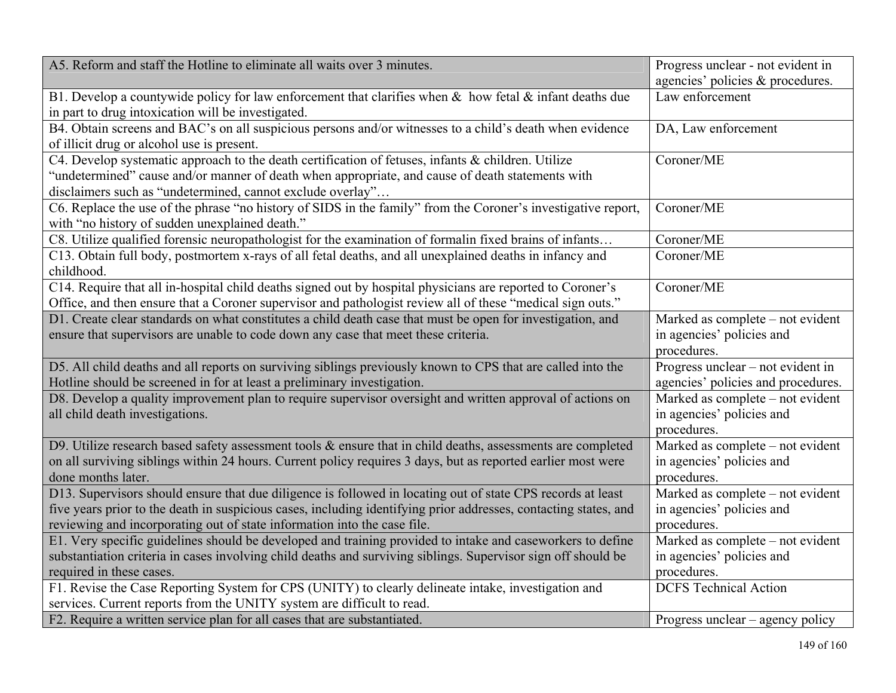| | |
|---|---|
| A5. Reform and staff the Hotline to eliminate all waits over 3 minutes. | Progress unclear - not evident in agencies' policies & procedures. |
| B1. Develop a countywide policy for law enforcement that clarifies when & how fetal & infant deaths due in part to drug intoxication will be investigated. | Law enforcement |
| B4. Obtain screens and BAC's on all suspicious persons and/or witnesses to a child's death when evidence of illicit drug or alcohol use is present. | DA, Law enforcement |
| C4. Develop systematic approach to the death certification of fetuses, infants & children. Utilize "undetermined" cause and/or manner of death when appropriate, and cause of death statements with disclaimers such as "undetermined, cannot exclude overlay"… | Coroner/ME |
| C6. Replace the use of the phrase "no history of SIDS in the family" from the Coroner's investigative report, with "no history of sudden unexplained death." | Coroner/ME |
| C8. Utilize qualified forensic neuropathologist for the examination of formalin fixed brains of infants… | Coroner/ME |
| C13. Obtain full body, postmortem x-rays of all fetal deaths, and all unexplained deaths in infancy and childhood. | Coroner/ME |
| C14. Require that all in-hospital child deaths signed out by hospital physicians are reported to Coroner's Office, and then ensure that a Coroner supervisor and pathologist review all of these "medical sign outs." | Coroner/ME |
| D1. Create clear standards on what constitutes a child death case that must be open for investigation, and ensure that supervisors are unable to code down any case that meet these criteria. | Marked as complete – not evident in agencies' policies and procedures. |
| D5. All child deaths and all reports on surviving siblings previously known to CPS that are called into the Hotline should be screened in for at least a preliminary investigation. | Progress unclear – not evident in agencies' policies and procedures. |
| D8. Develop a quality improvement plan to require supervisor oversight and written approval of actions on all child death investigations. | Marked as complete – not evident in agencies' policies and procedures. |
| D9. Utilize research based safety assessment tools & ensure that in child deaths, assessments are completed on all surviving siblings within 24 hours. Current policy requires 3 days, but as reported earlier most were done months later. | Marked as complete – not evident in agencies' policies and procedures. |
| D13. Supervisors should ensure that due diligence is followed in locating out of state CPS records at least five years prior to the death in suspicious cases, including identifying prior addresses, contacting states, and reviewing and incorporating out of state information into the case file. | Marked as complete – not evident in agencies' policies and procedures. |
| E1. Very specific guidelines should be developed and training provided to intake and caseworkers to define substantiation criteria in cases involving child deaths and surviving siblings. Supervisor sign off should be required in these cases. | Marked as complete – not evident in agencies' policies and procedures. |
| F1. Revise the Case Reporting System for CPS (UNITY) to clearly delineate intake, investigation and services. Current reports from the UNITY system are difficult to read. | DCFS Technical Action |
| F2. Require a written service plan for all cases that are substantiated. | Progress unclear – agency policy |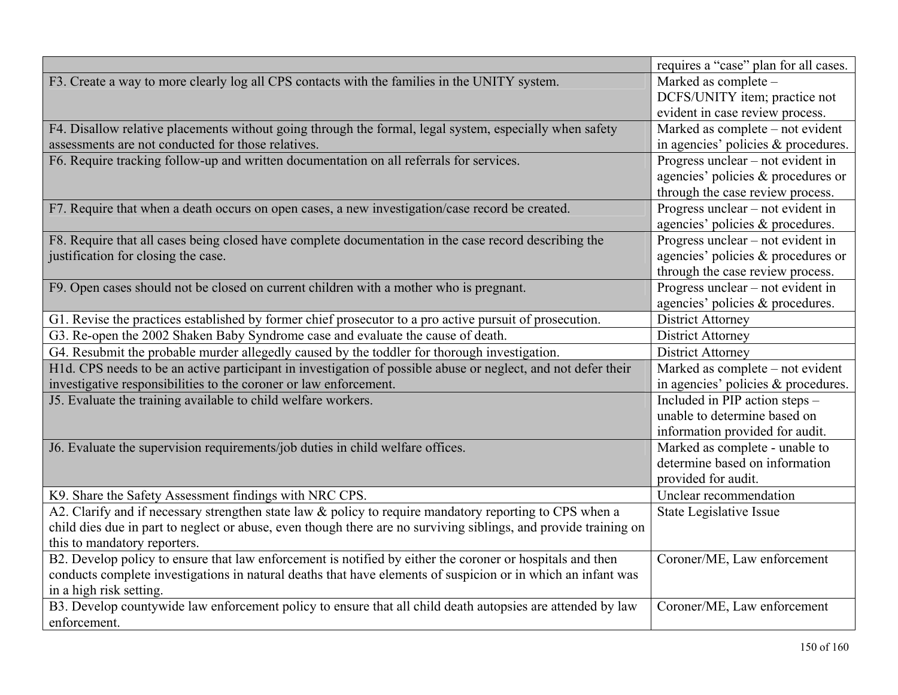| | |
|---|---|
| | requires a "case" plan for all cases. |
| F3. Create a way to more clearly log all CPS contacts with the families in the UNITY system. | Marked as complete – DCFS/UNITY item; practice not evident in case review process. |
| F4. Disallow relative placements without going through the formal, legal system, especially when safety assessments are not conducted for those relatives. | Marked as complete – not evident in agencies' policies & procedures. |
| F6. Require tracking follow-up and written documentation on all referrals for services. | Progress unclear – not evident in agencies' policies & procedures or through the case review process. |
| F7. Require that when a death occurs on open cases, a new investigation/case record be created. | Progress unclear – not evident in agencies' policies & procedures. |
| F8. Require that all cases being closed have complete documentation in the case record describing the justification for closing the case. | Progress unclear – not evident in agencies' policies & procedures or through the case review process. |
| F9. Open cases should not be closed on current children with a mother who is pregnant. | Progress unclear – not evident in agencies' policies & procedures. |
| G1. Revise the practices established by former chief prosecutor to a pro active pursuit of prosecution. | District Attorney |
| G3. Re-open the 2002 Shaken Baby Syndrome case and evaluate the cause of death. | District Attorney |
| G4. Resubmit the probable murder allegedly caused by the toddler for thorough investigation. | District Attorney |
| H1d. CPS needs to be an active participant in investigation of possible abuse or neglect, and not defer their investigative responsibilities to the coroner or law enforcement. | Marked as complete – not evident in agencies' policies & procedures. |
| J5. Evaluate the training available to child welfare workers. | Included in PIP action steps – unable to determine based on information provided for audit. |
| J6. Evaluate the supervision requirements/job duties in child welfare offices. | Marked as complete - unable to determine based on information provided for audit. |
| K9. Share the Safety Assessment findings with NRC CPS. | Unclear recommendation |
| A2. Clarify and if necessary strengthen state law & policy to require mandatory reporting to CPS when a child dies due in part to neglect or abuse, even though there are no surviving siblings, and provide training on this to mandatory reporters. | State Legislative Issue |
| B2. Develop policy to ensure that law enforcement is notified by either the coroner or hospitals and then conducts complete investigations in natural deaths that have elements of suspicion or in which an infant was in a high risk setting. | Coroner/ME, Law enforcement |
| B3. Develop countywide law enforcement policy to ensure that all child death autopsies are attended by law enforcement. | Coroner/ME, Law enforcement |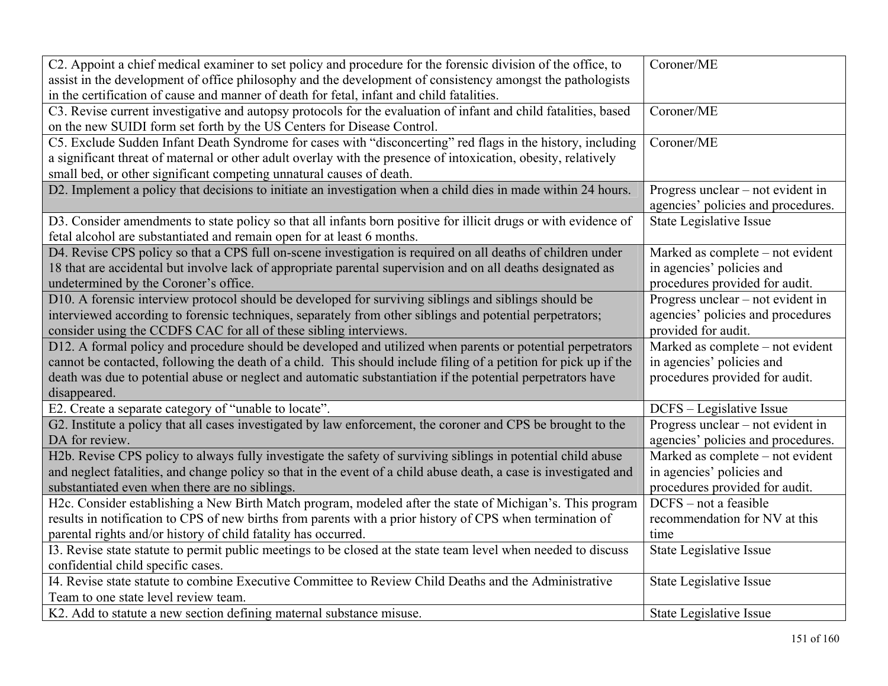| | |
|---|---|
| C2. Appoint a chief medical examiner to set policy and procedure for the forensic division of the office, to assist in the development of office philosophy and the development of consistency amongst the pathologists in the certification of cause and manner of death for fetal, infant and child fatalities. | Coroner/ME |
| C3. Revise current investigative and autopsy protocols for the evaluation of infant and child fatalities, based on the new SUIDI form set forth by the US Centers for Disease Control. | Coroner/ME |
| C5. Exclude Sudden Infant Death Syndrome for cases with "disconcerting" red flags in the history, including a significant threat of maternal or other adult overlay with the presence of intoxication, obesity, relatively small bed, or other significant competing unnatural causes of death. | Coroner/ME |
| D2. Implement a policy that decisions to initiate an investigation when a child dies in made within 24 hours. | Progress unclear – not evident in agencies' policies and procedures. |
| D3. Consider amendments to state policy so that all infants born positive for illicit drugs or with evidence of fetal alcohol are substantiated and remain open for at least 6 months. | State Legislative Issue |
| D4. Revise CPS policy so that a CPS full on-scene investigation is required on all deaths of children under 18 that are accidental but involve lack of appropriate parental supervision and on all deaths designated as undetermined by the Coroner's office. | Marked as complete – not evident in agencies' policies and procedures provided for audit. |
| D10. A forensic interview protocol should be developed for surviving siblings and siblings should be interviewed according to forensic techniques, separately from other siblings and potential perpetrators; consider using the CCDFS CAC for all of these sibling interviews. | Progress unclear – not evident in agencies' policies and procedures provided for audit. |
| D12. A formal policy and procedure should be developed and utilized when parents or potential perpetrators cannot be contacted, following the death of a child. This should include filing of a petition for pick up if the death was due to potential abuse or neglect and automatic substantiation if the potential perpetrators have disappeared. | Marked as complete – not evident in agencies' policies and procedures provided for audit. |
| E2. Create a separate category of "unable to locate". | DCFS – Legislative Issue |
| G2. Institute a policy that all cases investigated by law enforcement, the coroner and CPS be brought to the DA for review. | Progress unclear – not evident in agencies' policies and procedures. |
| H2b. Revise CPS policy to always fully investigate the safety of surviving siblings in potential child abuse and neglect fatalities, and change policy so that in the event of a child abuse death, a case is investigated and substantiated even when there are no siblings. | Marked as complete – not evident in agencies' policies and procedures provided for audit. |
| H2c. Consider establishing a New Birth Match program, modeled after the state of Michigan's. This program results in notification to CPS of new births from parents with a prior history of CPS when termination of parental rights and/or history of child fatality has occurred. | DCFS – not a feasible recommendation for NV at this time |
| I3. Revise state statute to permit public meetings to be closed at the state team level when needed to discuss confidential child specific cases. | State Legislative Issue |
| I4. Revise state statute to combine Executive Committee to Review Child Deaths and the Administrative Team to one state level review team. | State Legislative Issue |
| K2. Add to statute a new section defining maternal substance misuse. | State Legislative Issue |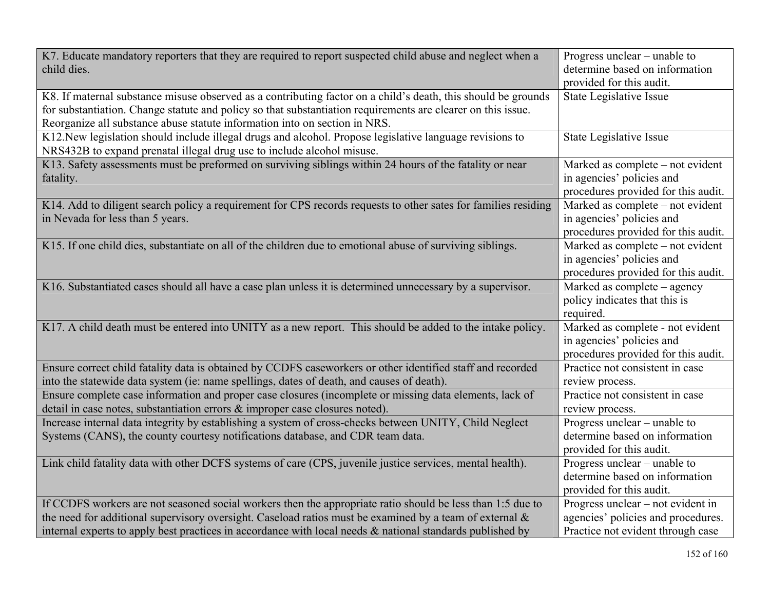| | |
|---|---|
| K7. Educate mandatory reporters that they are required to report suspected child abuse and neglect when a child dies. | Progress unclear – unable to determine based on information provided for this audit. |
| K8. If maternal substance misuse observed as a contributing factor on a child's death, this should be grounds for substantiation. Change statute and policy so that substantiation requirements are clearer on this issue. Reorganize all substance abuse statute information into on section in NRS. | State Legislative Issue |
| K12.New legislation should include illegal drugs and alcohol. Propose legislative language revisions to NRS432B to expand prenatal illegal drug use to include alcohol misuse. | State Legislative Issue |
| K13. Safety assessments must be preformed on surviving siblings within 24 hours of the fatality or near fatality. | Marked as complete – not evident in agencies' policies and procedures provided for this audit. |
| K14. Add to diligent search policy a requirement for CPS records requests to other sates for families residing in Nevada for less than 5 years. | Marked as complete – not evident in agencies' policies and procedures provided for this audit. |
| K15. If one child dies, substantiate on all of the children due to emotional abuse of surviving siblings. | Marked as complete – not evident in agencies' policies and procedures provided for this audit. |
| K16. Substantiated cases should all have a case plan unless it is determined unnecessary by a supervisor. | Marked as complete – agency policy indicates that this is required. |
| K17. A child death must be entered into UNITY as a new report. This should be added to the intake policy. | Marked as complete - not evident in agencies' policies and procedures provided for this audit. |
| Ensure correct child fatality data is obtained by CCDFS caseworkers or other identified staff and recorded into the statewide data system (ie: name spellings, dates of death, and causes of death). | Practice not consistent in case review process. |
| Ensure complete case information and proper case closures (incomplete or missing data elements, lack of detail in case notes, substantiation errors & improper case closures noted). | Practice not consistent in case review process. |
| Increase internal data integrity by establishing a system of cross-checks between UNITY, Child Neglect Systems (CANS), the county courtesy notifications database, and CDR team data. | Progress unclear – unable to determine based on information provided for this audit. |
| Link child fatality data with other DCFS systems of care (CPS, juvenile justice services, mental health). | Progress unclear – unable to determine based on information provided for this audit. |
| If CCDFS workers are not seasoned social workers then the appropriate ratio should be less than 1:5 due to the need for additional supervisory oversight. Caseload ratios must be examined by a team of external & internal experts to apply best practices in accordance with local needs & national standards published by | Progress unclear – not evident in agencies' policies and procedures. Practice not evident through case |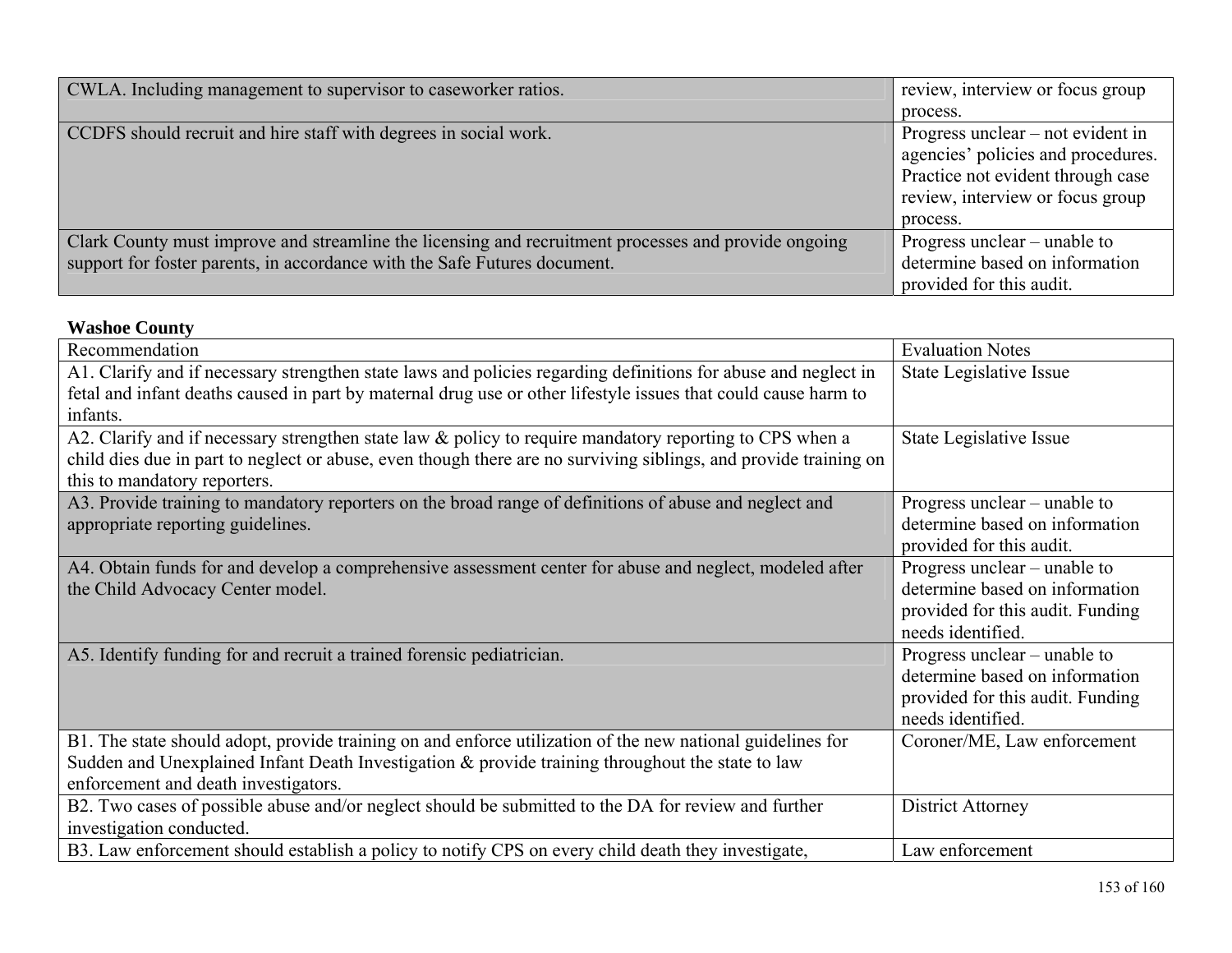| | |
|---|---|
| CWLA. Including management to supervisor to caseworker ratios. | review, interview or focus group process. |
| CCDFS should recruit and hire staff with degrees in social work. | Progress unclear – not evident in agencies' policies and procedures. Practice not evident through case review, interview or focus group process. |
| Clark County must improve and streamline the licensing and recruitment processes and provide ongoing support for foster parents, in accordance with the Safe Futures document. | Progress unclear – unable to determine based on information provided for this audit. |

**Washoe County**

| Recommendation | Evaluation Notes |
|---|---|
| A1. Clarify and if necessary strengthen state laws and policies regarding definitions for abuse and neglect in fetal and infant deaths caused in part by maternal drug use or other lifestyle issues that could cause harm to infants. | State Legislative Issue |
| A2. Clarify and if necessary strengthen state law & policy to require mandatory reporting to CPS when a child dies due in part to neglect or abuse, even though there are no surviving siblings, and provide training on this to mandatory reporters. | State Legislative Issue |
| A3. Provide training to mandatory reporters on the broad range of definitions of abuse and neglect and appropriate reporting guidelines. | Progress unclear – unable to determine based on information provided for this audit. |
| A4. Obtain funds for and develop a comprehensive assessment center for abuse and neglect, modeled after the Child Advocacy Center model. | Progress unclear – unable to determine based on information provided for this audit. Funding needs identified. |
| A5. Identify funding for and recruit a trained forensic pediatrician. | Progress unclear – unable to determine based on information provided for this audit. Funding needs identified. |
| B1. The state should adopt, provide training on and enforce utilization of the new national guidelines for Sudden and Unexplained Infant Death Investigation & provide training throughout the state to law enforcement and death investigators. | Coroner/ME, Law enforcement |
| B2. Two cases of possible abuse and/or neglect should be submitted to the DA for review and further investigation conducted. | District Attorney |
| B3. Law enforcement should establish a policy to notify CPS on every child death they investigate, | Law enforcement |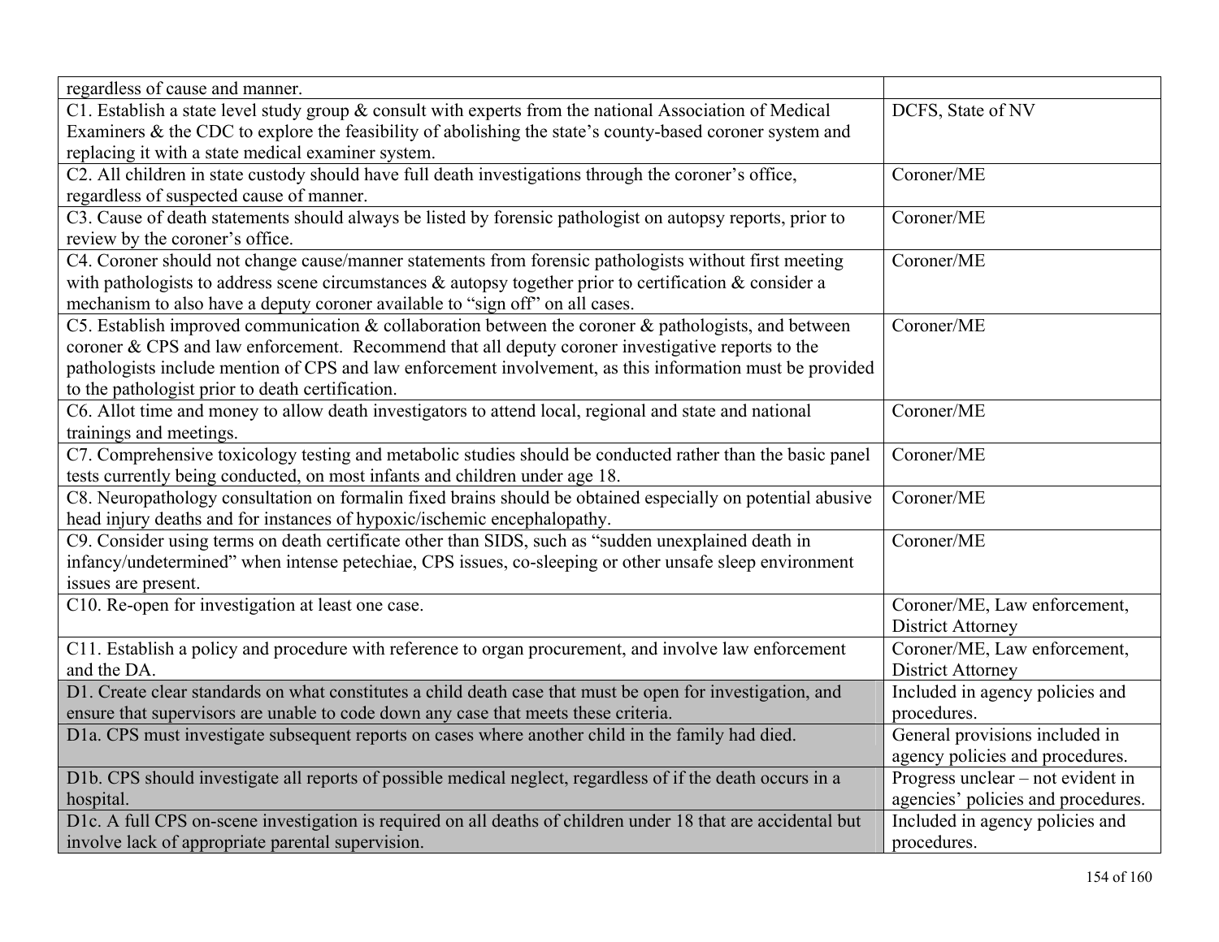| | |
|---|---|
| regardless of cause and manner. | |
| C1. Establish a state level study group & consult with experts from the national Association of Medical Examiners & the CDC to explore the feasibility of abolishing the state's county-based coroner system and replacing it with a state medical examiner system. | DCFS, State of NV |
| C2. All children in state custody should have full death investigations through the coroner's office, regardless of suspected cause of manner. | Coroner/ME |
| C3. Cause of death statements should always be listed by forensic pathologist on autopsy reports, prior to review by the coroner's office. | Coroner/ME |
| C4. Coroner should not change cause/manner statements from forensic pathologists without first meeting with pathologists to address scene circumstances & autopsy together prior to certification & consider a mechanism to also have a deputy coroner available to "sign off" on all cases. | Coroner/ME |
| C5. Establish improved communication & collaboration between the coroner & pathologists, and between coroner & CPS and law enforcement. Recommend that all deputy coroner investigative reports to the pathologists include mention of CPS and law enforcement involvement, as this information must be provided to the pathologist prior to death certification. | Coroner/ME |
| C6. Allot time and money to allow death investigators to attend local, regional and state and national trainings and meetings. | Coroner/ME |
| C7. Comprehensive toxicology testing and metabolic studies should be conducted rather than the basic panel tests currently being conducted, on most infants and children under age 18. | Coroner/ME |
| C8. Neuropathology consultation on formalin fixed brains should be obtained especially on potential abusive head injury deaths and for instances of hypoxic/ischemic encephalopathy. | Coroner/ME |
| C9. Consider using terms on death certificate other than SIDS, such as "sudden unexplained death in infancy/undetermined" when intense petechiae, CPS issues, co-sleeping or other unsafe sleep environment issues are present. | Coroner/ME |
| C10. Re-open for investigation at least one case. | Coroner/ME, Law enforcement, District Attorney |
| C11. Establish a policy and procedure with reference to organ procurement, and involve law enforcement and the DA. | Coroner/ME, Law enforcement, District Attorney |
| D1. Create clear standards on what constitutes a child death case that must be open for investigation, and ensure that supervisors are unable to code down any case that meets these criteria. | Included in agency policies and procedures. |
| D1a. CPS must investigate subsequent reports on cases where another child in the family had died. | General provisions included in agency policies and procedures. |
| D1b. CPS should investigate all reports of possible medical neglect, regardless of if the death occurs in a hospital. | Progress unclear – not evident in agencies' policies and procedures. |
| D1c. A full CPS on-scene investigation is required on all deaths of children under 18 that are accidental but involve lack of appropriate parental supervision. | Included in agency policies and procedures. |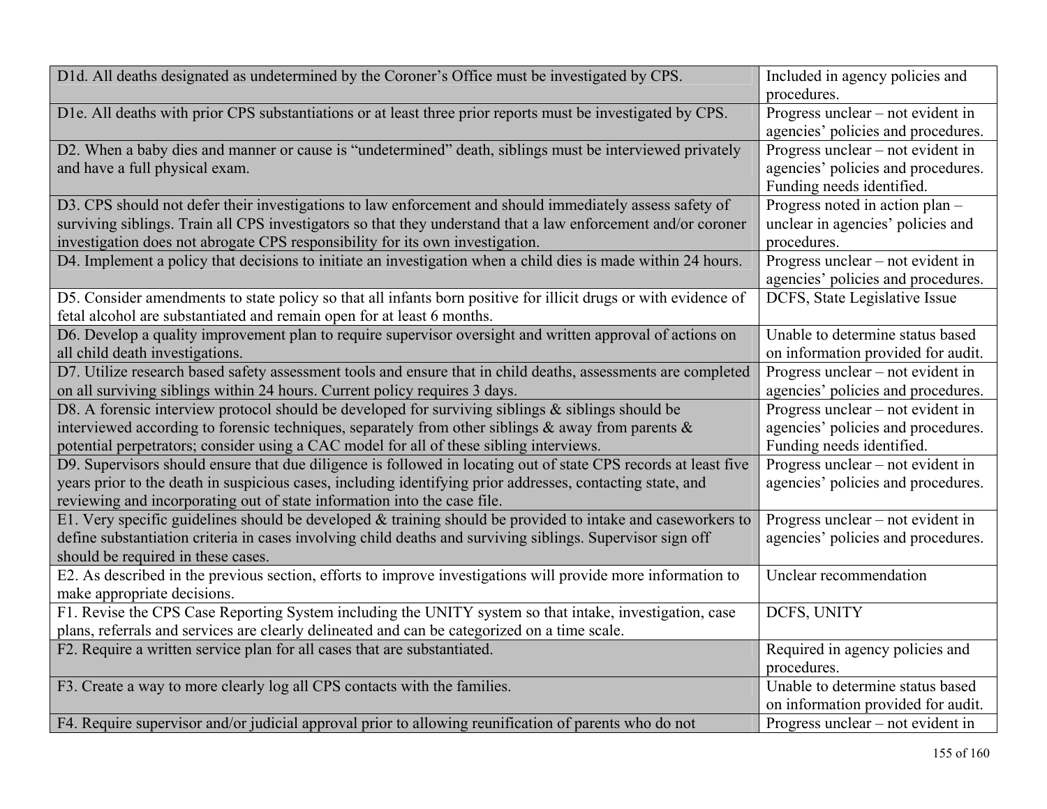| | |
|---|---|
| D1d. All deaths designated as undetermined by the Coroner's Office must be investigated by CPS. | Included in agency policies and procedures. |
| D1e. All deaths with prior CPS substantiations or at least three prior reports must be investigated by CPS. | Progress unclear – not evident in agencies' policies and procedures. |
| D2. When a baby dies and manner or cause is "undetermined" death, siblings must be interviewed privately and have a full physical exam. | Progress unclear – not evident in agencies' policies and procedures. Funding needs identified. |
| D3. CPS should not defer their investigations to law enforcement and should immediately assess safety of surviving siblings. Train all CPS investigators so that they understand that a law enforcement and/or coroner investigation does not abrogate CPS responsibility for its own investigation. | Progress noted in action plan – unclear in agencies' policies and procedures. |
| D4. Implement a policy that decisions to initiate an investigation when a child dies is made within 24 hours. | Progress unclear – not evident in agencies' policies and procedures. |
| D5. Consider amendments to state policy so that all infants born positive for illicit drugs or with evidence of fetal alcohol are substantiated and remain open for at least 6 months. | DCFS, State Legislative Issue |
| D6. Develop a quality improvement plan to require supervisor oversight and written approval of actions on all child death investigations. | Unable to determine status based on information provided for audit. |
| D7. Utilize research based safety assessment tools and ensure that in child deaths, assessments are completed on all surviving siblings within 24 hours. Current policy requires 3 days. | Progress unclear – not evident in agencies' policies and procedures. |
| D8. A forensic interview protocol should be developed for surviving siblings & siblings should be interviewed according to forensic techniques, separately from other siblings & away from parents & potential perpetrators; consider using a CAC model for all of these sibling interviews. | Progress unclear – not evident in agencies' policies and procedures. Funding needs identified. |
| D9. Supervisors should ensure that due diligence is followed in locating out of state CPS records at least five years prior to the death in suspicious cases, including identifying prior addresses, contacting state, and reviewing and incorporating out of state information into the case file. | Progress unclear – not evident in agencies' policies and procedures. |
| E1. Very specific guidelines should be developed & training should be provided to intake and caseworkers to define substantiation criteria in cases involving child deaths and surviving siblings. Supervisor sign off should be required in these cases. | Progress unclear – not evident in agencies' policies and procedures. |
| E2. As described in the previous section, efforts to improve investigations will provide more information to make appropriate decisions. | Unclear recommendation |
| F1. Revise the CPS Case Reporting System including the UNITY system so that intake, investigation, case plans, referrals and services are clearly delineated and can be categorized on a time scale. | DCFS, UNITY |
| F2. Require a written service plan for all cases that are substantiated. | Required in agency policies and procedures. |
| F3. Create a way to more clearly log all CPS contacts with the families. | Unable to determine status based on information provided for audit. |
| F4. Require supervisor and/or judicial approval prior to allowing reunification of parents who do not | Progress unclear – not evident in |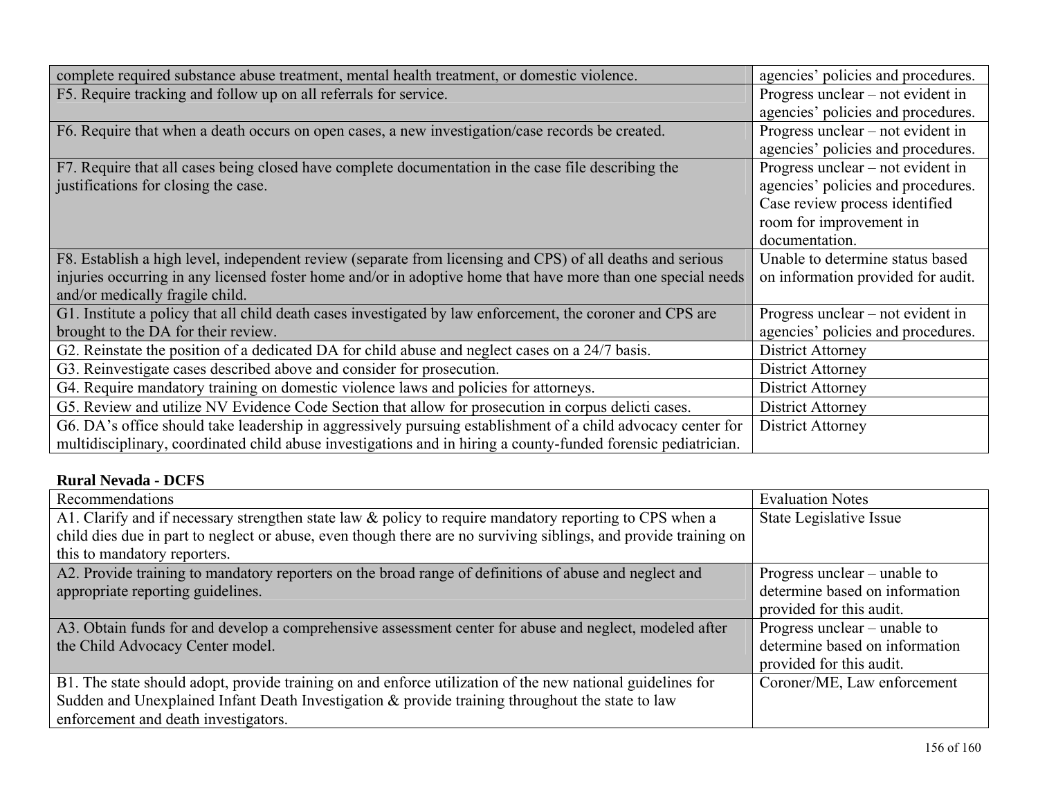| | |
|---|---|
| complete required substance abuse treatment, mental health treatment, or domestic violence. | agencies' policies and procedures. |
| F5. Require tracking and follow up on all referrals for service. | Progress unclear – not evident in agencies' policies and procedures. |
| F6. Require that when a death occurs on open cases, a new investigation/case records be created. | Progress unclear – not evident in agencies' policies and procedures. |
| F7. Require that all cases being closed have complete documentation in the case file describing the justifications for closing the case. | Progress unclear – not evident in agencies' policies and procedures. Case review process identified room for improvement in documentation. |
| F8. Establish a high level, independent review (separate from licensing and CPS) of all deaths and serious injuries occurring in any licensed foster home and/or in adoptive home that have more than one special needs and/or medically fragile child. | Unable to determine status based on information provided for audit. |
| G1. Institute a policy that all child death cases investigated by law enforcement, the coroner and CPS are brought to the DA for their review. | Progress unclear – not evident in agencies' policies and procedures. |
| G2. Reinstate the position of a dedicated DA for child abuse and neglect cases on a 24/7 basis. | District Attorney |
| G3. Reinvestigate cases described above and consider for prosecution. | District Attorney |
| G4. Require mandatory training on domestic violence laws and policies for attorneys. | District Attorney |
| G5. Review and utilize NV Evidence Code Section that allow for prosecution in corpus delicti cases. | District Attorney |
| G6. DA's office should take leadership in aggressively pursuing establishment of a child advocacy center for multidisciplinary, coordinated child abuse investigations and in hiring a county-funded forensic pediatrician. | District Attorney |

**Rural Nevada - DCFS**

| Recommendations | Evaluation Notes |
|---|---|
| A1. Clarify and if necessary strengthen state law & policy to require mandatory reporting to CPS when a child dies due in part to neglect or abuse, even though there are no surviving siblings, and provide training on this to mandatory reporters. | State Legislative Issue |
| A2. Provide training to mandatory reporters on the broad range of definitions of abuse and neglect and appropriate reporting guidelines. | Progress unclear – unable to determine based on information provided for this audit. |
| A3. Obtain funds for and develop a comprehensive assessment center for abuse and neglect, modeled after the Child Advocacy Center model. | Progress unclear – unable to determine based on information provided for this audit. |
| B1. The state should adopt, provide training on and enforce utilization of the new national guidelines for Sudden and Unexplained Infant Death Investigation & provide training throughout the state to law enforcement and death investigators. | Coroner/ME, Law enforcement |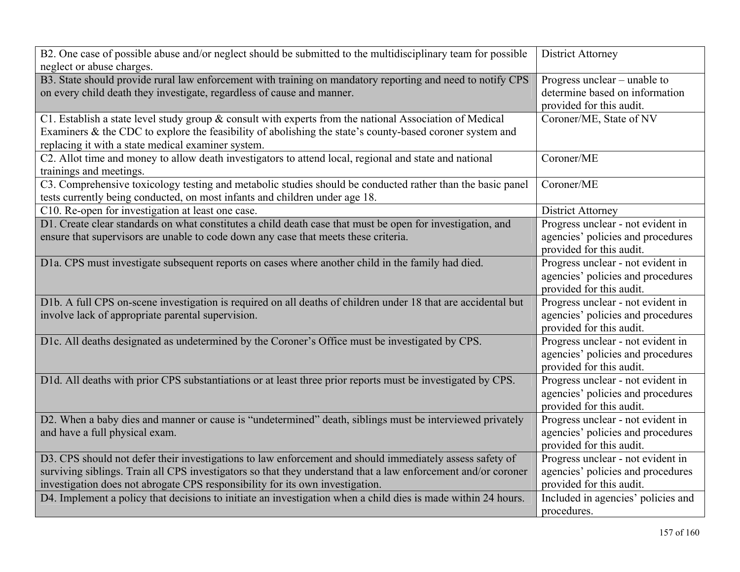| | |
|---|---|
| B2. One case of possible abuse and/or neglect should be submitted to the multidisciplinary team for possible neglect or abuse charges. | District Attorney |
| B3. State should provide rural law enforcement with training on mandatory reporting and need to notify CPS on every child death they investigate, regardless of cause and manner. | Progress unclear – unable to determine based on information provided for this audit. |
| C1. Establish a state level study group & consult with experts from the national Association of Medical Examiners & the CDC to explore the feasibility of abolishing the state's county-based coroner system and replacing it with a state medical examiner system. | Coroner/ME, State of NV |
| C2. Allot time and money to allow death investigators to attend local, regional and state and national trainings and meetings. | Coroner/ME |
| C3. Comprehensive toxicology testing and metabolic studies should be conducted rather than the basic panel tests currently being conducted, on most infants and children under age 18. | Coroner/ME |
| C10. Re-open for investigation at least one case. | District Attorney |
| D1. Create clear standards on what constitutes a child death case that must be open for investigation, and ensure that supervisors are unable to code down any case that meets these criteria. | Progress unclear - not evident in agencies' policies and procedures provided for this audit. |
| D1a. CPS must investigate subsequent reports on cases where another child in the family had died. | Progress unclear - not evident in agencies' policies and procedures provided for this audit. |
| D1b. A full CPS on-scene investigation is required on all deaths of children under 18 that are accidental but involve lack of appropriate parental supervision. | Progress unclear - not evident in agencies' policies and procedures provided for this audit. |
| D1c. All deaths designated as undetermined by the Coroner's Office must be investigated by CPS. | Progress unclear - not evident in agencies' policies and procedures provided for this audit. |
| D1d. All deaths with prior CPS substantiations or at least three prior reports must be investigated by CPS. | Progress unclear - not evident in agencies' policies and procedures provided for this audit. |
| D2. When a baby dies and manner or cause is "undetermined" death, siblings must be interviewed privately and have a full physical exam. | Progress unclear - not evident in agencies' policies and procedures provided for this audit. |
| D3. CPS should not defer their investigations to law enforcement and should immediately assess safety of surviving siblings. Train all CPS investigators so that they understand that a law enforcement and/or coroner investigation does not abrogate CPS responsibility for its own investigation. | Progress unclear - not evident in agencies' policies and procedures provided for this audit. |
| D4. Implement a policy that decisions to initiate an investigation when a child dies is made within 24 hours. | Included in agencies' policies and procedures. |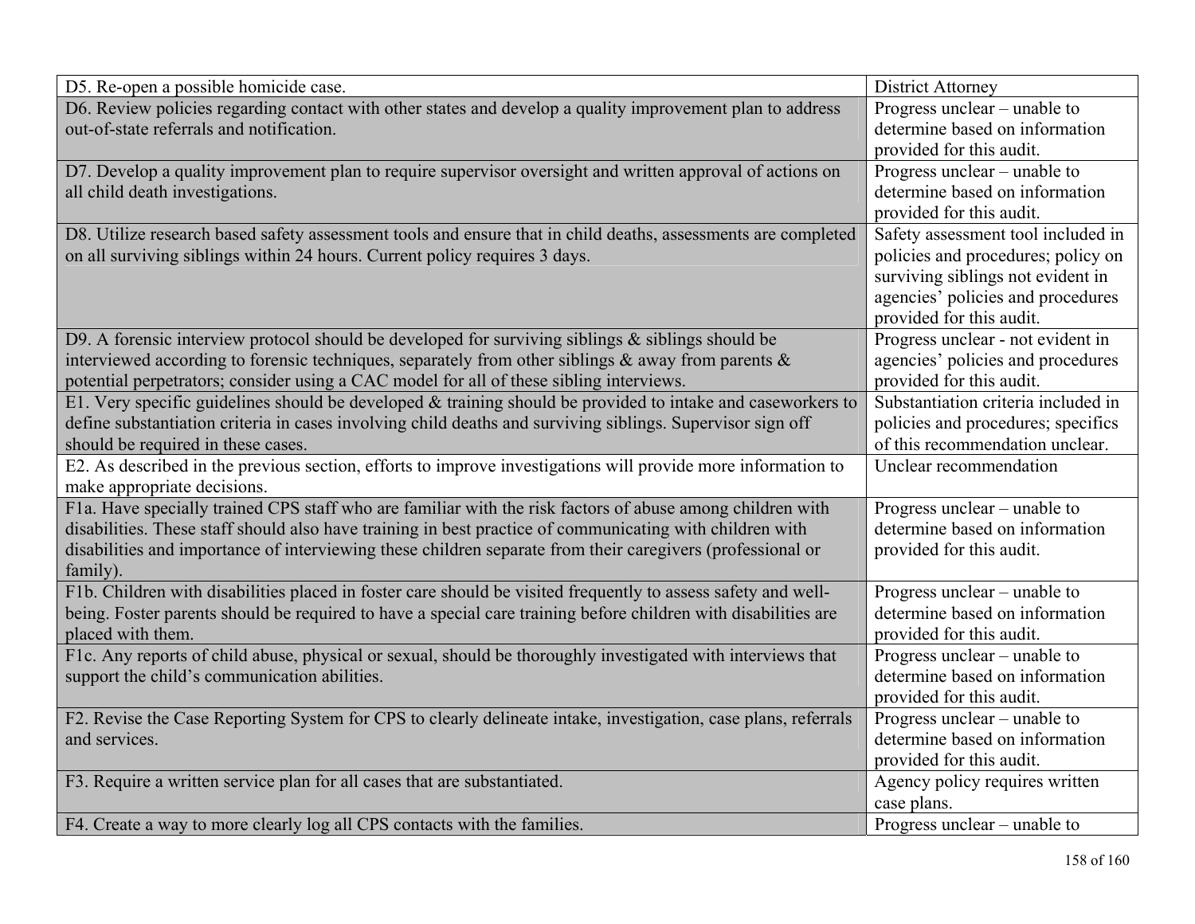| | |
|---|---|
| D5. Re-open a possible homicide case. | District Attorney |
| D6. Review policies regarding contact with other states and develop a quality improvement plan to address out-of-state referrals and notification. | Progress unclear – unable to determine based on information provided for this audit. |
| D7. Develop a quality improvement plan to require supervisor oversight and written approval of actions on all child death investigations. | Progress unclear – unable to determine based on information provided for this audit. |
| D8. Utilize research based safety assessment tools and ensure that in child deaths, assessments are completed on all surviving siblings within 24 hours. Current policy requires 3 days. | Safety assessment tool included in policies and procedures; policy on surviving siblings not evident in agencies' policies and procedures provided for this audit. |
| D9. A forensic interview protocol should be developed for surviving siblings & siblings should be interviewed according to forensic techniques, separately from other siblings & away from parents & potential perpetrators; consider using a CAC model for all of these sibling interviews. | Progress unclear - not evident in agencies' policies and procedures provided for this audit. |
| E1. Very specific guidelines should be developed & training should be provided to intake and caseworkers to define substantiation criteria in cases involving child deaths and surviving siblings. Supervisor sign off should be required in these cases. | Substantiation criteria included in policies and procedures; specifics of this recommendation unclear. |
| E2. As described in the previous section, efforts to improve investigations will provide more information to make appropriate decisions. | Unclear recommendation |
| F1a. Have specially trained CPS staff who are familiar with the risk factors of abuse among children with disabilities. These staff should also have training in best practice of communicating with children with disabilities and importance of interviewing these children separate from their caregivers (professional or family). | Progress unclear – unable to determine based on information provided for this audit. |
| F1b. Children with disabilities placed in foster care should be visited frequently to assess safety and well-being. Foster parents should be required to have a special care training before children with disabilities are placed with them. | Progress unclear – unable to determine based on information provided for this audit. |
| F1c. Any reports of child abuse, physical or sexual, should be thoroughly investigated with interviews that support the child's communication abilities. | Progress unclear – unable to determine based on information provided for this audit. |
| F2. Revise the Case Reporting System for CPS to clearly delineate intake, investigation, case plans, referrals and services. | Progress unclear – unable to determine based on information provided for this audit. |
| F3. Require a written service plan for all cases that are substantiated. | Agency policy requires written case plans. |
| F4. Create a way to more clearly log all CPS contacts with the families. | Progress unclear – unable to |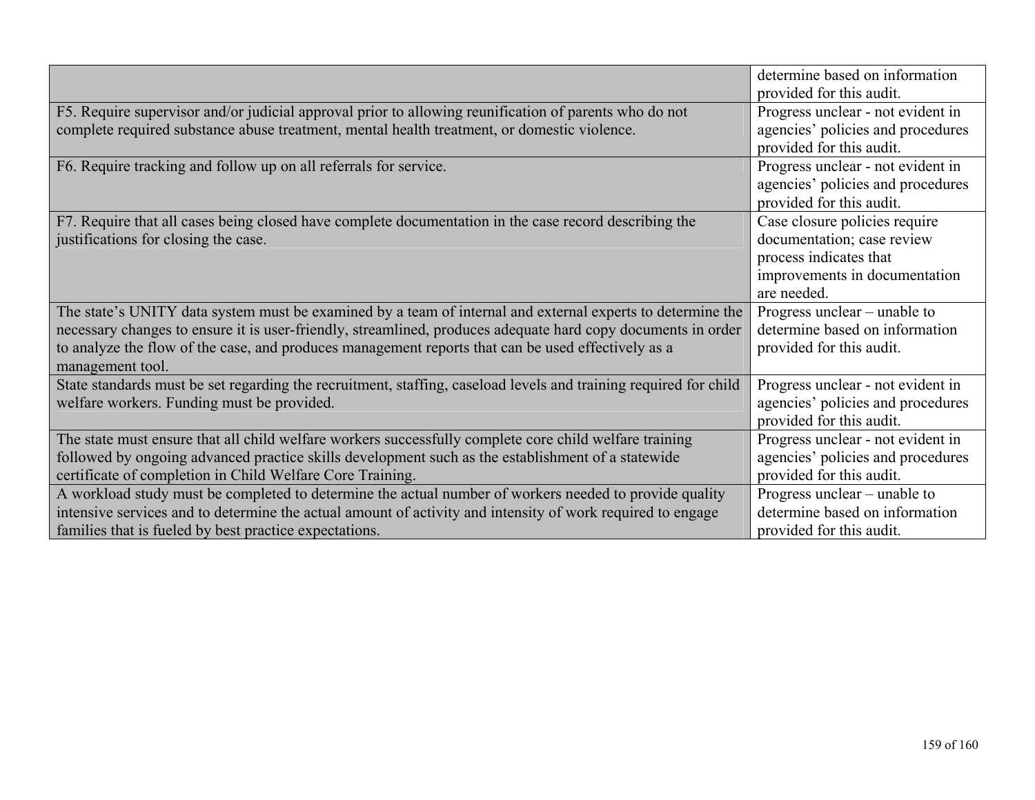| | |
|---|---|
| | determine based on information provided for this audit. |
| F5. Require supervisor and/or judicial approval prior to allowing reunification of parents who do not complete required substance abuse treatment, mental health treatment, or domestic violence. | Progress unclear - not evident in agencies' policies and procedures provided for this audit. |
| F6. Require tracking and follow up on all referrals for service. | Progress unclear - not evident in agencies' policies and procedures provided for this audit. |
| F7. Require that all cases being closed have complete documentation in the case record describing the justifications for closing the case. | Case closure policies require documentation; case review process indicates that improvements in documentation are needed. |
| The state's UNITY data system must be examined by a team of internal and external experts to determine the necessary changes to ensure it is user-friendly, streamlined, produces adequate hard copy documents in order to analyze the flow of the case, and produces management reports that can be used effectively as a management tool. | Progress unclear – unable to determine based on information provided for this audit. |
| State standards must be set regarding the recruitment, staffing, caseload levels and training required for child welfare workers. Funding must be provided. | Progress unclear - not evident in agencies' policies and procedures provided for this audit. |
| The state must ensure that all child welfare workers successfully complete core child welfare training followed by ongoing advanced practice skills development such as the establishment of a statewide certificate of completion in Child Welfare Core Training. | Progress unclear - not evident in agencies' policies and procedures provided for this audit. |
| A workload study must be completed to determine the actual number of workers needed to provide quality intensive services and to determine the actual amount of activity and intensity of work required to engage families that is fueled by best practice expectations. | Progress unclear – unable to determine based on information provided for this audit. |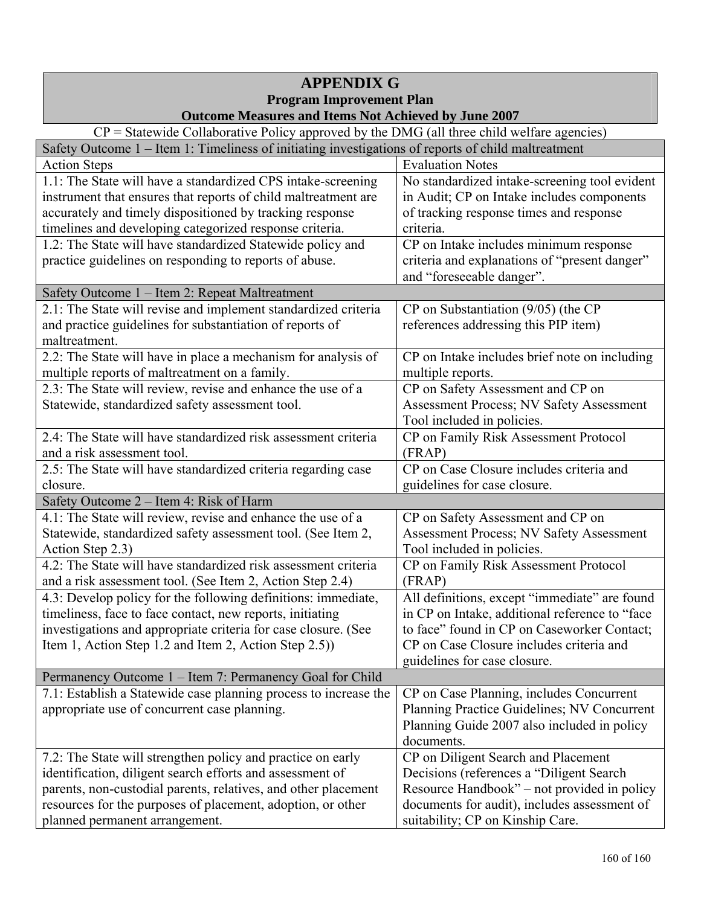# APPENDIX G

## Program Improvement Plan

## Outcome Measures and Items Not Achieved by June 2007

CP = Statewide Collaborative Policy approved by the DMG (all three child welfare agencies)

| Safety Outcome 1 – Item 1: Timeliness of initiating investigations of reports of child maltreatment | |
|---|---|
| Action Steps | Evaluation Notes |
| 1.1: The State will have a standardized CPS intake-screening instrument that ensures that reports of child maltreatment are accurately and timely dispositioned by tracking response timelines and developing categorized response criteria. | No standardized intake-screening tool evident in Audit; CP on Intake includes components of tracking response times and response criteria. |
| 1.2: The State will have standardized Statewide policy and practice guidelines on responding to reports of abuse. | CP on Intake includes minimum response criteria and explanations of "present danger" and "foreseeable danger". |
| Safety Outcome 1 – Item 2: Repeat Maltreatment | |
| 2.1: The State will revise and implement standardized criteria and practice guidelines for substantiation of reports of maltreatment. | CP on Substantiation (9/05) (the CP references addressing this PIP item) |
| 2.2: The State will have in place a mechanism for analysis of multiple reports of maltreatment on a family. | CP on Intake includes brief note on including multiple reports. |
| 2.3: The State will review, revise and enhance the use of a Statewide, standardized safety assessment tool. | CP on Safety Assessment and CP on Assessment Process; NV Safety Assessment Tool included in policies. |
| 2.4: The State will have standardized risk assessment criteria and a risk assessment tool. | CP on Family Risk Assessment Protocol (FRAP) |
| 2.5: The State will have standardized criteria regarding case closure. | CP on Case Closure includes criteria and guidelines for case closure. |
| Safety Outcome 2 – Item 4: Risk of Harm | |
| 4.1: The State will review, revise and enhance the use of a Statewide, standardized safety assessment tool. (See Item 2, Action Step 2.3) | CP on Safety Assessment and CP on Assessment Process; NV Safety Assessment Tool included in policies. |
| 4.2: The State will have standardized risk assessment criteria and a risk assessment tool. (See Item 2, Action Step 2.4) | CP on Family Risk Assessment Protocol (FRAP) |
| 4.3: Develop policy for the following definitions: immediate, timeliness, face to face contact, new reports, initiating investigations and appropriate criteria for case closure. (See Item 1, Action Step 1.2 and Item 2, Action Step 2.5)) | All definitions, except "immediate" are found in CP on Intake, additional reference to "face to face" found in CP on Caseworker Contact; CP on Case Closure includes criteria and guidelines for case closure. |
| Permanency Outcome 1 – Item 7: Permanency Goal for Child | |
| 7.1: Establish a Statewide case planning process to increase the appropriate use of concurrent case planning. | CP on Case Planning, includes Concurrent Planning Practice Guidelines; NV Concurrent Planning Guide 2007 also included in policy documents. |
| 7.2: The State will strengthen policy and practice on early identification, diligent search efforts and assessment of parents, non-custodial parents, relatives, and other placement resources for the purposes of placement, adoption, or other planned permanent arrangement. | CP on Diligent Search and Placement Decisions (references a "Diligent Search Resource Handbook" – not provided in policy documents for audit), includes assessment of suitability; CP on Kinship Care. |